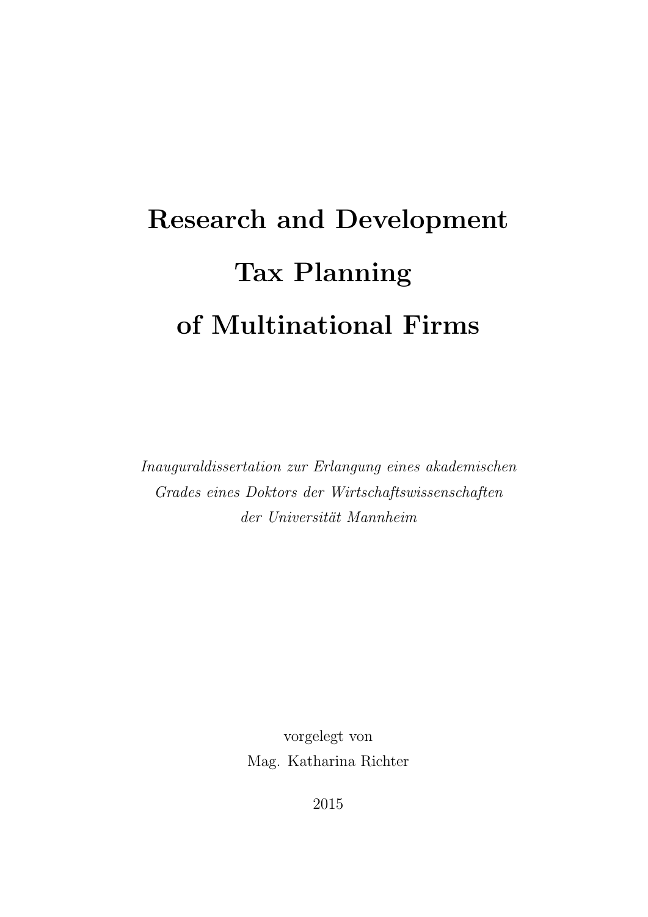# Research and Development Tax Planning of Multinational Firms

*Inauguraldissertation zur Erlangung eines akademischen Grades eines Doktors der Wirtschaftswissenschaften der Universität Mannheim*

vorgelegt von

Mag. Katharina Richter

2015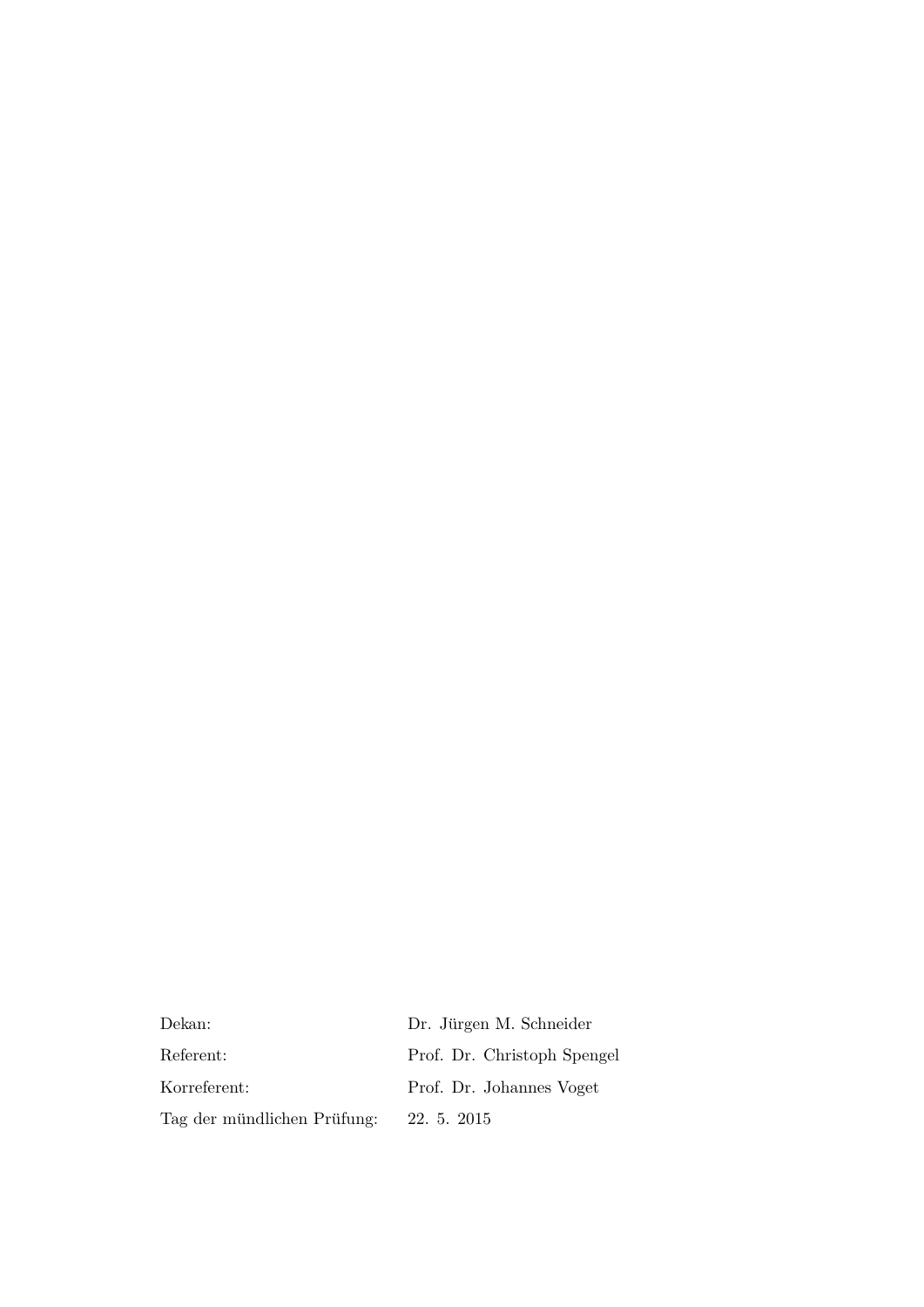| | |
|---|---|
| Dekan: | Dr. Jürgen M. Schneider |
| Referent: | Prof. Dr. Christoph Spengel |
| Korreferent: | Prof. Dr. Johannes Voget |
| Tag der mündlichen Prüfung: | 22. 5. 2015 |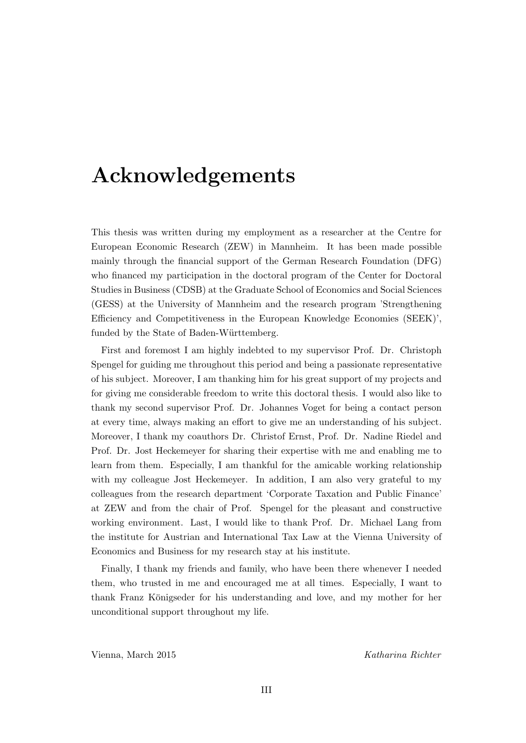# Acknowledgements

This thesis was written during my employment as a researcher at the Centre for European Economic Research (ZEW) in Mannheim. It has been made possible mainly through the financial support of the German Research Foundation (DFG) who financed my participation in the doctoral program of the Center for Doctoral Studies in Business (CDSB) at the Graduate School of Economics and Social Sciences (GESS) at the University of Mannheim and the research program 'Strengthening Efficiency and Competitiveness in the European Knowledge Economies (SEEK)', funded by the State of Baden-Württemberg.

First and foremost I am highly indebted to my supervisor Prof. Dr. Christoph Spengel for guiding me throughout this period and being a passionate representative of his subject. Moreover, I am thanking him for his great support of my projects and for giving me considerable freedom to write this doctoral thesis. I would also like to thank my second supervisor Prof. Dr. Johannes Voget for being a contact person at every time, always making an effort to give me an understanding of his subject. Moreover, I thank my coauthors Dr. Christof Ernst, Prof. Dr. Nadine Riedel and Prof. Dr. Jost Heckemeyer for sharing their expertise with me and enabling me to learn from them. Especially, I am thankful for the amicable working relationship with my colleague Jost Heckemeyer. In addition, I am also very grateful to my colleagues from the research department 'Corporate Taxation and Public Finance' at ZEW and from the chair of Prof. Spengel for the pleasant and constructive working environment. Last, I would like to thank Prof. Dr. Michael Lang from the institute for Austrian and International Tax Law at the Vienna University of Economics and Business for my research stay at his institute.

Finally, I thank my friends and family, who have been there whenever I needed them, who trusted in me and encouraged me at all times. Especially, I want to thank Franz Königseder for his understanding and love, and my mother for her unconditional support throughout my life.

Vienna, March 2015 *Katharina Richter*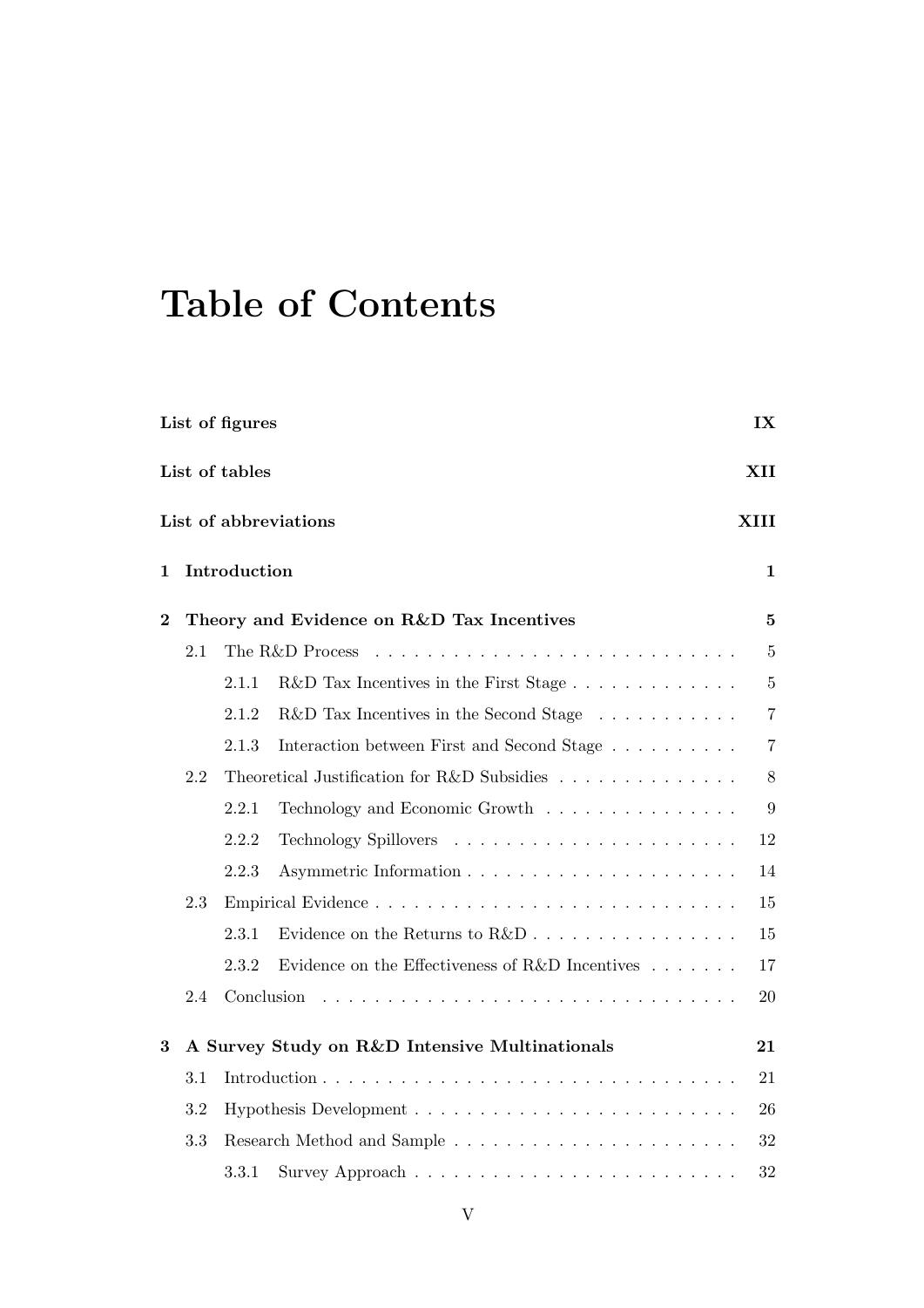# Table of Contents

**List of figures** IX

**List of tables** XII

**List of abbreviations** XIII

**1 Introduction** 1

**2 Theory and Evidence on R&D Tax Incentives** 5

- 2.1 The R&D Process 5
  - 2.1.1 R&D Tax Incentives in the First Stage 5
  - 2.1.2 R&D Tax Incentives in the Second Stage 7
  - 2.1.3 Interaction between First and Second Stage 7
- 2.2 Theoretical Justification for R&D Subsidies 8
  - 2.2.1 Technology and Economic Growth 9
  - 2.2.2 Technology Spillovers 12
  - 2.2.3 Asymmetric Information 14
- 2.3 Empirical Evidence 15
  - 2.3.1 Evidence on the Returns to R&D 15
  - 2.3.2 Evidence on the Effectiveness of R&D Incentives 17
- 2.4 Conclusion 20

**3 A Survey Study on R&D Intensive Multinationals** 21

- 3.1 Introduction 21
- 3.2 Hypothesis Development 26
- 3.3 Research Method and Sample 32
  - 3.3.1 Survey Approach 32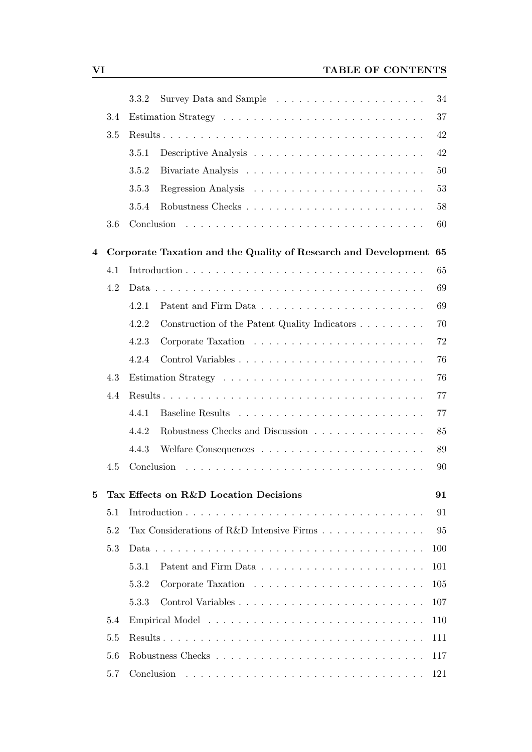3.3.2 Survey Data and Sample . . . . . . . . . . . . . . . . . . . . 34

3.4 Estimation Strategy . . . . . . . . . . . . . . . . . . . . . . . . . . . 37

3.5 Results . . . . . . . . . . . . . . . . . . . . . . . . . . . . . . . . . . 42

3.5.1 Descriptive Analysis . . . . . . . . . . . . . . . . . . . . . . . 42

3.5.2 Bivariate Analysis . . . . . . . . . . . . . . . . . . . . . . . . 50

3.5.3 Regression Analysis . . . . . . . . . . . . . . . . . . . . . . . 53

3.5.4 Robustness Checks . . . . . . . . . . . . . . . . . . . . . . . . 58

3.6 Conclusion . . . . . . . . . . . . . . . . . . . . . . . . . . . . . . . . 60

**4 Corporate Taxation and the Quality of Research and Development 65**

4.1 Introduction . . . . . . . . . . . . . . . . . . . . . . . . . . . . . . . . 65

4.2 Data . . . . . . . . . . . . . . . . . . . . . . . . . . . . . . . . . . . . 69

4.2.1 Patent and Firm Data . . . . . . . . . . . . . . . . . . . . . . 69

4.2.2 Construction of the Patent Quality Indicators . . . . . . . . . 70

4.2.3 Corporate Taxation . . . . . . . . . . . . . . . . . . . . . . . 72

4.2.4 Control Variables . . . . . . . . . . . . . . . . . . . . . . . . . 76

4.3 Estimation Strategy . . . . . . . . . . . . . . . . . . . . . . . . . . . 76

4.4 Results . . . . . . . . . . . . . . . . . . . . . . . . . . . . . . . . . . 77

4.4.1 Baseline Results . . . . . . . . . . . . . . . . . . . . . . . . . 77

4.4.2 Robustness Checks and Discussion . . . . . . . . . . . . . . . 85

4.4.3 Welfare Consequences . . . . . . . . . . . . . . . . . . . . . . 89

4.5 Conclusion . . . . . . . . . . . . . . . . . . . . . . . . . . . . . . . . 90

**5 Tax Effects on R&D Location Decisions 91**

5.1 Introduction . . . . . . . . . . . . . . . . . . . . . . . . . . . . . . . . 91

5.2 Tax Considerations of R&D Intensive Firms . . . . . . . . . . . . . . 95

5.3 Data . . . . . . . . . . . . . . . . . . . . . . . . . . . . . . . . . . . . 100

5.3.1 Patent and Firm Data . . . . . . . . . . . . . . . . . . . . . . 101

5.3.2 Corporate Taxation . . . . . . . . . . . . . . . . . . . . . . . 105

5.3.3 Control Variables . . . . . . . . . . . . . . . . . . . . . . . . . 107

5.4 Empirical Model . . . . . . . . . . . . . . . . . . . . . . . . . . . . . 110

5.5 Results . . . . . . . . . . . . . . . . . . . . . . . . . . . . . . . . . . 111

5.6 Robustness Checks . . . . . . . . . . . . . . . . . . . . . . . . . . . . 117

5.7 Conclusion . . . . . . . . . . . . . . . . . . . . . . . . . . . . . . . . 121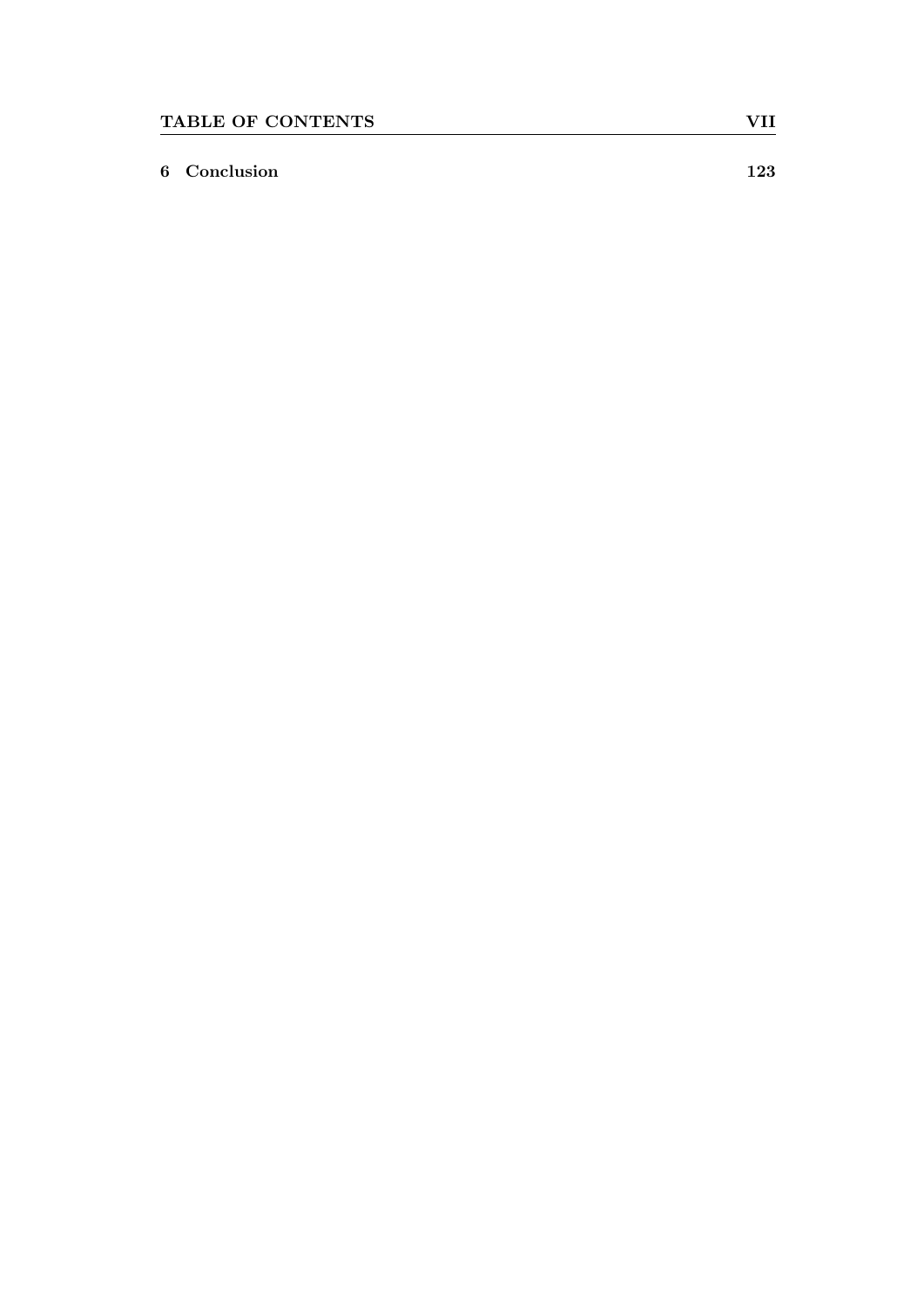**6 Conclusion** **123**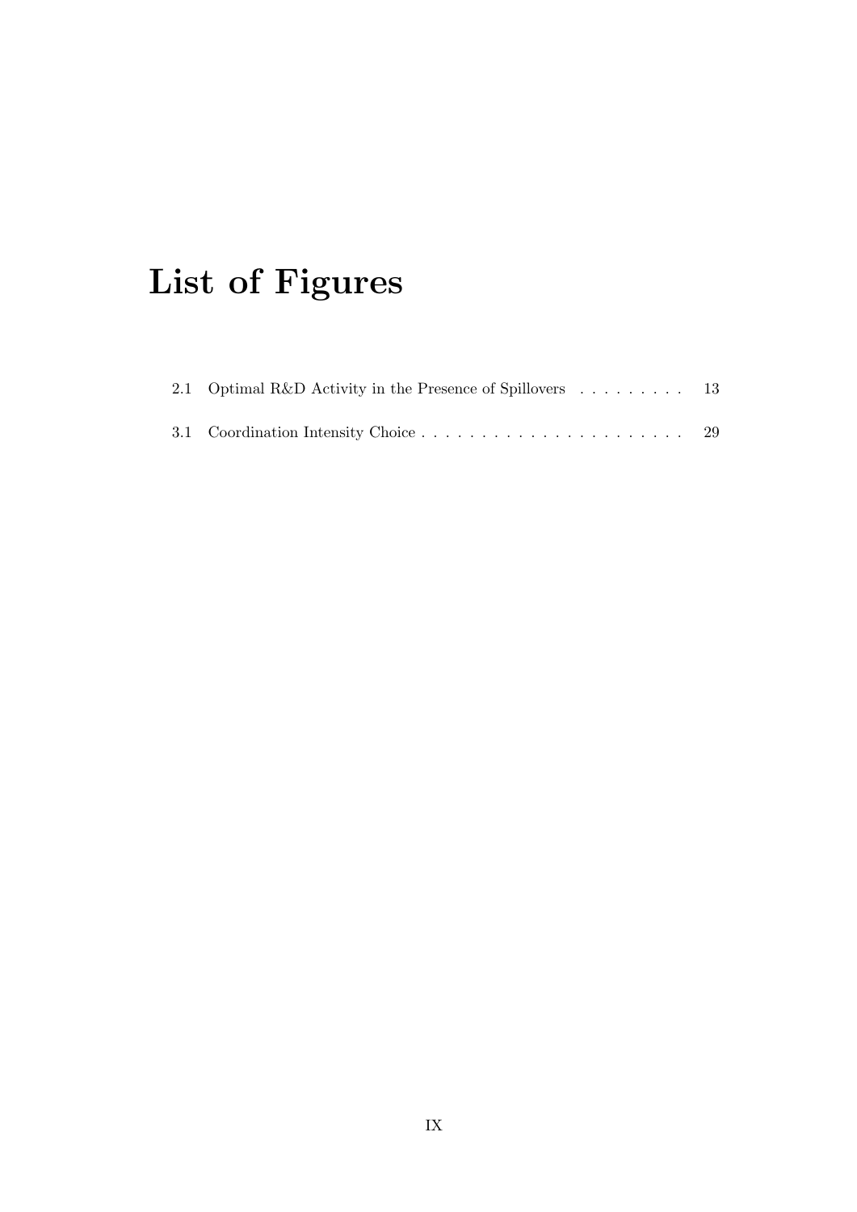# List of Figures

2.1 Optimal R&D Activity in the Presence of Spillovers . . . . . . . . . 13

3.1 Coordination Intensity Choice . . . . . . . . . . . . . . . . . . . . . . 29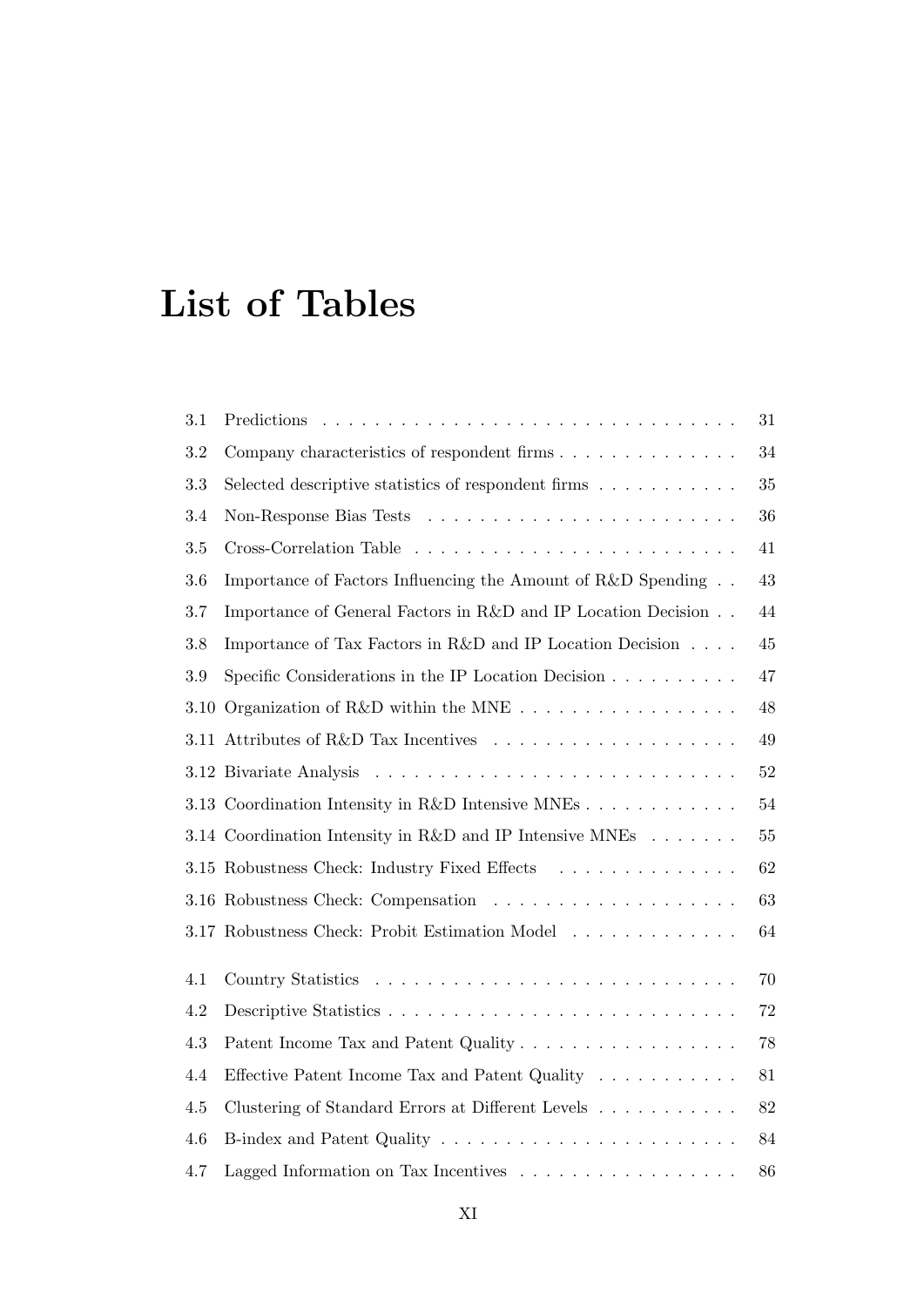# List of Tables

| | | |
|---|---|---|
| 3.1 | Predictions | 31 |
| 3.2 | Company characteristics of respondent firms | 34 |
| 3.3 | Selected descriptive statistics of respondent firms | 35 |
| 3.4 | Non-Response Bias Tests | 36 |
| 3.5 | Cross-Correlation Table | 41 |
| 3.6 | Importance of Factors Influencing the Amount of R&D Spending | 43 |
| 3.7 | Importance of General Factors in R&D and IP Location Decision | 44 |
| 3.8 | Importance of Tax Factors in R&D and IP Location Decision | 45 |
| 3.9 | Specific Considerations in the IP Location Decision | 47 |
| 3.10 | Organization of R&D within the MNE | 48 |
| 3.11 | Attributes of R&D Tax Incentives | 49 |
| 3.12 | Bivariate Analysis | 52 |
| 3.13 | Coordination Intensity in R&D Intensive MNEs | 54 |
| 3.14 | Coordination Intensity in R&D and IP Intensive MNEs | 55 |
| 3.15 | Robustness Check: Industry Fixed Effects | 62 |
| 3.16 | Robustness Check: Compensation | 63 |
| 3.17 | Robustness Check: Probit Estimation Model | 64 |
| 4.1 | Country Statistics | 70 |
| 4.2 | Descriptive Statistics | 72 |
| 4.3 | Patent Income Tax and Patent Quality | 78 |
| 4.4 | Effective Patent Income Tax and Patent Quality | 81 |
| 4.5 | Clustering of Standard Errors at Different Levels | 82 |
| 4.6 | B-index and Patent Quality | 84 |
| 4.7 | Lagged Information on Tax Incentives | 86 |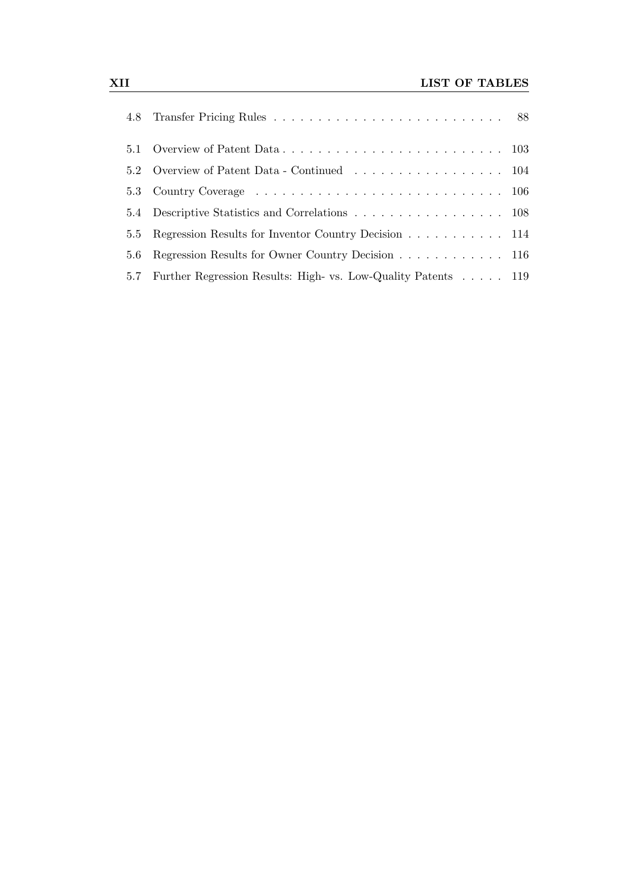4.8 Transfer Pricing Rules . . . . . . . . . . . . . . . . . . . . . . . . . . 88

5.1 Overview of Patent Data . . . . . . . . . . . . . . . . . . . . . . . . . . 103

5.2 Overview of Patent Data - Continued . . . . . . . . . . . . . . . . . 104

5.3 Country Coverage . . . . . . . . . . . . . . . . . . . . . . . . . . . . 106

5.4 Descriptive Statistics and Correlations . . . . . . . . . . . . . . . . . 108

5.5 Regression Results for Inventor Country Decision . . . . . . . . . . . 114

5.6 Regression Results for Owner Country Decision . . . . . . . . . . . . 116

5.7 Further Regression Results: High- vs. Low-Quality Patents . . . . . 119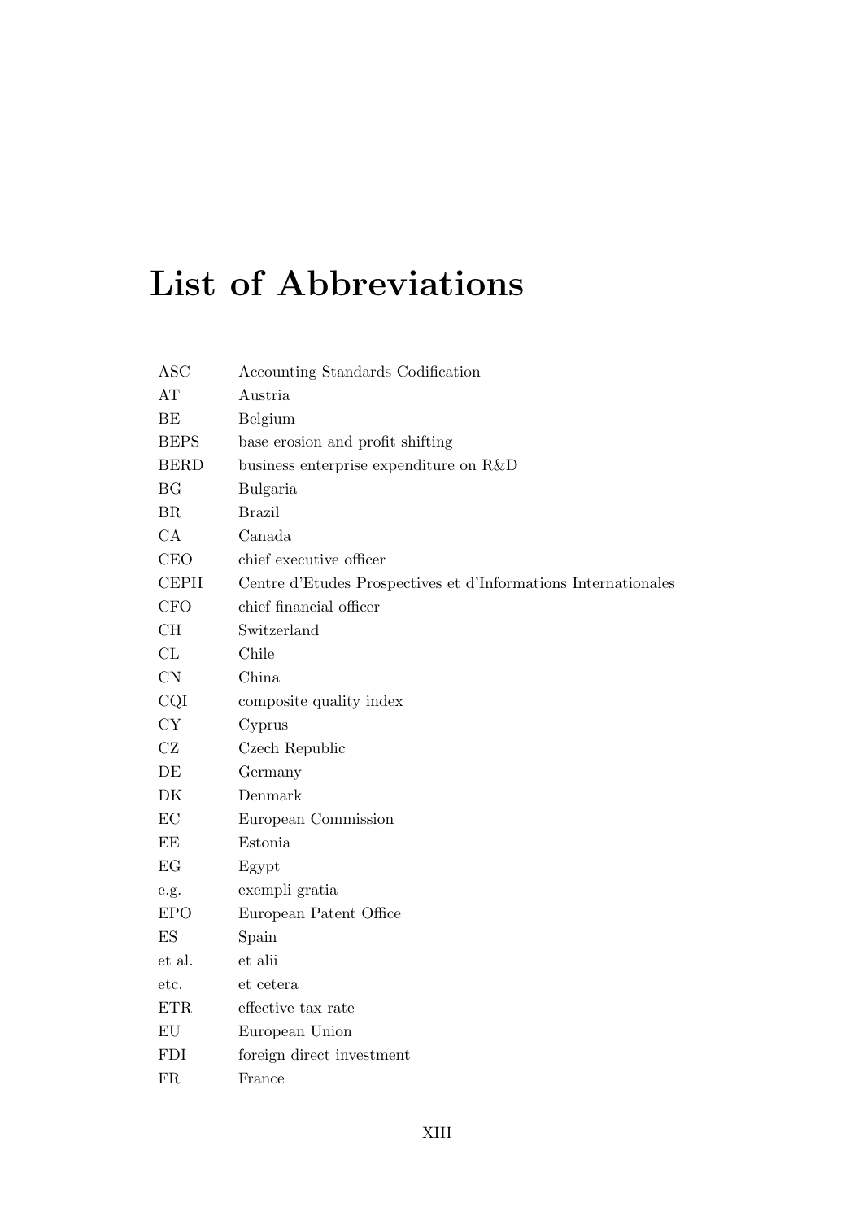# List of Abbreviations

| | |
|---|---|
| ASC | Accounting Standards Codification |
| AT | Austria |
| BE | Belgium |
| BEPS | base erosion and profit shifting |
| BERD | business enterprise expenditure on R&D |
| BG | Bulgaria |
| BR | Brazil |
| CA | Canada |
| CEO | chief executive officer |
| CEPII | Centre d'Etudes Prospectives et d'Informations Internationales |
| CFO | chief financial officer |
| CH | Switzerland |
| CL | Chile |
| CN | China |
| CQI | composite quality index |
| CY | Cyprus |
| CZ | Czech Republic |
| DE | Germany |
| DK | Denmark |
| EC | European Commission |
| EE | Estonia |
| EG | Egypt |
| e.g. | exempli gratia |
| EPO | European Patent Office |
| ES | Spain |
| et al. | et alii |
| etc. | et cetera |
| ETR | effective tax rate |
| EU | European Union |
| FDI | foreign direct investment |
| FR | France |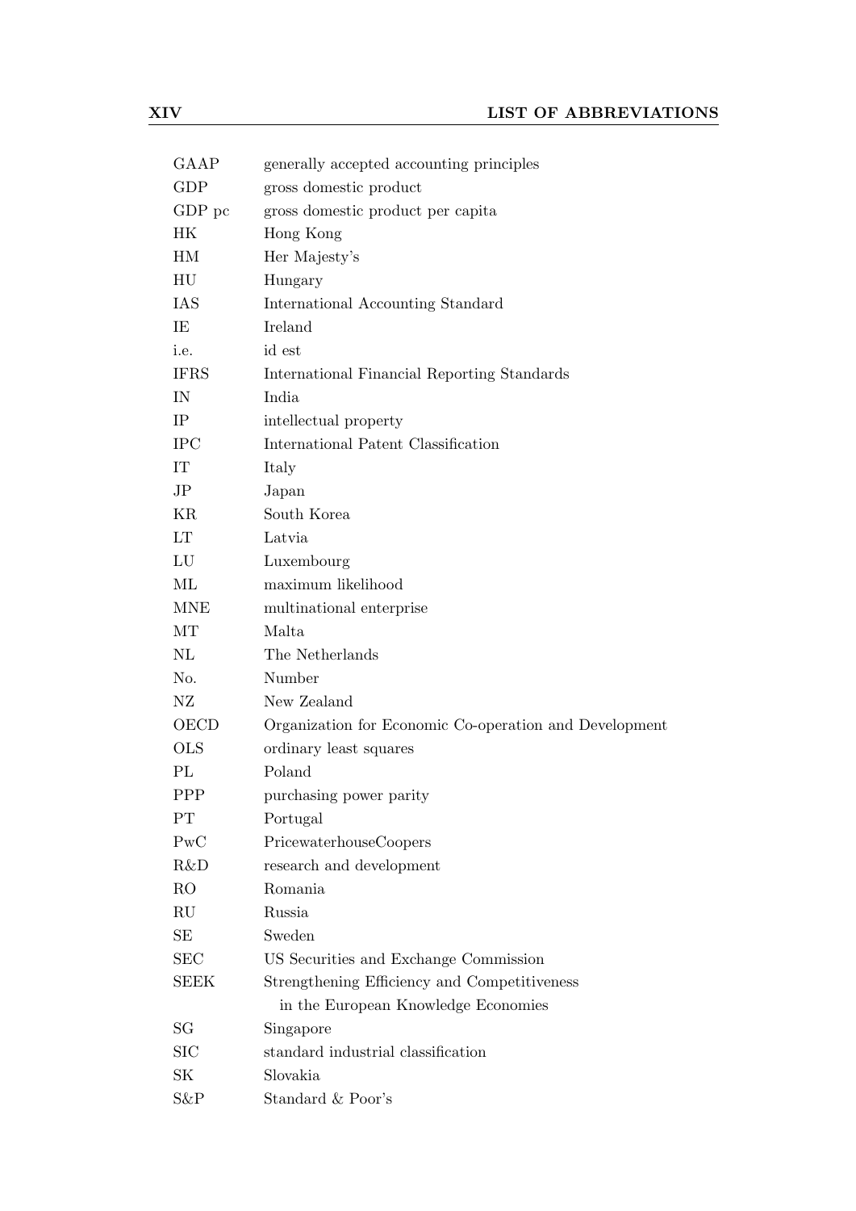| | |
|---|---|
| GAAP | generally accepted accounting principles |
| GDP | gross domestic product |
| GDP pc | gross domestic product per capita |
| HK | Hong Kong |
| HM | Her Majesty's |
| HU | Hungary |
| IAS | International Accounting Standard |
| IE | Ireland |
| i.e. | id est |
| IFRS | International Financial Reporting Standards |
| IN | India |
| IP | intellectual property |
| IPC | International Patent Classification |
| IT | Italy |
| JP | Japan |
| KR | South Korea |
| LT | Latvia |
| LU | Luxembourg |
| ML | maximum likelihood |
| MNE | multinational enterprise |
| MT | Malta |
| NL | The Netherlands |
| No. | Number |
| NZ | New Zealand |
| OECD | Organization for Economic Co-operation and Development |
| OLS | ordinary least squares |
| PL | Poland |
| PPP | purchasing power parity |
| PT | Portugal |
| PwC | PricewaterhouseCoopers |
| R&D | research and development |
| RO | Romania |
| RU | Russia |
| SE | Sweden |
| SEC | US Securities and Exchange Commission |
| SEEK | Strengthening Efficiency and Competitiveness in the European Knowledge Economies |
| SG | Singapore |
| SIC | standard industrial classification |
| SK | Slovakia |
| S&P | Standard & Poor's |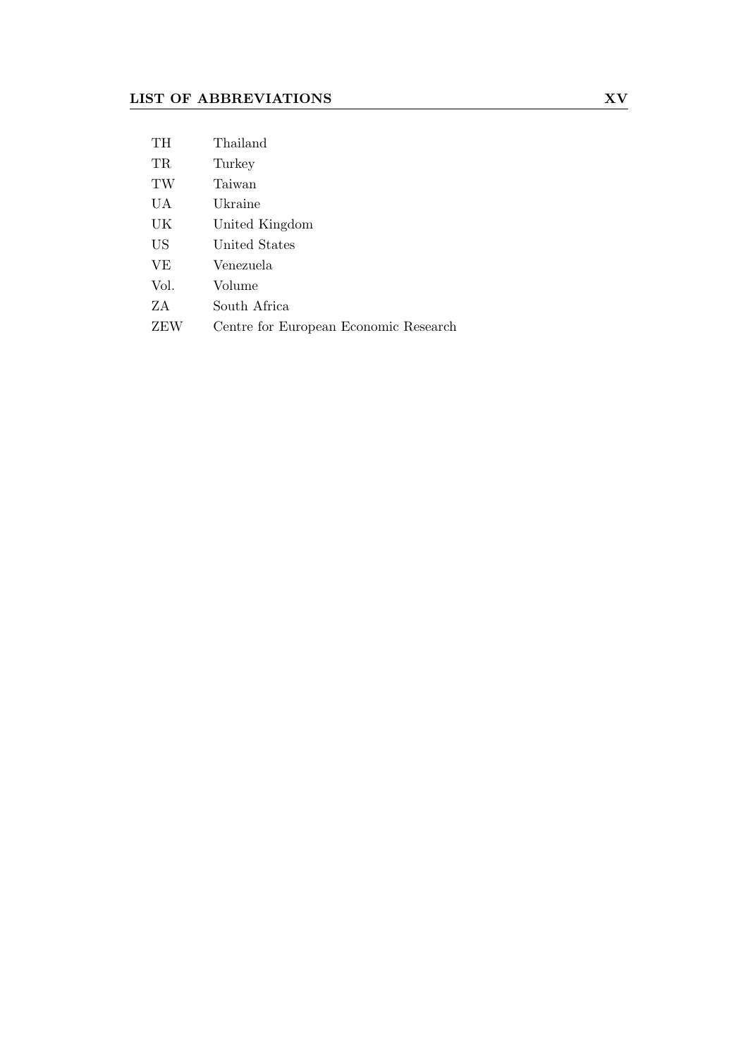| | |
|---|---|
| TH | Thailand |
| TR | Turkey |
| TW | Taiwan |
| UA | Ukraine |
| UK | United Kingdom |
| US | United States |
| VE | Venezuela |
| Vol. | Volume |
| ZA | South Africa |
| ZEW | Centre for European Economic Research |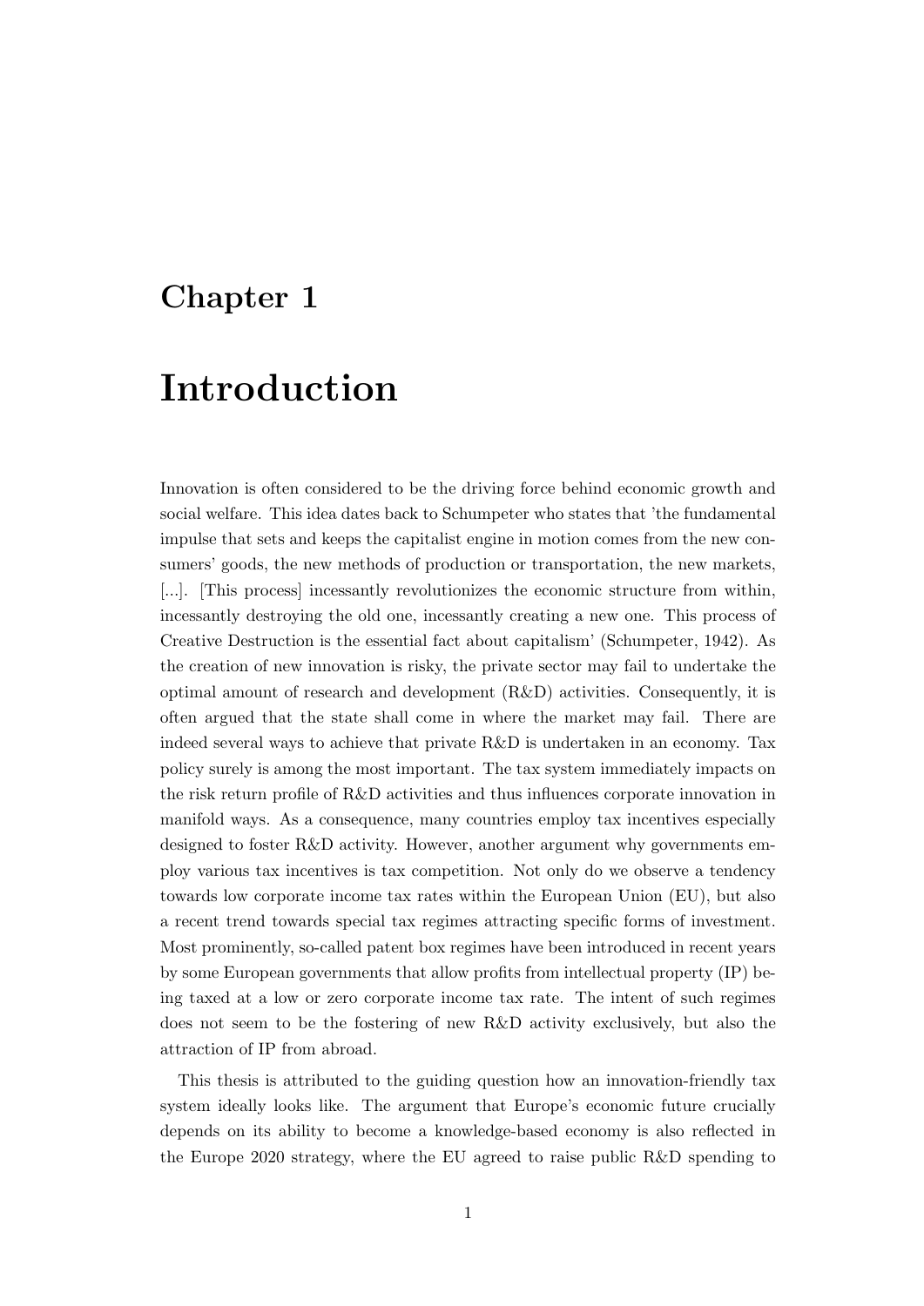# Chapter 1

# Introduction

Innovation is often considered to be the driving force behind economic growth and social welfare. This idea dates back to Schumpeter who states that 'the fundamental impulse that sets and keeps the capitalist engine in motion comes from the new consumers' goods, the new methods of production or transportation, the new markets, [...]. [This process] incessantly revolutionizes the economic structure from within, incessantly destroying the old one, incessantly creating a new one. This process of Creative Destruction is the essential fact about capitalism' (Schumpeter, 1942). As the creation of new innovation is risky, the private sector may fail to undertake the optimal amount of research and development (R&D) activities. Consequently, it is often argued that the state shall come in where the market may fail. There are indeed several ways to achieve that private R&D is undertaken in an economy. Tax policy surely is among the most important. The tax system immediately impacts on the risk return profile of R&D activities and thus influences corporate innovation in manifold ways. As a consequence, many countries employ tax incentives especially designed to foster R&D activity. However, another argument why governments employ various tax incentives is tax competition. Not only do we observe a tendency towards low corporate income tax rates within the European Union (EU), but also a recent trend towards special tax regimes attracting specific forms of investment. Most prominently, so-called patent box regimes have been introduced in recent years by some European governments that allow profits from intellectual property (IP) being taxed at a low or zero corporate income tax rate. The intent of such regimes does not seem to be the fostering of new R&D activity exclusively, but also the attraction of IP from abroad.

This thesis is attributed to the guiding question how an innovation-friendly tax system ideally looks like. The argument that Europe's economic future crucially depends on its ability to become a knowledge-based economy is also reflected in the Europe 2020 strategy, where the EU agreed to raise public R&D spending to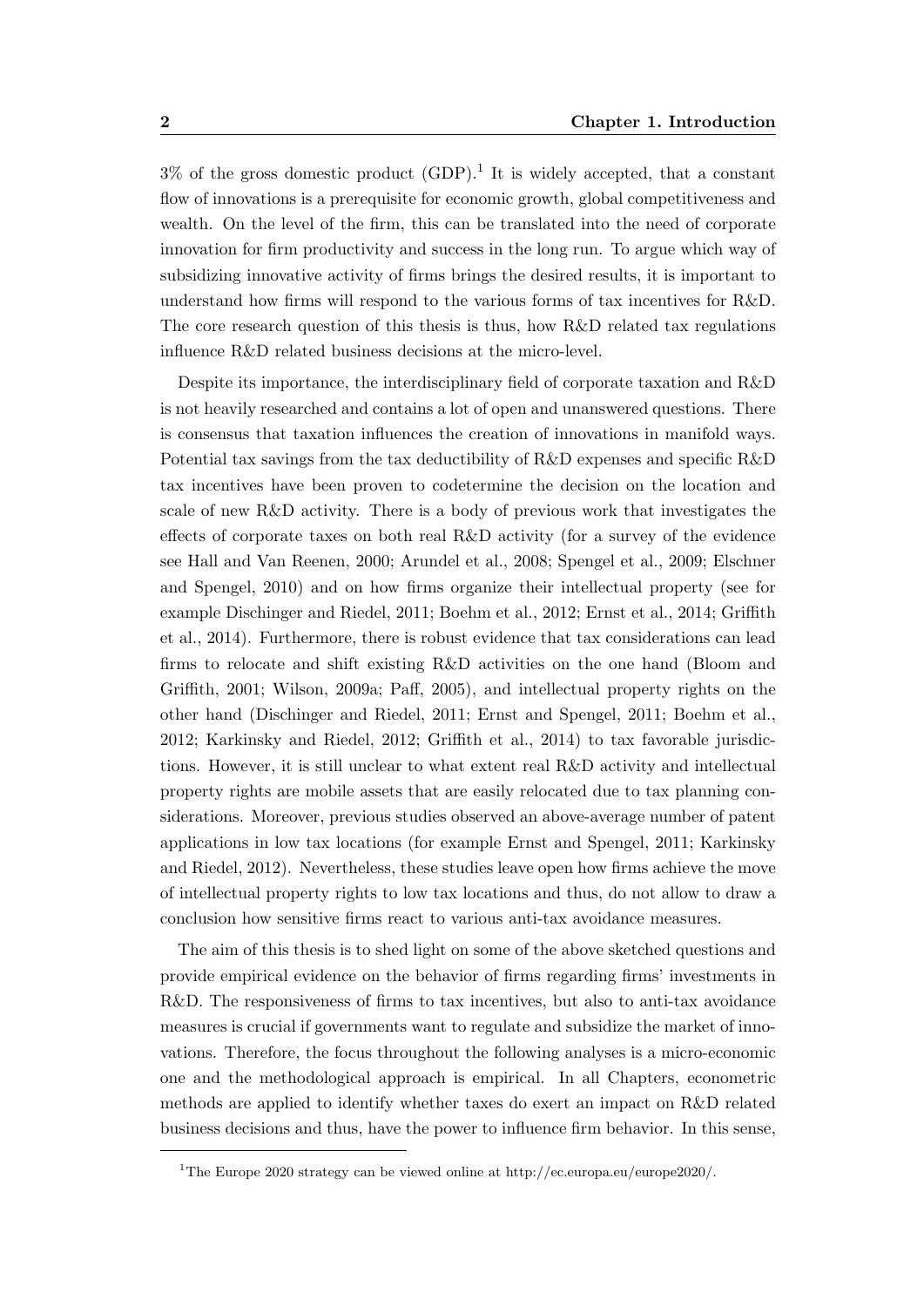3% of the gross domestic product (GDP).[1] It is widely accepted, that a constant flow of innovations is a prerequisite for economic growth, global competitiveness and wealth. On the level of the firm, this can be translated into the need of corporate innovation for firm productivity and success in the long run. To argue which way of subsidizing innovative activity of firms brings the desired results, it is important to understand how firms will respond to the various forms of tax incentives for R&D. The core research question of this thesis is thus, how R&D related tax regulations influence R&D related business decisions at the micro-level.

Despite its importance, the interdisciplinary field of corporate taxation and R&D is not heavily researched and contains a lot of open and unanswered questions. There is consensus that taxation influences the creation of innovations in manifold ways. Potential tax savings from the tax deductibility of R&D expenses and specific R&D tax incentives have been proven to codetermine the decision on the location and scale of new R&D activity. There is a body of previous work that investigates the effects of corporate taxes on both real R&D activity (for a survey of the evidence see Hall and Van Reenen, 2000; Arundel et al., 2008; Spengel et al., 2009; Elschner and Spengel, 2010) and on how firms organize their intellectual property (see for example Dischinger and Riedel, 2011; Boehm et al., 2012; Ernst et al., 2014; Griffith et al., 2014). Furthermore, there is robust evidence that tax considerations can lead firms to relocate and shift existing R&D activities on the one hand (Bloom and Griffith, 2001; Wilson, 2009a; Paff, 2005), and intellectual property rights on the other hand (Dischinger and Riedel, 2011; Ernst and Spengel, 2011; Boehm et al., 2012; Karkinsky and Riedel, 2012; Griffith et al., 2014) to tax favorable jurisdictions. However, it is still unclear to what extent real R&D activity and intellectual property rights are mobile assets that are easily relocated due to tax planning considerations. Moreover, previous studies observed an above-average number of patent applications in low tax locations (for example Ernst and Spengel, 2011; Karkinsky and Riedel, 2012). Nevertheless, these studies leave open how firms achieve the move of intellectual property rights to low tax locations and thus, do not allow to draw a conclusion how sensitive firms react to various anti-tax avoidance measures.

The aim of this thesis is to shed light on some of the above sketched questions and provide empirical evidence on the behavior of firms regarding firms' investments in R&D. The responsiveness of firms to tax incentives, but also to anti-tax avoidance measures is crucial if governments want to regulate and subsidize the market of innovations. Therefore, the focus throughout the following analyses is a micro-economic one and the methodological approach is empirical. In all Chapters, econometric methods are applied to identify whether taxes do exert an impact on R&D related business decisions and thus, have the power to influence firm behavior. In this sense,

[1] The Europe 2020 strategy can be viewed online at http://ec.europa.eu/europe2020/.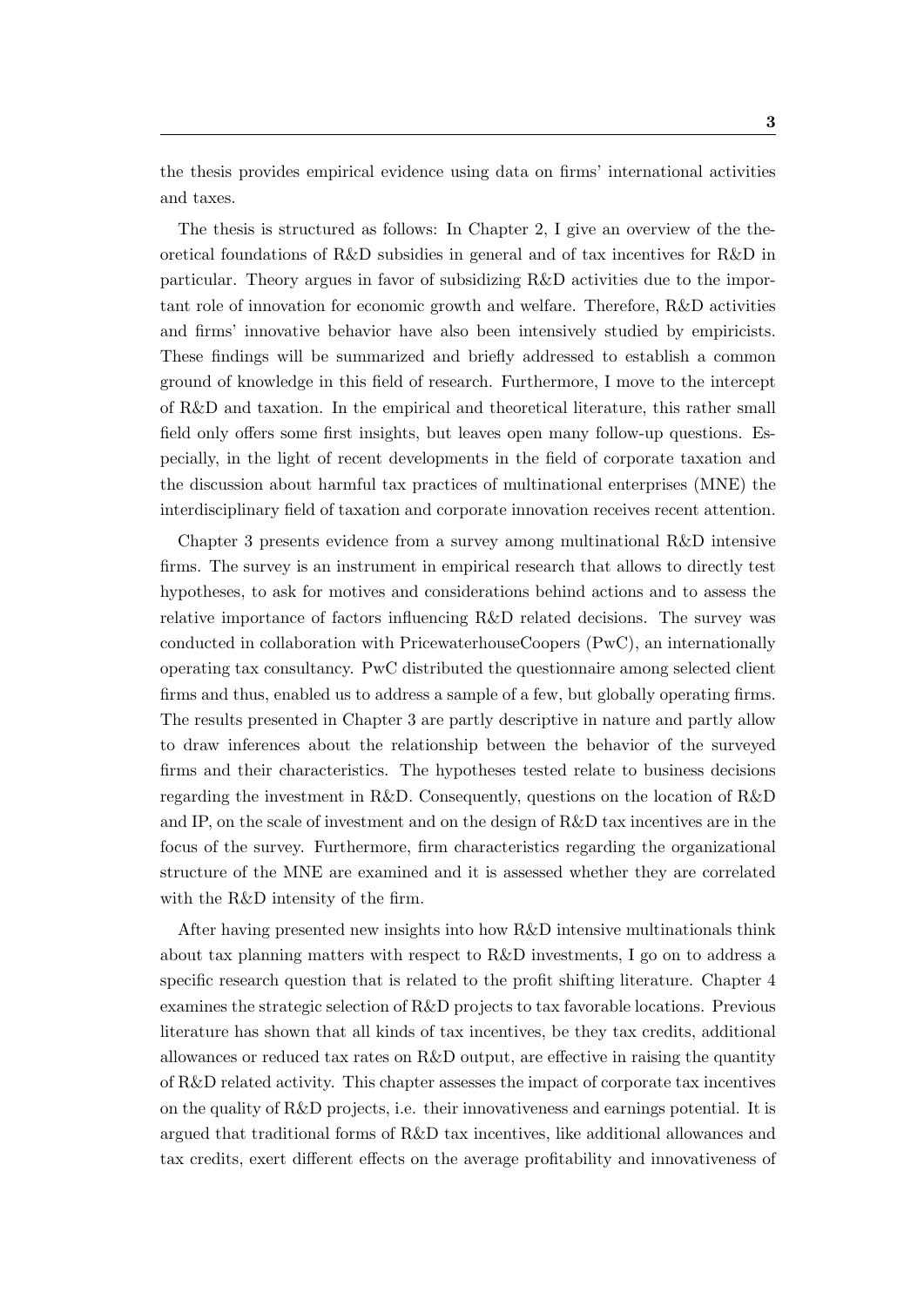the thesis provides empirical evidence using data on firms' international activities and taxes.

The thesis is structured as follows: In Chapter 2, I give an overview of the theoretical foundations of R&D subsidies in general and of tax incentives for R&D in particular. Theory argues in favor of subsidizing R&D activities due to the important role of innovation for economic growth and welfare. Therefore, R&D activities and firms' innovative behavior have also been intensively studied by empiricists. These findings will be summarized and briefly addressed to establish a common ground of knowledge in this field of research. Furthermore, I move to the intercept of R&D and taxation. In the empirical and theoretical literature, this rather small field only offers some first insights, but leaves open many follow-up questions. Especially, in the light of recent developments in the field of corporate taxation and the discussion about harmful tax practices of multinational enterprises (MNE) the interdisciplinary field of taxation and corporate innovation receives recent attention.

Chapter 3 presents evidence from a survey among multinational R&D intensive firms. The survey is an instrument in empirical research that allows to directly test hypotheses, to ask for motives and considerations behind actions and to assess the relative importance of factors influencing R&D related decisions. The survey was conducted in collaboration with PricewaterhouseCoopers (PwC), an internationally operating tax consultancy. PwC distributed the questionnaire among selected client firms and thus, enabled us to address a sample of a few, but globally operating firms. The results presented in Chapter 3 are partly descriptive in nature and partly allow to draw inferences about the relationship between the behavior of the surveyed firms and their characteristics. The hypotheses tested relate to business decisions regarding the investment in R&D. Consequently, questions on the location of R&D and IP, on the scale of investment and on the design of R&D tax incentives are in the focus of the survey. Furthermore, firm characteristics regarding the organizational structure of the MNE are examined and it is assessed whether they are correlated with the R&D intensity of the firm.

After having presented new insights into how R&D intensive multinationals think about tax planning matters with respect to R&D investments, I go on to address a specific research question that is related to the profit shifting literature. Chapter 4 examines the strategic selection of R&D projects to tax favorable locations. Previous literature has shown that all kinds of tax incentives, be they tax credits, additional allowances or reduced tax rates on R&D output, are effective in raising the quantity of R&D related activity. This chapter assesses the impact of corporate tax incentives on the quality of R&D projects, i.e. their innovativeness and earnings potential. It is argued that traditional forms of R&D tax incentives, like additional allowances and tax credits, exert different effects on the average profitability and innovativeness of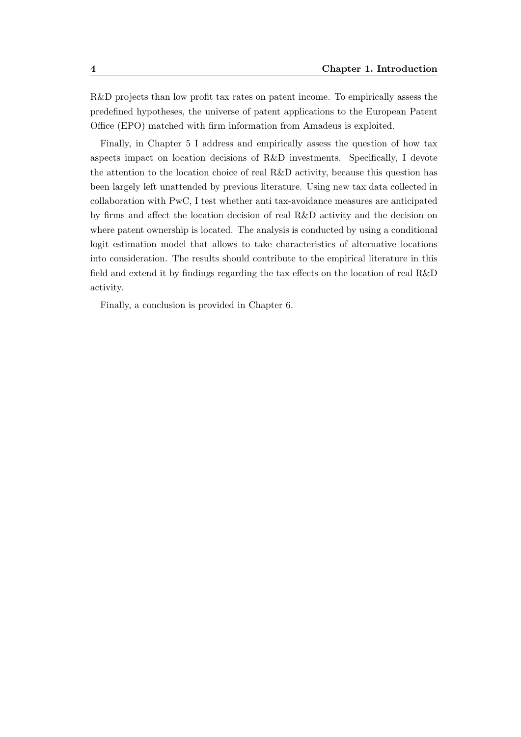R&D projects than low profit tax rates on patent income. To empirically assess the predefined hypotheses, the universe of patent applications to the European Patent Office (EPO) matched with firm information from Amadeus is exploited.

Finally, in Chapter 5 I address and empirically assess the question of how tax aspects impact on location decisions of R&D investments. Specifically, I devote the attention to the location choice of real R&D activity, because this question has been largely left unattended by previous literature. Using new tax data collected in collaboration with PwC, I test whether anti tax-avoidance measures are anticipated by firms and affect the location decision of real R&D activity and the decision on where patent ownership is located. The analysis is conducted by using a conditional logit estimation model that allows to take characteristics of alternative locations into consideration. The results should contribute to the empirical literature in this field and extend it by findings regarding the tax effects on the location of real R&D activity.

Finally, a conclusion is provided in Chapter 6.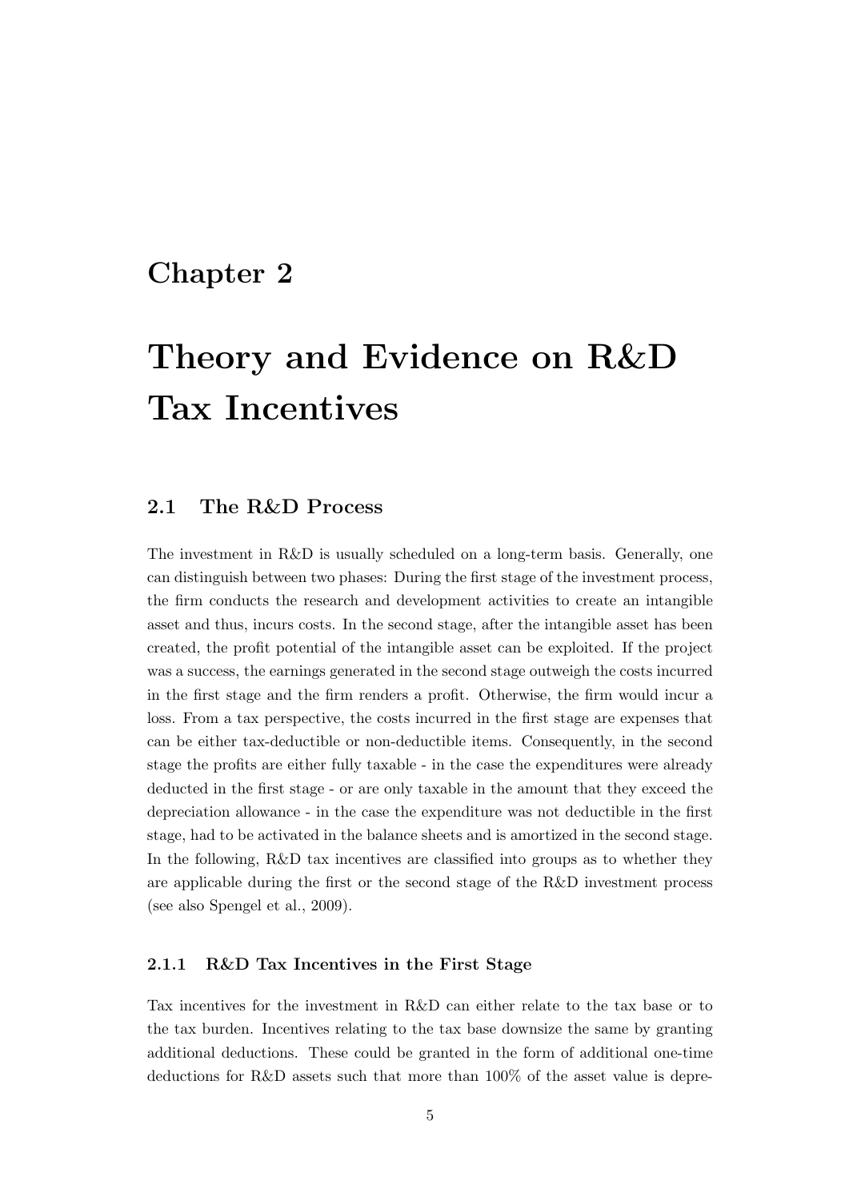# Chapter 2

# Theory and Evidence on R&D Tax Incentives

## 2.1 The R&D Process

The investment in R&D is usually scheduled on a long-term basis. Generally, one can distinguish between two phases: During the first stage of the investment process, the firm conducts the research and development activities to create an intangible asset and thus, incurs costs. In the second stage, after the intangible asset has been created, the profit potential of the intangible asset can be exploited. If the project was a success, the earnings generated in the second stage outweigh the costs incurred in the first stage and the firm renders a profit. Otherwise, the firm would incur a loss. From a tax perspective, the costs incurred in the first stage are expenses that can be either tax-deductible or non-deductible items. Consequently, in the second stage the profits are either fully taxable - in the case the expenditures were already deducted in the first stage - or are only taxable in the amount that they exceed the depreciation allowance - in the case the expenditure was not deductible in the first stage, had to be activated in the balance sheets and is amortized in the second stage. In the following, R&D tax incentives are classified into groups as to whether they are applicable during the first or the second stage of the R&D investment process (see also Spengel et al., 2009).

### 2.1.1 R&D Tax Incentives in the First Stage

Tax incentives for the investment in R&D can either relate to the tax base or to the tax burden. Incentives relating to the tax base downsize the same by granting additional deductions. These could be granted in the form of additional one-time deductions for R&D assets such that more than 100% of the asset value is depre-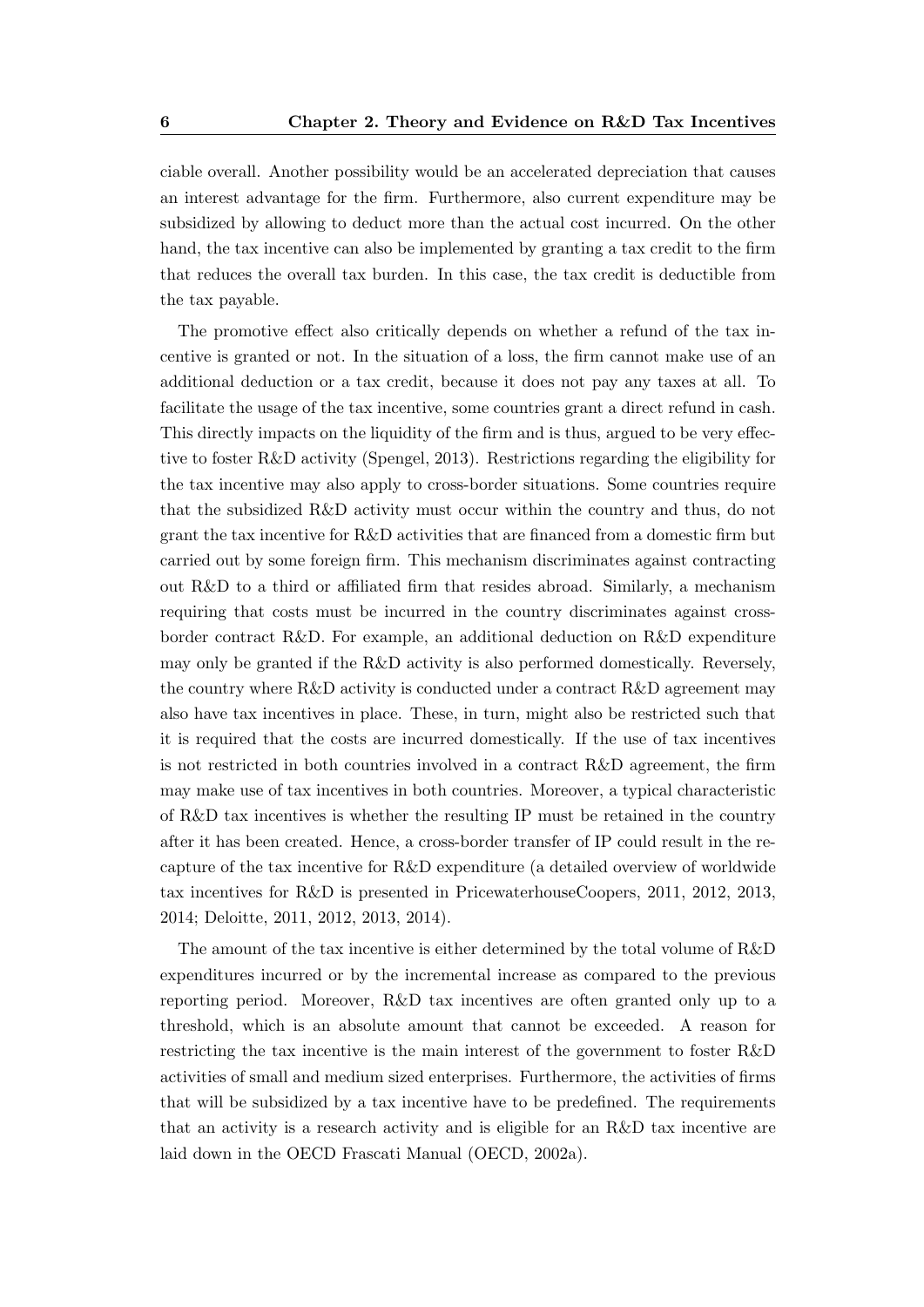ciable overall. Another possibility would be an accelerated depreciation that causes an interest advantage for the firm. Furthermore, also current expenditure may be subsidized by allowing to deduct more than the actual cost incurred. On the other hand, the tax incentive can also be implemented by granting a tax credit to the firm that reduces the overall tax burden. In this case, the tax credit is deductible from the tax payable.

The promotive effect also critically depends on whether a refund of the tax incentive is granted or not. In the situation of a loss, the firm cannot make use of an additional deduction or a tax credit, because it does not pay any taxes at all. To facilitate the usage of the tax incentive, some countries grant a direct refund in cash. This directly impacts on the liquidity of the firm and is thus, argued to be very effective to foster R&D activity (Spengel, 2013). Restrictions regarding the eligibility for the tax incentive may also apply to cross-border situations. Some countries require that the subsidized R&D activity must occur within the country and thus, do not grant the tax incentive for R&D activities that are financed from a domestic firm but carried out by some foreign firm. This mechanism discriminates against contracting out R&D to a third or affiliated firm that resides abroad. Similarly, a mechanism requiring that costs must be incurred in the country discriminates against cross-border contract R&D. For example, an additional deduction on R&D expenditure may only be granted if the R&D activity is also performed domestically. Reversely, the country where R&D activity is conducted under a contract R&D agreement may also have tax incentives in place. These, in turn, might also be restricted such that it is required that the costs are incurred domestically. If the use of tax incentives is not restricted in both countries involved in a contract R&D agreement, the firm may make use of tax incentives in both countries. Moreover, a typical characteristic of R&D tax incentives is whether the resulting IP must be retained in the country after it has been created. Hence, a cross-border transfer of IP could result in the recapture of the tax incentive for R&D expenditure (a detailed overview of worldwide tax incentives for R&D is presented in PricewaterhouseCoopers, 2011, 2012, 2013, 2014; Deloitte, 2011, 2012, 2013, 2014).

The amount of the tax incentive is either determined by the total volume of R&D expenditures incurred or by the incremental increase as compared to the previous reporting period. Moreover, R&D tax incentives are often granted only up to a threshold, which is an absolute amount that cannot be exceeded. A reason for restricting the tax incentive is the main interest of the government to foster R&D activities of small and medium sized enterprises. Furthermore, the activities of firms that will be subsidized by a tax incentive have to be predefined. The requirements that an activity is a research activity and is eligible for an R&D tax incentive are laid down in the OECD Frascati Manual (OECD, 2002a).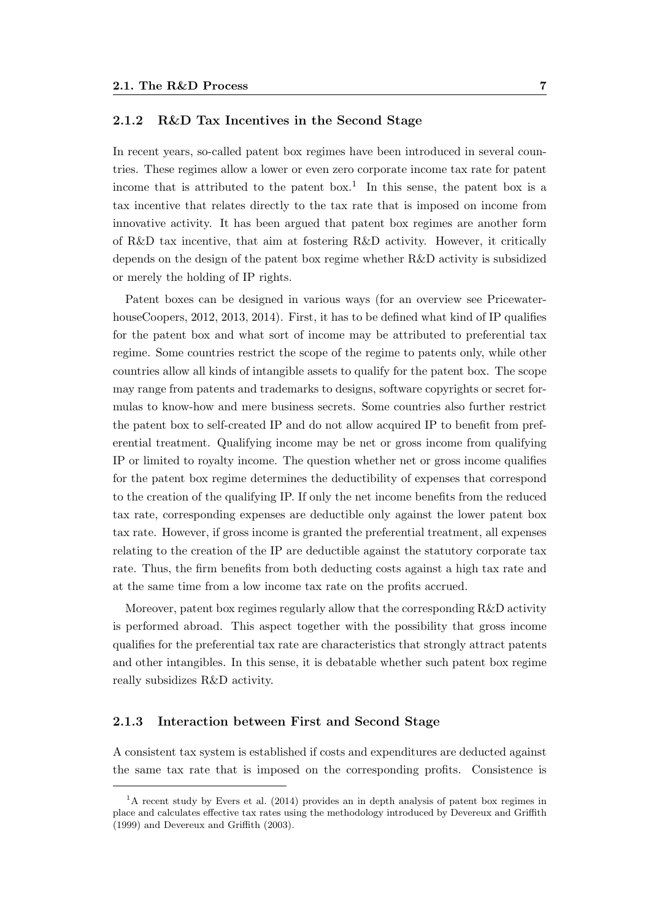### 2.1.2 R&D Tax Incentives in the Second Stage

In recent years, so-called patent box regimes have been introduced in several countries. These regimes allow a lower or even zero corporate income tax rate for patent income that is attributed to the patent box.[1] In this sense, the patent box is a tax incentive that relates directly to the tax rate that is imposed on income from innovative activity. It has been argued that patent box regimes are another form of R&D tax incentive, that aim at fostering R&D activity. However, it critically depends on the design of the patent box regime whether R&D activity is subsidized or merely the holding of IP rights.

Patent boxes can be designed in various ways (for an overview see PricewaterhouseCoopers, 2012, 2013, 2014). First, it has to be defined what kind of IP qualifies for the patent box and what sort of income may be attributed to preferential tax regime. Some countries restrict the scope of the regime to patents only, while other countries allow all kinds of intangible assets to qualify for the patent box. The scope may range from patents and trademarks to designs, software copyrights or secret formulas to know-how and mere business secrets. Some countries also further restrict the patent box to self-created IP and do not allow acquired IP to benefit from preferential treatment. Qualifying income may be net or gross income from qualifying IP or limited to royalty income. The question whether net or gross income qualifies for the patent box regime determines the deductibility of expenses that correspond to the creation of the qualifying IP. If only the net income benefits from the reduced tax rate, corresponding expenses are deductible only against the lower patent box tax rate. However, if gross income is granted the preferential treatment, all expenses relating to the creation of the IP are deductible against the statutory corporate tax rate. Thus, the firm benefits from both deducting costs against a high tax rate and at the same time from a low income tax rate on the profits accrued.

Moreover, patent box regimes regularly allow that the corresponding R&D activity is performed abroad. This aspect together with the possibility that gross income qualifies for the preferential tax rate are characteristics that strongly attract patents and other intangibles. In this sense, it is debatable whether such patent box regime really subsidizes R&D activity.

### 2.1.3 Interaction between First and Second Stage

A consistent tax system is established if costs and expenditures are deducted against the same tax rate that is imposed on the corresponding profits. Consistence is

[1] A recent study by Evers et al. (2014) provides an in depth analysis of patent box regimes in place and calculates effective tax rates using the methodology introduced by Devereux and Griffith (1999) and Devereux and Griffith (2003).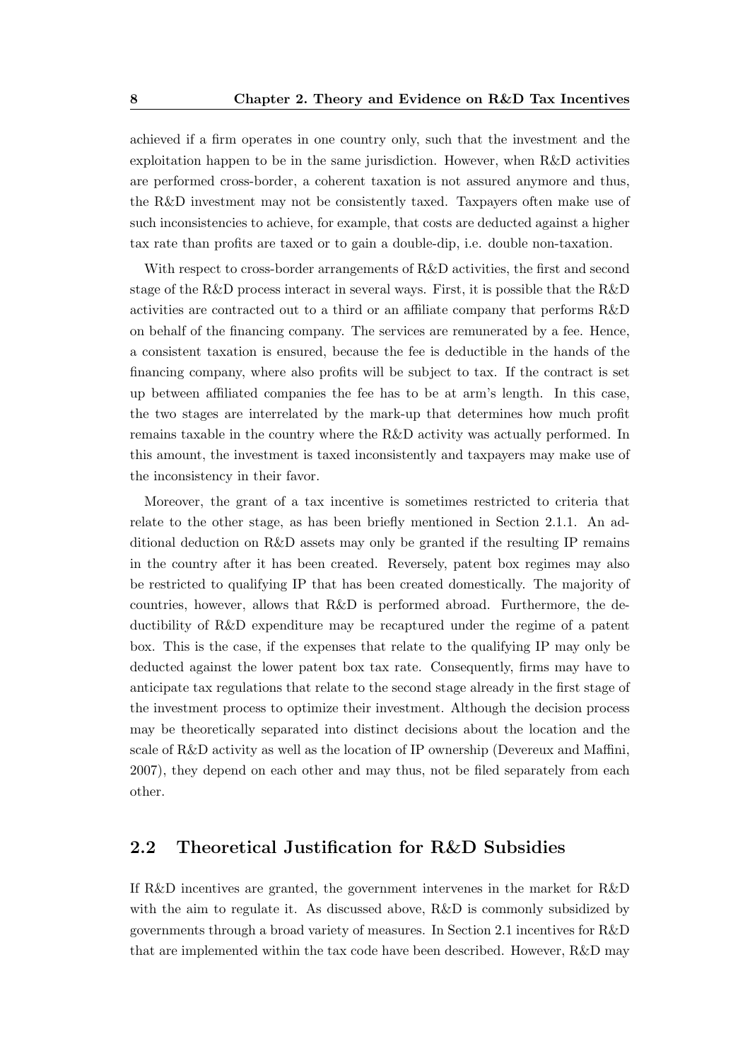achieved if a firm operates in one country only, such that the investment and the exploitation happen to be in the same jurisdiction. However, when R&D activities are performed cross-border, a coherent taxation is not assured anymore and thus, the R&D investment may not be consistently taxed. Taxpayers often make use of such inconsistencies to achieve, for example, that costs are deducted against a higher tax rate than profits are taxed or to gain a double-dip, i.e. double non-taxation.

With respect to cross-border arrangements of R&D activities, the first and second stage of the R&D process interact in several ways. First, it is possible that the R&D activities are contracted out to a third or an affiliate company that performs R&D on behalf of the financing company. The services are remunerated by a fee. Hence, a consistent taxation is ensured, because the fee is deductible in the hands of the financing company, where also profits will be subject to tax. If the contract is set up between affiliated companies the fee has to be at arm's length. In this case, the two stages are interrelated by the mark-up that determines how much profit remains taxable in the country where the R&D activity was actually performed. In this amount, the investment is taxed inconsistently and taxpayers may make use of the inconsistency in their favor.

Moreover, the grant of a tax incentive is sometimes restricted to criteria that relate to the other stage, as has been briefly mentioned in Section 2.1.1. An additional deduction on R&D assets may only be granted if the resulting IP remains in the country after it has been created. Reversely, patent box regimes may also be restricted to qualifying IP that has been created domestically. The majority of countries, however, allows that R&D is performed abroad. Furthermore, the deductibility of R&D expenditure may be recaptured under the regime of a patent box. This is the case, if the expenses that relate to the qualifying IP may only be deducted against the lower patent box tax rate. Consequently, firms may have to anticipate tax regulations that relate to the second stage already in the first stage of the investment process to optimize their investment. Although the decision process may be theoretically separated into distinct decisions about the location and the scale of R&D activity as well as the location of IP ownership (Devereux and Maffini, 2007), they depend on each other and may thus, not be filed separately from each other.

## 2.2 Theoretical Justification for R&D Subsidies

If R&D incentives are granted, the government intervenes in the market for R&D with the aim to regulate it. As discussed above, R&D is commonly subsidized by governments through a broad variety of measures. In Section 2.1 incentives for R&D that are implemented within the tax code have been described. However, R&D may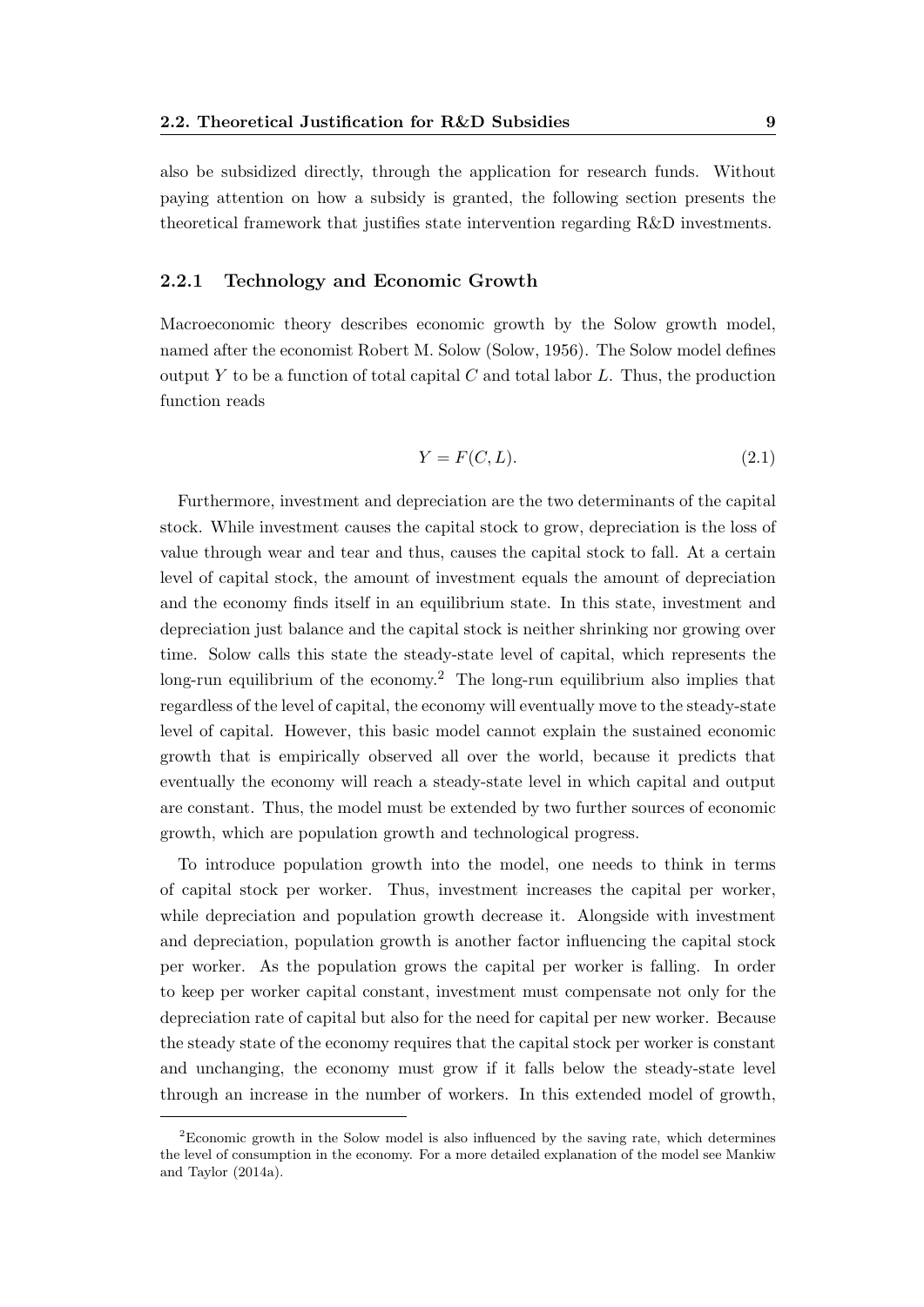also be subsidized directly, through the application for research funds. Without paying attention on how a subsidy is granted, the following section presents the theoretical framework that justifies state intervention regarding R&D investments.

### 2.2.1 Technology and Economic Growth

Macroeconomic theory describes economic growth by the Solow growth model, named after the economist Robert M. Solow (Solow, 1956). The Solow model defines output $Y$ to be a function of total capital $C$ and total labor $L$. Thus, the production function reads

$$Y = F(C, L). \tag{2.1}$$

Furthermore, investment and depreciation are the two determinants of the capital stock. While investment causes the capital stock to grow, depreciation is the loss of value through wear and tear and thus, causes the capital stock to fall. At a certain level of capital stock, the amount of investment equals the amount of depreciation and the economy finds itself in an equilibrium state. In this state, investment and depreciation just balance and the capital stock is neither shrinking nor growing over time. Solow calls this state the steady-state level of capital, which represents the long-run equilibrium of the economy.[2] The long-run equilibrium also implies that regardless of the level of capital, the economy will eventually move to the steady-state level of capital. However, this basic model cannot explain the sustained economic growth that is empirically observed all over the world, because it predicts that eventually the economy will reach a steady-state level in which capital and output are constant. Thus, the model must be extended by two further sources of economic growth, which are population growth and technological progress.

To introduce population growth into the model, one needs to think in terms of capital stock per worker. Thus, investment increases the capital per worker, while depreciation and population growth decrease it. Alongside with investment and depreciation, population growth is another factor influencing the capital stock per worker. As the population grows the capital per worker is falling. In order to keep per worker capital constant, investment must compensate not only for the depreciation rate of capital but also for the need for capital per new worker. Because the steady state of the economy requires that the capital stock per worker is constant and unchanging, the economy must grow if it falls below the steady-state level through an increase in the number of workers. In this extended model of growth,

[2] Economic growth in the Solow model is also influenced by the saving rate, which determines the level of consumption in the economy. For a more detailed explanation of the model see Mankiw and Taylor (2014a).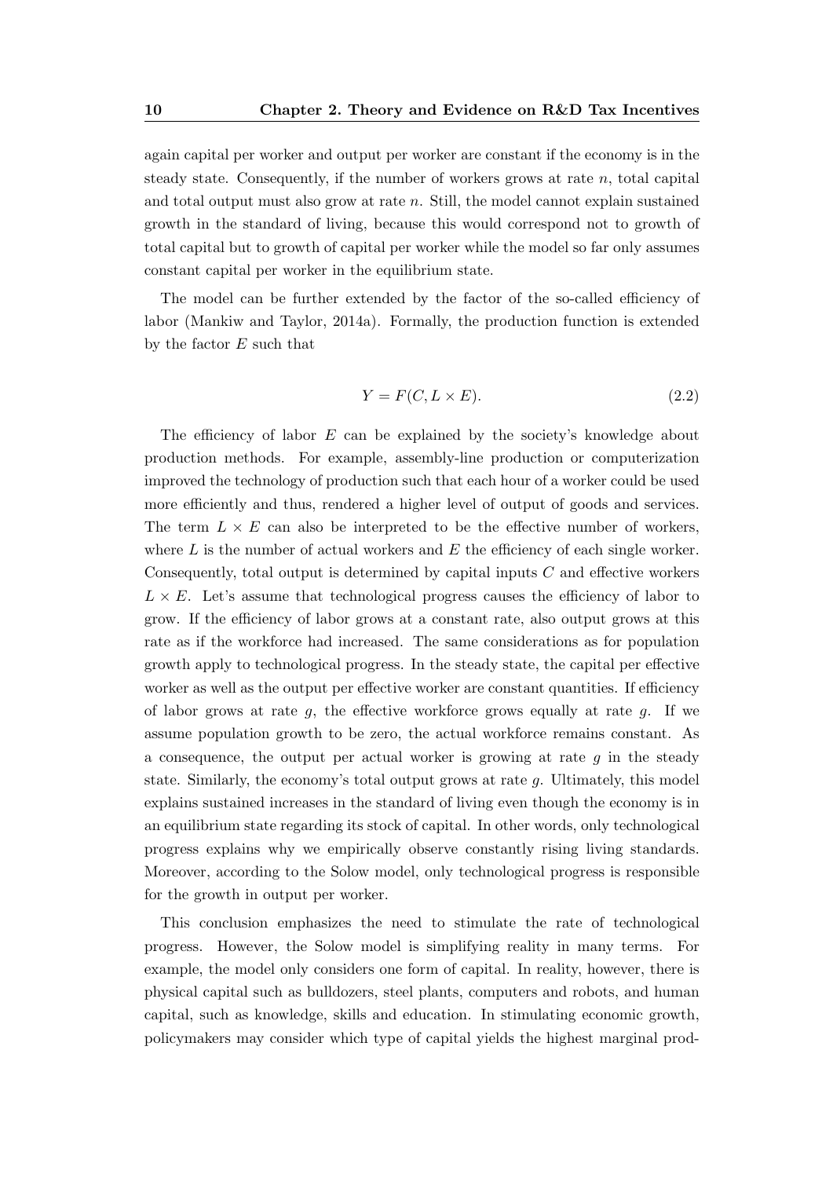again capital per worker and output per worker are constant if the economy is in the steady state. Consequently, if the number of workers grows at rate $n$, total capital and total output must also grow at rate $n$. Still, the model cannot explain sustained growth in the standard of living, because this would correspond not to growth of total capital but to growth of capital per worker while the model so far only assumes constant capital per worker in the equilibrium state.

The model can be further extended by the factor of the so-called efficiency of labor (Mankiw and Taylor, 2014a). Formally, the production function is extended by the factor $E$ such that

$$Y = F(C, L \times E). \tag{2.2}$$

The efficiency of labor $E$ can be explained by the society's knowledge about production methods. For example, assembly-line production or computerization improved the technology of production such that each hour of a worker could be used more efficiently and thus, rendered a higher level of output of goods and services. The term $L \times E$ can also be interpreted to be the effective number of workers, where $L$ is the number of actual workers and $E$ the efficiency of each single worker. Consequently, total output is determined by capital inputs $C$ and effective workers $L \times E$. Let's assume that technological progress causes the efficiency of labor to grow. If the efficiency of labor grows at a constant rate, also output grows at this rate as if the workforce had increased. The same considerations as for population growth apply to technological progress. In the steady state, the capital per effective worker as well as the output per effective worker are constant quantities. If efficiency of labor grows at rate $g$, the effective workforce grows equally at rate $g$. If we assume population growth to be zero, the actual workforce remains constant. As a consequence, the output per actual worker is growing at rate $g$ in the steady state. Similarly, the economy's total output grows at rate $g$. Ultimately, this model explains sustained increases in the standard of living even though the economy is in an equilibrium state regarding its stock of capital. In other words, only technological progress explains why we empirically observe constantly rising living standards. Moreover, according to the Solow model, only technological progress is responsible for the growth in output per worker.

This conclusion emphasizes the need to stimulate the rate of technological progress. However, the Solow model is simplifying reality in many terms. For example, the model only considers one form of capital. In reality, however, there is physical capital such as bulldozers, steel plants, computers and robots, and human capital, such as knowledge, skills and education. In stimulating economic growth, policymakers may consider which type of capital yields the highest marginal prod-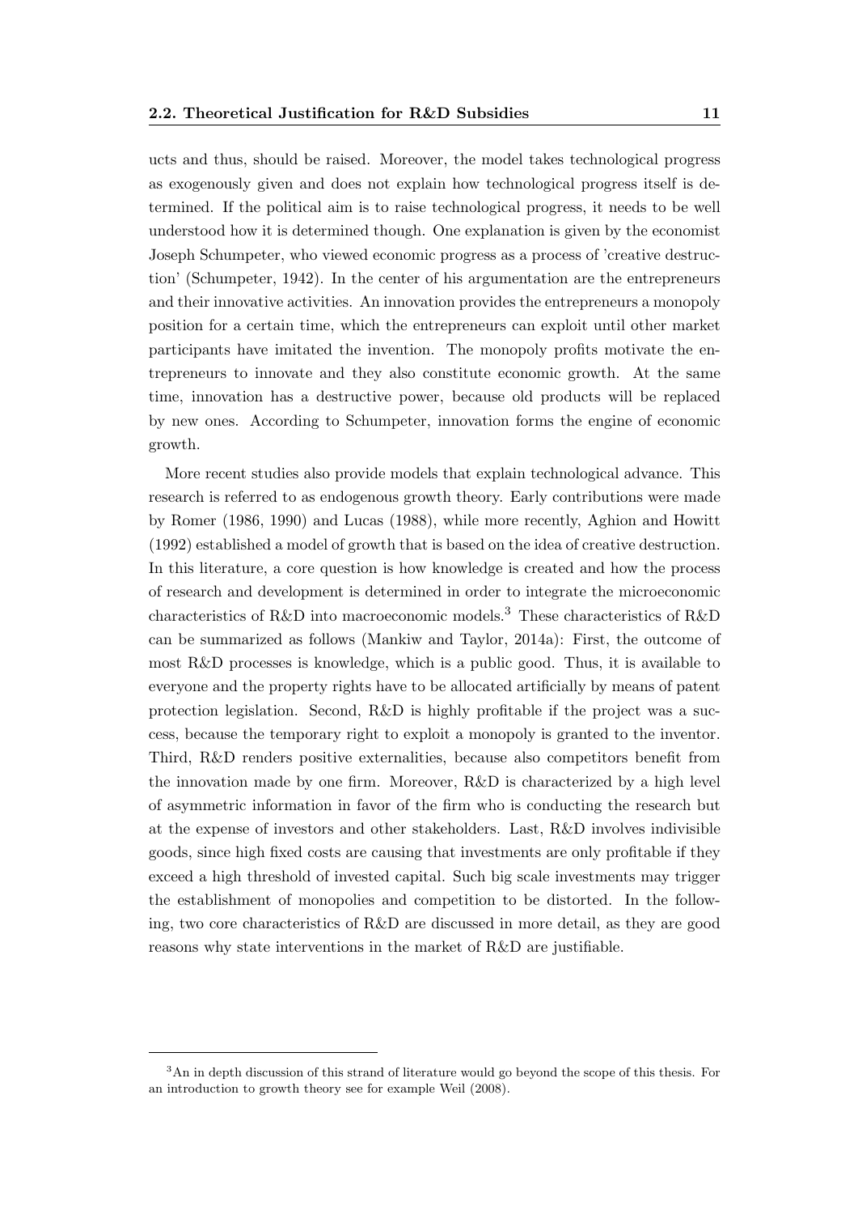ucts and thus, should be raised. Moreover, the model takes technological progress as exogenously given and does not explain how technological progress itself is determined. If the political aim is to raise technological progress, it needs to be well understood how it is determined though. One explanation is given by the economist Joseph Schumpeter, who viewed economic progress as a process of 'creative destruction' (Schumpeter, 1942). In the center of his argumentation are the entrepreneurs and their innovative activities. An innovation provides the entrepreneurs a monopoly position for a certain time, which the entrepreneurs can exploit until other market participants have imitated the invention. The monopoly profits motivate the entrepreneurs to innovate and they also constitute economic growth. At the same time, innovation has a destructive power, because old products will be replaced by new ones. According to Schumpeter, innovation forms the engine of economic growth.

More recent studies also provide models that explain technological advance. This research is referred to as endogenous growth theory. Early contributions were made by Romer (1986, 1990) and Lucas (1988), while more recently, Aghion and Howitt (1992) established a model of growth that is based on the idea of creative destruction. In this literature, a core question is how knowledge is created and how the process of research and development is determined in order to integrate the microeconomic characteristics of R&D into macroeconomic models.[3] These characteristics of R&D can be summarized as follows (Mankiw and Taylor, 2014a): First, the outcome of most R&D processes is knowledge, which is a public good. Thus, it is available to everyone and the property rights have to be allocated artificially by means of patent protection legislation. Second, R&D is highly profitable if the project was a success, because the temporary right to exploit a monopoly is granted to the inventor. Third, R&D renders positive externalities, because also competitors benefit from the innovation made by one firm. Moreover, R&D is characterized by a high level of asymmetric information in favor of the firm who is conducting the research but at the expense of investors and other stakeholders. Last, R&D involves indivisible goods, since high fixed costs are causing that investments are only profitable if they exceed a high threshold of invested capital. Such big scale investments may trigger the establishment of monopolies and competition to be distorted. In the following, two core characteristics of R&D are discussed in more detail, as they are good reasons why state interventions in the market of R&D are justifiable.

[3] An in depth discussion of this strand of literature would go beyond the scope of this thesis. For an introduction to growth theory see for example Weil (2008).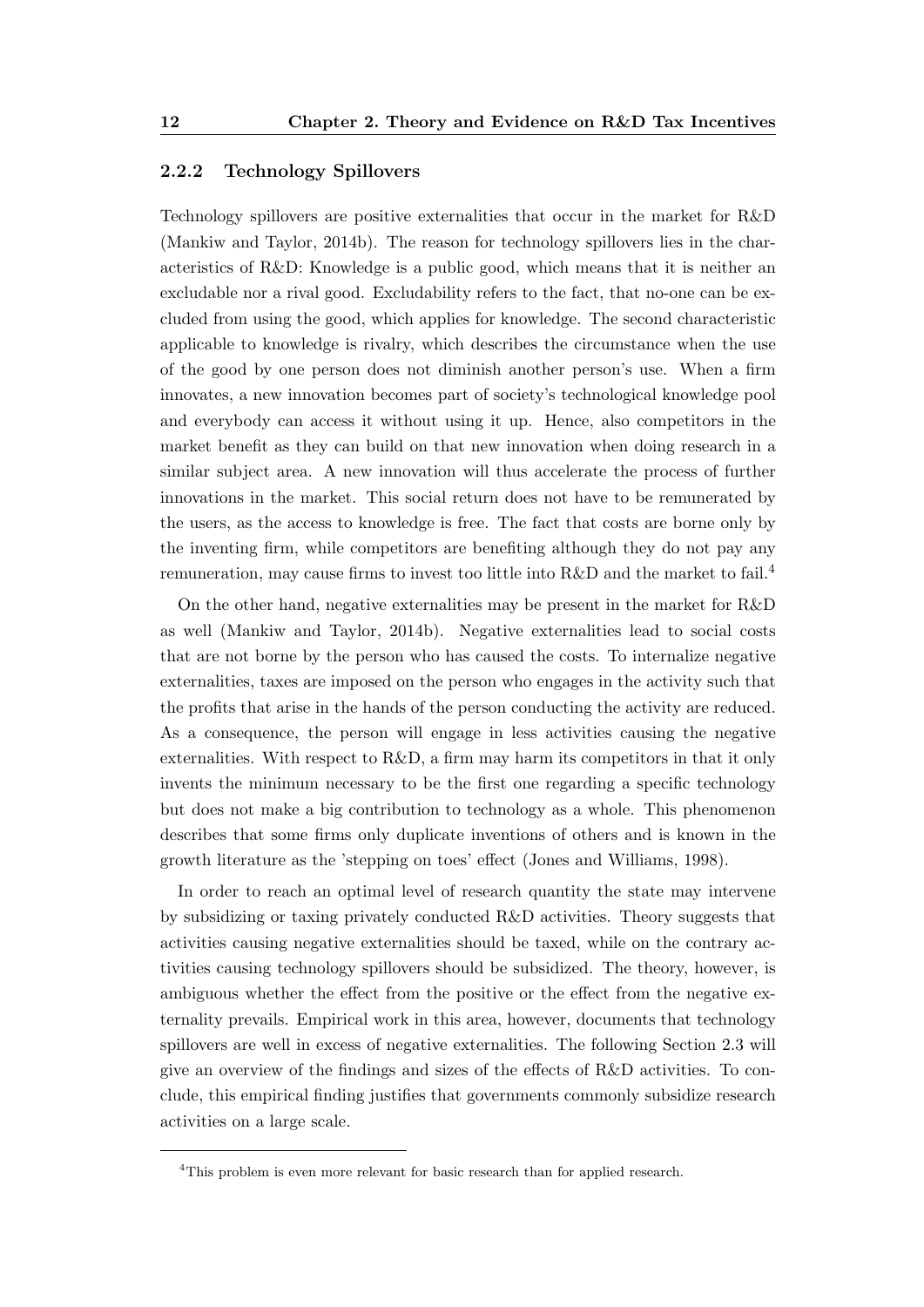### 2.2.2 Technology Spillovers

Technology spillovers are positive externalities that occur in the market for R&D (Mankiw and Taylor, 2014b). The reason for technology spillovers lies in the characteristics of R&D: Knowledge is a public good, which means that it is neither an excludable nor a rival good. Excludability refers to the fact, that no-one can be excluded from using the good, which applies for knowledge. The second characteristic applicable to knowledge is rivalry, which describes the circumstance when the use of the good by one person does not diminish another person's use. When a firm innovates, a new innovation becomes part of society's technological knowledge pool and everybody can access it without using it up. Hence, also competitors in the market benefit as they can build on that new innovation when doing research in a similar subject area. A new innovation will thus accelerate the process of further innovations in the market. This social return does not have to be remunerated by the users, as the access to knowledge is free. The fact that costs are borne only by the inventing firm, while competitors are benefiting although they do not pay any remuneration, may cause firms to invest too little into R&D and the market to fail.[4]

On the other hand, negative externalities may be present in the market for R&D as well (Mankiw and Taylor, 2014b). Negative externalities lead to social costs that are not borne by the person who has caused the costs. To internalize negative externalities, taxes are imposed on the person who engages in the activity such that the profits that arise in the hands of the person conducting the activity are reduced. As a consequence, the person will engage in less activities causing the negative externalities. With respect to R&D, a firm may harm its competitors in that it only invents the minimum necessary to be the first one regarding a specific technology but does not make a big contribution to technology as a whole. This phenomenon describes that some firms only duplicate inventions of others and is known in the growth literature as the 'stepping on toes' effect (Jones and Williams, 1998).

In order to reach an optimal level of research quantity the state may intervene by subsidizing or taxing privately conducted R&D activities. Theory suggests that activities causing negative externalities should be taxed, while on the contrary activities causing technology spillovers should be subsidized. The theory, however, is ambiguous whether the effect from the positive or the effect from the negative externality prevails. Empirical work in this area, however, documents that technology spillovers are well in excess of negative externalities. The following Section 2.3 will give an overview of the findings and sizes of the effects of R&D activities. To conclude, this empirical finding justifies that governments commonly subsidize research activities on a large scale.

---

[4] This problem is even more relevant for basic research than for applied research.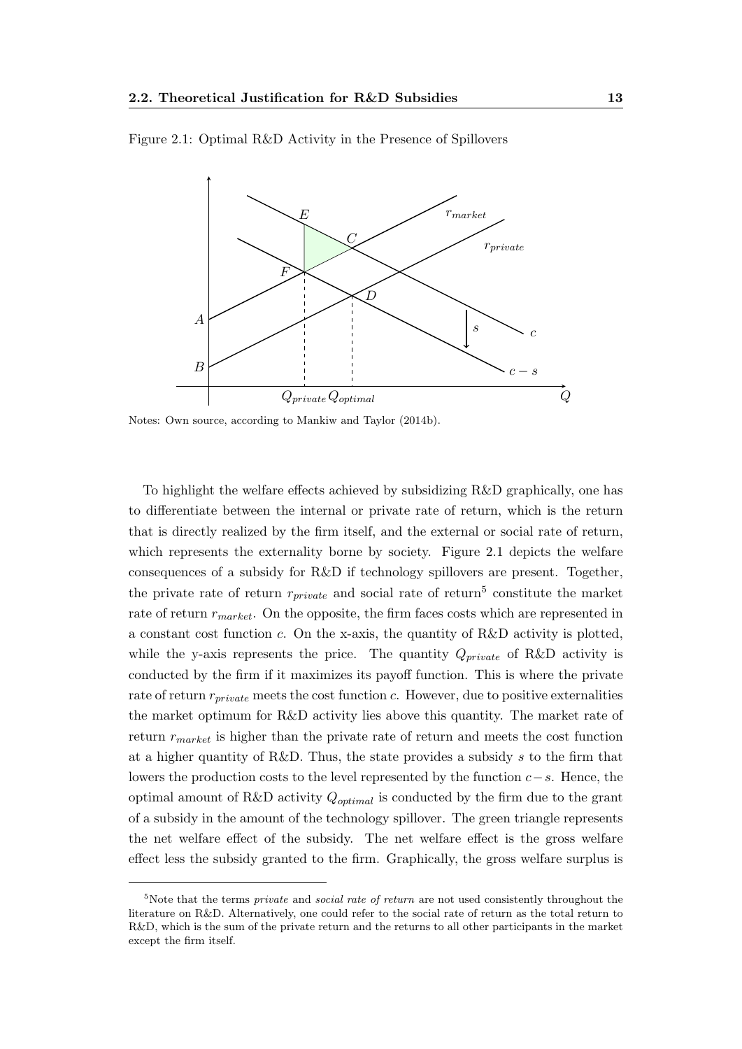Figure 2.1: Optimal R&D Activity in the Presence of Spillovers

Notes: Own source, according to Mankiw and Taylor (2014b).

To highlight the welfare effects achieved by subsidizing R&D graphically, one has to differentiate between the internal or private rate of return, which is the return that is directly realized by the firm itself, and the external or social rate of return, which represents the externality borne by society. Figure 2.1 depicts the welfare consequences of a subsidy for R&D if technology spillovers are present. Together, the private rate of return $r_{private}$ and social rate of return[5] constitute the market rate of return $r_{market}$. On the opposite, the firm faces costs which are represented in a constant cost function $c$. On the x-axis, the quantity of R&D activity is plotted, while the y-axis represents the price. The quantity $Q_{private}$ of R&D activity is conducted by the firm if it maximizes its payoff function. This is where the private rate of return $r_{private}$ meets the cost function $c$. However, due to positive externalities the market optimum for R&D activity lies above this quantity. The market rate of return $r_{market}$ is higher than the private rate of return and meets the cost function at a higher quantity of R&D. Thus, the state provides a subsidy $s$ to the firm that lowers the production costs to the level represented by the function $c - s$. Hence, the optimal amount of R&D activity $Q_{optimal}$ is conducted by the firm due to the grant of a subsidy in the amount of the technology spillover. The green triangle represents the net welfare effect of the subsidy. The net welfare effect is the gross welfare effect less the subsidy granted to the firm. Graphically, the gross welfare surplus is

[5] Note that the terms *private* and *social rate of return* are not used consistently throughout the literature on R&D. Alternatively, one could refer to the social rate of return as the total return to R&D, which is the sum of the private return and the returns to all other participants in the market except the firm itself.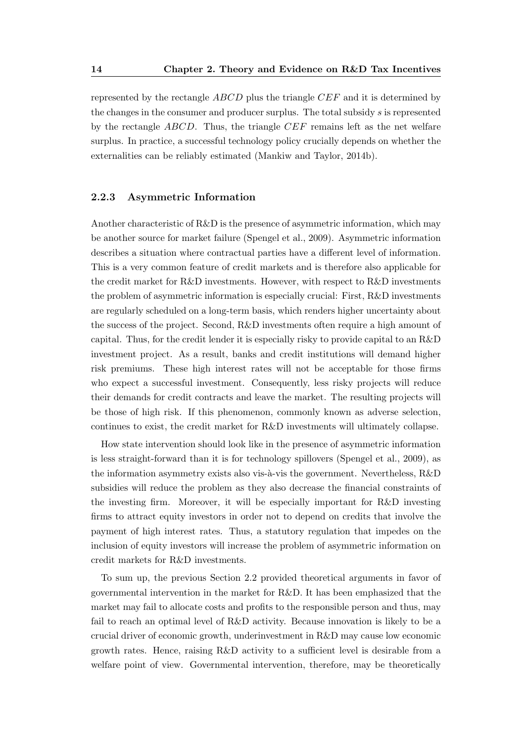represented by the rectangle $ABCD$ plus the triangle $CEF$ and it is determined by the changes in the consumer and producer surplus. The total subsidy $s$ is represented by the rectangle $ABCD$. Thus, the triangle $CEF$ remains left as the net welfare surplus. In practice, a successful technology policy crucially depends on whether the externalities can be reliably estimated (Mankiw and Taylor, 2014b).

### 2.2.3 Asymmetric Information

Another characteristic of R&D is the presence of asymmetric information, which may be another source for market failure (Spengel et al., 2009). Asymmetric information describes a situation where contractual parties have a different level of information. This is a very common feature of credit markets and is therefore also applicable for the credit market for R&D investments. However, with respect to R&D investments the problem of asymmetric information is especially crucial: First, R&D investments are regularly scheduled on a long-term basis, which renders higher uncertainty about the success of the project. Second, R&D investments often require a high amount of capital. Thus, for the credit lender it is especially risky to provide capital to an R&D investment project. As a result, banks and credit institutions will demand higher risk premiums. These high interest rates will not be acceptable for those firms who expect a successful investment. Consequently, less risky projects will reduce their demands for credit contracts and leave the market. The resulting projects will be those of high risk. If this phenomenon, commonly known as adverse selection, continues to exist, the credit market for R&D investments will ultimately collapse.

How state intervention should look like in the presence of asymmetric information is less straight-forward than it is for technology spillovers (Spengel et al., 2009), as the information asymmetry exists also vis-à-vis the government. Nevertheless, R&D subsidies will reduce the problem as they also decrease the financial constraints of the investing firm. Moreover, it will be especially important for R&D investing firms to attract equity investors in order not to depend on credits that involve the payment of high interest rates. Thus, a statutory regulation that impedes on the inclusion of equity investors will increase the problem of asymmetric information on credit markets for R&D investments.

To sum up, the previous Section 2.2 provided theoretical arguments in favor of governmental intervention in the market for R&D. It has been emphasized that the market may fail to allocate costs and profits to the responsible person and thus, may fail to reach an optimal level of R&D activity. Because innovation is likely to be a crucial driver of economic growth, underinvestment in R&D may cause low economic growth rates. Hence, raising R&D activity to a sufficient level is desirable from a welfare point of view. Governmental intervention, therefore, may be theoretically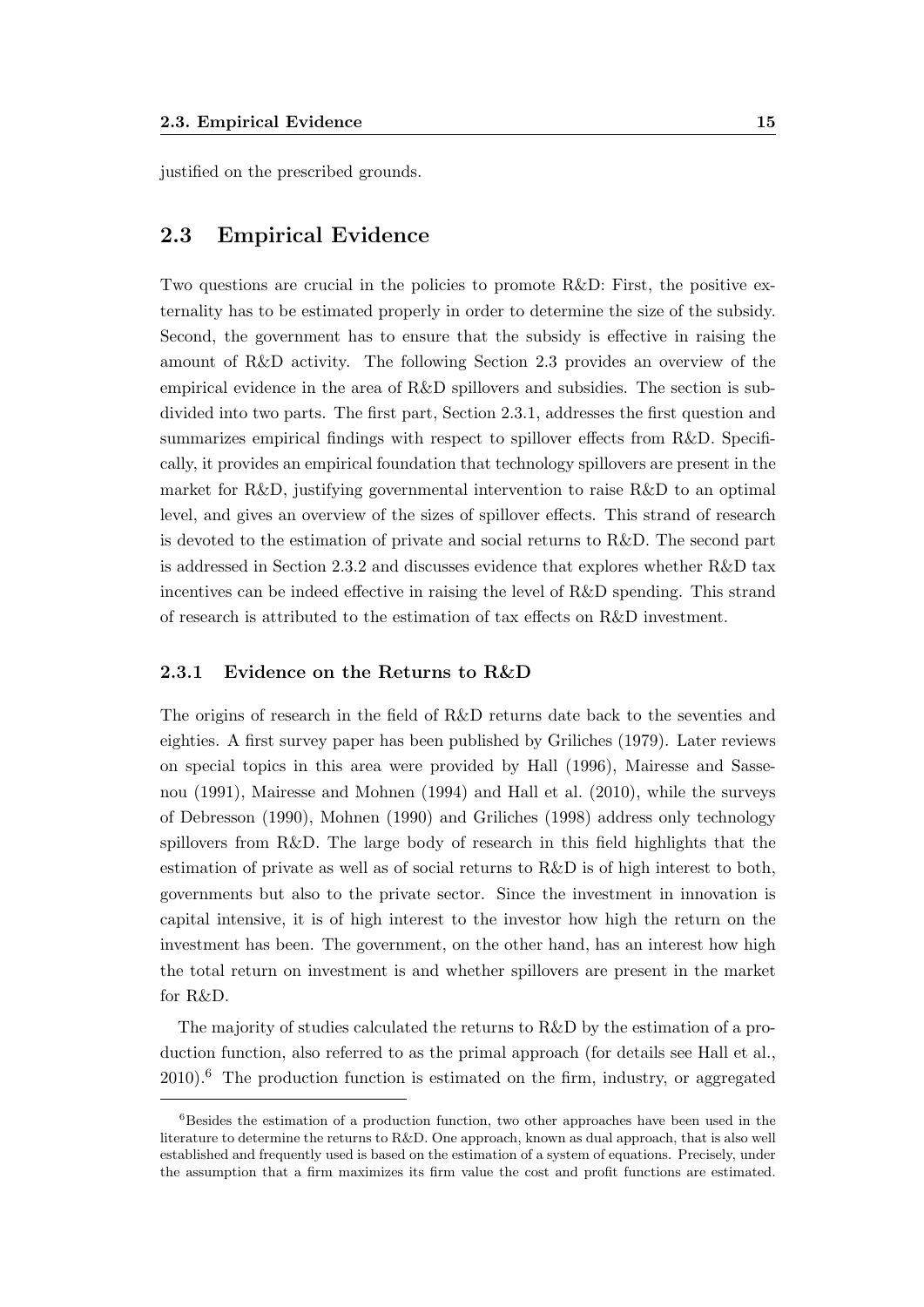justified on the prescribed grounds.

## 2.3 Empirical Evidence

Two questions are crucial in the policies to promote R&D: First, the positive externality has to be estimated properly in order to determine the size of the subsidy. Second, the government has to ensure that the subsidy is effective in raising the amount of R&D activity. The following Section 2.3 provides an overview of the empirical evidence in the area of R&D spillovers and subsidies. The section is subdivided into two parts. The first part, Section 2.3.1, addresses the first question and summarizes empirical findings with respect to spillover effects from R&D. Specifically, it provides an empirical foundation that technology spillovers are present in the market for R&D, justifying governmental intervention to raise R&D to an optimal level, and gives an overview of the sizes of spillover effects. This strand of research is devoted to the estimation of private and social returns to R&D. The second part is addressed in Section 2.3.2 and discusses evidence that explores whether R&D tax incentives can be indeed effective in raising the level of R&D spending. This strand of research is attributed to the estimation of tax effects on R&D investment.

### 2.3.1 Evidence on the Returns to R&D

The origins of research in the field of R&D returns date back to the seventies and eighties. A first survey paper has been published by Griliches (1979). Later reviews on special topics in this area were provided by Hall (1996), Mairesse and Sassenou (1991), Mairesse and Mohnen (1994) and Hall et al. (2010), while the surveys of Debresson (1990), Mohnen (1990) and Griliches (1998) address only technology spillovers from R&D. The large body of research in this field highlights that the estimation of private as well as of social returns to R&D is of high interest to both, governments but also to the private sector. Since the investment in innovation is capital intensive, it is of high interest to the investor how high the return on the investment has been. The government, on the other hand, has an interest how high the total return on investment is and whether spillovers are present in the market for R&D.

The majority of studies calculated the returns to R&D by the estimation of a production function, also referred to as the primal approach (for details see Hall et al., 2010).[6] The production function is estimated on the firm, industry, or aggregated

[6] Besides the estimation of a production function, two other approaches have been used in the literature to determine the returns to R&D. One approach, known as dual approach, that is also well established and frequently used is based on the estimation of a system of equations. Precisely, under the assumption that a firm maximizes its firm value the cost and profit functions are estimated.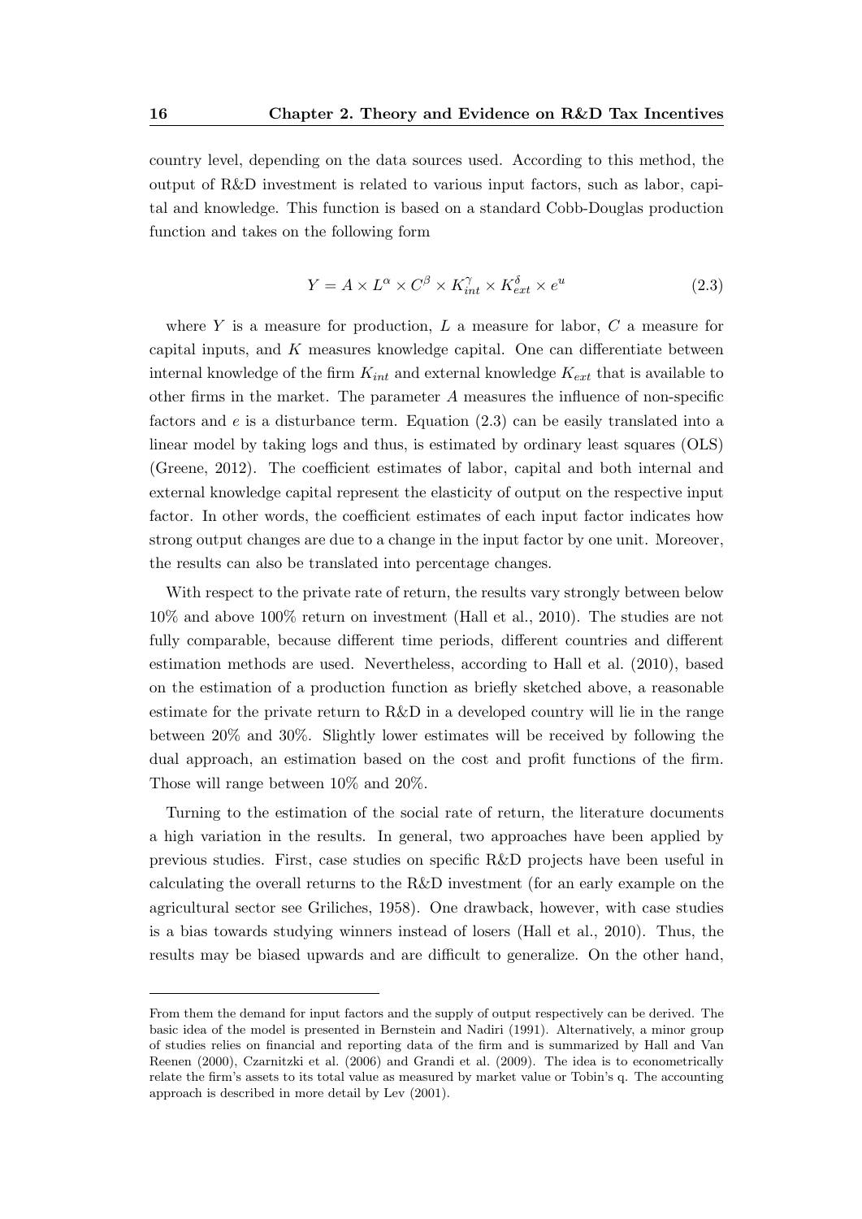country level, depending on the data sources used. According to this method, the output of R&D investment is related to various input factors, such as labor, capital and knowledge. This function is based on a standard Cobb-Douglas production function and takes on the following form

$$Y = A \times L^{\alpha} \times C^{\beta} \times K_{int}^{\gamma} \times K_{ext}^{\delta} \times e^{u} \tag{2.3}$$

where $Y$ is a measure for production, $L$ a measure for labor, $C$ a measure for capital inputs, and $K$ measures knowledge capital. One can differentiate between internal knowledge of the firm $K_{int}$ and external knowledge $K_{ext}$ that is available to other firms in the market. The parameter $A$ measures the influence of non-specific factors and $e$ is a disturbance term. Equation (2.3) can be easily translated into a linear model by taking logs and thus, is estimated by ordinary least squares (OLS) (Greene, 2012). The coefficient estimates of labor, capital and both internal and external knowledge capital represent the elasticity of output on the respective input factor. In other words, the coefficient estimates of each input factor indicates how strong output changes are due to a change in the input factor by one unit. Moreover, the results can also be translated into percentage changes.

With respect to the private rate of return, the results vary strongly between below 10% and above 100% return on investment (Hall et al., 2010). The studies are not fully comparable, because different time periods, different countries and different estimation methods are used. Nevertheless, according to Hall et al. (2010), based on the estimation of a production function as briefly sketched above, a reasonable estimate for the private return to R&D in a developed country will lie in the range between 20% and 30%. Slightly lower estimates will be received by following the dual approach, an estimation based on the cost and profit functions of the firm. Those will range between 10% and 20%.

Turning to the estimation of the social rate of return, the literature documents a high variation in the results. In general, two approaches have been applied by previous studies. First, case studies on specific R&D projects have been useful in calculating the overall returns to the R&D investment (for an early example on the agricultural sector see Griliches, 1958). One drawback, however, with case studies is a bias towards studying winners instead of losers (Hall et al., 2010). Thus, the results may be biased upwards and are difficult to generalize. On the other hand,

---

From them the demand for input factors and the supply of output respectively can be derived. The basic idea of the model is presented in Bernstein and Nadiri (1991). Alternatively, a minor group of studies relies on financial and reporting data of the firm and is summarized by Hall and Van Reenen (2000), Czarnitzki et al. (2006) and Grandi et al. (2009). The idea is to econometrically relate the firm's assets to its total value as measured by market value or Tobin's q. The accounting approach is described in more detail by Lev (2001).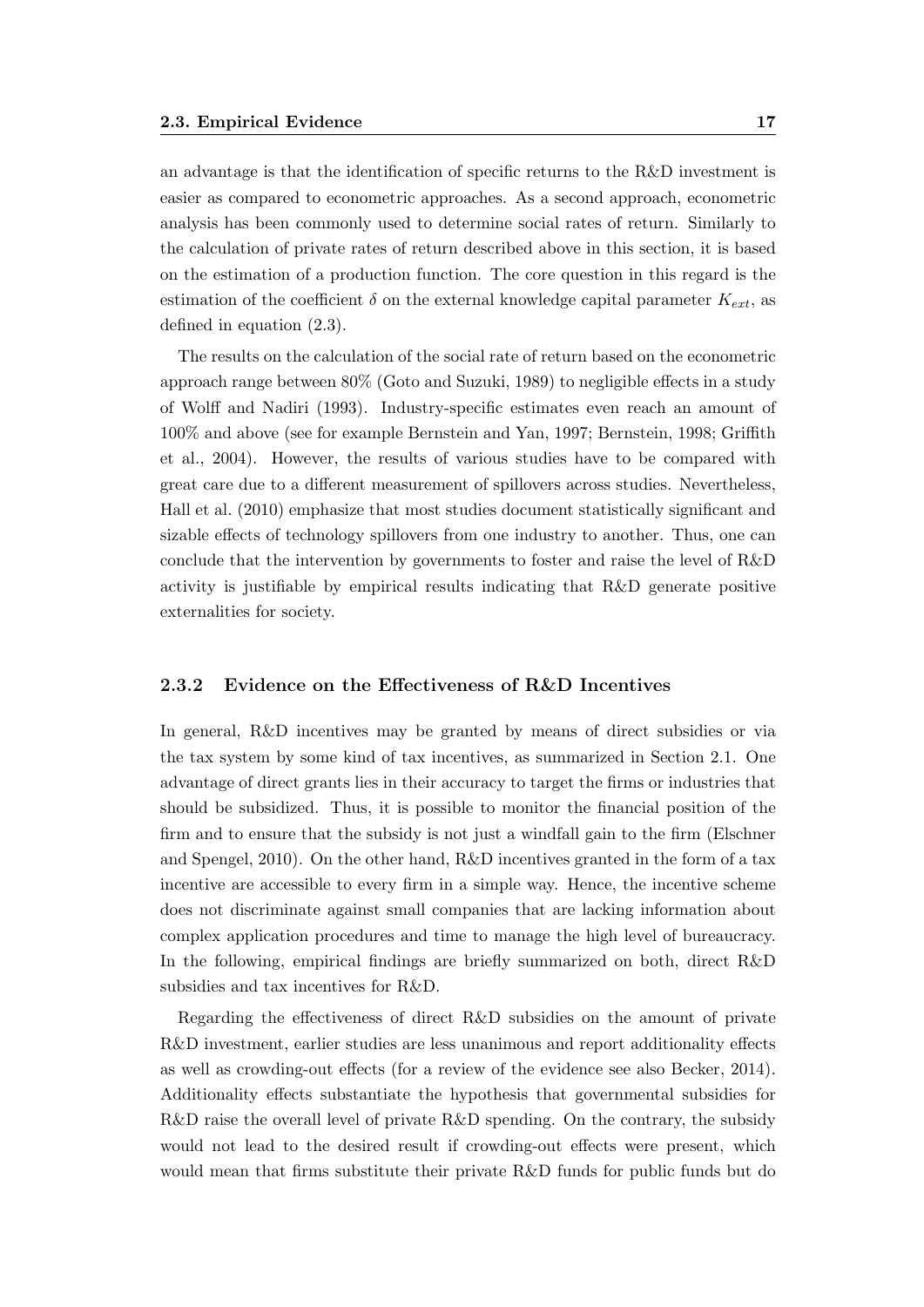an advantage is that the identification of specific returns to the R&D investment is easier as compared to econometric approaches. As a second approach, econometric analysis has been commonly used to determine social rates of return. Similarly to the calculation of private rates of return described above in this section, it is based on the estimation of a production function. The core question in this regard is the estimation of the coefficient $\delta$ on the external knowledge capital parameter $K_{ext}$, as defined in equation (2.3).

The results on the calculation of the social rate of return based on the econometric approach range between 80% (Goto and Suzuki, 1989) to negligible effects in a study of Wolff and Nadiri (1993). Industry-specific estimates even reach an amount of 100% and above (see for example Bernstein and Yan, 1997; Bernstein, 1998; Griffith et al., 2004). However, the results of various studies have to be compared with great care due to a different measurement of spillovers across studies. Nevertheless, Hall et al. (2010) emphasize that most studies document statistically significant and sizable effects of technology spillovers from one industry to another. Thus, one can conclude that the intervention by governments to foster and raise the level of R&D activity is justifiable by empirical results indicating that R&D generate positive externalities for society.

### 2.3.2 Evidence on the Effectiveness of R&D Incentives

In general, R&D incentives may be granted by means of direct subsidies or via the tax system by some kind of tax incentives, as summarized in Section 2.1. One advantage of direct grants lies in their accuracy to target the firms or industries that should be subsidized. Thus, it is possible to monitor the financial position of the firm and to ensure that the subsidy is not just a windfall gain to the firm (Elschner and Spengel, 2010). On the other hand, R&D incentives granted in the form of a tax incentive are accessible to every firm in a simple way. Hence, the incentive scheme does not discriminate against small companies that are lacking information about complex application procedures and time to manage the high level of bureaucracy. In the following, empirical findings are briefly summarized on both, direct R&D subsidies and tax incentives for R&D.

Regarding the effectiveness of direct R&D subsidies on the amount of private R&D investment, earlier studies are less unanimous and report additionality effects as well as crowding-out effects (for a review of the evidence see also Becker, 2014). Additionality effects substantiate the hypothesis that governmental subsidies for R&D raise the overall level of private R&D spending. On the contrary, the subsidy would not lead to the desired result if crowding-out effects were present, which would mean that firms substitute their private R&D funds for public funds but do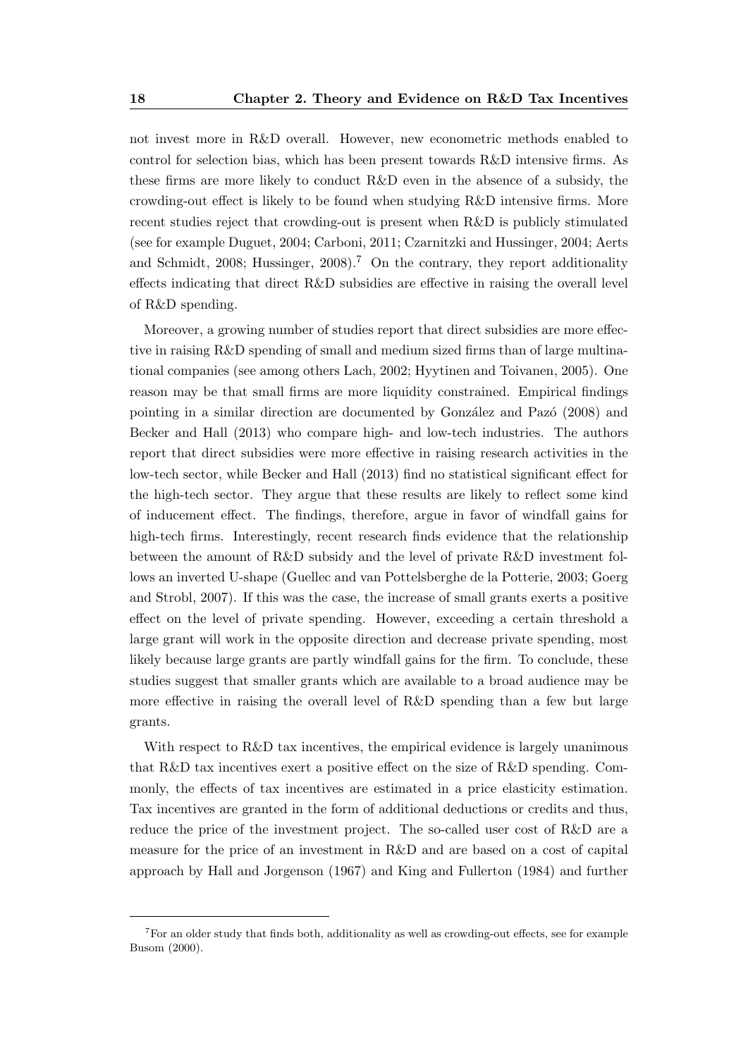not invest more in R&D overall. However, new econometric methods enabled to control for selection bias, which has been present towards R&D intensive firms. As these firms are more likely to conduct R&D even in the absence of a subsidy, the crowding-out effect is likely to be found when studying R&D intensive firms. More recent studies reject that crowding-out is present when R&D is publicly stimulated (see for example Duguet, 2004; Carboni, 2011; Czarnitzki and Hussinger, 2004; Aerts and Schmidt, 2008; Hussinger, 2008).[7] On the contrary, they report additionality effects indicating that direct R&D subsidies are effective in raising the overall level of R&D spending.

Moreover, a growing number of studies report that direct subsidies are more effective in raising R&D spending of small and medium sized firms than of large multinational companies (see among others Lach, 2002; Hyytinen and Toivanen, 2005). One reason may be that small firms are more liquidity constrained. Empirical findings pointing in a similar direction are documented by González and Pazó (2008) and Becker and Hall (2013) who compare high- and low-tech industries. The authors report that direct subsidies were more effective in raising research activities in the low-tech sector, while Becker and Hall (2013) find no statistical significant effect for the high-tech sector. They argue that these results are likely to reflect some kind of inducement effect. The findings, therefore, argue in favor of windfall gains for high-tech firms. Interestingly, recent research finds evidence that the relationship between the amount of R&D subsidy and the level of private R&D investment follows an inverted U-shape (Guellec and van Pottelsberghe de la Potterie, 2003; Goerg and Strobl, 2007). If this was the case, the increase of small grants exerts a positive effect on the level of private spending. However, exceeding a certain threshold a large grant will work in the opposite direction and decrease private spending, most likely because large grants are partly windfall gains for the firm. To conclude, these studies suggest that smaller grants which are available to a broad audience may be more effective in raising the overall level of R&D spending than a few but large grants.

With respect to R&D tax incentives, the empirical evidence is largely unanimous that R&D tax incentives exert a positive effect on the size of R&D spending. Commonly, the effects of tax incentives are estimated in a price elasticity estimation. Tax incentives are granted in the form of additional deductions or credits and thus, reduce the price of the investment project. The so-called user cost of R&D are a measure for the price of an investment in R&D and are based on a cost of capital approach by Hall and Jorgenson (1967) and King and Fullerton (1984) and further

[7] For an older study that finds both, additionality as well as crowding-out effects, see for example Busom (2000).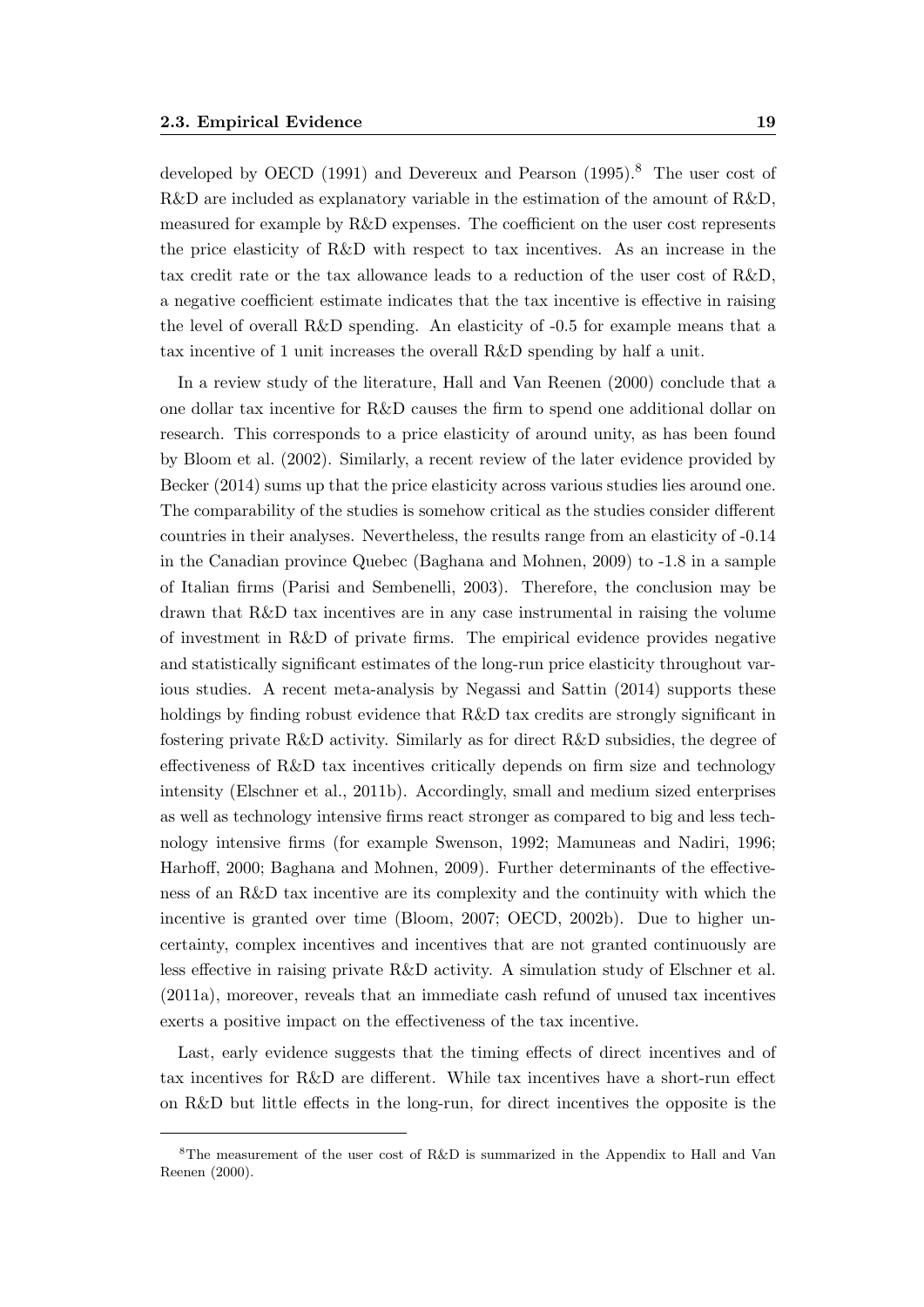developed by OECD (1991) and Devereux and Pearson (1995).[8] The user cost of R&D are included as explanatory variable in the estimation of the amount of R&D, measured for example by R&D expenses. The coefficient on the user cost represents the price elasticity of R&D with respect to tax incentives. As an increase in the tax credit rate or the tax allowance leads to a reduction of the user cost of R&D, a negative coefficient estimate indicates that the tax incentive is effective in raising the level of overall R&D spending. An elasticity of -0.5 for example means that a tax incentive of 1 unit increases the overall R&D spending by half a unit.

In a review study of the literature, Hall and Van Reenen (2000) conclude that a one dollar tax incentive for R&D causes the firm to spend one additional dollar on research. This corresponds to a price elasticity of around unity, as has been found by Bloom et al. (2002). Similarly, a recent review of the later evidence provided by Becker (2014) sums up that the price elasticity across various studies lies around one. The comparability of the studies is somehow critical as the studies consider different countries in their analyses. Nevertheless, the results range from an elasticity of -0.14 in the Canadian province Quebec (Baghana and Mohnen, 2009) to -1.8 in a sample of Italian firms (Parisi and Sembenelli, 2003). Therefore, the conclusion may be drawn that R&D tax incentives are in any case instrumental in raising the volume of investment in R&D of private firms. The empirical evidence provides negative and statistically significant estimates of the long-run price elasticity throughout various studies. A recent meta-analysis by Negassi and Sattin (2014) supports these holdings by finding robust evidence that R&D tax credits are strongly significant in fostering private R&D activity. Similarly as for direct R&D subsidies, the degree of effectiveness of R&D tax incentives critically depends on firm size and technology intensity (Elschner et al., 2011b). Accordingly, small and medium sized enterprises as well as technology intensive firms react stronger as compared to big and less technology intensive firms (for example Swenson, 1992; Mamuneas and Nadiri, 1996; Harhoff, 2000; Baghana and Mohnen, 2009). Further determinants of the effectiveness of an R&D tax incentive are its complexity and the continuity with which the incentive is granted over time (Bloom, 2007; OECD, 2002b). Due to higher uncertainty, complex incentives and incentives that are not granted continuously are less effective in raising private R&D activity. A simulation study of Elschner et al. (2011a), moreover, reveals that an immediate cash refund of unused tax incentives exerts a positive impact on the effectiveness of the tax incentive.

Last, early evidence suggests that the timing effects of direct incentives and of tax incentives for R&D are different. While tax incentives have a short-run effect on R&D but little effects in the long-run, for direct incentives the opposite is the

[8] The measurement of the user cost of R&D is summarized in the Appendix to Hall and Van Reenen (2000).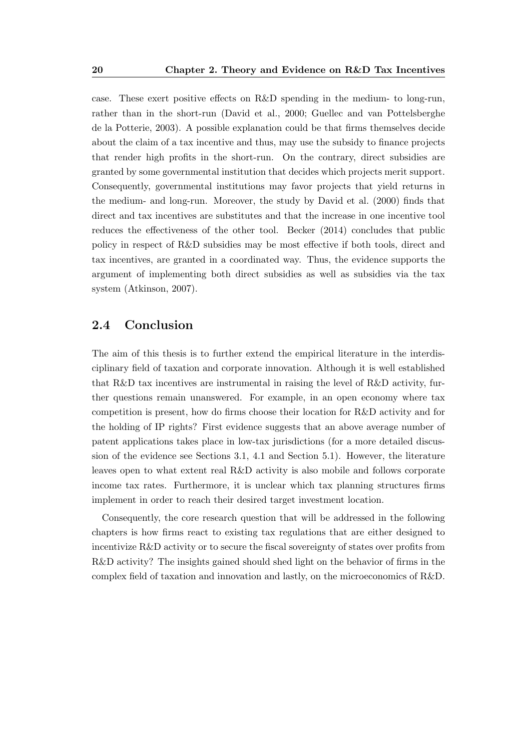case. These exert positive effects on R&D spending in the medium- to long-run, rather than in the short-run (David et al., 2000; Guellec and van Pottelsberghe de la Potterie, 2003). A possible explanation could be that firms themselves decide about the claim of a tax incentive and thus, may use the subsidy to finance projects that render high profits in the short-run. On the contrary, direct subsidies are granted by some governmental institution that decides which projects merit support. Consequently, governmental institutions may favor projects that yield returns in the medium- and long-run. Moreover, the study by David et al. (2000) finds that direct and tax incentives are substitutes and that the increase in one incentive tool reduces the effectiveness of the other tool. Becker (2014) concludes that public policy in respect of R&D subsidies may be most effective if both tools, direct and tax incentives, are granted in a coordinated way. Thus, the evidence supports the argument of implementing both direct subsidies as well as subsidies via the tax system (Atkinson, 2007).

## 2.4 Conclusion

The aim of this thesis is to further extend the empirical literature in the interdisciplinary field of taxation and corporate innovation. Although it is well established that R&D tax incentives are instrumental in raising the level of R&D activity, further questions remain unanswered. For example, in an open economy where tax competition is present, how do firms choose their location for R&D activity and for the holding of IP rights? First evidence suggests that an above average number of patent applications takes place in low-tax jurisdictions (for a more detailed discussion of the evidence see Sections 3.1, 4.1 and Section 5.1). However, the literature leaves open to what extent real R&D activity is also mobile and follows corporate income tax rates. Furthermore, it is unclear which tax planning structures firms implement in order to reach their desired target investment location.

Consequently, the core research question that will be addressed in the following chapters is how firms react to existing tax regulations that are either designed to incentivize R&D activity or to secure the fiscal sovereignty of states over profits from R&D activity? The insights gained should shed light on the behavior of firms in the complex field of taxation and innovation and lastly, on the microeconomics of R&D.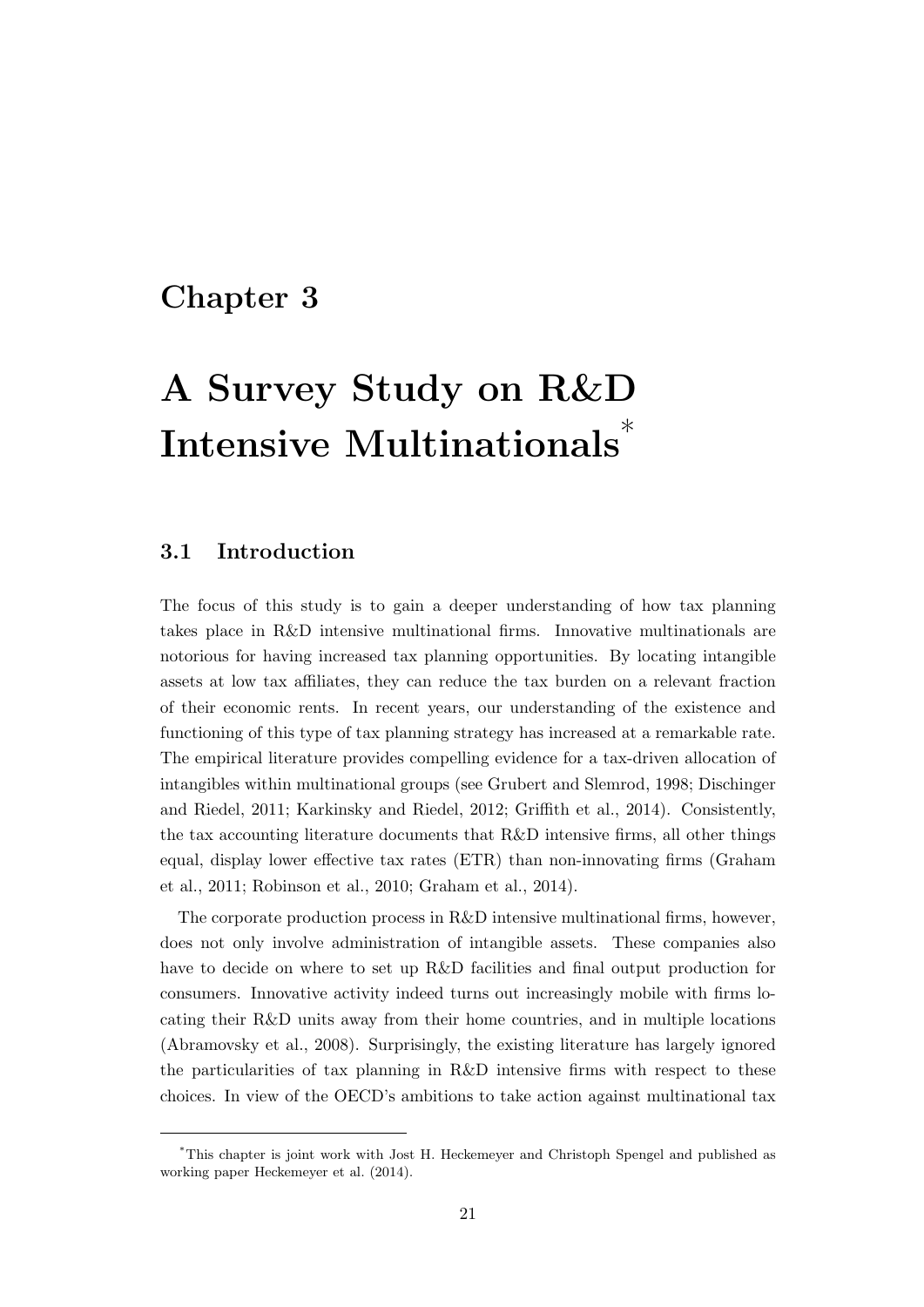# Chapter 3

# A Survey Study on R&D Intensive Multinationals*

## 3.1 Introduction

The focus of this study is to gain a deeper understanding of how tax planning takes place in R&D intensive multinational firms. Innovative multinationals are notorious for having increased tax planning opportunities. By locating intangible assets at low tax affiliates, they can reduce the tax burden on a relevant fraction of their economic rents. In recent years, our understanding of the existence and functioning of this type of tax planning strategy has increased at a remarkable rate. The empirical literature provides compelling evidence for a tax-driven allocation of intangibles within multinational groups (see Grubert and Slemrod, 1998; Dischinger and Riedel, 2011; Karkinsky and Riedel, 2012; Griffith et al., 2014). Consistently, the tax accounting literature documents that R&D intensive firms, all other things equal, display lower effective tax rates (ETR) than non-innovating firms (Graham et al., 2011; Robinson et al., 2010; Graham et al., 2014).

The corporate production process in R&D intensive multinational firms, however, does not only involve administration of intangible assets. These companies also have to decide on where to set up R&D facilities and final output production for consumers. Innovative activity indeed turns out increasingly mobile with firms locating their R&D units away from their home countries, and in multiple locations (Abramovsky et al., 2008). Surprisingly, the existing literature has largely ignored the particularities of tax planning in R&D intensive firms with respect to these choices. In view of the OECD's ambitions to take action against multinational tax

*This chapter is joint work with Jost H. Heckemeyer and Christoph Spengel and published as working paper Heckemeyer et al. (2014).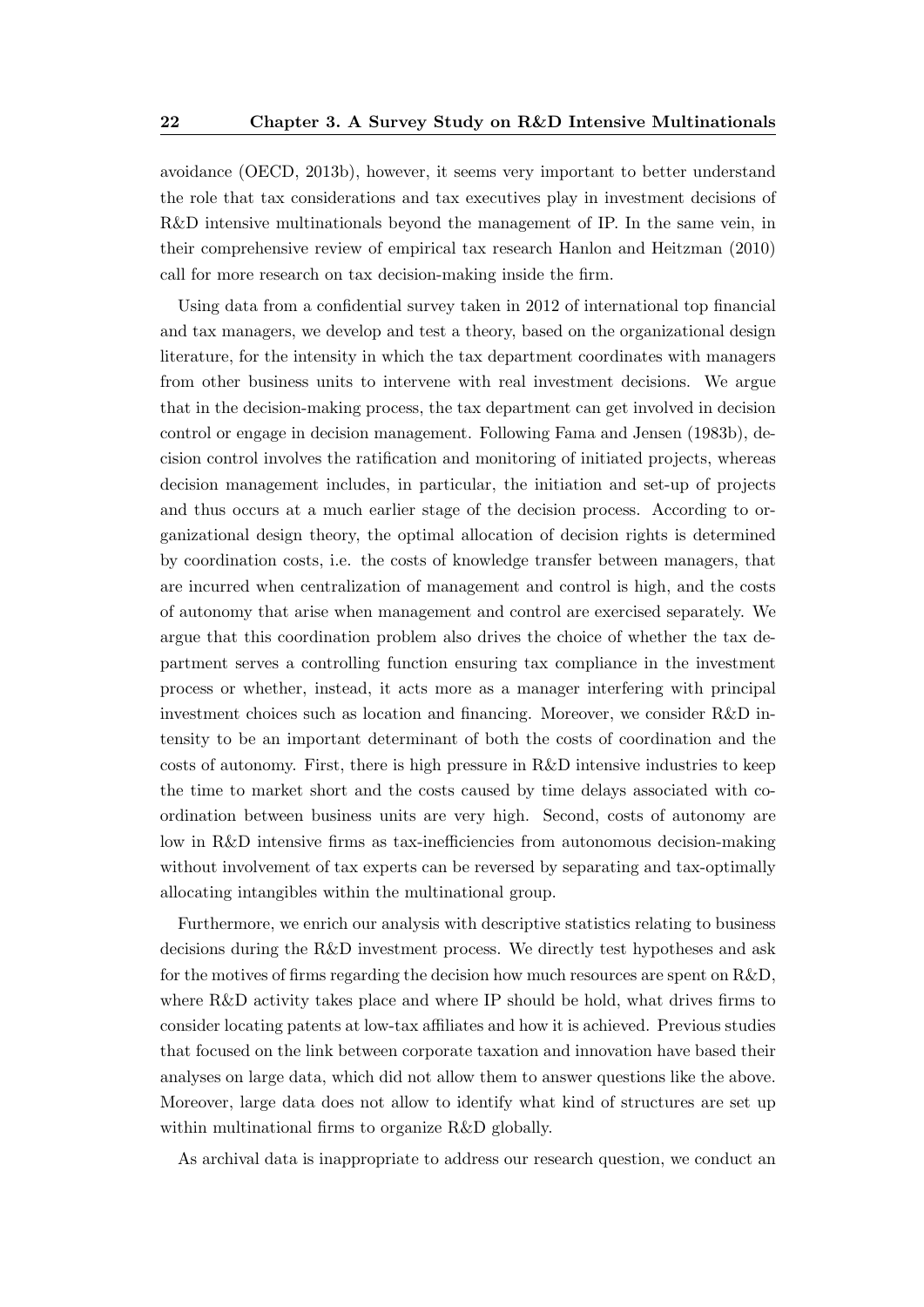avoidance (OECD, 2013b), however, it seems very important to better understand the role that tax considerations and tax executives play in investment decisions of R&D intensive multinationals beyond the management of IP. In the same vein, in their comprehensive review of empirical tax research Hanlon and Heitzman (2010) call for more research on tax decision-making inside the firm.

Using data from a confidential survey taken in 2012 of international top financial and tax managers, we develop and test a theory, based on the organizational design literature, for the intensity in which the tax department coordinates with managers from other business units to intervene with real investment decisions. We argue that in the decision-making process, the tax department can get involved in decision control or engage in decision management. Following Fama and Jensen (1983b), decision control involves the ratification and monitoring of initiated projects, whereas decision management includes, in particular, the initiation and set-up of projects and thus occurs at a much earlier stage of the decision process. According to organizational design theory, the optimal allocation of decision rights is determined by coordination costs, i.e. the costs of knowledge transfer between managers, that are incurred when centralization of management and control is high, and the costs of autonomy that arise when management and control are exercised separately. We argue that this coordination problem also drives the choice of whether the tax department serves a controlling function ensuring tax compliance in the investment process or whether, instead, it acts more as a manager interfering with principal investment choices such as location and financing. Moreover, we consider R&D intensity to be an important determinant of both the costs of coordination and the costs of autonomy. First, there is high pressure in R&D intensive industries to keep the time to market short and the costs caused by time delays associated with coordination between business units are very high. Second, costs of autonomy are low in R&D intensive firms as tax-inefficiencies from autonomous decision-making without involvement of tax experts can be reversed by separating and tax-optimally allocating intangibles within the multinational group.

Furthermore, we enrich our analysis with descriptive statistics relating to business decisions during the R&D investment process. We directly test hypotheses and ask for the motives of firms regarding the decision how much resources are spent on R&D, where R&D activity takes place and where IP should be hold, what drives firms to consider locating patents at low-tax affiliates and how it is achieved. Previous studies that focused on the link between corporate taxation and innovation have based their analyses on large data, which did not allow them to answer questions like the above. Moreover, large data does not allow to identify what kind of structures are set up within multinational firms to organize R&D globally.

As archival data is inappropriate to address our research question, we conduct an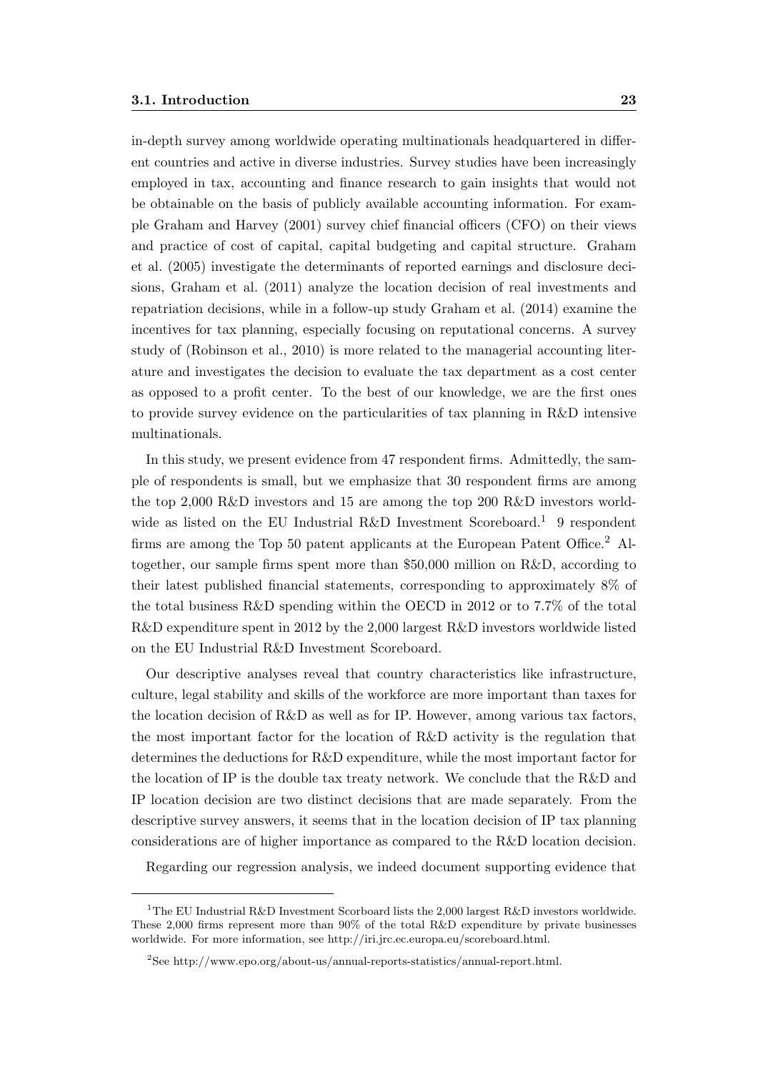in-depth survey among worldwide operating multinationals headquartered in different countries and active in diverse industries. Survey studies have been increasingly employed in tax, accounting and finance research to gain insights that would not be obtainable on the basis of publicly available accounting information. For example Graham and Harvey (2001) survey chief financial officers (CFO) on their views and practice of cost of capital, capital budgeting and capital structure. Graham et al. (2005) investigate the determinants of reported earnings and disclosure decisions, Graham et al. (2011) analyze the location decision of real investments and repatriation decisions, while in a follow-up study Graham et al. (2014) examine the incentives for tax planning, especially focusing on reputational concerns. A survey study of (Robinson et al., 2010) is more related to the managerial accounting literature and investigates the decision to evaluate the tax department as a cost center as opposed to a profit center. To the best of our knowledge, we are the first ones to provide survey evidence on the particularities of tax planning in R&D intensive multinationals.

In this study, we present evidence from 47 respondent firms. Admittedly, the sample of respondents is small, but we emphasize that 30 respondent firms are among the top 2,000 R&D investors and 15 are among the top 200 R&D investors worldwide as listed on the EU Industrial R&D Investment Scoreboard.[1] 9 respondent firms are among the Top 50 patent applicants at the European Patent Office.[2] Altogether, our sample firms spent more than $50,000 million on R&D, according to their latest published financial statements, corresponding to approximately 8% of the total business R&D spending within the OECD in 2012 or to 7.7% of the total R&D expenditure spent in 2012 by the 2,000 largest R&D investors worldwide listed on the EU Industrial R&D Investment Scoreboard.

Our descriptive analyses reveal that country characteristics like infrastructure, culture, legal stability and skills of the workforce are more important than taxes for the location decision of R&D as well as for IP. However, among various tax factors, the most important factor for the location of R&D activity is the regulation that determines the deductions for R&D expenditure, while the most important factor for the location of IP is the double tax treaty network. We conclude that the R&D and IP location decision are two distinct decisions that are made separately. From the descriptive survey answers, it seems that in the location decision of IP tax planning considerations are of higher importance as compared to the R&D location decision.

Regarding our regression analysis, we indeed document supporting evidence that

---

[1] The EU Industrial R&D Investment Scorboard lists the 2,000 largest R&D investors worldwide. These 2,000 firms represent more than 90% of the total R&D expenditure by private businesses worldwide. For more information, see http://iri.jrc.ec.europa.eu/scoreboard.html.

[2] See http://www.epo.org/about-us/annual-reports-statistics/annual-report.html.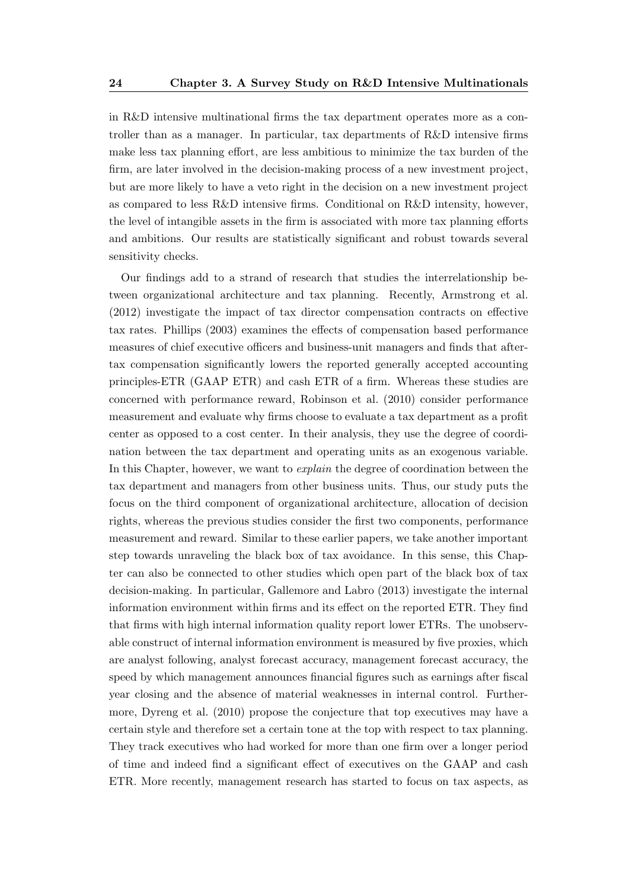in R&D intensive multinational firms the tax department operates more as a controller than as a manager. In particular, tax departments of R&D intensive firms make less tax planning effort, are less ambitious to minimize the tax burden of the firm, are later involved in the decision-making process of a new investment project, but are more likely to have a veto right in the decision on a new investment project as compared to less R&D intensive firms. Conditional on R&D intensity, however, the level of intangible assets in the firm is associated with more tax planning efforts and ambitions. Our results are statistically significant and robust towards several sensitivity checks.

Our findings add to a strand of research that studies the interrelationship between organizational architecture and tax planning. Recently, Armstrong et al. (2012) investigate the impact of tax director compensation contracts on effective tax rates. Phillips (2003) examines the effects of compensation based performance measures of chief executive officers and business-unit managers and finds that after-tax compensation significantly lowers the reported generally accepted accounting principles-ETR (GAAP ETR) and cash ETR of a firm. Whereas these studies are concerned with performance reward, Robinson et al. (2010) consider performance measurement and evaluate why firms choose to evaluate a tax department as a profit center as opposed to a cost center. In their analysis, they use the degree of coordination between the tax department and operating units as an exogenous variable. In this Chapter, however, we want to *explain* the degree of coordination between the tax department and managers from other business units. Thus, our study puts the focus on the third component of organizational architecture, allocation of decision rights, whereas the previous studies consider the first two components, performance measurement and reward. Similar to these earlier papers, we take another important step towards unraveling the black box of tax avoidance. In this sense, this Chapter can also be connected to other studies which open part of the black box of tax decision-making. In particular, Gallemore and Labro (2013) investigate the internal information environment within firms and its effect on the reported ETR. They find that firms with high internal information quality report lower ETRs. The unobservable construct of internal information environment is measured by five proxies, which are analyst following, analyst forecast accuracy, management forecast accuracy, the speed by which management announces financial figures such as earnings after fiscal year closing and the absence of material weaknesses in internal control. Furthermore, Dyreng et al. (2010) propose the conjecture that top executives may have a certain style and therefore set a certain tone at the top with respect to tax planning. They track executives who had worked for more than one firm over a longer period of time and indeed find a significant effect of executives on the GAAP and cash ETR. More recently, management research has started to focus on tax aspects, as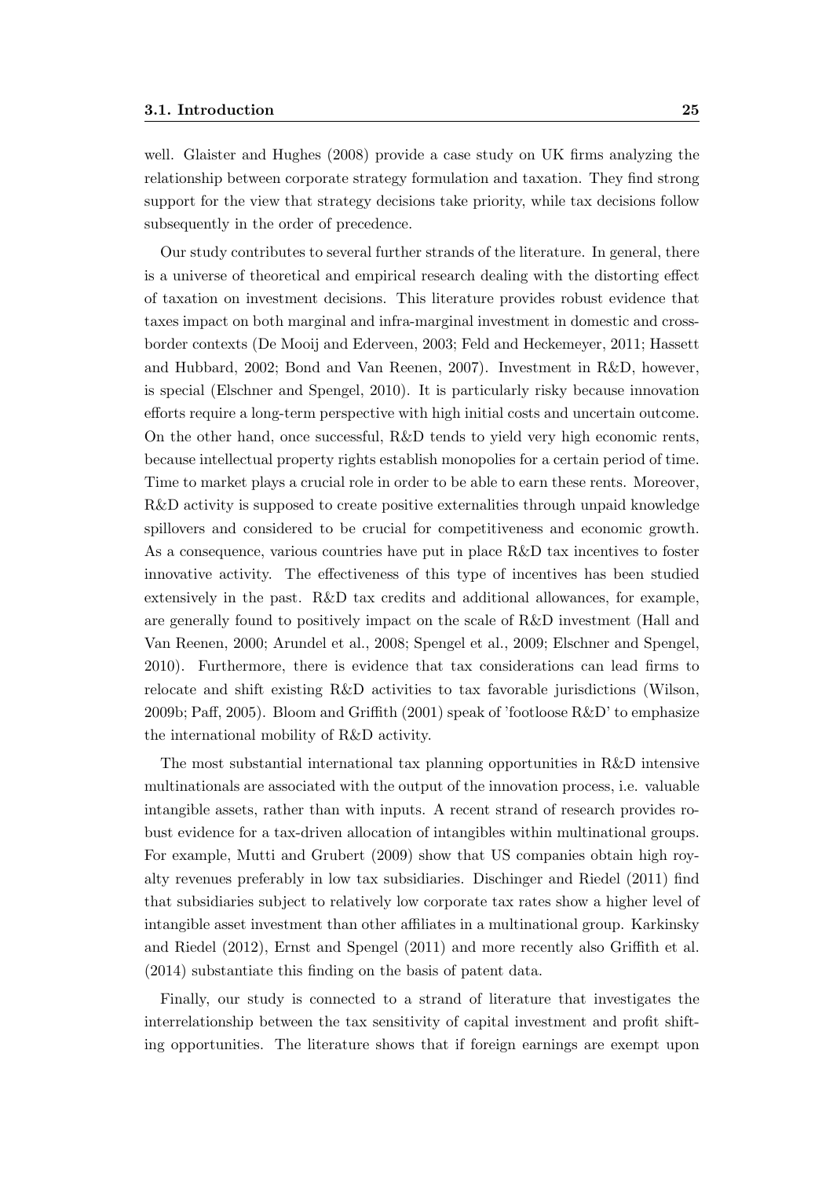well. Glaister and Hughes (2008) provide a case study on UK firms analyzing the relationship between corporate strategy formulation and taxation. They find strong support for the view that strategy decisions take priority, while tax decisions follow subsequently in the order of precedence.

Our study contributes to several further strands of the literature. In general, there is a universe of theoretical and empirical research dealing with the distorting effect of taxation on investment decisions. This literature provides robust evidence that taxes impact on both marginal and infra-marginal investment in domestic and cross-border contexts (De Mooij and Ederveen, 2003; Feld and Heckemeyer, 2011; Hassett and Hubbard, 2002; Bond and Van Reenen, 2007). Investment in R&D, however, is special (Elschner and Spengel, 2010). It is particularly risky because innovation efforts require a long-term perspective with high initial costs and uncertain outcome. On the other hand, once successful, R&D tends to yield very high economic rents, because intellectual property rights establish monopolies for a certain period of time. Time to market plays a crucial role in order to be able to earn these rents. Moreover, R&D activity is supposed to create positive externalities through unpaid knowledge spillovers and considered to be crucial for competitiveness and economic growth. As a consequence, various countries have put in place R&D tax incentives to foster innovative activity. The effectiveness of this type of incentives has been studied extensively in the past. R&D tax credits and additional allowances, for example, are generally found to positively impact on the scale of R&D investment (Hall and Van Reenen, 2000; Arundel et al., 2008; Spengel et al., 2009; Elschner and Spengel, 2010). Furthermore, there is evidence that tax considerations can lead firms to relocate and shift existing R&D activities to tax favorable jurisdictions (Wilson, 2009b; Paff, 2005). Bloom and Griffith (2001) speak of 'footloose R&D' to emphasize the international mobility of R&D activity.

The most substantial international tax planning opportunities in R&D intensive multinationals are associated with the output of the innovation process, i.e. valuable intangible assets, rather than with inputs. A recent strand of research provides robust evidence for a tax-driven allocation of intangibles within multinational groups. For example, Mutti and Grubert (2009) show that US companies obtain high royalty revenues preferably in low tax subsidiaries. Dischinger and Riedel (2011) find that subsidiaries subject to relatively low corporate tax rates show a higher level of intangible asset investment than other affiliates in a multinational group. Karkinsky and Riedel (2012), Ernst and Spengel (2011) and more recently also Griffith et al. (2014) substantiate this finding on the basis of patent data.

Finally, our study is connected to a strand of literature that investigates the interrelationship between the tax sensitivity of capital investment and profit shifting opportunities. The literature shows that if foreign earnings are exempt upon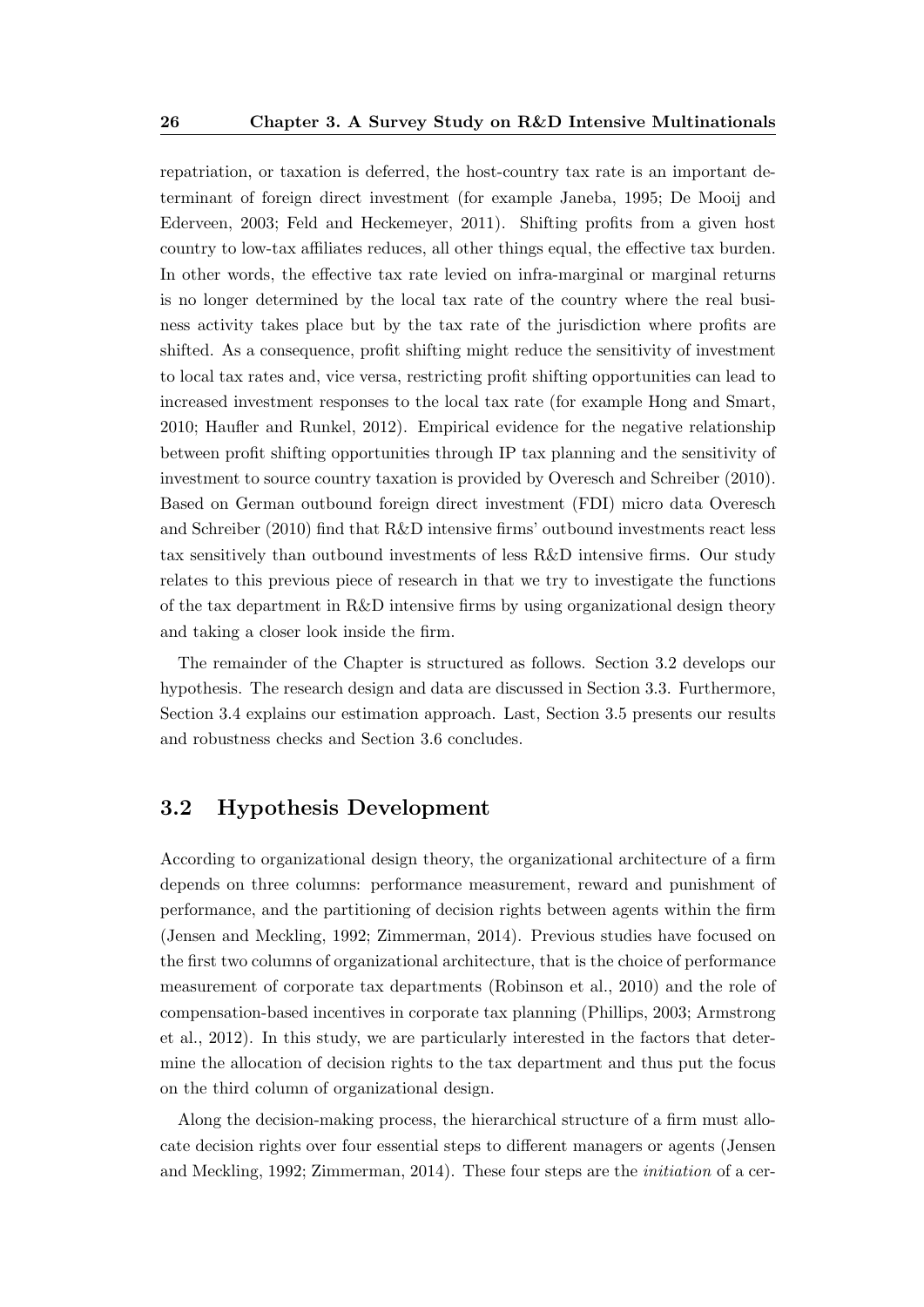repatriation, or taxation is deferred, the host-country tax rate is an important determinant of foreign direct investment (for example Janeba, 1995; De Mooij and Ederveen, 2003; Feld and Heckemeyer, 2011). Shifting profits from a given host country to low-tax affiliates reduces, all other things equal, the effective tax burden. In other words, the effective tax rate levied on infra-marginal or marginal returns is no longer determined by the local tax rate of the country where the real business activity takes place but by the tax rate of the jurisdiction where profits are shifted. As a consequence, profit shifting might reduce the sensitivity of investment to local tax rates and, vice versa, restricting profit shifting opportunities can lead to increased investment responses to the local tax rate (for example Hong and Smart, 2010; Haufler and Runkel, 2012). Empirical evidence for the negative relationship between profit shifting opportunities through IP tax planning and the sensitivity of investment to source country taxation is provided by Overesch and Schreiber (2010). Based on German outbound foreign direct investment (FDI) micro data Overesch and Schreiber (2010) find that R&D intensive firms' outbound investments react less tax sensitively than outbound investments of less R&D intensive firms. Our study relates to this previous piece of research in that we try to investigate the functions of the tax department in R&D intensive firms by using organizational design theory and taking a closer look inside the firm.

The remainder of the Chapter is structured as follows. Section 3.2 develops our hypothesis. The research design and data are discussed in Section 3.3. Furthermore, Section 3.4 explains our estimation approach. Last, Section 3.5 presents our results and robustness checks and Section 3.6 concludes.

## 3.2 Hypothesis Development

According to organizational design theory, the organizational architecture of a firm depends on three columns: performance measurement, reward and punishment of performance, and the partitioning of decision rights between agents within the firm (Jensen and Meckling, 1992; Zimmerman, 2014). Previous studies have focused on the first two columns of organizational architecture, that is the choice of performance measurement of corporate tax departments (Robinson et al., 2010) and the role of compensation-based incentives in corporate tax planning (Phillips, 2003; Armstrong et al., 2012). In this study, we are particularly interested in the factors that determine the allocation of decision rights to the tax department and thus put the focus on the third column of organizational design.

Along the decision-making process, the hierarchical structure of a firm must allocate decision rights over four essential steps to different managers or agents (Jensen and Meckling, 1992; Zimmerman, 2014). These four steps are the *initiation* of a cer-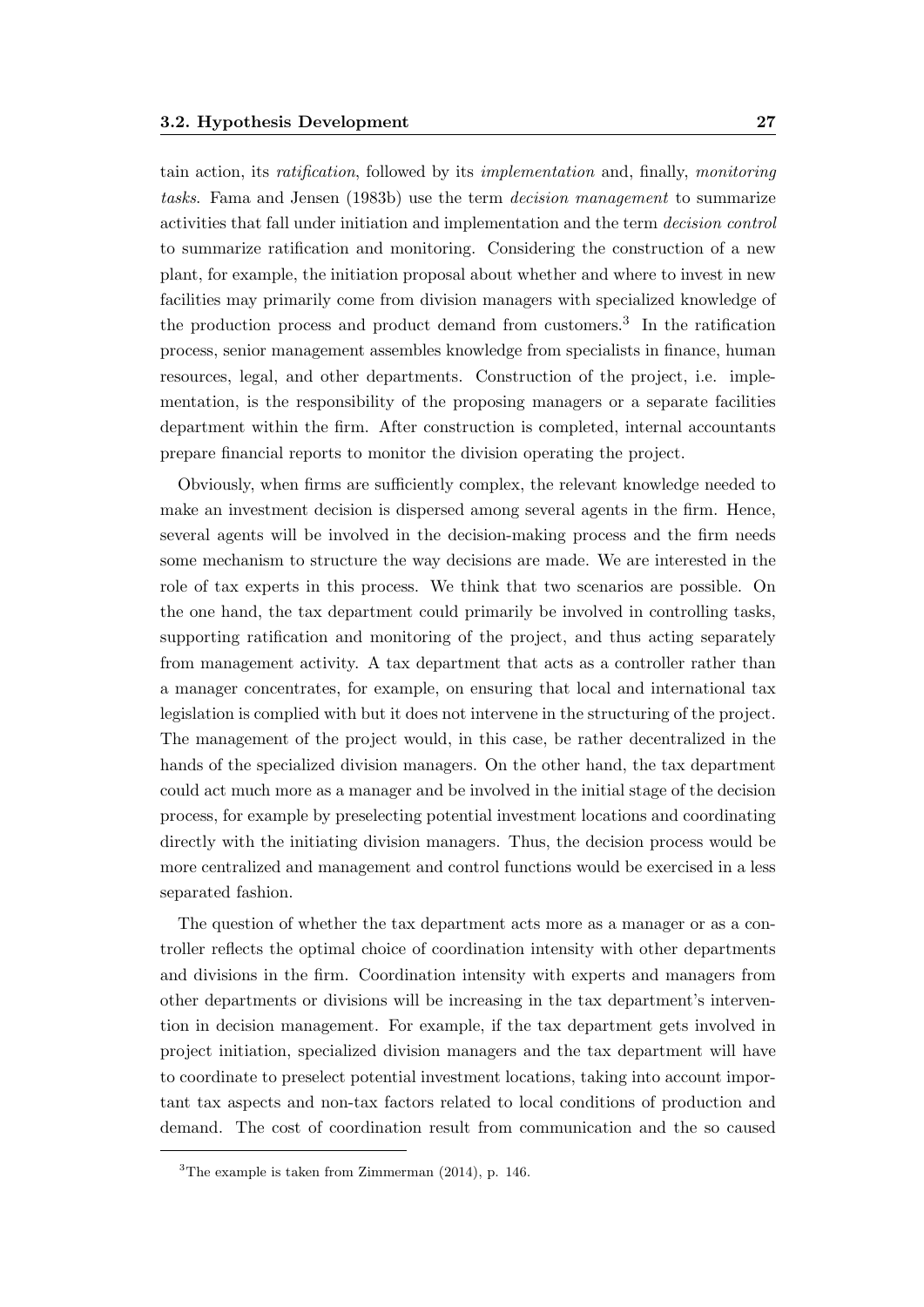tain action, its *ratification*, followed by its *implementation* and, finally, *monitoring tasks*. Fama and Jensen (1983b) use the term *decision management* to summarize activities that fall under initiation and implementation and the term *decision control* to summarize ratification and monitoring. Considering the construction of a new plant, for example, the initiation proposal about whether and where to invest in new facilities may primarily come from division managers with specialized knowledge of the production process and product demand from customers.[3] In the ratification process, senior management assembles knowledge from specialists in finance, human resources, legal, and other departments. Construction of the project, i.e. implementation, is the responsibility of the proposing managers or a separate facilities department within the firm. After construction is completed, internal accountants prepare financial reports to monitor the division operating the project.

Obviously, when firms are sufficiently complex, the relevant knowledge needed to make an investment decision is dispersed among several agents in the firm. Hence, several agents will be involved in the decision-making process and the firm needs some mechanism to structure the way decisions are made. We are interested in the role of tax experts in this process. We think that two scenarios are possible. On the one hand, the tax department could primarily be involved in controlling tasks, supporting ratification and monitoring of the project, and thus acting separately from management activity. A tax department that acts as a controller rather than a manager concentrates, for example, on ensuring that local and international tax legislation is complied with but it does not intervene in the structuring of the project. The management of the project would, in this case, be rather decentralized in the hands of the specialized division managers. On the other hand, the tax department could act much more as a manager and be involved in the initial stage of the decision process, for example by preselecting potential investment locations and coordinating directly with the initiating division managers. Thus, the decision process would be more centralized and management and control functions would be exercised in a less separated fashion.

The question of whether the tax department acts more as a manager or as a controller reflects the optimal choice of coordination intensity with other departments and divisions in the firm. Coordination intensity with experts and managers from other departments or divisions will be increasing in the tax department's intervention in decision management. For example, if the tax department gets involved in project initiation, specialized division managers and the tax department will have to coordinate to preselect potential investment locations, taking into account important tax aspects and non-tax factors related to local conditions of production and demand. The cost of coordination result from communication and the so caused

[3] The example is taken from Zimmerman (2014), p. 146.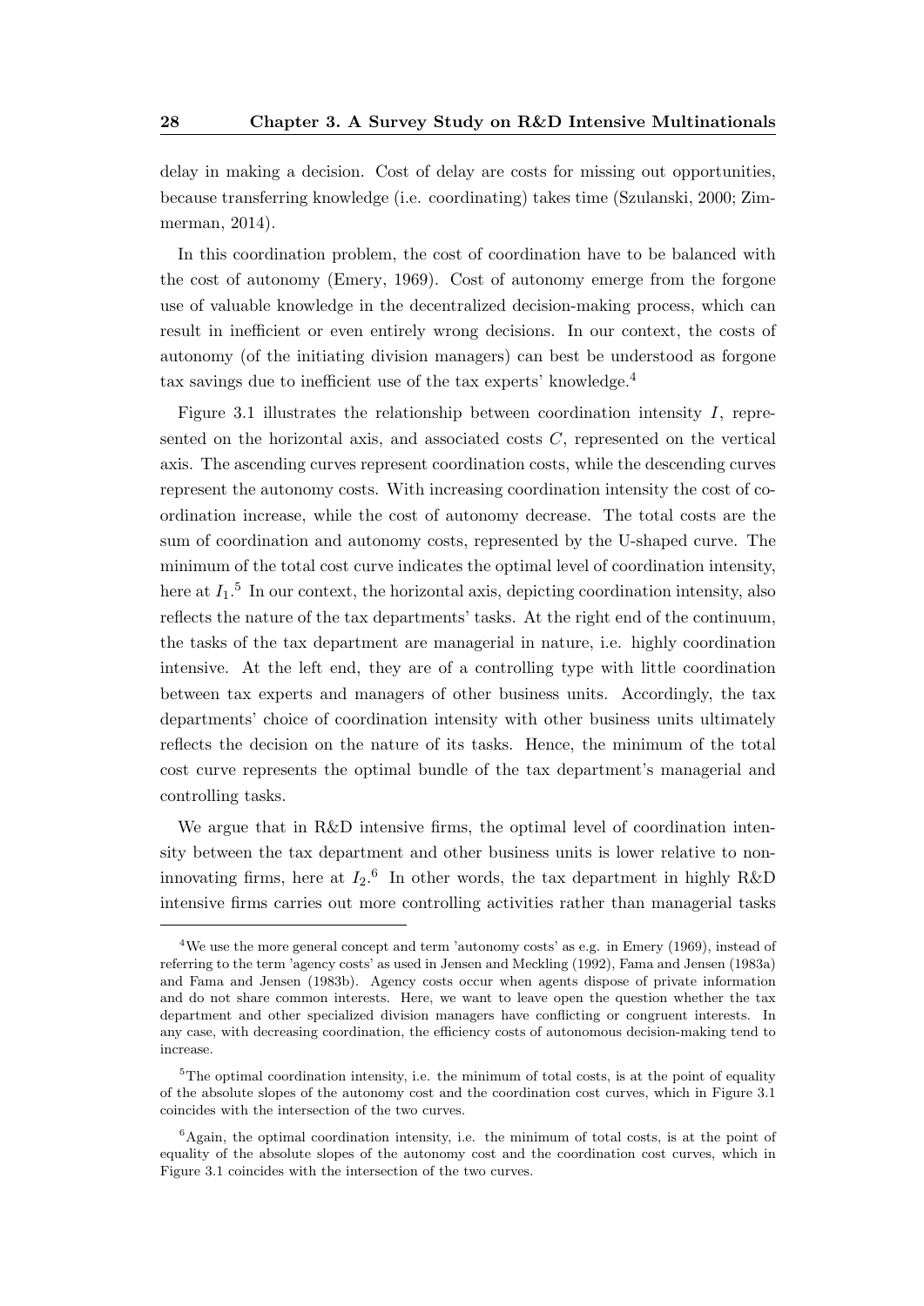delay in making a decision. Cost of delay are costs for missing out opportunities, because transferring knowledge (i.e. coordinating) takes time (Szulanski, 2000; Zimmerman, 2014).

In this coordination problem, the cost of coordination have to be balanced with the cost of autonomy (Emery, 1969). Cost of autonomy emerge from the forgone use of valuable knowledge in the decentralized decision-making process, which can result in inefficient or even entirely wrong decisions. In our context, the costs of autonomy (of the initiating division managers) can best be understood as forgone tax savings due to inefficient use of the tax experts' knowledge.[4]

Figure 3.1 illustrates the relationship between coordination intensity $I$, represented on the horizontal axis, and associated costs $C$, represented on the vertical axis. The ascending curves represent coordination costs, while the descending curves represent the autonomy costs. With increasing coordination intensity the cost of coordination increase, while the cost of autonomy decrease. The total costs are the sum of coordination and autonomy costs, represented by the U-shaped curve. The minimum of the total cost curve indicates the optimal level of coordination intensity, here at $I_1$.[5] In our context, the horizontal axis, depicting coordination intensity, also reflects the nature of the tax departments' tasks. At the right end of the continuum, the tasks of the tax department are managerial in nature, i.e. highly coordination intensive. At the left end, they are of a controlling type with little coordination between tax experts and managers of other business units. Accordingly, the tax departments' choice of coordination intensity with other business units ultimately reflects the decision on the nature of its tasks. Hence, the minimum of the total cost curve represents the optimal bundle of the tax department's managerial and controlling tasks.

We argue that in R&D intensive firms, the optimal level of coordination intensity between the tax department and other business units is lower relative to non-innovating firms, here at $I_2$.[6] In other words, the tax department in highly R&D intensive firms carries out more controlling activities rather than managerial tasks

---

[4] We use the more general concept and term 'autonomy costs' as e.g. in Emery (1969), instead of referring to the term 'agency costs' as used in Jensen and Meckling (1992), Fama and Jensen (1983a) and Fama and Jensen (1983b). Agency costs occur when agents dispose of private information and do not share common interests. Here, we want to leave open the question whether the tax department and other specialized division managers have conflicting or congruent interests. In any case, with decreasing coordination, the efficiency costs of autonomous decision-making tend to increase.

[5] The optimal coordination intensity, i.e. the minimum of total costs, is at the point of equality of the absolute slopes of the autonomy cost and the coordination cost curves, which in Figure 3.1 coincides with the intersection of the two curves.

[6] Again, the optimal coordination intensity, i.e. the minimum of total costs, is at the point of equality of the absolute slopes of the autonomy cost and the coordination cost curves, which in Figure 3.1 coincides with the intersection of the two curves.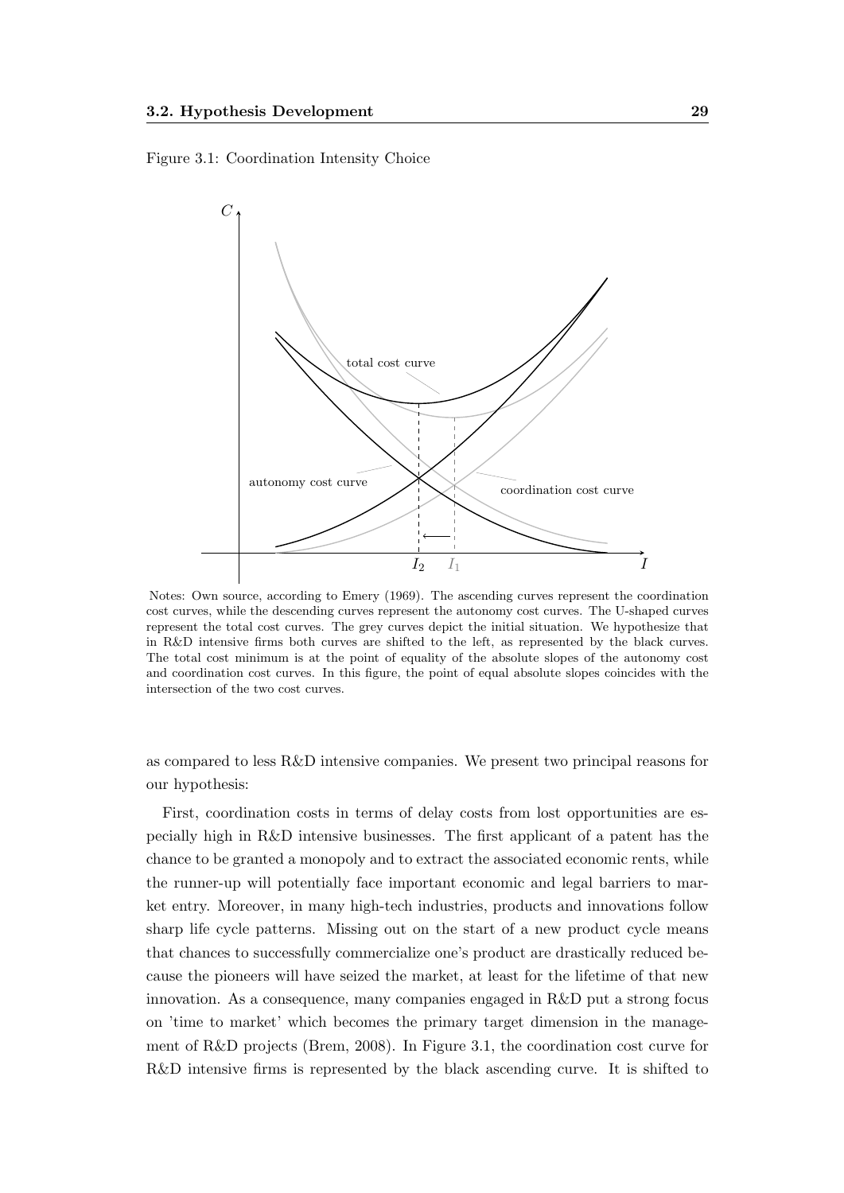Figure 3.1: Coordination Intensity Choice

Notes: Own source, according to Emery (1969). The ascending curves represent the coordination cost curves, while the descending curves represent the autonomy cost curves. The U-shaped curves represent the total cost curves. The grey curves depict the initial situation. We hypothesize that in R&D intensive firms both curves are shifted to the left, as represented by the black curves. The total cost minimum is at the point of equality of the absolute slopes of the autonomy cost and coordination cost curves. In this figure, the point of equal absolute slopes coincides with the intersection of the two cost curves.

as compared to less R&D intensive companies. We present two principal reasons for our hypothesis:

First, coordination costs in terms of delay costs from lost opportunities are especially high in R&D intensive businesses. The first applicant of a patent has the chance to be granted a monopoly and to extract the associated economic rents, while the runner-up will potentially face important economic and legal barriers to market entry. Moreover, in many high-tech industries, products and innovations follow sharp life cycle patterns. Missing out on the start of a new product cycle means that chances to successfully commercialize one's product are drastically reduced because the pioneers will have seized the market, at least for the lifetime of that new innovation. As a consequence, many companies engaged in R&D put a strong focus on 'time to market' which becomes the primary target dimension in the management of R&D projects (Brem, 2008). In Figure 3.1, the coordination cost curve for R&D intensive firms is represented by the black ascending curve. It is shifted to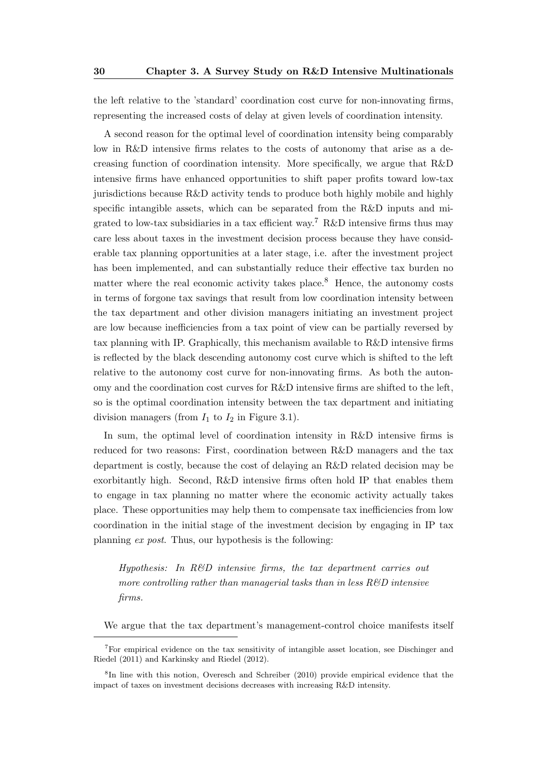the left relative to the 'standard' coordination cost curve for non-innovating firms, representing the increased costs of delay at given levels of coordination intensity.

A second reason for the optimal level of coordination intensity being comparably low in R&D intensive firms relates to the costs of autonomy that arise as a decreasing function of coordination intensity. More specifically, we argue that R&D intensive firms have enhanced opportunities to shift paper profits toward low-tax jurisdictions because R&D activity tends to produce both highly mobile and highly specific intangible assets, which can be separated from the R&D inputs and migrated to low-tax subsidiaries in a tax efficient way.[7] R&D intensive firms thus may care less about taxes in the investment decision process because they have considerable tax planning opportunities at a later stage, i.e. after the investment project has been implemented, and can substantially reduce their effective tax burden no matter where the real economic activity takes place.[8] Hence, the autonomy costs in terms of forgone tax savings that result from low coordination intensity between the tax department and other division managers initiating an investment project are low because inefficiencies from a tax point of view can be partially reversed by tax planning with IP. Graphically, this mechanism available to R&D intensive firms is reflected by the black descending autonomy cost curve which is shifted to the left relative to the autonomy cost curve for non-innovating firms. As both the autonomy and the coordination cost curves for R&D intensive firms are shifted to the left, so is the optimal coordination intensity between the tax department and initiating division managers (from $I_1$ to $I_2$ in Figure 3.1).

In sum, the optimal level of coordination intensity in R&D intensive firms is reduced for two reasons: First, coordination between R&D managers and the tax department is costly, because the cost of delaying an R&D related decision may be exorbitantly high. Second, R&D intensive firms often hold IP that enables them to engage in tax planning no matter where the economic activity actually takes place. These opportunities may help them to compensate tax inefficiencies from low coordination in the initial stage of the investment decision by engaging in IP tax planning *ex post*. Thus, our hypothesis is the following:

> *Hypothesis: In R&D intensive firms, the tax department carries out more controlling rather than managerial tasks than in less R&D intensive firms.*

We argue that the tax department's management-control choice manifests itself

[7] For empirical evidence on the tax sensitivity of intangible asset location, see Dischinger and Riedel (2011) and Karkinsky and Riedel (2012).

[8] In line with this notion, Overesch and Schreiber (2010) provide empirical evidence that the impact of taxes on investment decisions decreases with increasing R&D intensity.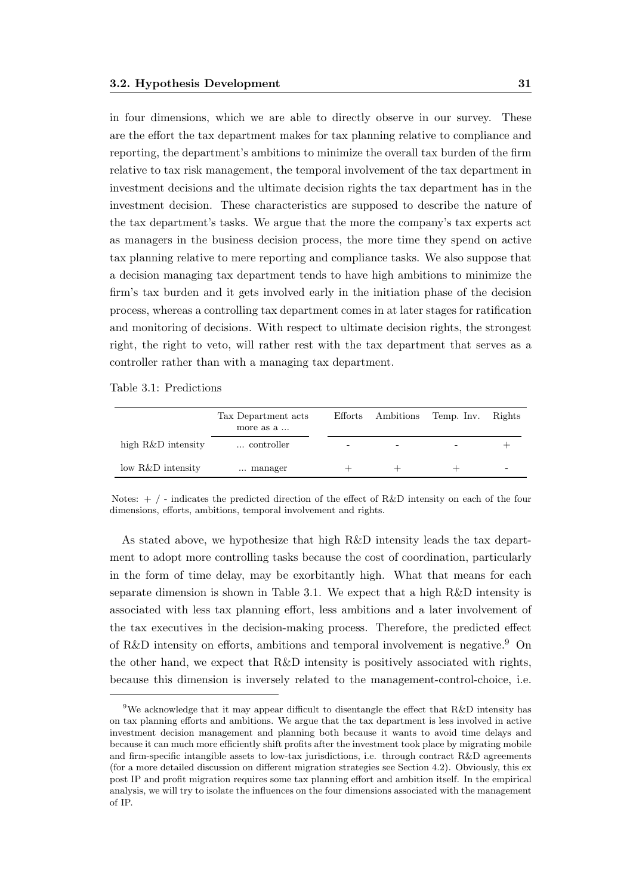in four dimensions, which we are able to directly observe in our survey. These are the effort the tax department makes for tax planning relative to compliance and reporting, the department's ambitions to minimize the overall tax burden of the firm relative to tax risk management, the temporal involvement of the tax department in investment decisions and the ultimate decision rights the tax department has in the investment decision. These characteristics are supposed to describe the nature of the tax department's tasks. We argue that the more the company's tax experts act as managers in the business decision process, the more time they spend on active tax planning relative to mere reporting and compliance tasks. We also suppose that a decision managing tax department tends to have high ambitions to minimize the firm's tax burden and it gets involved early in the initiation phase of the decision process, whereas a controlling tax department comes in at later stages for ratification and monitoring of decisions. With respect to ultimate decision rights, the strongest right, the right to veto, will rather rest with the tax department that serves as a controller rather than with a managing tax department.

Table 3.1: Predictions

| | Tax Department acts more as a ... | Efforts | Ambitions | Temp. Inv. | Rights |
|---|---|---|---|---|---|
| high R&D intensity | ... controller | - | - | - | + |
| low R&D intensity | ... manager | + | + | + | - |

Notes: + / - indicates the predicted direction of the effect of R&D intensity on each of the four dimensions, efforts, ambitions, temporal involvement and rights.

As stated above, we hypothesize that high R&D intensity leads the tax department to adopt more controlling tasks because the cost of coordination, particularly in the form of time delay, may be exorbitantly high. What that means for each separate dimension is shown in Table 3.1. We expect that a high R&D intensity is associated with less tax planning effort, less ambitions and a later involvement of the tax executives in the decision-making process. Therefore, the predicted effect of R&D intensity on efforts, ambitions and temporal involvement is negative.[9] On the other hand, we expect that R&D intensity is positively associated with rights, because this dimension is inversely related to the management-control-choice, i.e.

[9] We acknowledge that it may appear difficult to disentangle the effect that R&D intensity has on tax planning efforts and ambitions. We argue that the tax department is less involved in active investment decision management and planning both because it wants to avoid time delays and because it can much more efficiently shift profits after the investment took place by migrating mobile and firm-specific intangible assets to low-tax jurisdictions, i.e. through contract R&D agreements (for a more detailed discussion on different migration strategies see Section 4.2). Obviously, this ex post IP and profit migration requires some tax planning effort and ambition itself. In the empirical analysis, we will try to isolate the influences on the four dimensions associated with the management of IP.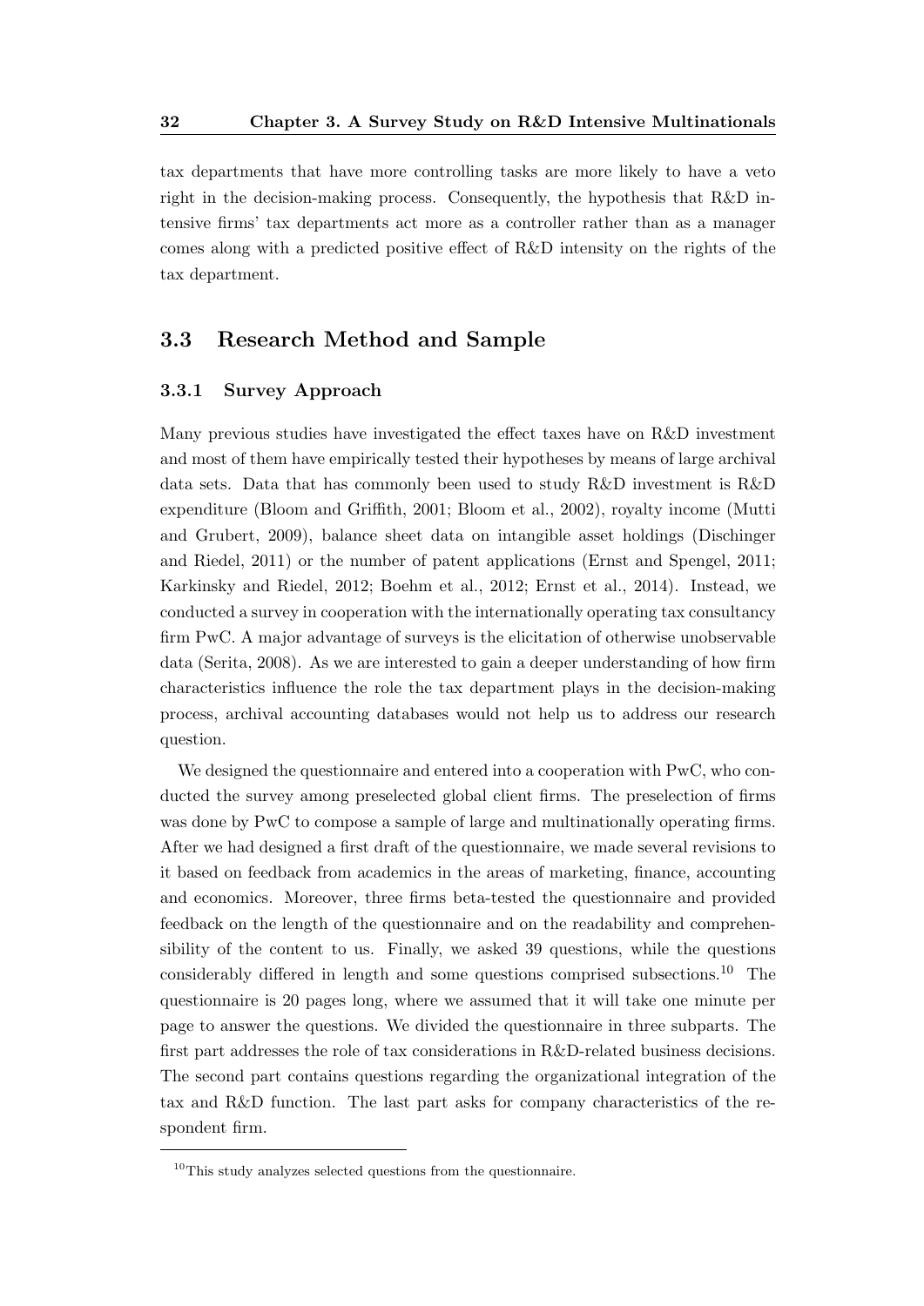tax departments that have more controlling tasks are more likely to have a veto right in the decision-making process. Consequently, the hypothesis that R&D intensive firms' tax departments act more as a controller rather than as a manager comes along with a predicted positive effect of R&D intensity on the rights of the tax department.

## 3.3 Research Method and Sample

### 3.3.1 Survey Approach

Many previous studies have investigated the effect taxes have on R&D investment and most of them have empirically tested their hypotheses by means of large archival data sets. Data that has commonly been used to study R&D investment is R&D expenditure (Bloom and Griffith, 2001; Bloom et al., 2002), royalty income (Mutti and Grubert, 2009), balance sheet data on intangible asset holdings (Dischinger and Riedel, 2011) or the number of patent applications (Ernst and Spengel, 2011; Karkinsky and Riedel, 2012; Boehm et al., 2012; Ernst et al., 2014). Instead, we conducted a survey in cooperation with the internationally operating tax consultancy firm PwC. A major advantage of surveys is the elicitation of otherwise unobservable data (Serita, 2008). As we are interested to gain a deeper understanding of how firm characteristics influence the role the tax department plays in the decision-making process, archival accounting databases would not help us to address our research question.

We designed the questionnaire and entered into a cooperation with PwC, who conducted the survey among preselected global client firms. The preselection of firms was done by PwC to compose a sample of large and multinationally operating firms. After we had designed a first draft of the questionnaire, we made several revisions to it based on feedback from academics in the areas of marketing, finance, accounting and economics. Moreover, three firms beta-tested the questionnaire and provided feedback on the length of the questionnaire and on the readability and comprehensibility of the content to us. Finally, we asked 39 questions, while the questions considerably differed in length and some questions comprised subsections.[10] The questionnaire is 20 pages long, where we assumed that it will take one minute per page to answer the questions. We divided the questionnaire in three subparts. The first part addresses the role of tax considerations in R&D-related business decisions. The second part contains questions regarding the organizational integration of the tax and R&D function. The last part asks for company characteristics of the respondent firm.

[10] This study analyzes selected questions from the questionnaire.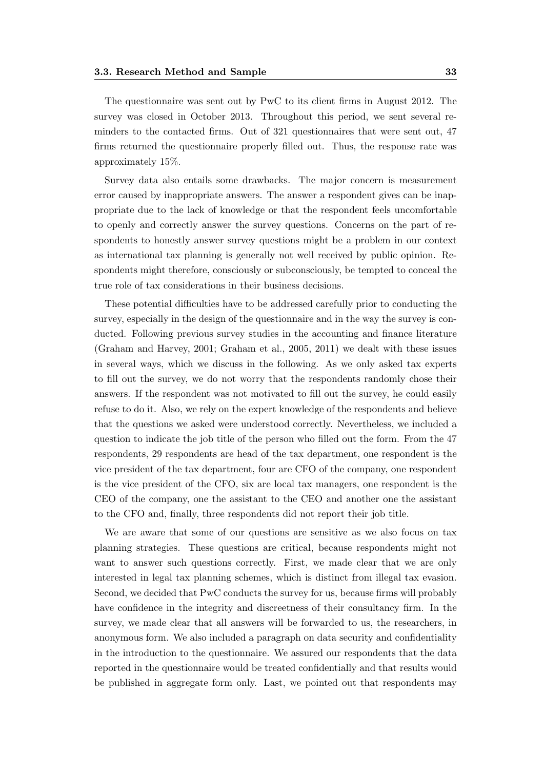The questionnaire was sent out by PwC to its client firms in August 2012. The survey was closed in October 2013. Throughout this period, we sent several reminders to the contacted firms. Out of 321 questionnaires that were sent out, 47 firms returned the questionnaire properly filled out. Thus, the response rate was approximately 15%.

Survey data also entails some drawbacks. The major concern is measurement error caused by inappropriate answers. The answer a respondent gives can be inappropriate due to the lack of knowledge or that the respondent feels uncomfortable to openly and correctly answer the survey questions. Concerns on the part of respondents to honestly answer survey questions might be a problem in our context as international tax planning is generally not well received by public opinion. Respondents might therefore, consciously or subconsciously, be tempted to conceal the true role of tax considerations in their business decisions.

These potential difficulties have to be addressed carefully prior to conducting the survey, especially in the design of the questionnaire and in the way the survey is conducted. Following previous survey studies in the accounting and finance literature (Graham and Harvey, 2001; Graham et al., 2005, 2011) we dealt with these issues in several ways, which we discuss in the following. As we only asked tax experts to fill out the survey, we do not worry that the respondents randomly chose their answers. If the respondent was not motivated to fill out the survey, he could easily refuse to do it. Also, we rely on the expert knowledge of the respondents and believe that the questions we asked were understood correctly. Nevertheless, we included a question to indicate the job title of the person who filled out the form. From the 47 respondents, 29 respondents are head of the tax department, one respondent is the vice president of the tax department, four are CFO of the company, one respondent is the vice president of the CFO, six are local tax managers, one respondent is the CEO of the company, one the assistant to the CEO and another one the assistant to the CFO and, finally, three respondents did not report their job title.

We are aware that some of our questions are sensitive as we also focus on tax planning strategies. These questions are critical, because respondents might not want to answer such questions correctly. First, we made clear that we are only interested in legal tax planning schemes, which is distinct from illegal tax evasion. Second, we decided that PwC conducts the survey for us, because firms will probably have confidence in the integrity and discreetness of their consultancy firm. In the survey, we made clear that all answers will be forwarded to us, the researchers, in anonymous form. We also included a paragraph on data security and confidentiality in the introduction to the questionnaire. We assured our respondents that the data reported in the questionnaire would be treated confidentially and that results would be published in aggregate form only. Last, we pointed out that respondents may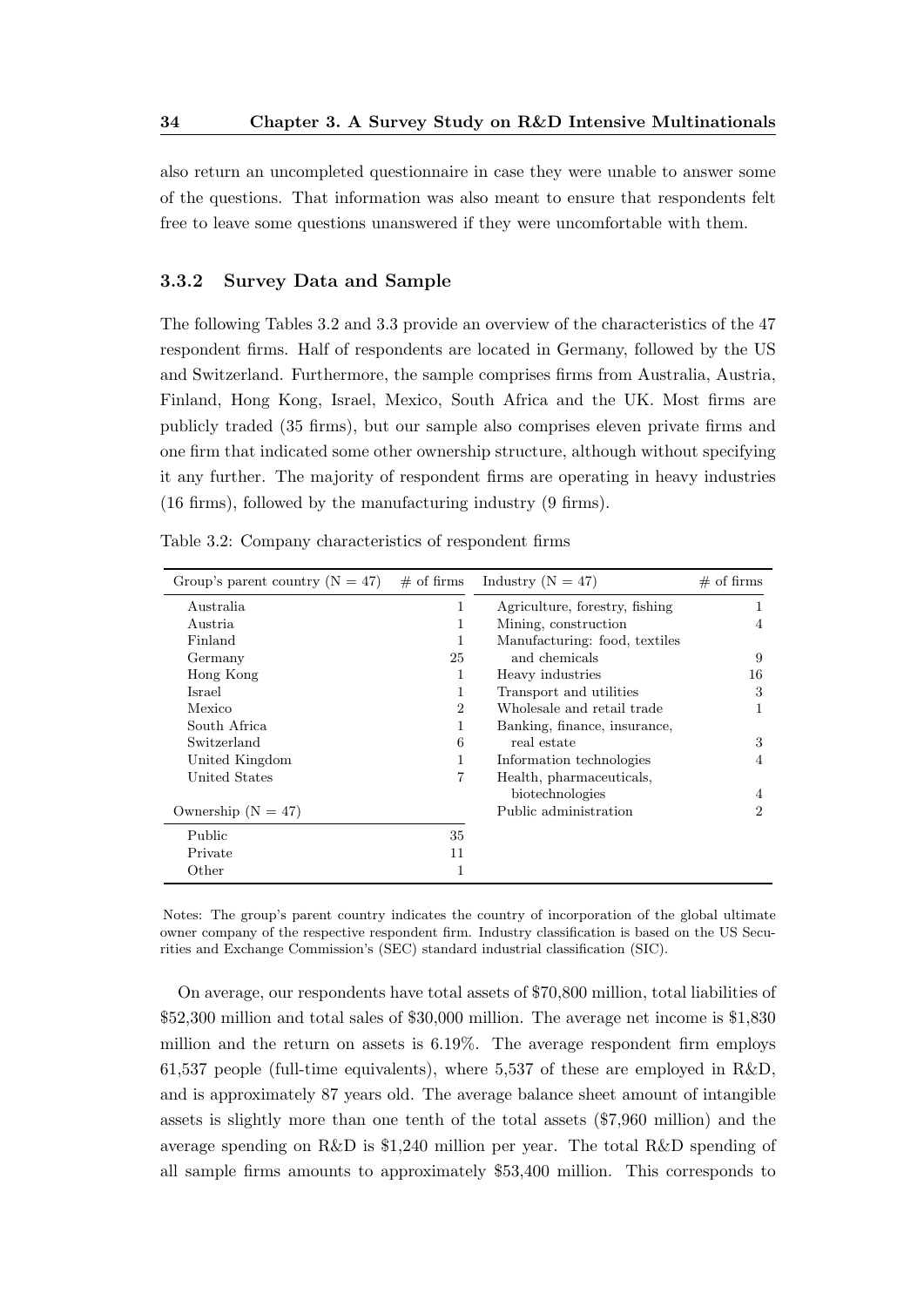also return an uncompleted questionnaire in case they were unable to answer some of the questions. That information was also meant to ensure that respondents felt free to leave some questions unanswered if they were uncomfortable with them.

### 3.3.2 Survey Data and Sample

The following Tables 3.2 and 3.3 provide an overview of the characteristics of the 47 respondent firms. Half of respondents are located in Germany, followed by the US and Switzerland. Furthermore, the sample comprises firms from Australia, Austria, Finland, Hong Kong, Israel, Mexico, South Africa and the UK. Most firms are publicly traded (35 firms), but our sample also comprises eleven private firms and one firm that indicated some other ownership structure, although without specifying it any further. The majority of respondent firms are operating in heavy industries (16 firms), followed by the manufacturing industry (9 firms).

Table 3.2: Company characteristics of respondent firms

| Group's parent country (N = 47) | # of firms | Industry (N = 47) | # of firms |
|---|---|---|---|
| Australia | 1 | Agriculture, forestry, fishing | 1 |
| Austria | 1 | Mining, construction | 4 |
| Finland | 1 | Manufacturing: food, textiles and chemicals | 9 |
| Germany | 25 | Heavy industries | 16 |
| Hong Kong | 1 | Transport and utilities | 3 |
| Israel | 1 | Wholesale and retail trade | 1 |
| Mexico | 2 | Banking, finance, insurance, real estate | 3 |
| South Africa | 1 | Information technologies | 4 |
| Switzerland | 6 | Health, pharmaceuticals, biotechnologies | 4 |
| United Kingdom | 1 | Public administration | 2 |
| United States | 7 | | |
| **Ownership (N = 47)** | | | |
| Public | 35 | | |
| Private | 11 | | |
| Other | 1 | | |

Notes: The group's parent country indicates the country of incorporation of the global ultimate owner company of the respective respondent firm. Industry classification is based on the US Securities and Exchange Commission's (SEC) standard industrial classification (SIC).

On average, our respondents have total assets of $70,800 million, total liabilities of $52,300 million and total sales of $30,000 million. The average net income is $1,830 million and the return on assets is 6.19%. The average respondent firm employs 61,537 people (full-time equivalents), where 5,537 of these are employed in R&D, and is approximately 87 years old. The average balance sheet amount of intangible assets is slightly more than one tenth of the total assets ($7,960 million) and the average spending on R&D is $1,240 million per year. The total R&D spending of all sample firms amounts to approximately $53,400 million. This corresponds to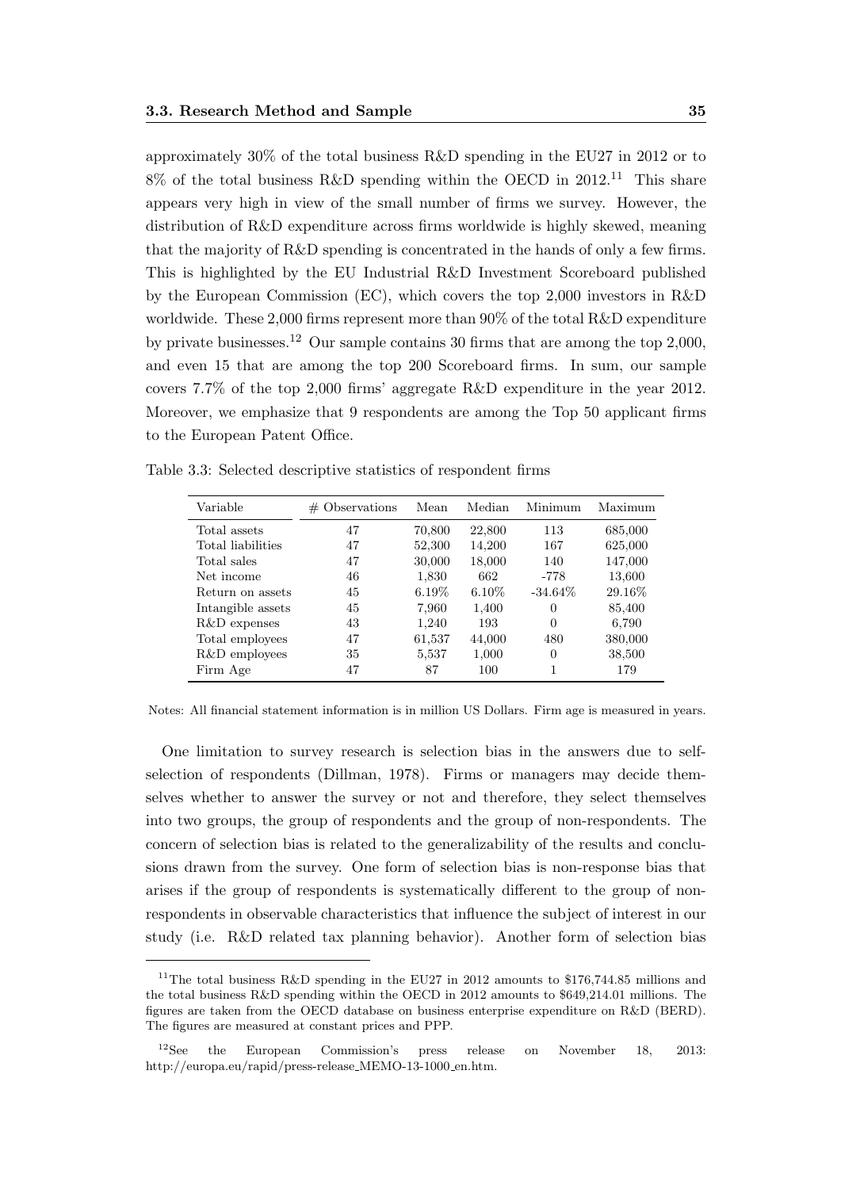approximately 30% of the total business R&D spending in the EU27 in 2012 or to 8% of the total business R&D spending within the OECD in 2012.[11] This share appears very high in view of the small number of firms we survey. However, the distribution of R&D expenditure across firms worldwide is highly skewed, meaning that the majority of R&D spending is concentrated in the hands of only a few firms. This is highlighted by the EU Industrial R&D Investment Scoreboard published by the European Commission (EC), which covers the top 2,000 investors in R&D worldwide. These 2,000 firms represent more than 90% of the total R&D expenditure by private businesses.[12] Our sample contains 30 firms that are among the top 2,000, and even 15 that are among the top 200 Scoreboard firms. In sum, our sample covers 7.7% of the top 2,000 firms' aggregate R&D expenditure in the year 2012. Moreover, we emphasize that 9 respondents are among the Top 50 applicant firms to the European Patent Office.

Table 3.3: Selected descriptive statistics of respondent firms

| Variable | # Observations | Mean | Median | Minimum | Maximum |
|---|---|---|---|---|---|
| Total assets | 47 | 70,800 | 22,800 | 113 | 685,000 |
| Total liabilities | 47 | 52,300 | 14,200 | 167 | 625,000 |
| Total sales | 47 | 30,000 | 18,000 | 140 | 147,000 |
| Net income | 46 | 1,830 | 662 | -778 | 13,600 |
| Return on assets | 45 | 6.19% | 6.10% | -34.64% | 29.16% |
| Intangible assets | 45 | 7,960 | 1,400 | 0 | 85,400 |
| R&D expenses | 43 | 1,240 | 193 | 0 | 6,790 |
| Total employees | 47 | 61,537 | 44,000 | 480 | 380,000 |
| R&D employees | 35 | 5,537 | 1,000 | 0 | 38,500 |
| Firm Age | 47 | 87 | 100 | 1 | 179 |

Notes: All financial statement information is in million US Dollars. Firm age is measured in years.

One limitation to survey research is selection bias in the answers due to self-selection of respondents (Dillman, 1978). Firms or managers may decide themselves whether to answer the survey or not and therefore, they select themselves into two groups, the group of respondents and the group of non-respondents. The concern of selection bias is related to the generalizability of the results and conclusions drawn from the survey. One form of selection bias is non-response bias that arises if the group of respondents is systematically different to the group of non-respondents in observable characteristics that influence the subject of interest in our study (i.e. R&D related tax planning behavior). Another form of selection bias

[11] The total business R&D spending in the EU27 in 2012 amounts to $176,744.85 millions and the total business R&D spending within the OECD in 2012 amounts to $649,214.01 millions. The figures are taken from the OECD database on business enterprise expenditure on R&D (BERD). The figures are measured at constant prices and PPP.

[12] See the European Commission's press release on November 18, 2013: http://europa.eu/rapid/press-release_MEMO-13-1000_en.htm.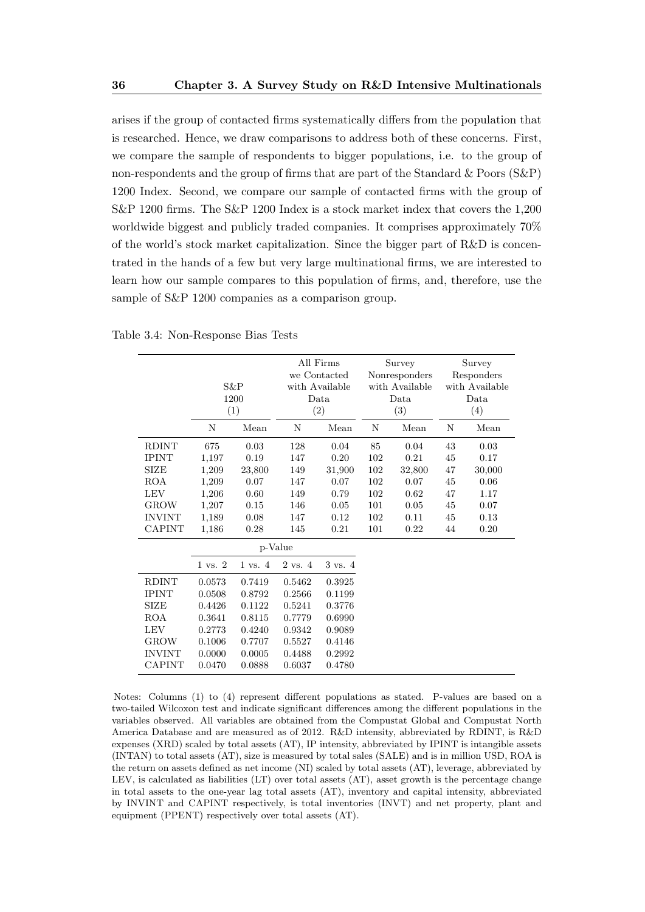arises if the group of contacted firms systematically differs from the population that is researched. Hence, we draw comparisons to address both of these concerns. First, we compare the sample of respondents to bigger populations, i.e. to the group of non-respondents and the group of firms that are part of the Standard & Poors (S&P) 1200 Index. Second, we compare our sample of contacted firms with the group of S&P 1200 firms. The S&P 1200 Index is a stock market index that covers the 1,200 worldwide biggest and publicly traded companies. It comprises approximately 70% of the world's stock market capitalization. Since the bigger part of R&D is concentrated in the hands of a few but very large multinational firms, we are interested to learn how our sample compares to this population of firms, and, therefore, use the sample of S&P 1200 companies as a comparison group.

Table 3.4: Non-Response Bias Tests

| | S&P 1200 (1) | | All Firms we Contacted with Available Data (2) | | Survey Nonresponders with Available Data (3) | | Survey Responders with Available Data (4) | |
|---|---|---|---|---|---|---|---|---|
| | N | Mean | N | Mean | N | Mean | N | Mean |
| RDINT | 675 | 0.03 | 128 | 0.04 | 85 | 0.04 | 43 | 0.03 |
| IPINT | 1,197 | 0.19 | 147 | 0.20 | 102 | 0.21 | 45 | 0.17 |
| SIZE | 1,209 | 23,800 | 149 | 31,900 | 102 | 32,800 | 47 | 30,000 |
| ROA | 1,209 | 0.07 | 147 | 0.07 | 102 | 0.07 | 45 | 0.06 |
| LEV | 1,206 | 0.60 | 149 | 0.79 | 102 | 0.62 | 47 | 1.17 |
| GROW | 1,207 | 0.15 | 146 | 0.05 | 101 | 0.05 | 45 | 0.07 |
| INVINT | 1,189 | 0.08 | 147 | 0.12 | 102 | 0.11 | 45 | 0.13 |
| CAPINT | 1,186 | 0.28 | 145 | 0.21 | 101 | 0.22 | 44 | 0.20 |

| | p-Value | | | |
|---|---|---|---|---|
| | 1 vs. 2 | 1 vs. 4 | 2 vs. 4 | 3 vs. 4 |
| RDINT | 0.0573 | 0.7419 | 0.5462 | 0.3925 |
| IPINT | 0.0508 | 0.8792 | 0.2566 | 0.1199 |
| SIZE | 0.4426 | 0.1122 | 0.5241 | 0.3776 |
| ROA | 0.3641 | 0.8115 | 0.7779 | 0.6990 |
| LEV | 0.2773 | 0.4240 | 0.9342 | 0.9089 |
| GROW | 0.1006 | 0.7707 | 0.5527 | 0.4146 |
| INVINT | 0.0000 | 0.0005 | 0.4488 | 0.2992 |
| CAPINT | 0.0470 | 0.0888 | 0.6037 | 0.4780 |

Notes: Columns (1) to (4) represent different populations as stated. P-values are based on a two-tailed Wilcoxon test and indicate significant differences among the different populations in the variables observed. All variables are obtained from the Compustat Global and Compustat North America Database and are measured as of 2012. R&D intensity, abbreviated by RDINT, is R&D expenses (XRD) scaled by total assets (AT), IP intensity, abbreviated by IPINT is intangible assets (INTAN) to total assets (AT), size is measured by total sales (SALE) and is in million USD, ROA is the return on assets defined as net income (NI) scaled by total assets (AT), leverage, abbreviated by LEV, is calculated as liabilities (LT) over total assets (AT), asset growth is the percentage change in total assets to the one-year lag total assets (AT), inventory and capital intensity, abbreviated by INVINT and CAPINT respectively, is total inventories (INVT) and net property, plant and equipment (PPENT) respectively over total assets (AT).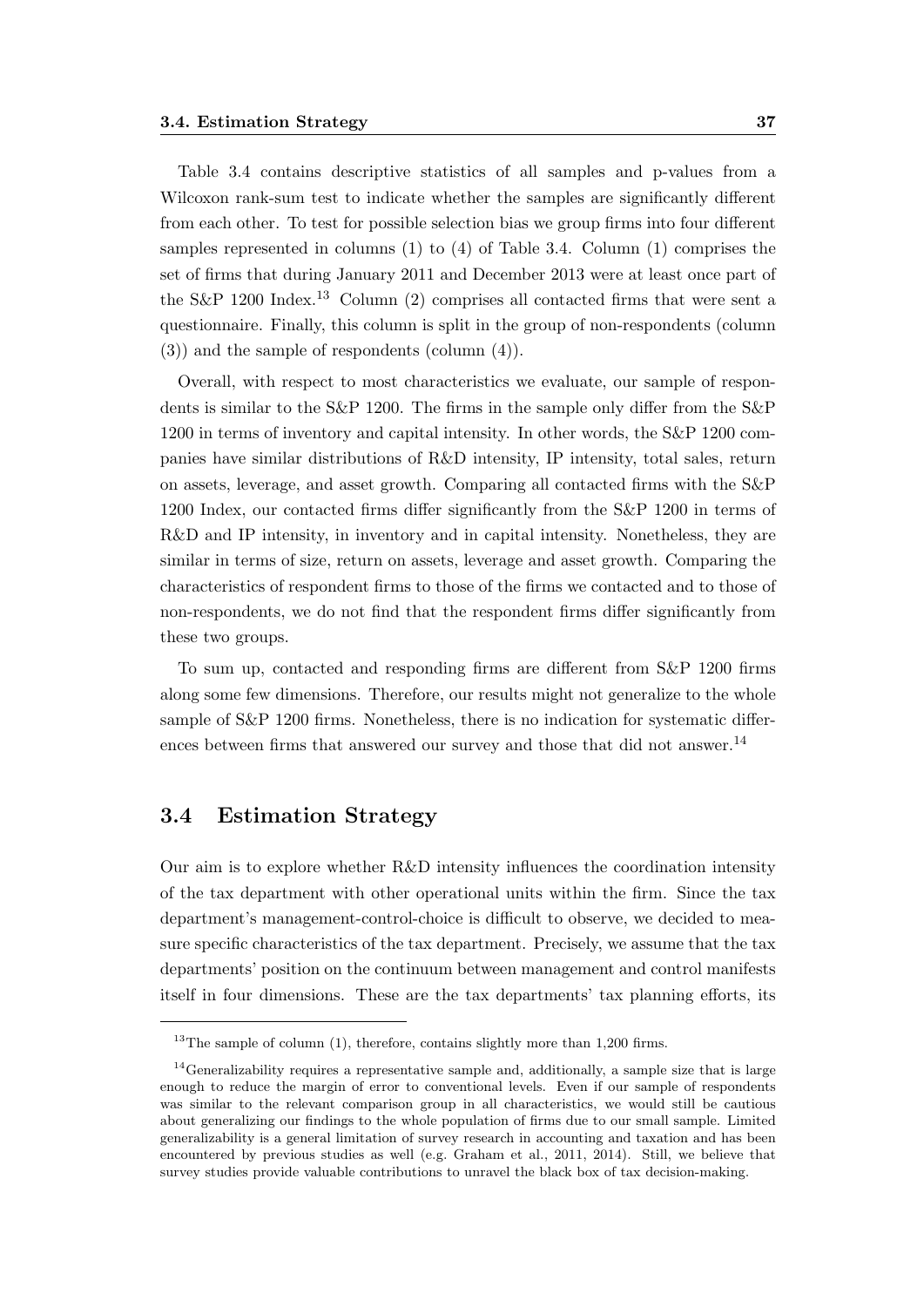Table 3.4 contains descriptive statistics of all samples and p-values from a Wilcoxon rank-sum test to indicate whether the samples are significantly different from each other. To test for possible selection bias we group firms into four different samples represented in columns (1) to (4) of Table 3.4. Column (1) comprises the set of firms that during January 2011 and December 2013 were at least once part of the S&P 1200 Index.[13] Column (2) comprises all contacted firms that were sent a questionnaire. Finally, this column is split in the group of non-respondents (column (3)) and the sample of respondents (column (4)).

Overall, with respect to most characteristics we evaluate, our sample of respondents is similar to the S&P 1200. The firms in the sample only differ from the S&P 1200 in terms of inventory and capital intensity. In other words, the S&P 1200 companies have similar distributions of R&D intensity, IP intensity, total sales, return on assets, leverage, and asset growth. Comparing all contacted firms with the S&P 1200 Index, our contacted firms differ significantly from the S&P 1200 in terms of R&D and IP intensity, in inventory and in capital intensity. Nonetheless, they are similar in terms of size, return on assets, leverage and asset growth. Comparing the characteristics of respondent firms to those of the firms we contacted and to those of non-respondents, we do not find that the respondent firms differ significantly from these two groups.

To sum up, contacted and responding firms are different from S&P 1200 firms along some few dimensions. Therefore, our results might not generalize to the whole sample of S&P 1200 firms. Nonetheless, there is no indication for systematic differences between firms that answered our survey and those that did not answer.[14]

## 3.4 Estimation Strategy

Our aim is to explore whether R&D intensity influences the coordination intensity of the tax department with other operational units within the firm. Since the tax department's management-control-choice is difficult to observe, we decided to measure specific characteristics of the tax department. Precisely, we assume that the tax departments' position on the continuum between management and control manifests itself in four dimensions. These are the tax departments' tax planning efforts, its

---

[13] The sample of column (1), therefore, contains slightly more than 1,200 firms.

[14] Generalizability requires a representative sample and, additionally, a sample size that is large enough to reduce the margin of error to conventional levels. Even if our sample of respondents was similar to the relevant comparison group in all characteristics, we would still be cautious about generalizing our findings to the whole population of firms due to our small sample. Limited generalizability is a general limitation of survey research in accounting and taxation and has been encountered by previous studies as well (e.g. Graham et al., 2011, 2014). Still, we believe that survey studies provide valuable contributions to unravel the black box of tax decision-making.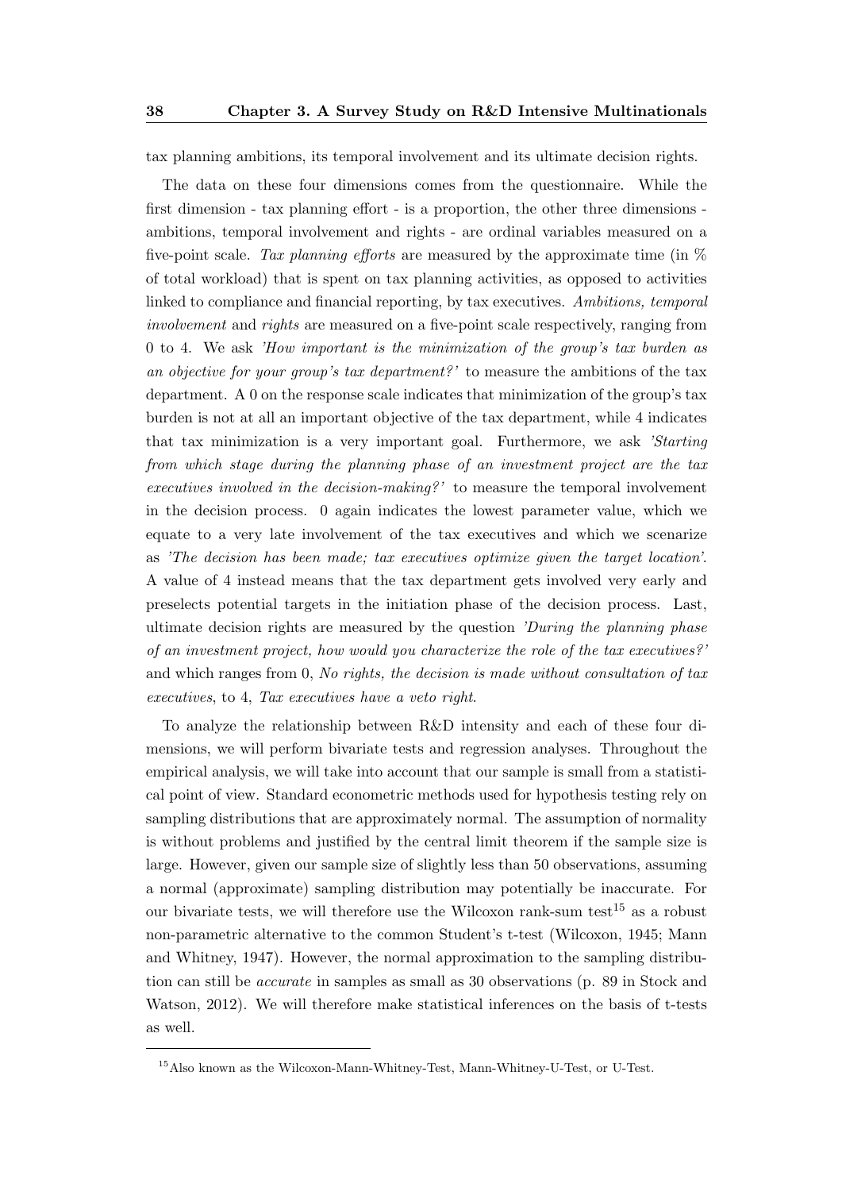tax planning ambitions, its temporal involvement and its ultimate decision rights.

The data on these four dimensions comes from the questionnaire. While the first dimension - tax planning effort - is a proportion, the other three dimensions - ambitions, temporal involvement and rights - are ordinal variables measured on a five-point scale. *Tax planning efforts* are measured by the approximate time (in % of total workload) that is spent on tax planning activities, as opposed to activities linked to compliance and financial reporting, by tax executives. *Ambitions*, *temporal involvement* and *rights* are measured on a five-point scale respectively, ranging from 0 to 4. We ask *'How important is the minimization of the group's tax burden as an objective for your group's tax department?'* to measure the ambitions of the tax department. A 0 on the response scale indicates that minimization of the group's tax burden is not at all an important objective of the tax department, while 4 indicates that tax minimization is a very important goal. Furthermore, we ask *'Starting from which stage during the planning phase of an investment project are the tax executives involved in the decision-making?'* to measure the temporal involvement in the decision process. 0 again indicates the lowest parameter value, which we equate to a very late involvement of the tax executives and which we scenarize as *'The decision has been made; tax executives optimize given the target location'*. A value of 4 instead means that the tax department gets involved very early and preselects potential targets in the initiation phase of the decision process. Last, ultimate decision rights are measured by the question *'During the planning phase of an investment project, how would you characterize the role of the tax executives?'* and which ranges from 0, *No rights, the decision is made without consultation of tax executives*, to 4, *Tax executives have a veto right*.

To analyze the relationship between R&D intensity and each of these four dimensions, we will perform bivariate tests and regression analyses. Throughout the empirical analysis, we will take into account that our sample is small from a statistical point of view. Standard econometric methods used for hypothesis testing rely on sampling distributions that are approximately normal. The assumption of normality is without problems and justified by the central limit theorem if the sample size is large. However, given our sample size of slightly less than 50 observations, assuming a normal (approximate) sampling distribution may potentially be inaccurate. For our bivariate tests, we will therefore use the Wilcoxon rank-sum test[15] as a robust non-parametric alternative to the common Student's t-test (Wilcoxon, 1945; Mann and Whitney, 1947). However, the normal approximation to the sampling distribution can still be *accurate* in samples as small as 30 observations (p. 89 in Stock and Watson, 2012). We will therefore make statistical inferences on the basis of t-tests as well.

[15] Also known as the Wilcoxon-Mann-Whitney-Test, Mann-Whitney-U-Test, or U-Test.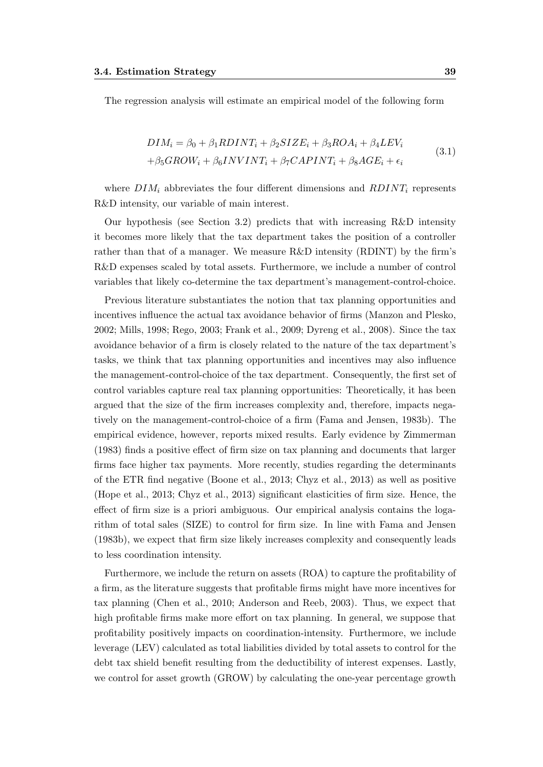The regression analysis will estimate an empirical model of the following form

$$
\begin{aligned}
DIM_i = \beta_0 + \beta_1 RDINT_i + \beta_2 SIZE_i + \beta_3 ROA_i + \beta_4 LEV_i \\
+ \beta_5 GROW_i + \beta_6 INVINT_i + \beta_7 CAPINT_i + \beta_8 AGE_i + \epsilon_i
\end{aligned}
\tag{3.1}
$$

where $DIM_i$ abbreviates the four different dimensions and $RDINT_i$ represents R&D intensity, our variable of main interest.

Our hypothesis (see Section 3.2) predicts that with increasing R&D intensity it becomes more likely that the tax department takes the position of a controller rather than that of a manager. We measure R&D intensity (RDINT) by the firm's R&D expenses scaled by total assets. Furthermore, we include a number of control variables that likely co-determine the tax department's management-control-choice.

Previous literature substantiates the notion that tax planning opportunities and incentives influence the actual tax avoidance behavior of firms (Manzon and Plesko, 2002; Mills, 1998; Rego, 2003; Frank et al., 2009; Dyreng et al., 2008). Since the tax avoidance behavior of a firm is closely related to the nature of the tax department's tasks, we think that tax planning opportunities and incentives may also influence the management-control-choice of the tax department. Consequently, the first set of control variables capture real tax planning opportunities: Theoretically, it has been argued that the size of the firm increases complexity and, therefore, impacts negatively on the management-control-choice of a firm (Fama and Jensen, 1983b). The empirical evidence, however, reports mixed results. Early evidence by Zimmerman (1983) finds a positive effect of firm size on tax planning and documents that larger firms face higher tax payments. More recently, studies regarding the determinants of the ETR find negative (Boone et al., 2013; Chyz et al., 2013) as well as positive (Hope et al., 2013; Chyz et al., 2013) significant elasticities of firm size. Hence, the effect of firm size is a priori ambiguous. Our empirical analysis contains the logarithm of total sales (SIZE) to control for firm size. In line with Fama and Jensen (1983b), we expect that firm size likely increases complexity and consequently leads to less coordination intensity.

Furthermore, we include the return on assets (ROA) to capture the profitability of a firm, as the literature suggests that profitable firms might have more incentives for tax planning (Chen et al., 2010; Anderson and Reeb, 2003). Thus, we expect that high profitable firms make more effort on tax planning. In general, we suppose that profitability positively impacts on coordination-intensity. Furthermore, we include leverage (LEV) calculated as total liabilities divided by total assets to control for the debt tax shield benefit resulting from the deductibility of interest expenses. Lastly, we control for asset growth (GROW) by calculating the one-year percentage growth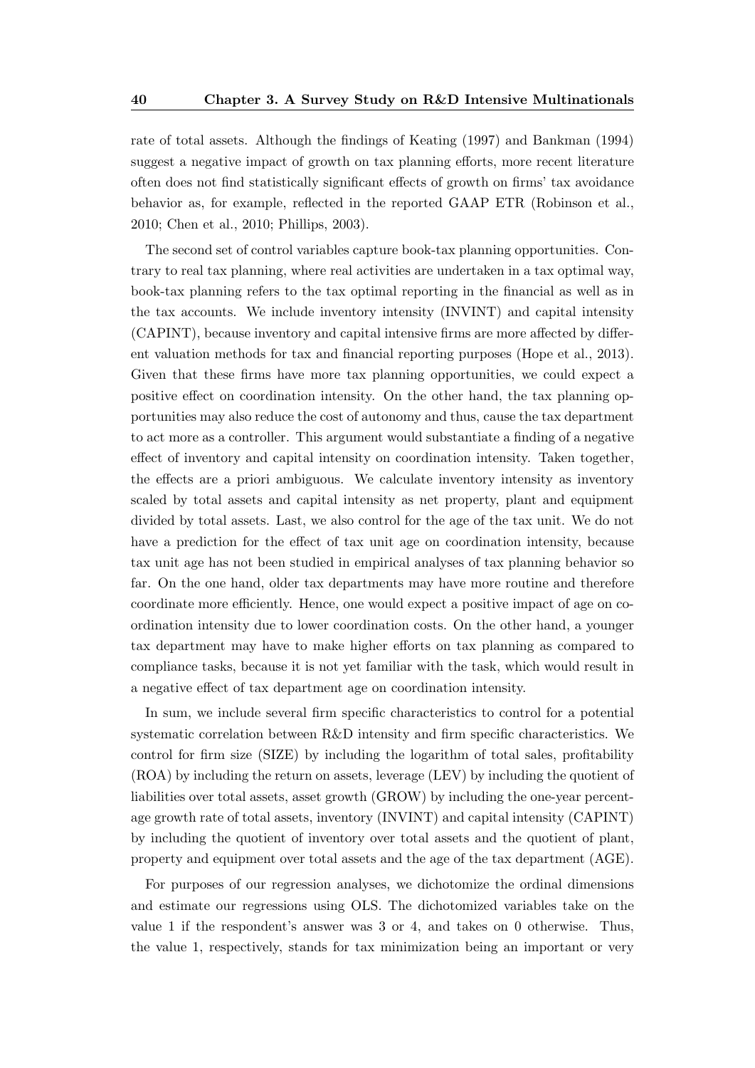rate of total assets. Although the findings of Keating (1997) and Bankman (1994) suggest a negative impact of growth on tax planning efforts, more recent literature often does not find statistically significant effects of growth on firms' tax avoidance behavior as, for example, reflected in the reported GAAP ETR (Robinson et al., 2010; Chen et al., 2010; Phillips, 2003).

The second set of control variables capture book-tax planning opportunities. Contrary to real tax planning, where real activities are undertaken in a tax optimal way, book-tax planning refers to the tax optimal reporting in the financial as well as in the tax accounts. We include inventory intensity (INVINT) and capital intensity (CAPINT), because inventory and capital intensive firms are more affected by different valuation methods for tax and financial reporting purposes (Hope et al., 2013). Given that these firms have more tax planning opportunities, we could expect a positive effect on coordination intensity. On the other hand, the tax planning opportunities may also reduce the cost of autonomy and thus, cause the tax department to act more as a controller. This argument would substantiate a finding of a negative effect of inventory and capital intensity on coordination intensity. Taken together, the effects are a priori ambiguous. We calculate inventory intensity as inventory scaled by total assets and capital intensity as net property, plant and equipment divided by total assets. Last, we also control for the age of the tax unit. We do not have a prediction for the effect of tax unit age on coordination intensity, because tax unit age has not been studied in empirical analyses of tax planning behavior so far. On the one hand, older tax departments may have more routine and therefore coordinate more efficiently. Hence, one would expect a positive impact of age on coordination intensity due to lower coordination costs. On the other hand, a younger tax department may have to make higher efforts on tax planning as compared to compliance tasks, because it is not yet familiar with the task, which would result in a negative effect of tax department age on coordination intensity.

In sum, we include several firm specific characteristics to control for a potential systematic correlation between R&D intensity and firm specific characteristics. We control for firm size (SIZE) by including the logarithm of total sales, profitability (ROA) by including the return on assets, leverage (LEV) by including the quotient of liabilities over total assets, asset growth (GROW) by including the one-year percentage growth rate of total assets, inventory (INVINT) and capital intensity (CAPINT) by including the quotient of inventory over total assets and the quotient of plant, property and equipment over total assets and the age of the tax department (AGE).

For purposes of our regression analyses, we dichotomize the ordinal dimensions and estimate our regressions using OLS. The dichotomized variables take on the value 1 if the respondent's answer was 3 or 4, and takes on 0 otherwise. Thus, the value 1, respectively, stands for tax minimization being an important or very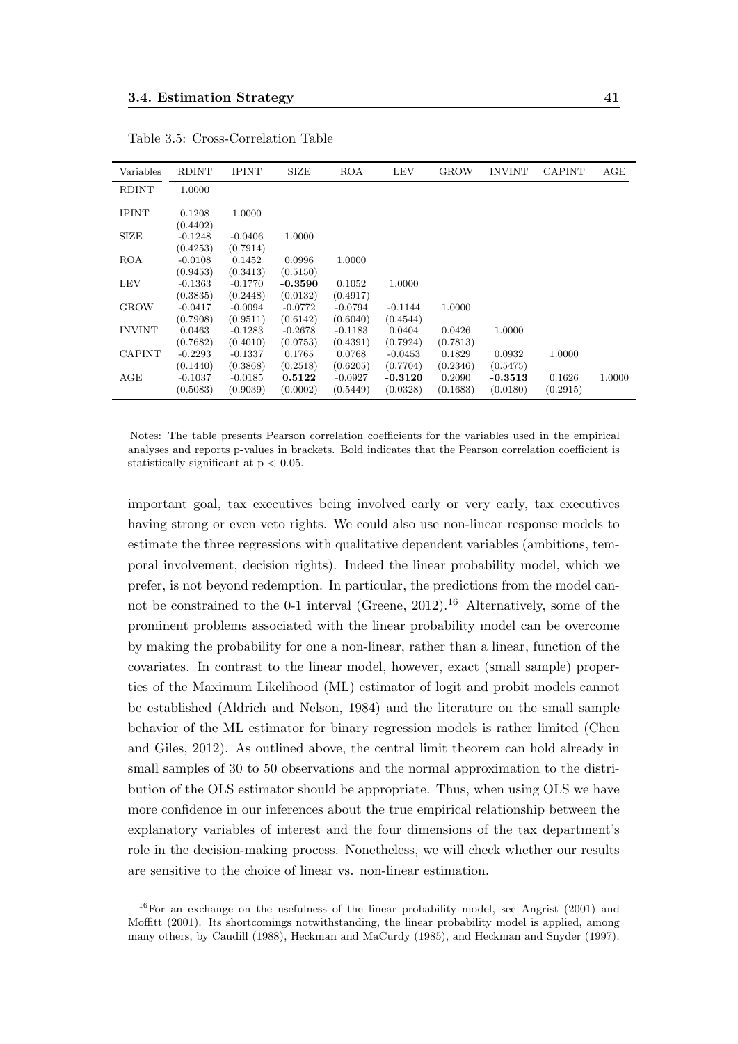Table 3.5: Cross-Correlation Table

| Variables | RDINT | IPINT | SIZE | ROA | LEV | GROW | INVINT | CAPINT | AGE |
|---|---|---|---|---|---|---|---|---|---|
| RDINT | 1.0000 | | | | | | | | |
| IPINT | 0.1208 | 1.0000 | | | | | | | |
| | (0.4402) | | | | | | | | |
| SIZE | -0.1248 | -0.0406 | 1.0000 | | | | | | |
| | (0.4253) | (0.7914) | | | | | | | |
| ROA | -0.0108 | 0.1452 | 0.0996 | 1.0000 | | | | | |
| | (0.9453) | (0.3413) | (0.5150) | | | | | | |
| LEV | -0.1363 | -0.1770 | **-0.3590** | 0.1052 | 1.0000 | | | | |
| | (0.3835) | (0.2448) | (0.0132) | (0.4917) | | | | | |
| GROW | -0.0417 | -0.0094 | -0.0772 | -0.0794 | -0.1144 | 1.0000 | | | |
| | (0.7908) | (0.9511) | (0.6142) | (0.6040) | (0.4544) | | | | |
| INVINT | 0.0463 | -0.1283 | -0.2678 | -0.1183 | 0.0404 | 0.0426 | 1.0000 | | |
| | (0.7682) | (0.4010) | (0.0753) | (0.4391) | (0.7924) | (0.7813) | | | |
| CAPINT | -0.2293 | -0.1337 | 0.1765 | 0.0768 | -0.0453 | 0.1829 | 0.0932 | 1.0000 | |
| | (0.1440) | (0.3868) | (0.2518) | (0.6205) | (0.7704) | (0.2346) | (0.5475) | | |
| AGE | -0.1037 | -0.0185 | **0.5122** | -0.0927 | **-0.3120** | 0.2090 | **-0.3513** | 0.1626 | 1.0000 |
| | (0.5083) | (0.9039) | (0.0002) | (0.5449) | (0.0328) | (0.1683) | (0.0180) | (0.2915) | |

Notes: The table presents Pearson correlation coefficients for the variables used in the empirical analyses and reports p-values in brackets. Bold indicates that the Pearson correlation coefficient is statistically significant at $p < 0.05$.

important goal, tax executives being involved early or very early, tax executives having strong or even veto rights. We could also use non-linear response models to estimate the three regressions with qualitative dependent variables (ambitions, temporal involvement, decision rights). Indeed the linear probability model, which we prefer, is not beyond redemption. In particular, the predictions from the model cannot be constrained to the 0-1 interval (Greene, 2012).[16] Alternatively, some of the prominent problems associated with the linear probability model can be overcome by making the probability for one a non-linear, rather than a linear, function of the covariates. In contrast to the linear model, however, exact (small sample) properties of the Maximum Likelihood (ML) estimator of logit and probit models cannot be established (Aldrich and Nelson, 1984) and the literature on the small sample behavior of the ML estimator for binary regression models is rather limited (Chen and Giles, 2012). As outlined above, the central limit theorem can hold already in small samples of 30 to 50 observations and the normal approximation to the distribution of the OLS estimator should be appropriate. Thus, when using OLS we have more confidence in our inferences about the true empirical relationship between the explanatory variables of interest and the four dimensions of the tax department's role in the decision-making process. Nonetheless, we will check whether our results are sensitive to the choice of linear vs. non-linear estimation.

[16] For an exchange on the usefulness of the linear probability model, see Angrist (2001) and Moffitt (2001). Its shortcomings notwithstanding, the linear probability model is applied, among many others, by Caudill (1988), Heckman and MaCurdy (1985), and Heckman and Snyder (1997).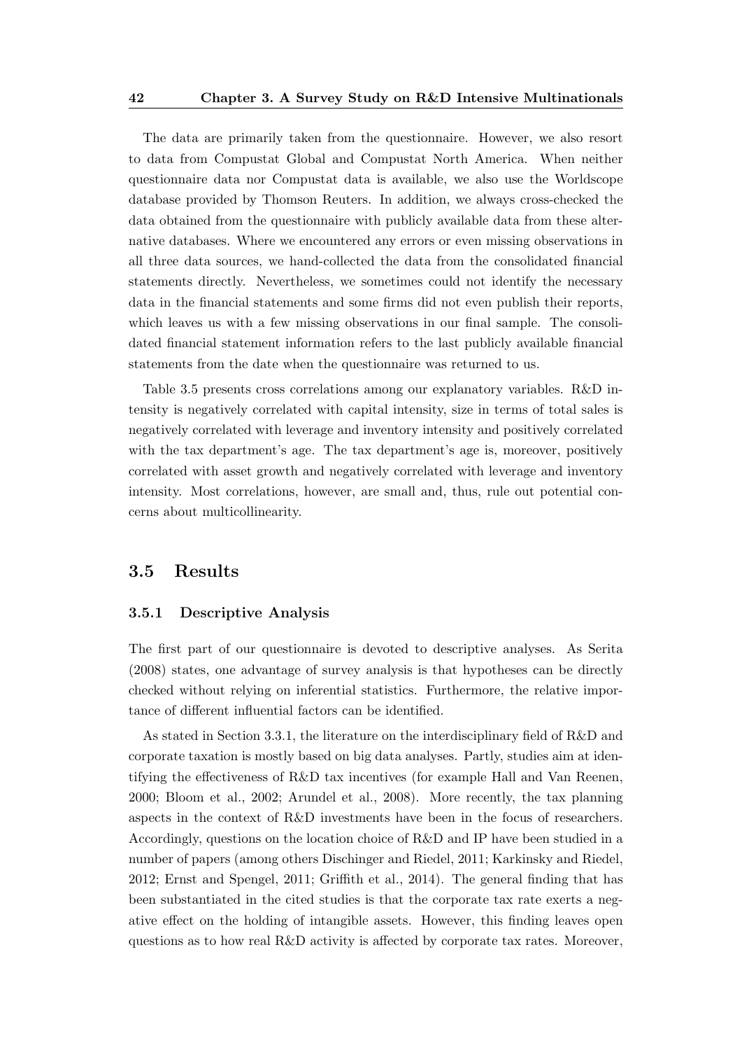The data are primarily taken from the questionnaire. However, we also resort to data from Compustat Global and Compustat North America. When neither questionnaire data nor Compustat data is available, we also use the Worldscope database provided by Thomson Reuters. In addition, we always cross-checked the data obtained from the questionnaire with publicly available data from these alternative databases. Where we encountered any errors or even missing observations in all three data sources, we hand-collected the data from the consolidated financial statements directly. Nevertheless, we sometimes could not identify the necessary data in the financial statements and some firms did not even publish their reports, which leaves us with a few missing observations in our final sample. The consolidated financial statement information refers to the last publicly available financial statements from the date when the questionnaire was returned to us.

Table 3.5 presents cross correlations among our explanatory variables. R&D intensity is negatively correlated with capital intensity, size in terms of total sales is negatively correlated with leverage and inventory intensity and positively correlated with the tax department's age. The tax department's age is, moreover, positively correlated with asset growth and negatively correlated with leverage and inventory intensity. Most correlations, however, are small and, thus, rule out potential concerns about multicollinearity.

## 3.5 Results

### 3.5.1 Descriptive Analysis

The first part of our questionnaire is devoted to descriptive analyses. As Serita (2008) states, one advantage of survey analysis is that hypotheses can be directly checked without relying on inferential statistics. Furthermore, the relative importance of different influential factors can be identified.

As stated in Section 3.3.1, the literature on the interdisciplinary field of R&D and corporate taxation is mostly based on big data analyses. Partly, studies aim at identifying the effectiveness of R&D tax incentives (for example Hall and Van Reenen, 2000; Bloom et al., 2002; Arundel et al., 2008). More recently, the tax planning aspects in the context of R&D investments have been in the focus of researchers. Accordingly, questions on the location choice of R&D and IP have been studied in a number of papers (among others Dischinger and Riedel, 2011; Karkinsky and Riedel, 2012; Ernst and Spengel, 2011; Griffith et al., 2014). The general finding that has been substantiated in the cited studies is that the corporate tax rate exerts a negative effect on the holding of intangible assets. However, this finding leaves open questions as to how real R&D activity is affected by corporate tax rates. Moreover,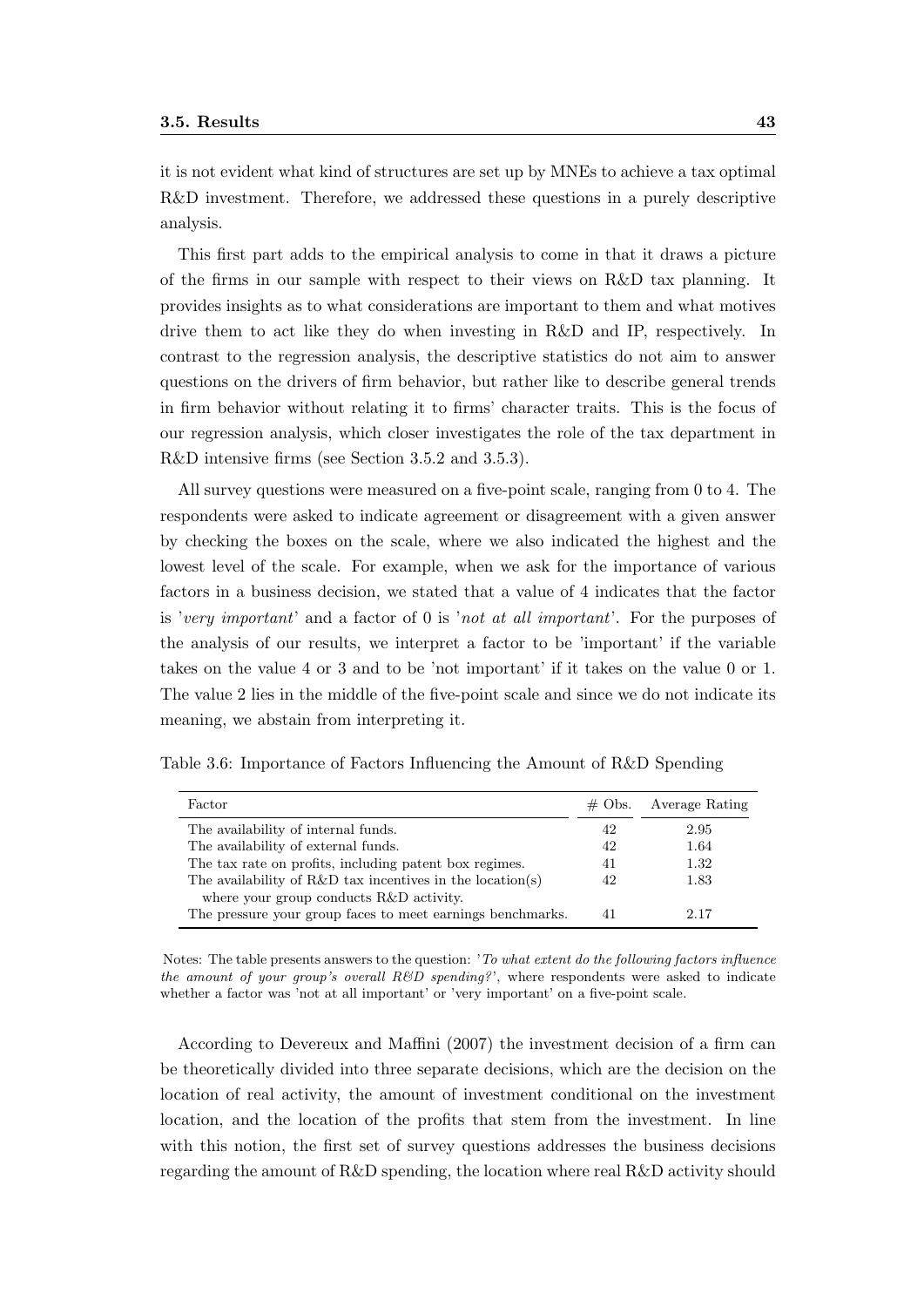it is not evident what kind of structures are set up by MNEs to achieve a tax optimal R&D investment. Therefore, we addressed these questions in a purely descriptive analysis.

This first part adds to the empirical analysis to come in that it draws a picture of the firms in our sample with respect to their views on R&D tax planning. It provides insights as to what considerations are important to them and what motives drive them to act like they do when investing in R&D and IP, respectively. In contrast to the regression analysis, the descriptive statistics do not aim to answer questions on the drivers of firm behavior, but rather like to describe general trends in firm behavior without relating it to firms' character traits. This is the focus of our regression analysis, which closer investigates the role of the tax department in R&D intensive firms (see Section 3.5.2 and 3.5.3).

All survey questions were measured on a five-point scale, ranging from 0 to 4. The respondents were asked to indicate agreement or disagreement with a given answer by checking the boxes on the scale, where we also indicated the highest and the lowest level of the scale. For example, when we ask for the importance of various factors in a business decision, we stated that a value of 4 indicates that the factor is '*very important*' and a factor of 0 is '*not at all important*'. For the purposes of the analysis of our results, we interpret a factor to be 'important' if the variable takes on the value 4 or 3 and to be 'not important' if it takes on the value 0 or 1. The value 2 lies in the middle of the five-point scale and since we do not indicate its meaning, we abstain from interpreting it.

Table 3.6: Importance of Factors Influencing the Amount of R&D Spending

| Factor | # Obs. | Average Rating |
|---|---|---|
| The availability of internal funds. | 42 | 2.95 |
| The availability of external funds. | 42 | 1.64 |
| The tax rate on profits, including patent box regimes. | 41 | 1.32 |
| The availability of R&D tax incentives in the location(s) where your group conducts R&D activity. | 42 | 1.83 |
| The pressure your group faces to meet earnings benchmarks. | 41 | 2.17 |

Notes: The table presents answers to the question: '*To what extent do the following factors influence the amount of your group's overall R&D spending?*', where respondents were asked to indicate whether a factor was 'not at all important' or 'very important' on a five-point scale.

According to Devereux and Maffini (2007) the investment decision of a firm can be theoretically divided into three separate decisions, which are the decision on the location of real activity, the amount of investment conditional on the investment location, and the location of the profits that stem from the investment. In line with this notion, the first set of survey questions addresses the business decisions regarding the amount of R&D spending, the location where real R&D activity should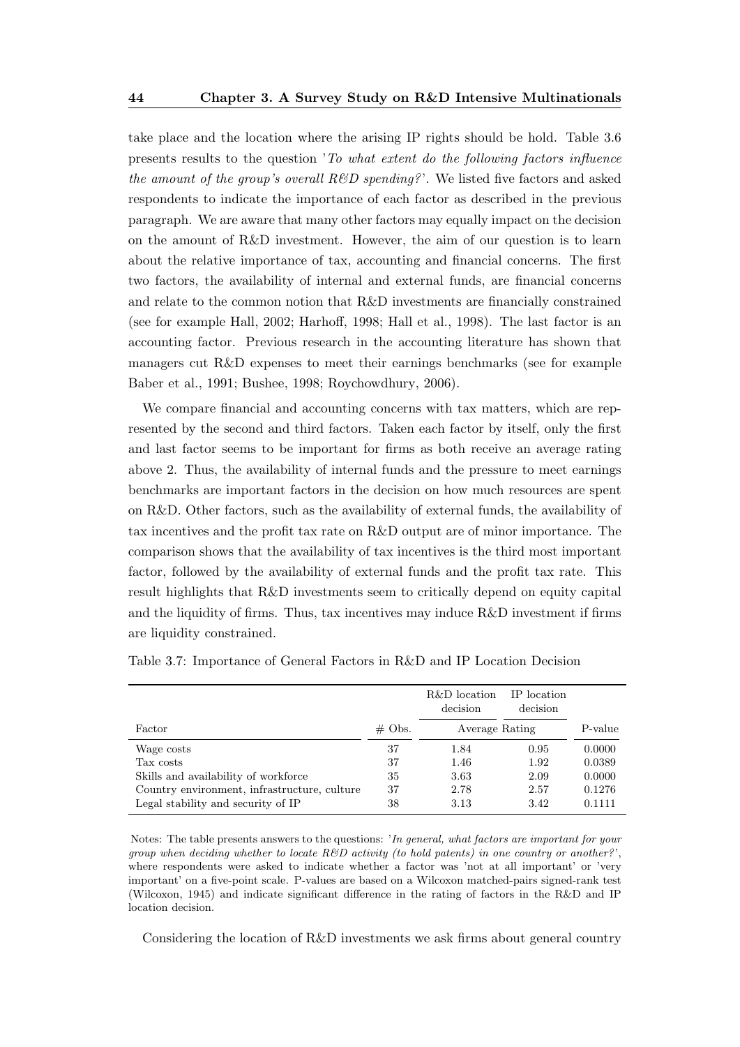take place and the location where the arising IP rights should be hold. Table 3.6 presents results to the question '*To what extent do the following factors influence the amount of the group's overall R&D spending?*'. We listed five factors and asked respondents to indicate the importance of each factor as described in the previous paragraph. We are aware that many other factors may equally impact on the decision on the amount of R&D investment. However, the aim of our question is to learn about the relative importance of tax, accounting and financial concerns. The first two factors, the availability of internal and external funds, are financial concerns and relate to the common notion that R&D investments are financially constrained (see for example Hall, 2002; Harhoff, 1998; Hall et al., 1998). The last factor is an accounting factor. Previous research in the accounting literature has shown that managers cut R&D expenses to meet their earnings benchmarks (see for example Baber et al., 1991; Bushee, 1998; Roychowdhury, 2006).

We compare financial and accounting concerns with tax matters, which are represented by the second and third factors. Taken each factor by itself, only the first and last factor seems to be important for firms as both receive an average rating above 2. Thus, the availability of internal funds and the pressure to meet earnings benchmarks are important factors in the decision on how much resources are spent on R&D. Other factors, such as the availability of external funds, the availability of tax incentives and the profit tax rate on R&D output are of minor importance. The comparison shows that the availability of tax incentives is the third most important factor, followed by the availability of external funds and the profit tax rate. This result highlights that R&D investments seem to critically depend on equity capital and the liquidity of firms. Thus, tax incentives may induce R&D investment if firms are liquidity constrained.

Table 3.7: Importance of General Factors in R&D and IP Location Decision

| Factor | # Obs. | R&D location decision | IP location decision | P-value |
|---|---|---|---|---|
| | | Average Rating | | |
| Wage costs | 37 | 1.84 | 0.95 | 0.0000 |
| Tax costs | 37 | 1.46 | 1.92 | 0.0389 |
| Skills and availability of workforce | 35 | 3.63 | 2.09 | 0.0000 |
| Country environment, infrastructure, culture | 37 | 2.78 | 2.57 | 0.1276 |
| Legal stability and security of IP | 38 | 3.13 | 3.42 | 0.1111 |

Notes: The table presents answers to the questions: '*In general, what factors are important for your group when deciding whether to locate R&D activity (to hold patents) in one country or another?*', where respondents were asked to indicate whether a factor was 'not at all important' or 'very important' on a five-point scale. P-values are based on a Wilcoxon matched-pairs signed-rank test (Wilcoxon, 1945) and indicate significant difference in the rating of factors in the R&D and IP location decision.

Considering the location of R&D investments we ask firms about general country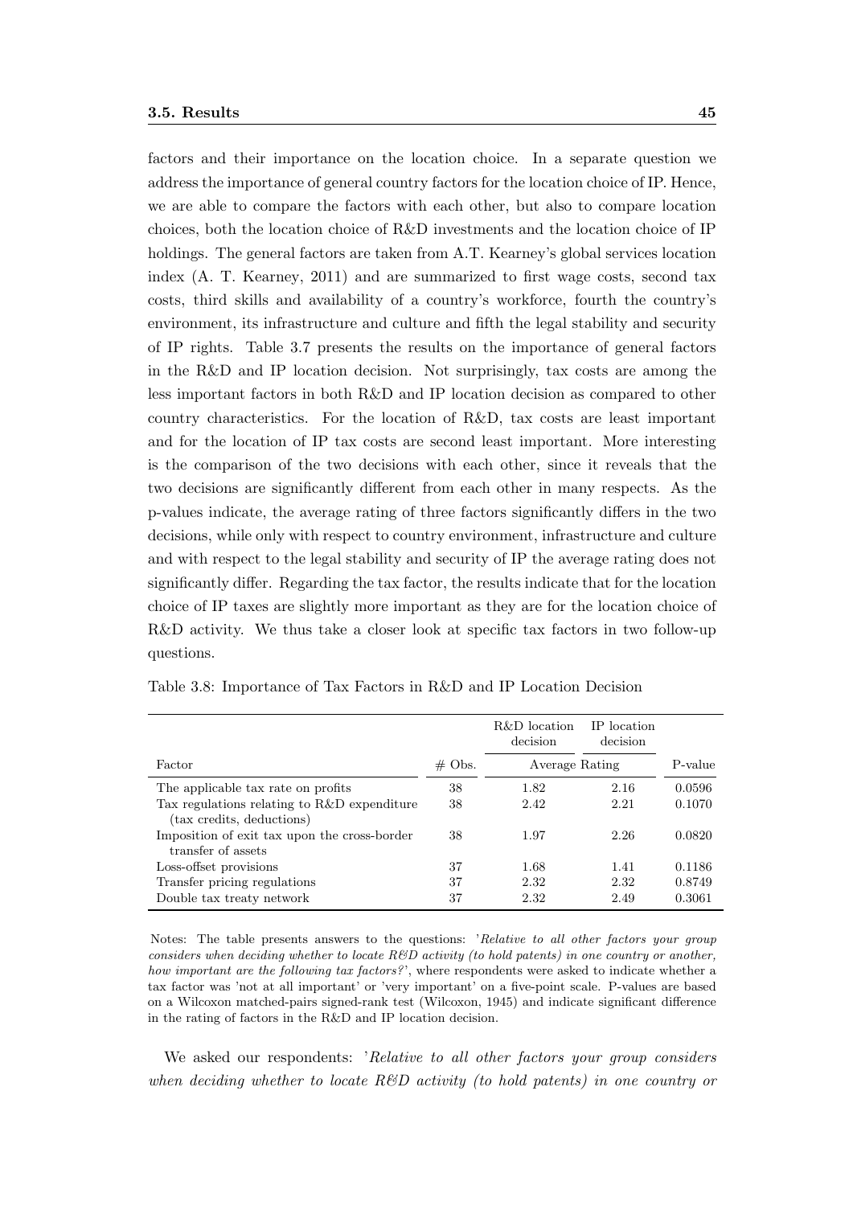factors and their importance on the location choice. In a separate question we address the importance of general country factors for the location choice of IP. Hence, we are able to compare the factors with each other, but also to compare location choices, both the location choice of R&D investments and the location choice of IP holdings. The general factors are taken from A.T. Kearney's global services location index (A. T. Kearney, 2011) and are summarized to first wage costs, second tax costs, third skills and availability of a country's workforce, fourth the country's environment, its infrastructure and culture and fifth the legal stability and security of IP rights. Table 3.7 presents the results on the importance of general factors in the R&D and IP location decision. Not surprisingly, tax costs are among the less important factors in both R&D and IP location decision as compared to other country characteristics. For the location of R&D, tax costs are least important and for the location of IP tax costs are second least important. More interesting is the comparison of the two decisions with each other, since it reveals that the two decisions are significantly different from each other in many respects. As the p-values indicate, the average rating of three factors significantly differs in the two decisions, while only with respect to country environment, infrastructure and culture and with respect to the legal stability and security of IP the average rating does not significantly differ. Regarding the tax factor, the results indicate that for the location choice of IP taxes are slightly more important as they are for the location choice of R&D activity. We thus take a closer look at specific tax factors in two follow-up questions.

Table 3.8: Importance of Tax Factors in R&D and IP Location Decision

| Factor | # Obs. | R&D location decision | IP location decision | P-value |
|---|---|---|---|---|
| | | Average Rating | | |
| The applicable tax rate on profits | 38 | 1.82 | 2.16 | 0.0596 |
| Tax regulations relating to R&D expenditure (tax credits, deductions) | 38 | 2.42 | 2.21 | 0.1070 |
| Imposition of exit tax upon the cross-border transfer of assets | 38 | 1.97 | 2.26 | 0.0820 |
| Loss-offset provisions | 37 | 1.68 | 1.41 | 0.1186 |
| Transfer pricing regulations | 37 | 2.32 | 2.32 | 0.8749 |
| Double tax treaty network | 37 | 2.32 | 2.49 | 0.3061 |

Notes: The table presents answers to the questions: '*Relative to all other factors your group considers when deciding whether to locate R&D activity (to hold patents) in one country or another, how important are the following tax factors?*', where respondents were asked to indicate whether a tax factor was 'not at all important' or 'very important' on a five-point scale. P-values are based on a Wilcoxon matched-pairs signed-rank test (Wilcoxon, 1945) and indicate significant difference in the rating of factors in the R&D and IP location decision.

We asked our respondents: '*Relative to all other factors your group considers when deciding whether to locate R&D activity (to hold patents) in one country or*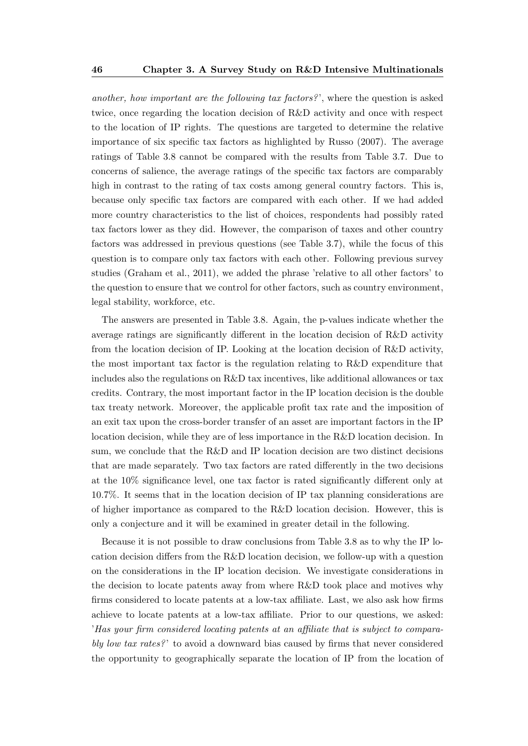*another, how important are the following tax factors?*', where the question is asked twice, once regarding the location decision of R&D activity and once with respect to the location of IP rights. The questions are targeted to determine the relative importance of six specific tax factors as highlighted by Russo (2007). The average ratings of Table 3.8 cannot be compared with the results from Table 3.7. Due to concerns of salience, the average ratings of the specific tax factors are comparably high in contrast to the rating of tax costs among general country factors. This is, because only specific tax factors are compared with each other. If we had added more country characteristics to the list of choices, respondents had possibly rated tax factors lower as they did. However, the comparison of taxes and other country factors was addressed in previous questions (see Table 3.7), while the focus of this question is to compare only tax factors with each other. Following previous survey studies (Graham et al., 2011), we added the phrase 'relative to all other factors' to the question to ensure that we control for other factors, such as country environment, legal stability, workforce, etc.

The answers are presented in Table 3.8. Again, the p-values indicate whether the average ratings are significantly different in the location decision of R&D activity from the location decision of IP. Looking at the location decision of R&D activity, the most important tax factor is the regulation relating to R&D expenditure that includes also the regulations on R&D tax incentives, like additional allowances or tax credits. Contrary, the most important factor in the IP location decision is the double tax treaty network. Moreover, the applicable profit tax rate and the imposition of an exit tax upon the cross-border transfer of an asset are important factors in the IP location decision, while they are of less importance in the R&D location decision. In sum, we conclude that the R&D and IP location decision are two distinct decisions that are made separately. Two tax factors are rated differently in the two decisions at the 10% significance level, one tax factor is rated significantly different only at 10.7%. It seems that in the location decision of IP tax planning considerations are of higher importance as compared to the R&D location decision. However, this is only a conjecture and it will be examined in greater detail in the following.

Because it is not possible to draw conclusions from Table 3.8 as to why the IP location decision differs from the R&D location decision, we follow-up with a question on the considerations in the IP location decision. We investigate considerations in the decision to locate patents away from where R&D took place and motives why firms considered to locate patents at a low-tax affiliate. Last, we also ask how firms achieve to locate patents at a low-tax affiliate. Prior to our questions, we asked: '*Has your firm considered locating patents at an affiliate that is subject to comparably low tax rates?*' to avoid a downward bias caused by firms that never considered the opportunity to geographically separate the location of IP from the location of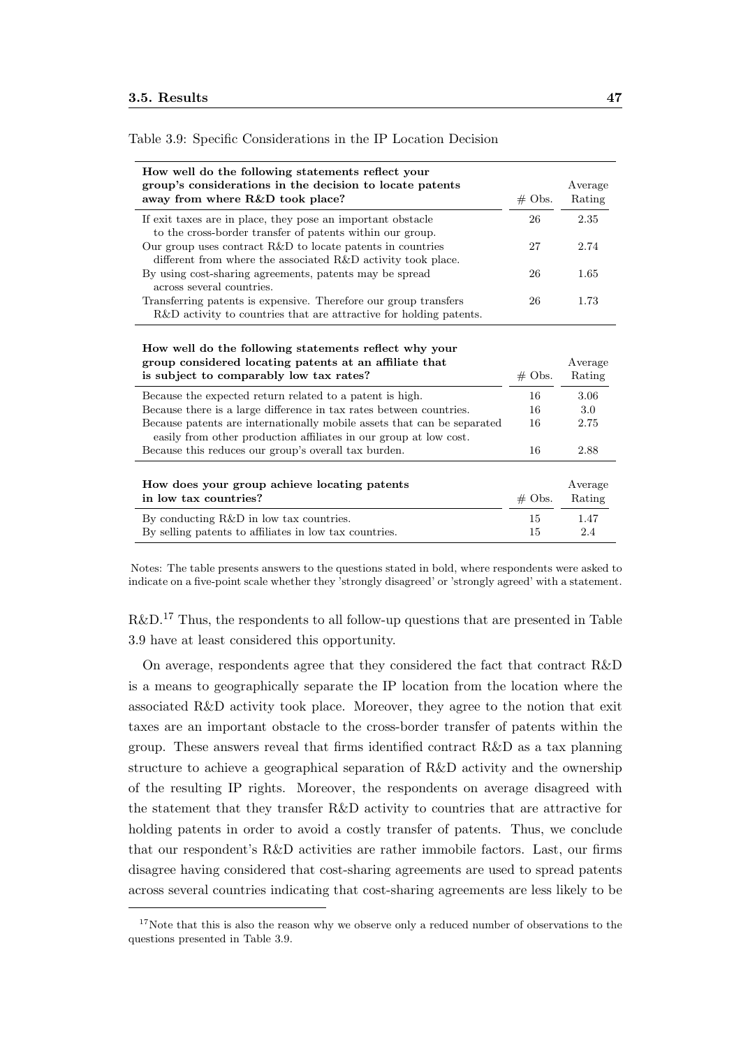Table 3.9: Specific Considerations in the IP Location Decision

| **How well do the following statements reflect your group's considerations in the decision to locate patents away from where R&D took place?** | # Obs. | Average Rating |
|---|---|---|
| If exit taxes are in place, they pose an important obstacle to the cross-border transfer of patents within our group. | 26 | 2.35 |
| Our group uses contract R&D to locate patents in countries different from where the associated R&D activity took place. | 27 | 2.74 |
| By using cost-sharing agreements, patents may be spread across several countries. | 26 | 1.65 |
| Transferring patents is expensive. Therefore our group transfers R&D activity to countries that are attractive for holding patents. | 26 | 1.73 |
| **How well do the following statements reflect why your group considered locating patents at an affiliate that is subject to comparably low tax rates?** | **# Obs.** | **Average Rating** |
| Because the expected return related to a patent is high. | 16 | 3.06 |
| Because there is a large difference in tax rates between countries. | 16 | 3.0 |
| Because patents are internationally mobile assets that can be separated easily from other production affiliates in our group at low cost. | 16 | 2.75 |
| Because this reduces our group's overall tax burden. | 16 | 2.88 |
| **How does your group achieve locating patents in low tax countries?** | **# Obs.** | **Average Rating** |
| By conducting R&D in low tax countries. | 15 | 1.47 |
| By selling patents to affiliates in low tax countries. | 15 | 2.4 |

Notes: The table presents answers to the questions stated in bold, where respondents were asked to indicate on a five-point scale whether they 'strongly disagreed' or 'strongly agreed' with a statement.

R&D.[17] Thus, the respondents to all follow-up questions that are presented in Table 3.9 have at least considered this opportunity.

On average, respondents agree that they considered the fact that contract R&D is a means to geographically separate the IP location from the location where the associated R&D activity took place. Moreover, they agree to the notion that exit taxes are an important obstacle to the cross-border transfer of patents within the group. These answers reveal that firms identified contract R&D as a tax planning structure to achieve a geographical separation of R&D activity and the ownership of the resulting IP rights. Moreover, the respondents on average disagreed with the statement that they transfer R&D activity to countries that are attractive for holding patents in order to avoid a costly transfer of patents. Thus, we conclude that our respondent's R&D activities are rather immobile factors. Last, our firms disagree having considered that cost-sharing agreements are used to spread patents across several countries indicating that cost-sharing agreements are less likely to be

[17] Note that this is also the reason why we observe only a reduced number of observations to the questions presented in Table 3.9.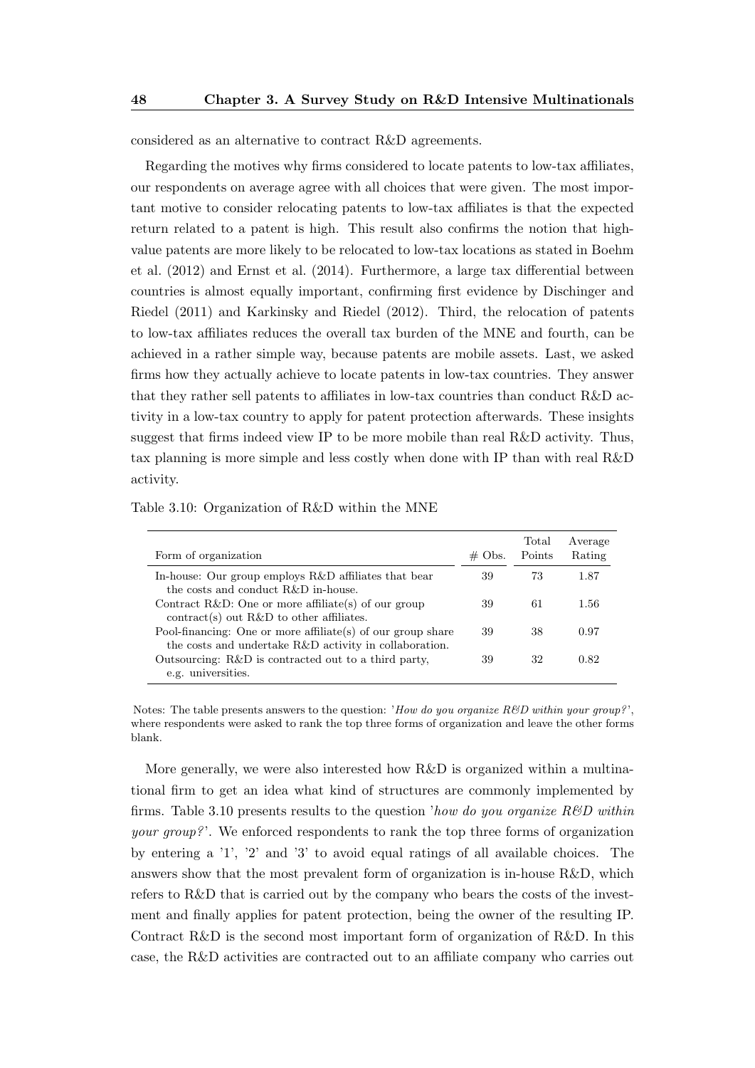considered as an alternative to contract R&D agreements.

Regarding the motives why firms considered to locate patents to low-tax affiliates, our respondents on average agree with all choices that were given. The most important motive to consider relocating patents to low-tax affiliates is that the expected return related to a patent is high. This result also confirms the notion that high-value patents are more likely to be relocated to low-tax locations as stated in Boehm et al. (2012) and Ernst et al. (2014). Furthermore, a large tax differential between countries is almost equally important, confirming first evidence by Dischinger and Riedel (2011) and Karkinsky and Riedel (2012). Third, the relocation of patents to low-tax affiliates reduces the overall tax burden of the MNE and fourth, can be achieved in a rather simple way, because patents are mobile assets. Last, we asked firms how they actually achieve to locate patents in low-tax countries. They answer that they rather sell patents to affiliates in low-tax countries than conduct R&D activity in a low-tax country to apply for patent protection afterwards. These insights suggest that firms indeed view IP to be more mobile than real R&D activity. Thus, tax planning is more simple and less costly when done with IP than with real R&D activity.

Table 3.10: Organization of R&D within the MNE

| Form of organization | # Obs. | Total Points | Average Rating |
|---|---|---|---|
| In-house: Our group employs R&D affiliates that bear the costs and conduct R&D in-house. | 39 | 73 | 1.87 |
| Contract R&D: One or more affiliate(s) of our group contract(s) out R&D to other affiliates. | 39 | 61 | 1.56 |
| Pool-financing: One or more affiliate(s) of our group share the costs and undertake R&D activity in collaboration. | 39 | 38 | 0.97 |
| Outsourcing: R&D is contracted out to a third party, e.g. universities. | 39 | 32 | 0.82 |

Notes: The table presents answers to the question: '*How do you organize R&D within your group?*', where respondents were asked to rank the top three forms of organization and leave the other forms blank.

More generally, we were also interested how R&D is organized within a multinational firm to get an idea what kind of structures are commonly implemented by firms. Table 3.10 presents results to the question '*how do you organize R&D within your group?*'. We enforced respondents to rank the top three forms of organization by entering a '1', '2' and '3' to avoid equal ratings of all available choices. The answers show that the most prevalent form of organization is in-house R&D, which refers to R&D that is carried out by the company who bears the costs of the investment and finally applies for patent protection, being the owner of the resulting IP. Contract R&D is the second most important form of organization of R&D. In this case, the R&D activities are contracted out to an affiliate company who carries out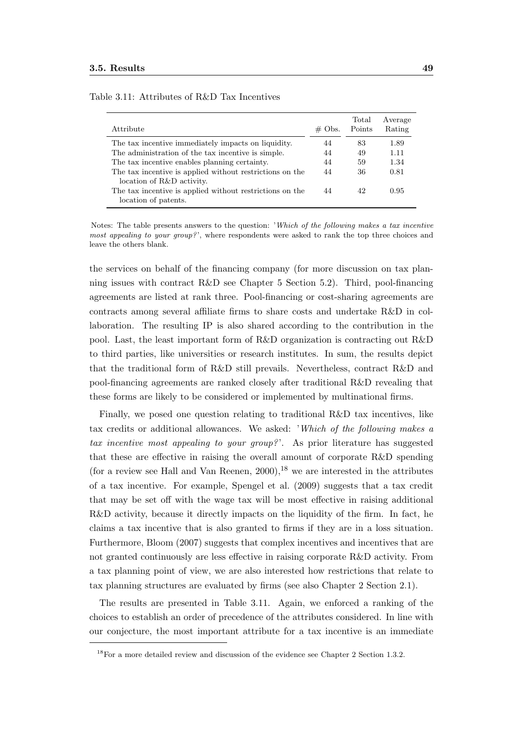Table 3.11: Attributes of R&D Tax Incentives

| Attribute | # Obs. | Total Points | Average Rating |
|---|---|---|---|
| The tax incentive immediately impacts on liquidity. | 44 | 83 | 1.89 |
| The administration of the tax incentive is simple. | 44 | 49 | 1.11 |
| The tax incentive enables planning certainty. | 44 | 59 | 1.34 |
| The tax incentive is applied without restrictions on the location of R&D activity. | 44 | 36 | 0.81 |
| The tax incentive is applied without restrictions on the location of patents. | 44 | 42 | 0.95 |

Notes: The table presents answers to the question: '*Which of the following makes a tax incentive most appealing to your group?*', where respondents were asked to rank the top three choices and leave the others blank.

the services on behalf of the financing company (for more discussion on tax planning issues with contract R&D see Chapter 5 Section 5.2). Third, pool-financing agreements are listed at rank three. Pool-financing or cost-sharing agreements are contracts among several affiliate firms to share costs and undertake R&D in collaboration. The resulting IP is also shared according to the contribution in the pool. Last, the least important form of R&D organization is contracting out R&D to third parties, like universities or research institutes. In sum, the results depict that the traditional form of R&D still prevails. Nevertheless, contract R&D and pool-financing agreements are ranked closely after traditional R&D revealing that these forms are likely to be considered or implemented by multinational firms.

Finally, we posed one question relating to traditional R&D tax incentives, like tax credits or additional allowances. We asked: '*Which of the following makes a tax incentive most appealing to your group?*'. As prior literature has suggested that these are effective in raising the overall amount of corporate R&D spending (for a review see Hall and Van Reenen, 2000),[18] we are interested in the attributes of a tax incentive. For example, Spengel et al. (2009) suggests that a tax credit that may be set off with the wage tax will be most effective in raising additional R&D activity, because it directly impacts on the liquidity of the firm. In fact, he claims a tax incentive that is also granted to firms if they are in a loss situation. Furthermore, Bloom (2007) suggests that complex incentives and incentives that are not granted continuously are less effective in raising corporate R&D activity. From a tax planning point of view, we are also interested how restrictions that relate to tax planning structures are evaluated by firms (see also Chapter 2 Section 2.1).

The results are presented in Table 3.11. Again, we enforced a ranking of the choices to establish an order of precedence of the attributes considered. In line with our conjecture, the most important attribute for a tax incentive is an immediate

[18]For a more detailed review and discussion of the evidence see Chapter 2 Section 1.3.2.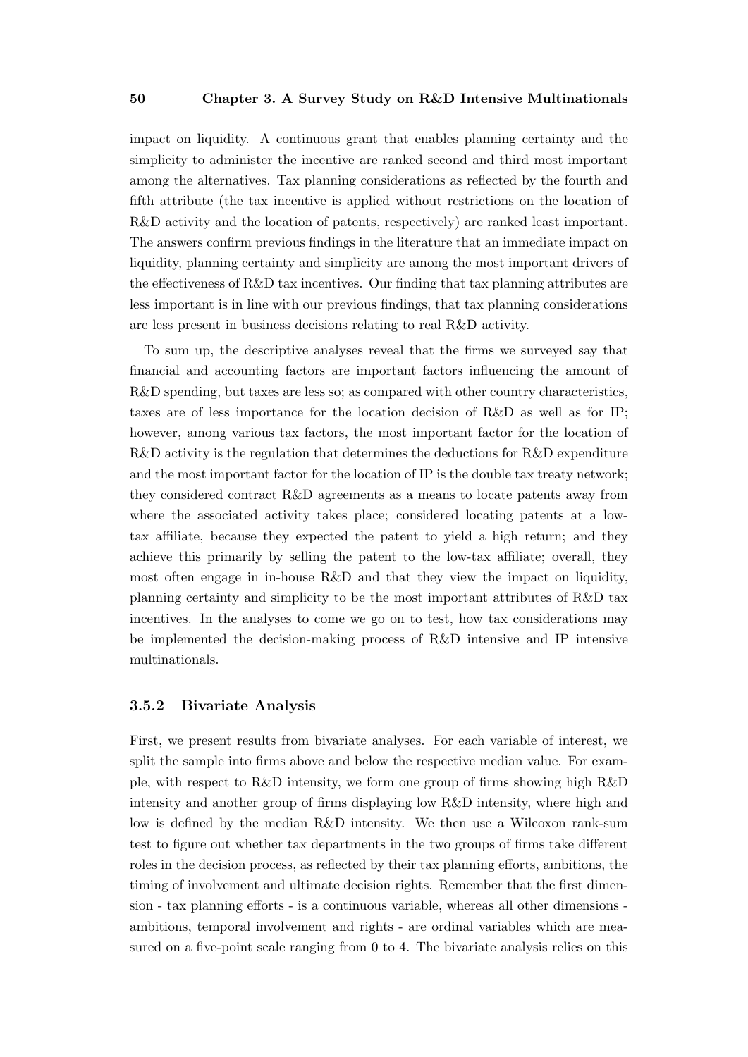impact on liquidity. A continuous grant that enables planning certainty and the simplicity to administer the incentive are ranked second and third most important among the alternatives. Tax planning considerations as reflected by the fourth and fifth attribute (the tax incentive is applied without restrictions on the location of R&D activity and the location of patents, respectively) are ranked least important. The answers confirm previous findings in the literature that an immediate impact on liquidity, planning certainty and simplicity are among the most important drivers of the effectiveness of R&D tax incentives. Our finding that tax planning attributes are less important is in line with our previous findings, that tax planning considerations are less present in business decisions relating to real R&D activity.

To sum up, the descriptive analyses reveal that the firms we surveyed say that financial and accounting factors are important factors influencing the amount of R&D spending, but taxes are less so; as compared with other country characteristics, taxes are of less importance for the location decision of R&D as well as for IP; however, among various tax factors, the most important factor for the location of R&D activity is the regulation that determines the deductions for R&D expenditure and the most important factor for the location of IP is the double tax treaty network; they considered contract R&D agreements as a means to locate patents away from where the associated activity takes place; considered locating patents at a low-tax affiliate, because they expected the patent to yield a high return; and they achieve this primarily by selling the patent to the low-tax affiliate; overall, they most often engage in in-house R&D and that they view the impact on liquidity, planning certainty and simplicity to be the most important attributes of R&D tax incentives. In the analyses to come we go on to test, how tax considerations may be implemented the decision-making process of R&D intensive and IP intensive multinationals.

### 3.5.2 Bivariate Analysis

First, we present results from bivariate analyses. For each variable of interest, we split the sample into firms above and below the respective median value. For example, with respect to R&D intensity, we form one group of firms showing high R&D intensity and another group of firms displaying low R&D intensity, where high and low is defined by the median R&D intensity. We then use a Wilcoxon rank-sum test to figure out whether tax departments in the two groups of firms take different roles in the decision process, as reflected by their tax planning efforts, ambitions, the timing of involvement and ultimate decision rights. Remember that the first dimension - tax planning efforts - is a continuous variable, whereas all other dimensions - ambitions, temporal involvement and rights - are ordinal variables which are measured on a five-point scale ranging from 0 to 4. The bivariate analysis relies on this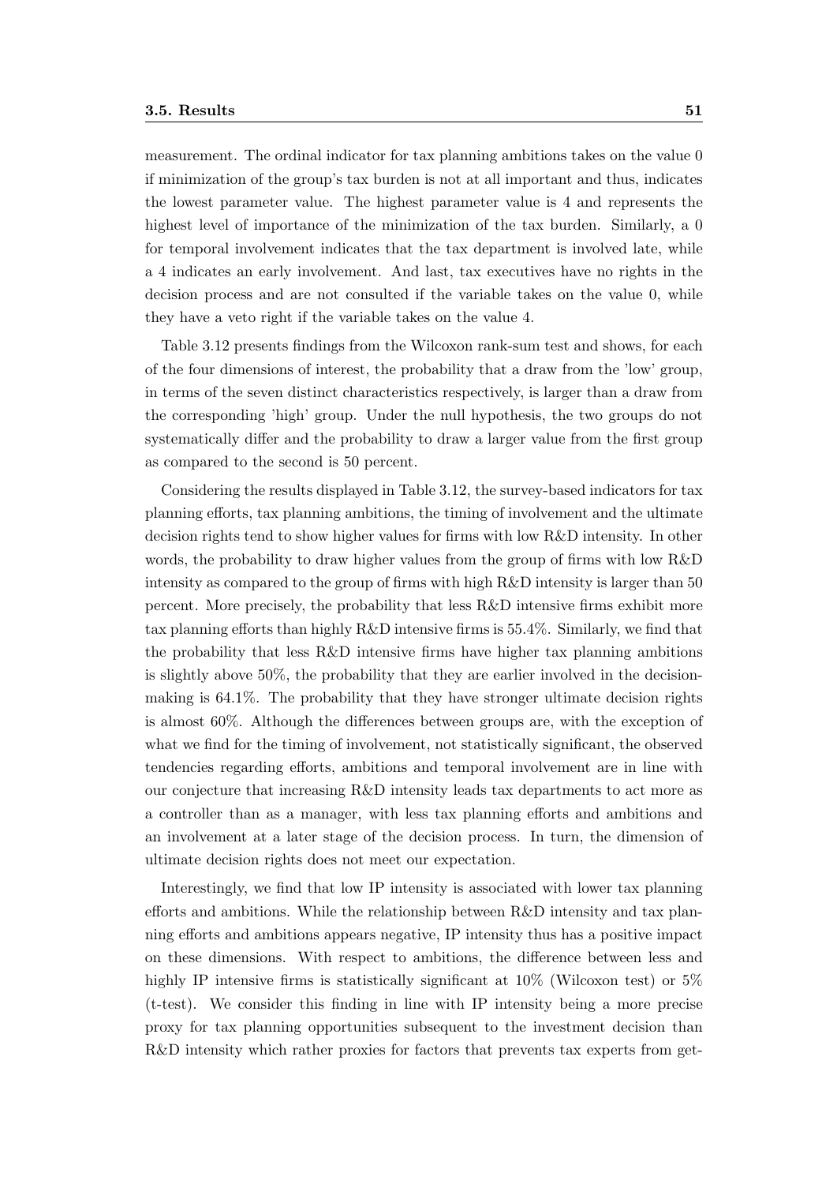measurement. The ordinal indicator for tax planning ambitions takes on the value 0 if minimization of the group's tax burden is not at all important and thus, indicates the lowest parameter value. The highest parameter value is 4 and represents the highest level of importance of the minimization of the tax burden. Similarly, a 0 for temporal involvement indicates that the tax department is involved late, while a 4 indicates an early involvement. And last, tax executives have no rights in the decision process and are not consulted if the variable takes on the value 0, while they have a veto right if the variable takes on the value 4.

Table 3.12 presents findings from the Wilcoxon rank-sum test and shows, for each of the four dimensions of interest, the probability that a draw from the 'low' group, in terms of the seven distinct characteristics respectively, is larger than a draw from the corresponding 'high' group. Under the null hypothesis, the two groups do not systematically differ and the probability to draw a larger value from the first group as compared to the second is 50 percent.

Considering the results displayed in Table 3.12, the survey-based indicators for tax planning efforts, tax planning ambitions, the timing of involvement and the ultimate decision rights tend to show higher values for firms with low R&D intensity. In other words, the probability to draw higher values from the group of firms with low R&D intensity as compared to the group of firms with high R&D intensity is larger than 50 percent. More precisely, the probability that less R&D intensive firms exhibit more tax planning efforts than highly R&D intensive firms is 55.4%. Similarly, we find that the probability that less R&D intensive firms have higher tax planning ambitions is slightly above 50%, the probability that they are earlier involved in the decision-making is 64.1%. The probability that they have stronger ultimate decision rights is almost 60%. Although the differences between groups are, with the exception of what we find for the timing of involvement, not statistically significant, the observed tendencies regarding efforts, ambitions and temporal involvement are in line with our conjecture that increasing R&D intensity leads tax departments to act more as a controller than as a manager, with less tax planning efforts and ambitions and an involvement at a later stage of the decision process. In turn, the dimension of ultimate decision rights does not meet our expectation.

Interestingly, we find that low IP intensity is associated with lower tax planning efforts and ambitions. While the relationship between R&D intensity and tax planning efforts and ambitions appears negative, IP intensity thus has a positive impact on these dimensions. With respect to ambitions, the difference between less and highly IP intensive firms is statistically significant at 10% (Wilcoxon test) or 5% (t-test). We consider this finding in line with IP intensity being a more precise proxy for tax planning opportunities subsequent to the investment decision than R&D intensity which rather proxies for factors that prevents tax experts from get-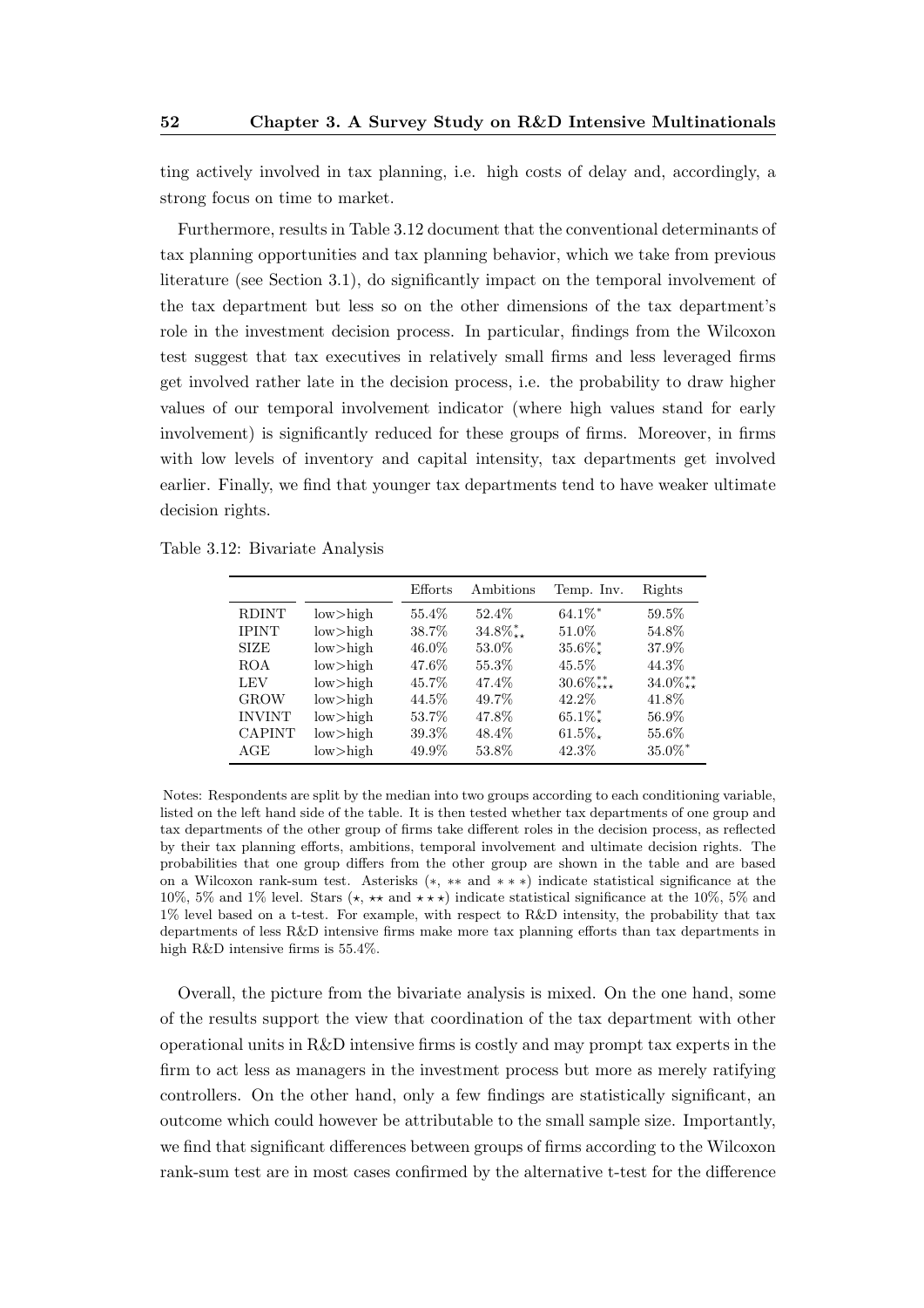ting actively involved in tax planning, i.e. high costs of delay and, accordingly, a strong focus on time to market.

Furthermore, results in Table 3.12 document that the conventional determinants of tax planning opportunities and tax planning behavior, which we take from previous literature (see Section 3.1), do significantly impact on the temporal involvement of the tax department but less so on the other dimensions of the tax department's role in the investment decision process. In particular, findings from the Wilcoxon test suggest that tax executives in relatively small firms and less leveraged firms get involved rather late in the decision process, i.e. the probability to draw higher values of our temporal involvement indicator (where high values stand for early involvement) is significantly reduced for these groups of firms. Moreover, in firms with low levels of inventory and capital intensity, tax departments get involved earlier. Finally, we find that younger tax departments tend to have weaker ultimate decision rights.

Table 3.12: Bivariate Analysis

| | | Efforts | Ambitions | Temp. Inv. | Rights |
|---|---|---|---|---|---|
| RDINT | low>high | 55.4% | 52.4% | 64.1%$^{*}$ | 59.5% |
| IPINT | low>high | 38.7% | 47.8% | 51.0% | 54.8% |
| SIZE | low>high | 46.0% | 53.0% | 35.6%$^{*}_{\star}$ | 37.9% |
| ROA | low>high | 47.6% | 55.3% | 45.5% | 44.3% |
| LEV | low>high | 45.7% | 47.4% | 30.6%$^{**}_{\star\star\star}$ | 34.0%$^{**}_{\star\star}$ |
| GROW | low>high | 44.5% | 49.7% | 42.2% | 41.8% |
| INVINT | low>high | 53.7% | 34.8%$^{*}_{\star\star}$ | 65.1%$^{*}_{\star}$ | 56.9% |
| CAPINT | low>high | 39.3% | 48.4% | 61.5%$_{\star}$ | 55.6% |
| AGE | low>high | 49.9% | 53.8% | 42.3% | 35.0%$^{*}$ |

Notes: Respondents are split by the median into two groups according to each conditioning variable, listed on the left hand side of the table. It is then tested whether tax departments of one group and tax departments of the other group of firms take different roles in the decision process, as reflected by their tax planning efforts, ambitions, temporal involvement and ultimate decision rights. The probabilities that one group differs from the other group are shown in the table and are based on a Wilcoxon rank-sum test. Asterisks ($*$, $**$ and $***$) indicate statistical significance at the 10%, 5% and 1% level. Stars ($\star$, $\star\star$ and $\star\star\star$) indicate statistical significance at the 10%, 5% and 1% level based on a t-test. For example, with respect to R&D intensity, the probability that tax departments of less R&D intensive firms make more tax planning efforts than tax departments in high R&D intensive firms is 55.4%.

Overall, the picture from the bivariate analysis is mixed. On the one hand, some of the results support the view that coordination of the tax department with other operational units in R&D intensive firms is costly and may prompt tax experts in the firm to act less as managers in the investment process but more as merely ratifying controllers. On the other hand, only a few findings are statistically significant, an outcome which could however be attributable to the small sample size. Importantly, we find that significant differences between groups of firms according to the Wilcoxon rank-sum test are in most cases confirmed by the alternative t-test for the difference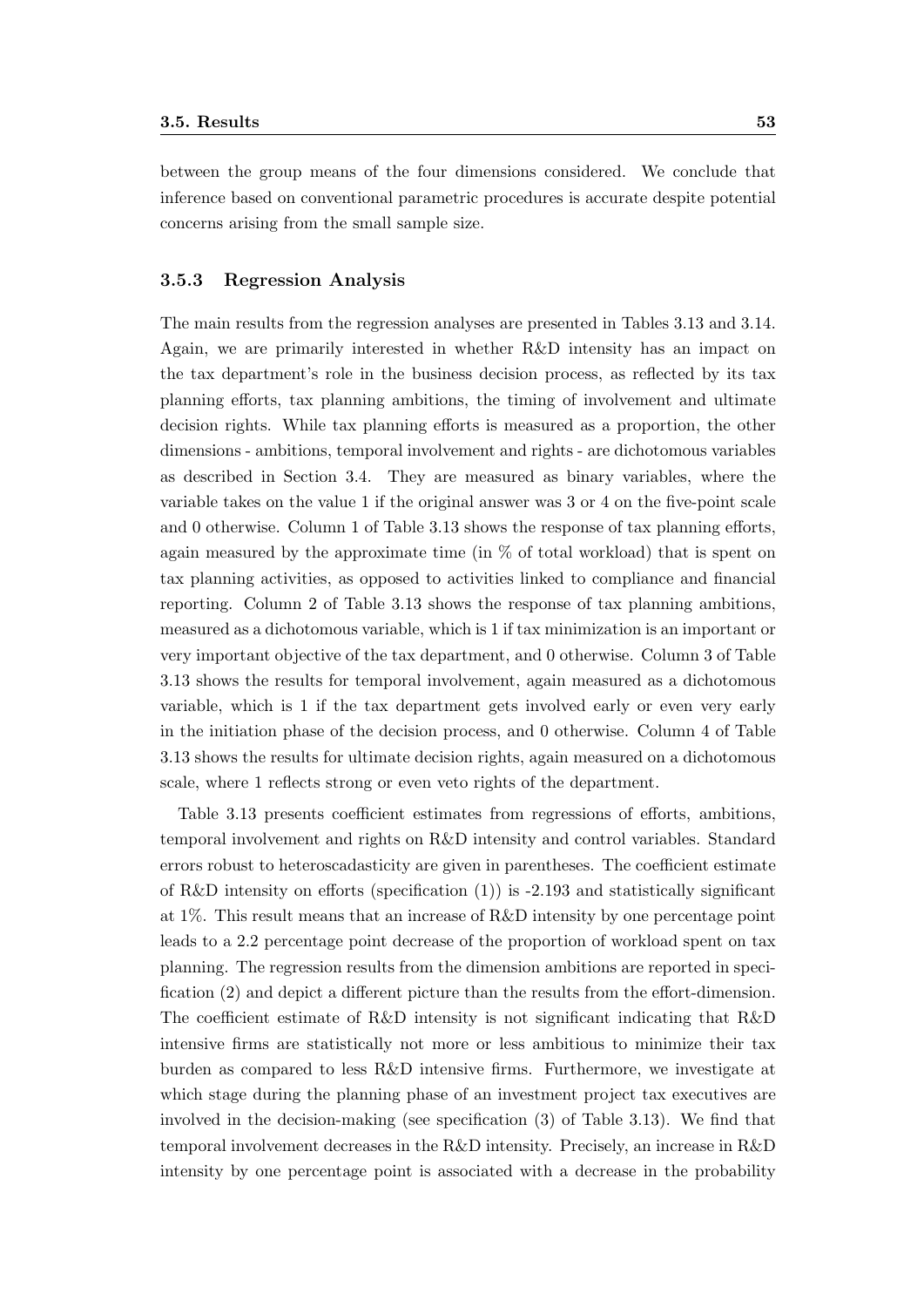between the group means of the four dimensions considered. We conclude that inference based on conventional parametric procedures is accurate despite potential concerns arising from the small sample size.

### 3.5.3 Regression Analysis

The main results from the regression analyses are presented in Tables 3.13 and 3.14. Again, we are primarily interested in whether R&D intensity has an impact on the tax department's role in the business decision process, as reflected by its tax planning efforts, tax planning ambitions, the timing of involvement and ultimate decision rights. While tax planning efforts is measured as a proportion, the other dimensions - ambitions, temporal involvement and rights - are dichotomous variables as described in Section 3.4. They are measured as binary variables, where the variable takes on the value 1 if the original answer was 3 or 4 on the five-point scale and 0 otherwise. Column 1 of Table 3.13 shows the response of tax planning efforts, again measured by the approximate time (in % of total workload) that is spent on tax planning activities, as opposed to activities linked to compliance and financial reporting. Column 2 of Table 3.13 shows the response of tax planning ambitions, measured as a dichotomous variable, which is 1 if tax minimization is an important or very important objective of the tax department, and 0 otherwise. Column 3 of Table 3.13 shows the results for temporal involvement, again measured as a dichotomous variable, which is 1 if the tax department gets involved early or even very early in the initiation phase of the decision process, and 0 otherwise. Column 4 of Table 3.13 shows the results for ultimate decision rights, again measured on a dichotomous scale, where 1 reflects strong or even veto rights of the department.

Table 3.13 presents coefficient estimates from regressions of efforts, ambitions, temporal involvement and rights on R&D intensity and control variables. Standard errors robust to heteroscadasticity are given in parentheses. The coefficient estimate of R&D intensity on efforts (specification (1)) is -2.193 and statistically significant at 1%. This result means that an increase of R&D intensity by one percentage point leads to a 2.2 percentage point decrease of the proportion of workload spent on tax planning. The regression results from the dimension ambitions are reported in specification (2) and depict a different picture than the results from the effort-dimension. The coefficient estimate of R&D intensity is not significant indicating that R&D intensive firms are statistically not more or less ambitious to minimize their tax burden as compared to less R&D intensive firms. Furthermore, we investigate at which stage during the planning phase of an investment project tax executives are involved in the decision-making (see specification (3) of Table 3.13). We find that temporal involvement decreases in the R&D intensity. Precisely, an increase in R&D intensity by one percentage point is associated with a decrease in the probability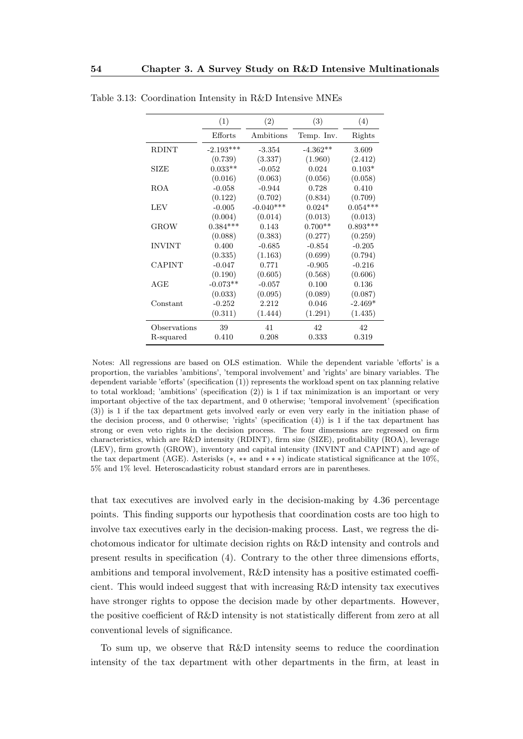Table 3.13: Coordination Intensity in R&D Intensive MNEs

| | (1) | (2) | (3) | (4) |
|---|---|---|---|---|
| | Efforts | Ambitions | Temp. Inv. | Rights |
| RDINT | -2.193*** | -3.354 | -4.362** | 3.609 |
| | (0.739) | (3.337) | (1.960) | (2.412) |
| SIZE | 0.033** | -0.052 | 0.024 | 0.103* |
| | (0.016) | (0.063) | (0.056) | (0.058) |
| ROA | -0.058 | -0.944 | 0.728 | 0.410 |
| | (0.122) | (0.702) | (0.834) | (0.709) |
| LEV | -0.005 | -0.040*** | 0.024* | 0.054*** |
| | (0.004) | (0.014) | (0.013) | (0.013) |
| GROW | 0.384*** | 0.143 | 0.700** | 0.893*** |
| | (0.088) | (0.383) | (0.277) | (0.259) |
| INVINT | 0.400 | -0.685 | -0.854 | -0.205 |
| | (0.335) | (1.163) | (0.699) | (0.794) |
| CAPINT | -0.047 | 0.771 | -0.905 | -0.216 |
| | (0.190) | (0.605) | (0.568) | (0.606) |
| AGE | -0.073** | -0.057 | 0.100 | 0.136 |
| | (0.033) | (0.095) | (0.089) | (0.087) |
| Constant | -0.252 | 2.212 | 0.046 | -2.469* |
| | (0.311) | (1.444) | (1.291) | (1.435) |
| Observations | 39 | 41 | 42 | 42 |
| R-squared | 0.410 | 0.208 | 0.333 | 0.319 |

Notes: All regressions are based on OLS estimation. While the dependent variable 'efforts' is a proportion, the variables 'ambitions', 'temporal involvement' and 'rights' are binary variables. The dependent variable 'efforts' (specification (1)) represents the workload spent on tax planning relative to total workload; 'ambitions' (specification (2)) is 1 if tax minimization is an important or very important objective of the tax department, and 0 otherwise; 'temporal involvement' (specification (3)) is 1 if the tax department gets involved early or even very early in the initiation phase of the decision process, and 0 otherwise; 'rights' (specification (4)) is 1 if the tax department has strong or even veto rights in the decision process. The four dimensions are regressed on firm characteristics, which are R&D intensity (RDINT), firm size (SIZE), profitability (ROA), leverage (LEV), firm growth (GROW), inventory and capital intensity (INVINT and CAPINT) and age of the tax department (AGE). Asterisks ($*$, $**$ and $***$) indicate statistical significance at the 10%, 5% and 1% level. Heteroscadasticity robust standard errors are in parentheses.

that tax executives are involved early in the decision-making by 4.36 percentage points. This finding supports our hypothesis that coordination costs are too high to involve tax executives early in the decision-making process. Last, we regress the dichotomous indicator for ultimate decision rights on R&D intensity and controls and present results in specification (4). Contrary to the other three dimensions efforts, ambitions and temporal involvement, R&D intensity has a positive estimated coefficient. This would indeed suggest that with increasing R&D intensity tax executives have stronger rights to oppose the decision made by other departments. However, the positive coefficient of R&D intensity is not statistically different from zero at all conventional levels of significance.

To sum up, we observe that R&D intensity seems to reduce the coordination intensity of the tax department with other departments in the firm, at least in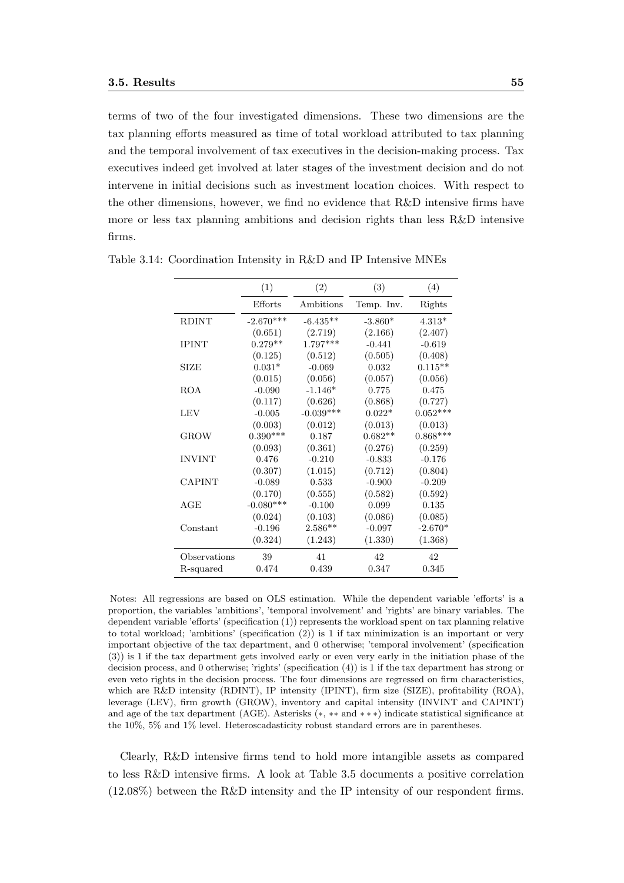terms of two of the four investigated dimensions. These two dimensions are the tax planning efforts measured as time of total workload attributed to tax planning and the temporal involvement of tax executives in the decision-making process. Tax executives indeed get involved at later stages of the investment decision and do not intervene in initial decisions such as investment location choices. With respect to the other dimensions, however, we find no evidence that R&D intensive firms have more or less tax planning ambitions and decision rights than less R&D intensive firms.

Table 3.14: Coordination Intensity in R&D and IP Intensive MNEs

| | (1) | (2) | (3) | (4) |
|---|---|---|---|---|
| | Efforts | Ambitions | Temp. Inv. | Rights |
| RDINT | -2.670*** | -6.435** | -3.860* | 4.313* |
| | (0.651) | (2.719) | (2.166) | (2.407) |
| IPINT | 0.279** | 1.797*** | -0.441 | -0.619 |
| | (0.125) | (0.512) | (0.505) | (0.408) |
| SIZE | 0.031* | -0.069 | 0.032 | 0.115** |
| | (0.015) | (0.056) | (0.057) | (0.056) |
| ROA | -0.090 | -1.146* | 0.775 | 0.475 |
| | (0.117) | (0.626) | (0.868) | (0.727) |
| LEV | -0.005 | -0.039*** | 0.022* | 0.052*** |
| | (0.003) | (0.012) | (0.013) | (0.013) |
| GROW | 0.390*** | 0.187 | 0.682** | 0.868*** |
| | (0.093) | (0.361) | (0.276) | (0.259) |
| INVINT | 0.476 | -0.210 | -0.833 | -0.176 |
| | (0.307) | (1.015) | (0.712) | (0.804) |
| CAPINT | -0.089 | 0.533 | -0.900 | -0.209 |
| | (0.170) | (0.555) | (0.582) | (0.592) |
| AGE | -0.080*** | -0.100 | 0.099 | 0.135 |
| | (0.024) | (0.103) | (0.086) | (0.085) |
| Constant | -0.196 | 2.586** | -0.097 | -2.670* |
| | (0.324) | (1.243) | (1.330) | (1.368) |
| Observations | 39 | 41 | 42 | 42 |
| R-squared | 0.474 | 0.439 | 0.347 | 0.345 |

Notes: All regressions are based on OLS estimation. While the dependent variable 'efforts' is a proportion, the variables 'ambitions', 'temporal involvement' and 'rights' are binary variables. The dependent variable 'efforts' (specification (1)) represents the workload spent on tax planning relative to total workload; 'ambitions' (specification (2)) is 1 if tax minimization is an important or very important objective of the tax department, and 0 otherwise; 'temporal involvement' (specification (3)) is 1 if the tax department gets involved early or even very early in the initiation phase of the decision process, and 0 otherwise; 'rights' (specification (4)) is 1 if the tax department has strong or even veto rights in the decision process. The four dimensions are regressed on firm characteristics, which are R&D intensity (RDINT), IP intensity (IPINT), firm size (SIZE), profitability (ROA), leverage (LEV), firm growth (GROW), inventory and capital intensity (INVINT and CAPINT) and age of the tax department (AGE). Asterisks (*, ** and ***) indicate statistical significance at the 10%, 5% and 1% level. Heteroscadasticity robust standard errors are in parentheses.

Clearly, R&D intensive firms tend to hold more intangible assets as compared to less R&D intensive firms. A look at Table 3.5 documents a positive correlation (12.08%) between the R&D intensity and the IP intensity of our respondent firms.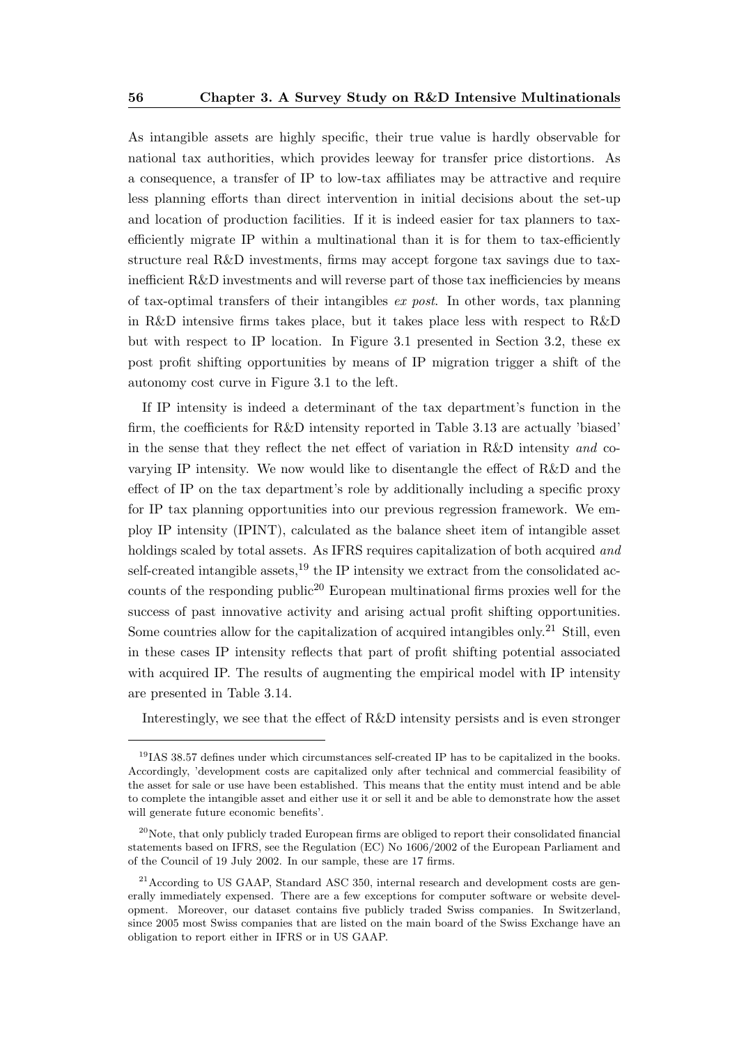As intangible assets are highly specific, their true value is hardly observable for national tax authorities, which provides leeway for transfer price distortions. As a consequence, a transfer of IP to low-tax affiliates may be attractive and require less planning efforts than direct intervention in initial decisions about the set-up and location of production facilities. If it is indeed easier for tax planners to tax-efficiently migrate IP within a multinational than it is for them to tax-efficiently structure real R&D investments, firms may accept forgone tax savings due to tax-inefficient R&D investments and will reverse part of those tax inefficiencies by means of tax-optimal transfers of their intangibles *ex post*. In other words, tax planning in R&D intensive firms takes place, but it takes place less with respect to R&D but with respect to IP location. In Figure 3.1 presented in Section 3.2, these ex post profit shifting opportunities by means of IP migration trigger a shift of the autonomy cost curve in Figure 3.1 to the left.

If IP intensity is indeed a determinant of the tax department's function in the firm, the coefficients for R&D intensity reported in Table 3.13 are actually 'biased' in the sense that they reflect the net effect of variation in R&D intensity *and* co-varying IP intensity. We now would like to disentangle the effect of R&D and the effect of IP on the tax department's role by additionally including a specific proxy for IP tax planning opportunities into our previous regression framework. We employ IP intensity (IPINT), calculated as the balance sheet item of intangible asset holdings scaled by total assets. As IFRS requires capitalization of both acquired *and* self-created intangible assets,[19] the IP intensity we extract from the consolidated accounts of the responding public[20] European multinational firms proxies well for the success of past innovative activity and arising actual profit shifting opportunities. Some countries allow for the capitalization of acquired intangibles only.[21] Still, even in these cases IP intensity reflects that part of profit shifting potential associated with acquired IP. The results of augmenting the empirical model with IP intensity are presented in Table 3.14.

Interestingly, we see that the effect of R&D intensity persists and is even stronger

---

[19] IAS 38.57 defines under which circumstances self-created IP has to be capitalized in the books. Accordingly, 'development costs are capitalized only after technical and commercial feasibility of the asset for sale or use have been established. This means that the entity must intend and be able to complete the intangible asset and either use it or sell it and be able to demonstrate how the asset will generate future economic benefits'.

[20] Note, that only publicly traded European firms are obliged to report their consolidated financial statements based on IFRS, see the Regulation (EC) No 1606/2002 of the European Parliament and of the Council of 19 July 2002. In our sample, these are 17 firms.

[21] According to US GAAP, Standard ASC 350, internal research and development costs are generally immediately expensed. There are a few exceptions for computer software or website development. Moreover, our dataset contains five publicly traded Swiss companies. In Switzerland, since 2005 most Swiss companies that are listed on the main board of the Swiss Exchange have an obligation to report either in IFRS or in US GAAP.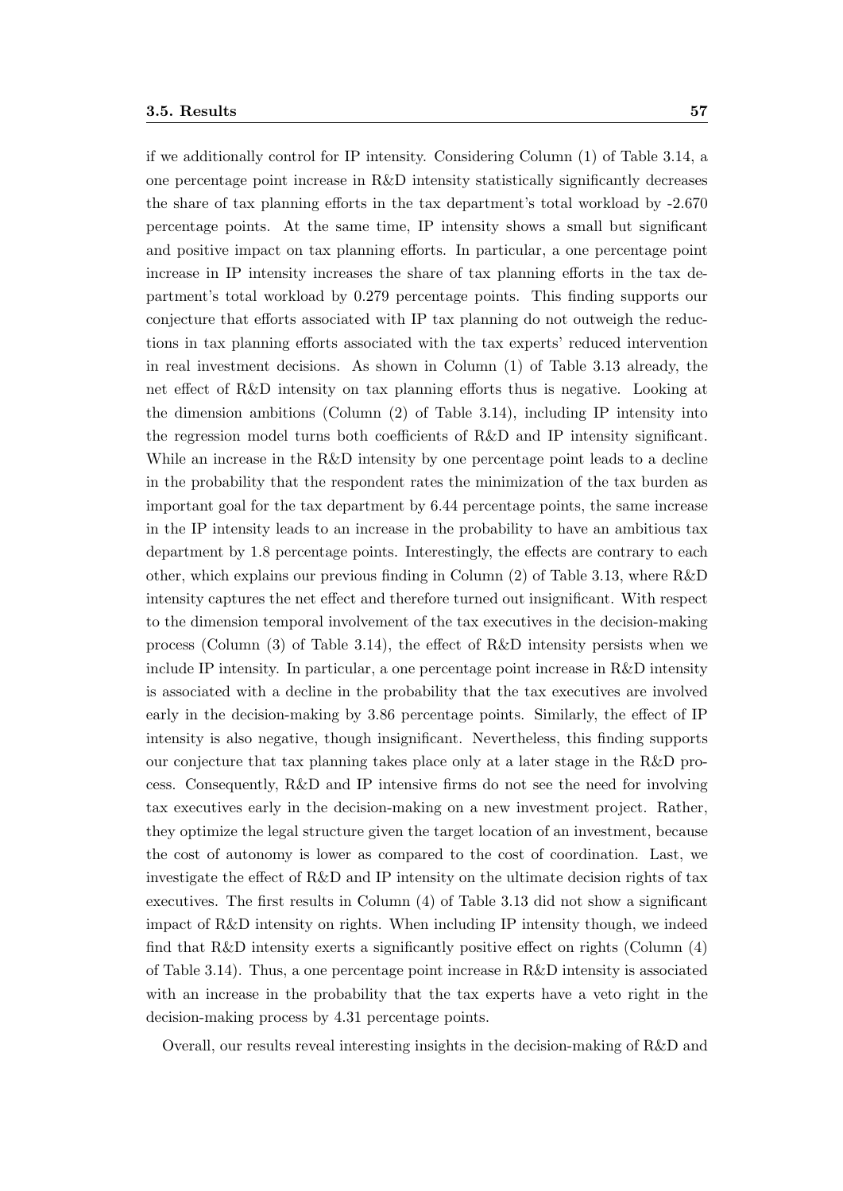if we additionally control for IP intensity. Considering Column (1) of Table 3.14, a one percentage point increase in R&D intensity statistically significantly decreases the share of tax planning efforts in the tax department's total workload by -2.670 percentage points. At the same time, IP intensity shows a small but significant and positive impact on tax planning efforts. In particular, a one percentage point increase in IP intensity increases the share of tax planning efforts in the tax department's total workload by 0.279 percentage points. This finding supports our conjecture that efforts associated with IP tax planning do not outweigh the reductions in tax planning efforts associated with the tax experts' reduced intervention in real investment decisions. As shown in Column (1) of Table 3.13 already, the net effect of R&D intensity on tax planning efforts thus is negative. Looking at the dimension ambitions (Column (2) of Table 3.14), including IP intensity into the regression model turns both coefficients of R&D and IP intensity significant. While an increase in the R&D intensity by one percentage point leads to a decline in the probability that the respondent rates the minimization of the tax burden as important goal for the tax department by 6.44 percentage points, the same increase in the IP intensity leads to an increase in the probability to have an ambitious tax department by 1.8 percentage points. Interestingly, the effects are contrary to each other, which explains our previous finding in Column (2) of Table 3.13, where R&D intensity captures the net effect and therefore turned out insignificant. With respect to the dimension temporal involvement of the tax executives in the decision-making process (Column (3) of Table 3.14), the effect of R&D intensity persists when we include IP intensity. In particular, a one percentage point increase in R&D intensity is associated with a decline in the probability that the tax executives are involved early in the decision-making by 3.86 percentage points. Similarly, the effect of IP intensity is also negative, though insignificant. Nevertheless, this finding supports our conjecture that tax planning takes place only at a later stage in the R&D process. Consequently, R&D and IP intensive firms do not see the need for involving tax executives early in the decision-making on a new investment project. Rather, they optimize the legal structure given the target location of an investment, because the cost of autonomy is lower as compared to the cost of coordination. Last, we investigate the effect of R&D and IP intensity on the ultimate decision rights of tax executives. The first results in Column (4) of Table 3.13 did not show a significant impact of R&D intensity on rights. When including IP intensity though, we indeed find that R&D intensity exerts a significantly positive effect on rights (Column (4) of Table 3.14). Thus, a one percentage point increase in R&D intensity is associated with an increase in the probability that the tax experts have a veto right in the decision-making process by 4.31 percentage points.

Overall, our results reveal interesting insights in the decision-making of R&D and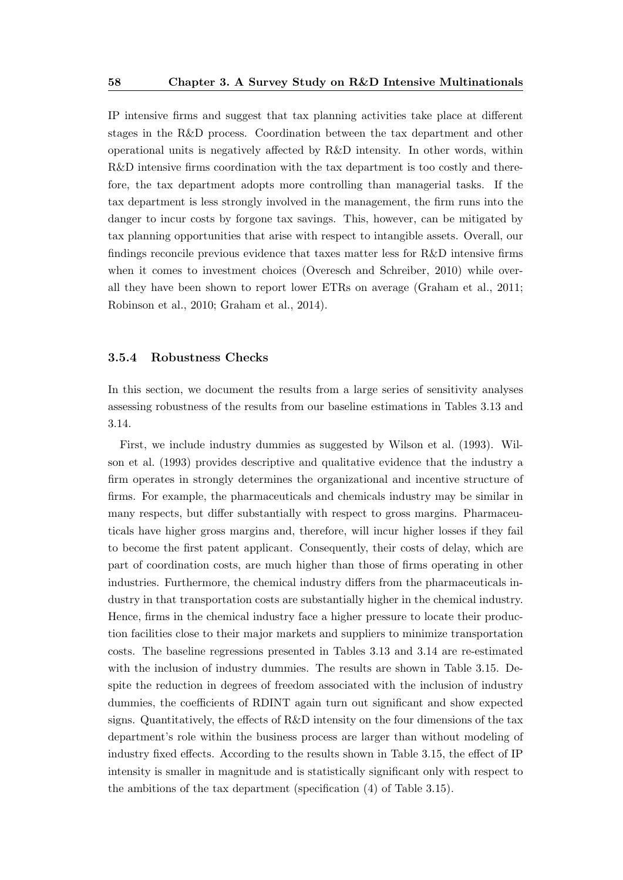IP intensive firms and suggest that tax planning activities take place at different stages in the R&D process. Coordination between the tax department and other operational units is negatively affected by R&D intensity. In other words, within R&D intensive firms coordination with the tax department is too costly and therefore, the tax department adopts more controlling than managerial tasks. If the tax department is less strongly involved in the management, the firm runs into the danger to incur costs by forgone tax savings. This, however, can be mitigated by tax planning opportunities that arise with respect to intangible assets. Overall, our findings reconcile previous evidence that taxes matter less for R&D intensive firms when it comes to investment choices (Overesch and Schreiber, 2010) while overall they have been shown to report lower ETRs on average (Graham et al., 2011; Robinson et al., 2010; Graham et al., 2014).

### 3.5.4 Robustness Checks

In this section, we document the results from a large series of sensitivity analyses assessing robustness of the results from our baseline estimations in Tables 3.13 and 3.14.

First, we include industry dummies as suggested by Wilson et al. (1993). Wilson et al. (1993) provides descriptive and qualitative evidence that the industry a firm operates in strongly determines the organizational and incentive structure of firms. For example, the pharmaceuticals and chemicals industry may be similar in many respects, but differ substantially with respect to gross margins. Pharmaceuticals have higher gross margins and, therefore, will incur higher losses if they fail to become the first patent applicant. Consequently, their costs of delay, which are part of coordination costs, are much higher than those of firms operating in other industries. Furthermore, the chemical industry differs from the pharmaceuticals industry in that transportation costs are substantially higher in the chemical industry. Hence, firms in the chemical industry face a higher pressure to locate their production facilities close to their major markets and suppliers to minimize transportation costs. The baseline regressions presented in Tables 3.13 and 3.14 are re-estimated with the inclusion of industry dummies. The results are shown in Table 3.15. Despite the reduction in degrees of freedom associated with the inclusion of industry dummies, the coefficients of RDINT again turn out significant and show expected signs. Quantitatively, the effects of R&D intensity on the four dimensions of the tax department's role within the business process are larger than without modeling of industry fixed effects. According to the results shown in Table 3.15, the effect of IP intensity is smaller in magnitude and is statistically significant only with respect to the ambitions of the tax department (specification (4) of Table 3.15).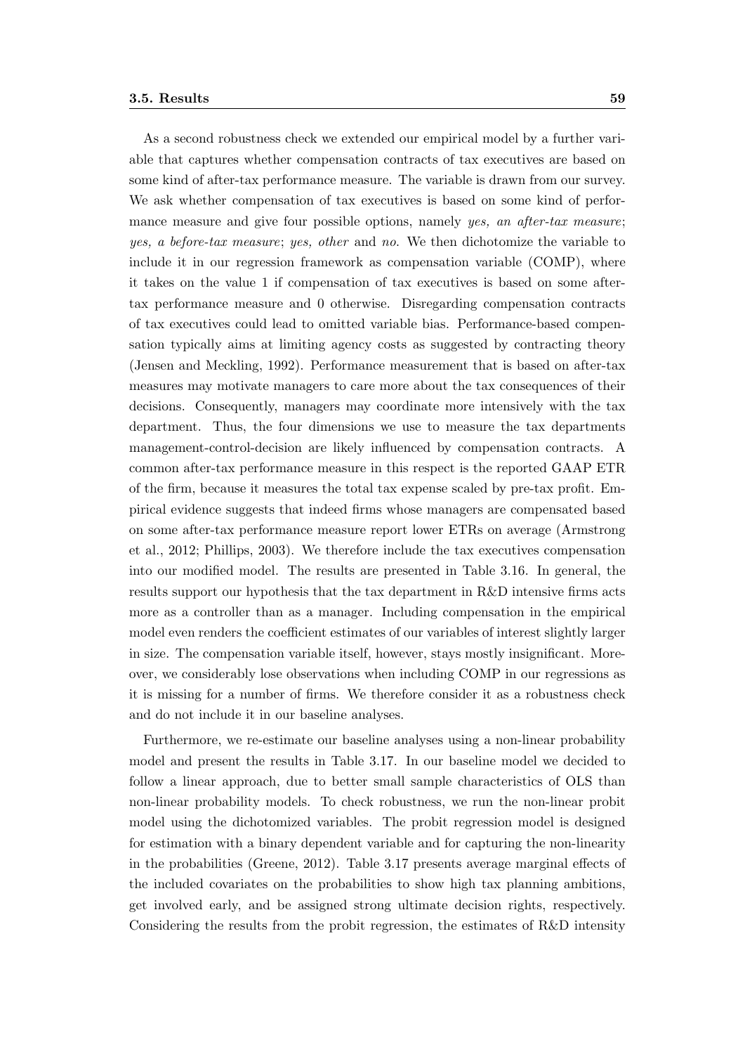As a second robustness check we extended our empirical model by a further variable that captures whether compensation contracts of tax executives are based on some kind of after-tax performance measure. The variable is drawn from our survey. We ask whether compensation of tax executives is based on some kind of performance measure and give four possible options, namely *yes, an after-tax measure*; *yes, a before-tax measure*; *yes, other* and *no*. We then dichotomize the variable to include it in our regression framework as compensation variable (COMP), where it takes on the value 1 if compensation of tax executives is based on some after-tax performance measure and 0 otherwise. Disregarding compensation contracts of tax executives could lead to omitted variable bias. Performance-based compensation typically aims at limiting agency costs as suggested by contracting theory (Jensen and Meckling, 1992). Performance measurement that is based on after-tax measures may motivate managers to care more about the tax consequences of their decisions. Consequently, managers may coordinate more intensively with the tax department. Thus, the four dimensions we use to measure the tax departments management-control-decision are likely influenced by compensation contracts. A common after-tax performance measure in this respect is the reported GAAP ETR of the firm, because it measures the total tax expense scaled by pre-tax profit. Empirical evidence suggests that indeed firms whose managers are compensated based on some after-tax performance measure report lower ETRs on average (Armstrong et al., 2012; Phillips, 2003). We therefore include the tax executives compensation into our modified model. The results are presented in Table 3.16. In general, the results support our hypothesis that the tax department in R&D intensive firms acts more as a controller than as a manager. Including compensation in the empirical model even renders the coefficient estimates of our variables of interest slightly larger in size. The compensation variable itself, however, stays mostly insignificant. Moreover, we considerably lose observations when including COMP in our regressions as it is missing for a number of firms. We therefore consider it as a robustness check and do not include it in our baseline analyses.

Furthermore, we re-estimate our baseline analyses using a non-linear probability model and present the results in Table 3.17. In our baseline model we decided to follow a linear approach, due to better small sample characteristics of OLS than non-linear probability models. To check robustness, we run the non-linear probit model using the dichotomized variables. The probit regression model is designed for estimation with a binary dependent variable and for capturing the non-linearity in the probabilities (Greene, 2012). Table 3.17 presents average marginal effects of the included covariates on the probabilities to show high tax planning ambitions, get involved early, and be assigned strong ultimate decision rights, respectively. Considering the results from the probit regression, the estimates of R&D intensity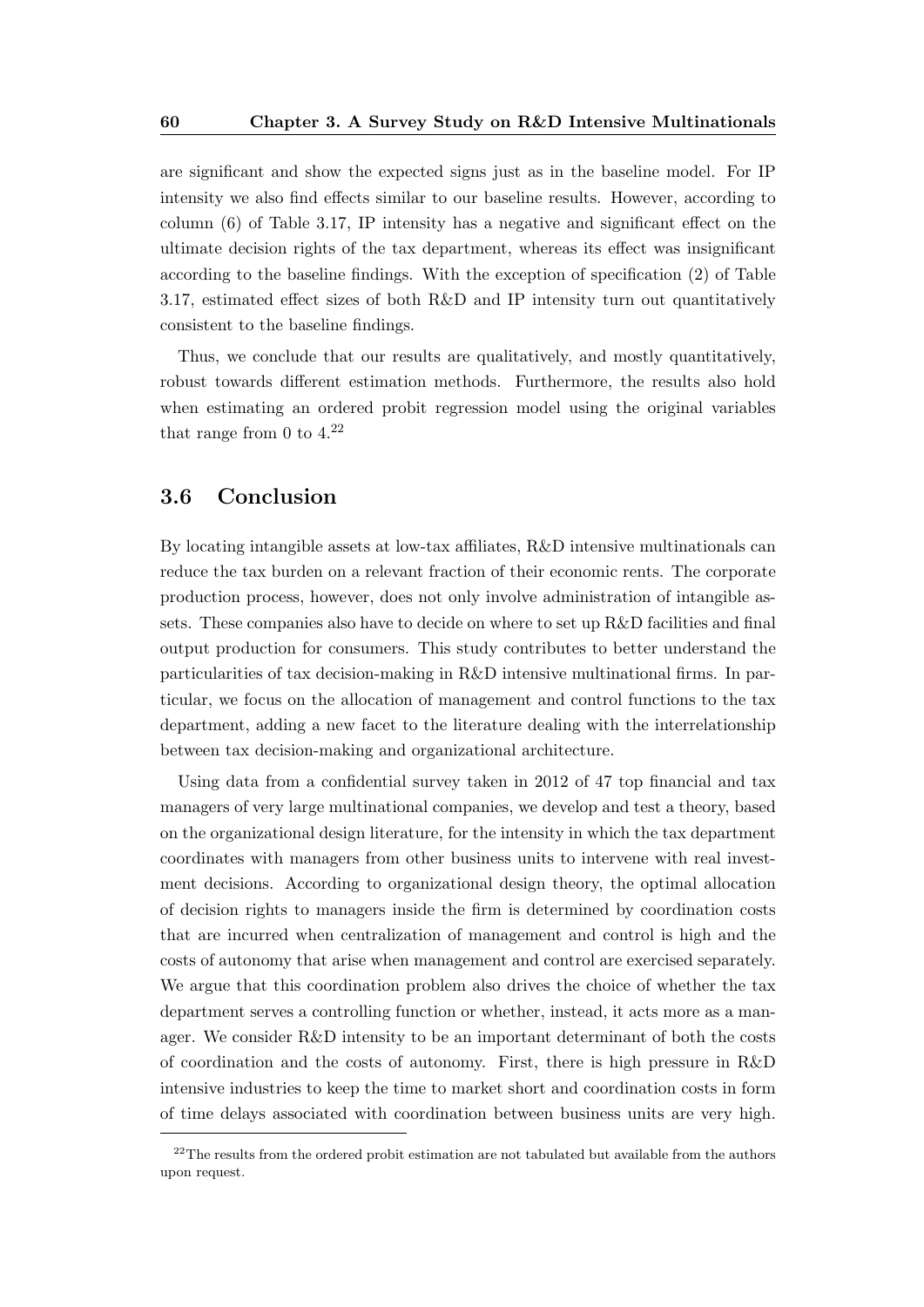are significant and show the expected signs just as in the baseline model. For IP intensity we also find effects similar to our baseline results. However, according to column (6) of Table 3.17, IP intensity has a negative and significant effect on the ultimate decision rights of the tax department, whereas its effect was insignificant according to the baseline findings. With the exception of specification (2) of Table 3.17, estimated effect sizes of both R&D and IP intensity turn out quantitatively consistent to the baseline findings.

Thus, we conclude that our results are qualitatively, and mostly quantitatively, robust towards different estimation methods. Furthermore, the results also hold when estimating an ordered probit regression model using the original variables that range from 0 to 4.[22]

## 3.6 Conclusion

By locating intangible assets at low-tax affiliates, R&D intensive multinationals can reduce the tax burden on a relevant fraction of their economic rents. The corporate production process, however, does not only involve administration of intangible assets. These companies also have to decide on where to set up R&D facilities and final output production for consumers. This study contributes to better understand the particularities of tax decision-making in R&D intensive multinational firms. In particular, we focus on the allocation of management and control functions to the tax department, adding a new facet to the literature dealing with the interrelationship between tax decision-making and organizational architecture.

Using data from a confidential survey taken in 2012 of 47 top financial and tax managers of very large multinational companies, we develop and test a theory, based on the organizational design literature, for the intensity in which the tax department coordinates with managers from other business units to intervene with real investment decisions. According to organizational design theory, the optimal allocation of decision rights to managers inside the firm is determined by coordination costs that are incurred when centralization of management and control is high and the costs of autonomy that arise when management and control are exercised separately. We argue that this coordination problem also drives the choice of whether the tax department serves a controlling function or whether, instead, it acts more as a manager. We consider R&D intensity to be an important determinant of both the costs of coordination and the costs of autonomy. First, there is high pressure in R&D intensive industries to keep the time to market short and coordination costs in form of time delays associated with coordination between business units are very high.

[22] The results from the ordered probit estimation are not tabulated but available from the authors upon request.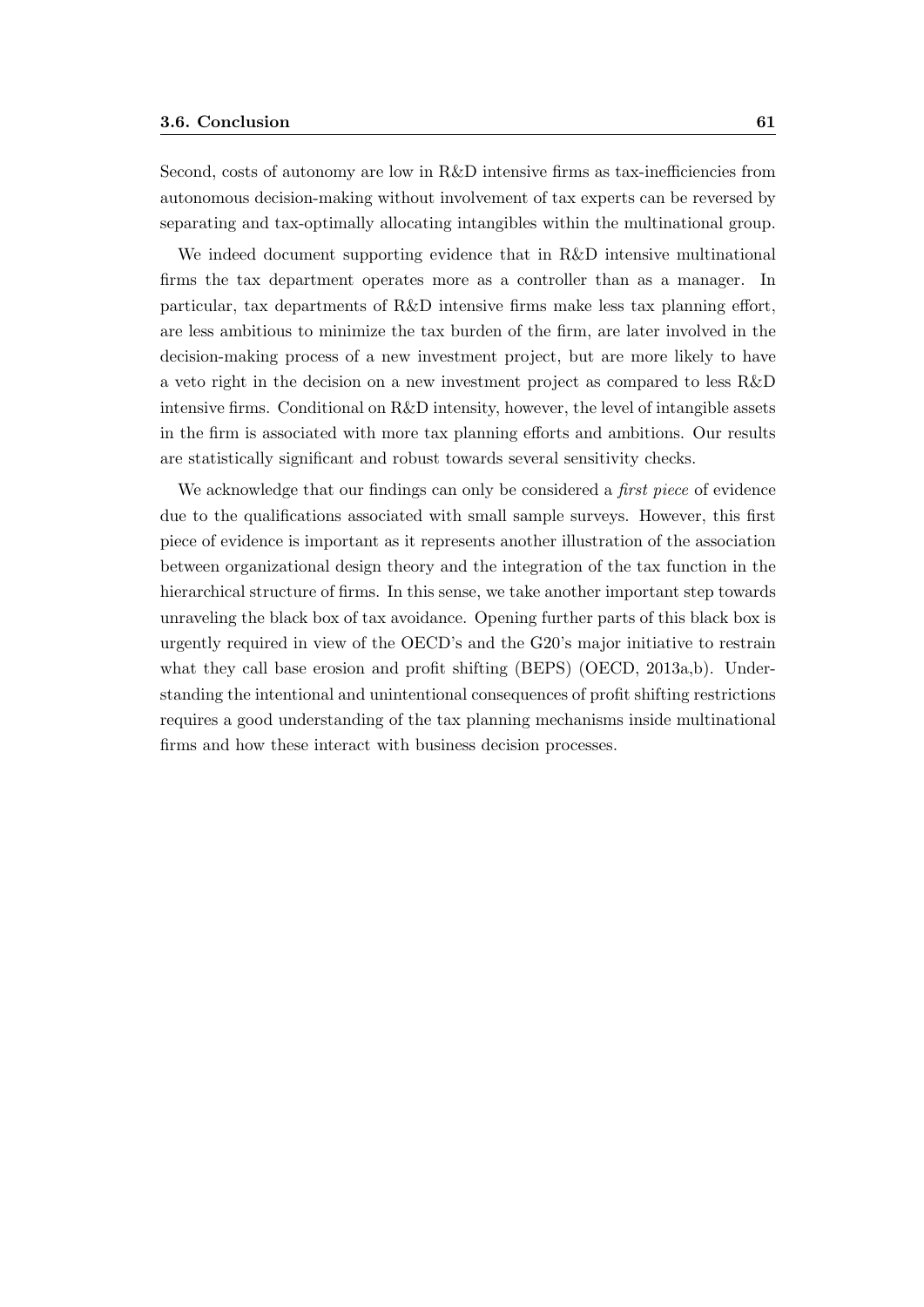Second, costs of autonomy are low in R&D intensive firms as tax-inefficiencies from autonomous decision-making without involvement of tax experts can be reversed by separating and tax-optimally allocating intangibles within the multinational group.

We indeed document supporting evidence that in R&D intensive multinational firms the tax department operates more as a controller than as a manager. In particular, tax departments of R&D intensive firms make less tax planning effort, are less ambitious to minimize the tax burden of the firm, are later involved in the decision-making process of a new investment project, but are more likely to have a veto right in the decision on a new investment project as compared to less R&D intensive firms. Conditional on R&D intensity, however, the level of intangible assets in the firm is associated with more tax planning efforts and ambitions. Our results are statistically significant and robust towards several sensitivity checks.

We acknowledge that our findings can only be considered a *first piece* of evidence due to the qualifications associated with small sample surveys. However, this first piece of evidence is important as it represents another illustration of the association between organizational design theory and the integration of the tax function in the hierarchical structure of firms. In this sense, we take another important step towards unraveling the black box of tax avoidance. Opening further parts of this black box is urgently required in view of the OECD's and the G20's major initiative to restrain what they call base erosion and profit shifting (BEPS) (OECD, 2013a,b). Understanding the intentional and unintentional consequences of profit shifting restrictions requires a good understanding of the tax planning mechanisms inside multinational firms and how these interact with business decision processes.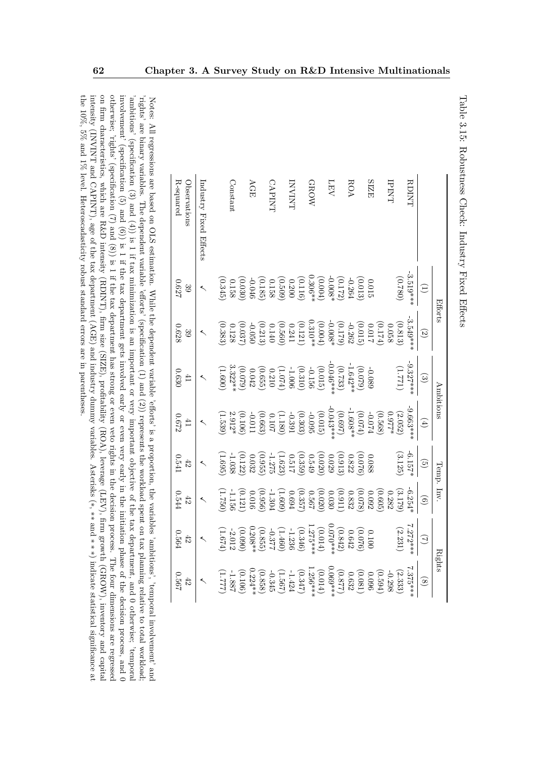Table 3.15: Robustness Check: Industry Fixed Effects

| | Efforts | | Ambitions | | Temp. Inv. | | Rights | |
|---|---|---|---|---|---|---|---|---|
| | (1) | (2) | (3) | (4) | (5) | (6) | (7) | (8) |
| RDINT | -3.519*** | -3.549*** | -9.327*** | -9.663*** | -6.157* | -6.254* | 7.272*** | 7.375*** |
| | (0.780) | (0.813) | (1.771) | (2.052) | (3.125) | (3.179) | (2.231) | (2.333) |
| IPINT | | 0.058 | | 0.977* | | 0.282 | | -0.298 |
| | | (0.174) | | (0.568) | | (0.605) | | (0.594) |
| SIZE | 0.015 | 0.017 | -0.089 | -0.074 | 0.088 | 0.092 | 0.100 | 0.096 |
| | (0.013) | (0.015) | (0.079) | (0.074) | (0.076) | (0.078) | (0.076) | (0.081) |
| ROA | -0.264 | -0.262 | -1.642** | -1.608** | 0.822 | 0.832 | 0.642 | 0.632 |
| | (0.172) | (0.179) | (0.733) | (0.697) | (0.913) | (0.911) | (0.842) | (0.877) |
| LEV | -0.008* | -0.008* | -0.046*** | -0.043*** | 0.029 | 0.030 | 0.070*** | 0.069*** |
| | (0.004) | (0.004) | (0.015) | (0.015) | (0.020) | (0.020) | (0.014) | (0.014) |
| GROW | 0.306** | 0.310** | -0.156 | -0.095 | 0.549 | 0.567 | 1.275*** | 1.256*** |
| | (0.116) | (0.121) | (0.310) | (0.303) | (0.359) | (0.357) | (0.346) | (0.347) |
| INVINT | 0.200 | 0.241 | -1.006 | -0.391 | 0.517 | 0.694 | -1.236 | -1.424 |
| | (0.509) | (0.560) | (1.074) | (1.180) | (1.623) | (1.609) | (1.460) | (1.567) |
| CAPINT | 0.158 | 0.140 | 0.210 | 0.107 | -1.275 | -1.304 | -0.377 | -0.345 |
| | (0.185) | (0.213) | (0.655) | (0.663) | (0.955) | (0.956) | (0.855) | (0.858) |
| AGE | -0.046 | -0.050 | 0.042 | -0.011 | 0.032 | 0.016 | 0.208** | 0.224** |
| | (0.030) | (0.037) | (0.079) | (0.106) | (0.122) | (0.121) | (0.090) | (0.106) |
| Constant | 0.158 | 0.128 | 3.322** | 2.912* | -1.038 | -1.156 | -2.012 | -1.887 |
| | (0.345) | (0.383) | (1.600) | (1.539) | (1.695) | (1.750) | (1.674) | (1.777) |
| Industry Fixed Effects | ✓ | ✓ | ✓ | ✓ | ✓ | ✓ | ✓ | ✓ |
| Observations | 39 | 39 | 41 | 41 | 42 | 42 | 42 | 42 |
| R-squared | 0.627 | 0.628 | 0.630 | 0.672 | 0.541 | 0.544 | 0.564 | 0.567 |

Notes: All regressions are based on OLS estimation. While the dependent variable 'efforts' is a proportion, the variables 'ambitions', 'temporal involvement' and 'rights' are binary variables. The dependent variable 'efforts' (specification (1) and (2)) represents the workload spent on tax planning relative to total workload; 'ambitions' (specification (3) and (4)) is 1 if tax minimization is an important or very important objective of the tax department, and 0 otherwise; 'temporal involvement' (specification (5) and (6)) is 1 if the tax department gets involved early or even very early in the initiation phase of the decision process, and 0 otherwise; 'rights' (specification (7) and (8)) is 1 if the tax department has strong or even veto rights in the decision process. The four dimensions are regressed on firm characteristics, which are R&D intensity (RDINT), firm size (SIZE), profitability (ROA), leverage (LEV), firm growth (GROW), inventory and capital intensity (INVINT and CAPINT), age of the tax department (AGE) and industry dummy variables. Asterisks (*, ** and ***) indicate statistical significance at the 10%, 5% and 1% level. Heteroscedasticity robust standard errors are in parentheses.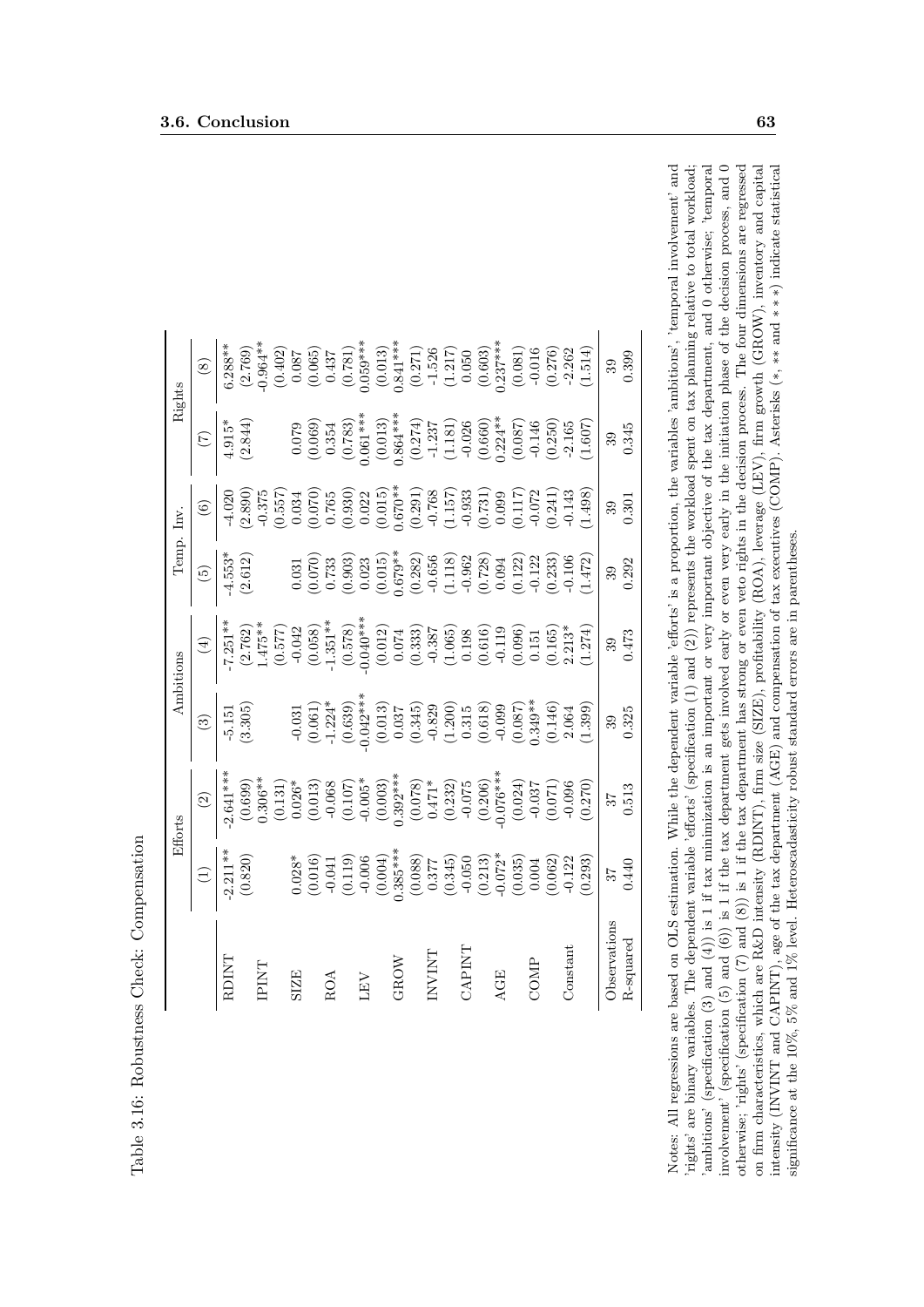Table 3.16: Robustness Check: Compensation

| | Efforts | | Ambitions | | Temp. Inv. | | Rights | |
|---|---|---|---|---|---|---|---|---|
| | (1) | (2) | (3) | (4) | (5) | (6) | (7) | (8) |
| RDINT | -2.211** | -2.641*** | -5.151 | -7.251** | -4.553* | -4.020 | 4.915* | 6.288** |
| | (0.820) | (0.699) | (3.305) | (2.762) | (2.612) | (2.890) | (2.844) | (2.769) |
| IPINT | | 0.306** | | 1.475** | | -0.375 | | -0.964** |
| | | (0.131) | | (0.577) | | (0.557) | | (0.402) |
| SIZE | 0.028* | 0.026* | -0.031 | -0.042 | 0.031 | 0.034 | 0.079 | 0.087 |
| | (0.016) | (0.013) | (0.061) | (0.058) | (0.070) | (0.070) | (0.069) | (0.065) |
| ROA | -0.041 | -0.068 | -1.224* | -1.351** | 0.733 | 0.765 | 0.354 | 0.437 |
| | (0.119) | (0.107) | (0.639) | (0.578) | (0.903) | (0.930) | (0.783) | (0.781) |
| LEV | -0.006 | -0.005* | -0.042*** | -0.040*** | 0.023 | 0.022 | 0.061*** | 0.059*** |
| | (0.004) | (0.003) | (0.013) | (0.012) | (0.015) | (0.015) | (0.013) | (0.013) |
| GROW | 0.385*** | 0.392*** | 0.037 | 0.074 | 0.679** | 0.670** | 0.864*** | 0.841*** |
| | (0.088) | (0.078) | (0.345) | (0.333) | (0.282) | (0.291) | (0.274) | (0.271) |
| INVINT | 0.377 | 0.471* | -0.829 | -0.387 | -0.656 | -0.768 | -1.237 | -1.526 |
| | (0.345) | (0.232) | (1.200) | (1.065) | (1.118) | (1.157) | (1.181) | (1.217) |
| CAPINT | -0.050 | -0.075 | 0.315 | 0.198 | -0.962 | -0.933 | -0.026 | 0.050 |
| | (0.213) | (0.206) | (0.618) | (0.616) | (0.728) | (0.731) | (0.660) | (0.603) |
| AGE | -0.072* | -0.076*** | -0.099 | -0.119 | 0.094 | 0.099 | 0.224** | 0.237*** |
| | (0.035) | (0.024) | (0.087) | (0.096) | (0.122) | (0.117) | (0.087) | (0.081) |
| COMP | 0.004 | -0.037 | 0.349** | 0.151 | -0.122 | -0.072 | -0.146 | -0.016 |
| | (0.062) | (0.071) | (0.146) | (0.165) | (0.233) | (0.241) | (0.250) | (0.276) |
| Constant | -0.122 | -0.096 | 2.064 | 2.213* | -0.106 | -0.143 | -2.165 | -2.262 |
| | (0.293) | (0.270) | (1.399) | (1.274) | (1.472) | (1.498) | (1.607) | (1.514) |
| Observations | 37 | 37 | 39 | 39 | 39 | 39 | 39 | 39 |
| R-squared | 0.440 | 0.513 | 0.325 | 0.473 | 0.292 | 0.301 | 0.345 | 0.399 |

Notes: All regressions are based on OLS estimation. While the dependent variable 'efforts' is a proportion, the variables 'ambitions', 'temporal involvement' and 'rights' are binary variables. The dependent variable 'efforts' (specification (1) and (2)) represents the workload spent on tax planning relative to total workload; 'ambitions' (specification (3) and (4)) is 1 if tax minimization is an important or very important objective of the tax department, and 0 otherwise; 'temporal involvement' (specification (5) and (6)) is 1 if the tax department gets involved early or even very early in the initiation phase of the decision process, and 0 otherwise; 'rights' (specification (7) and (8)) is 1 if the tax department has strong or even veto rights in the decision process. The four dimensions are regressed on firm characteristics, which are R&D intensity (RDINT), firm size (SIZE), profitability (ROA), leverage (LEV), firm growth (GROW), inventory and capital intensity (INVINT and CAPINT), age of the tax department (AGE) and compensation of tax executives (COMP). Asterisks (*, ** and ***) indicate statistical significance at the 10%, 5% and 1% level. Heteroscedasticity robust standard errors are in parentheses.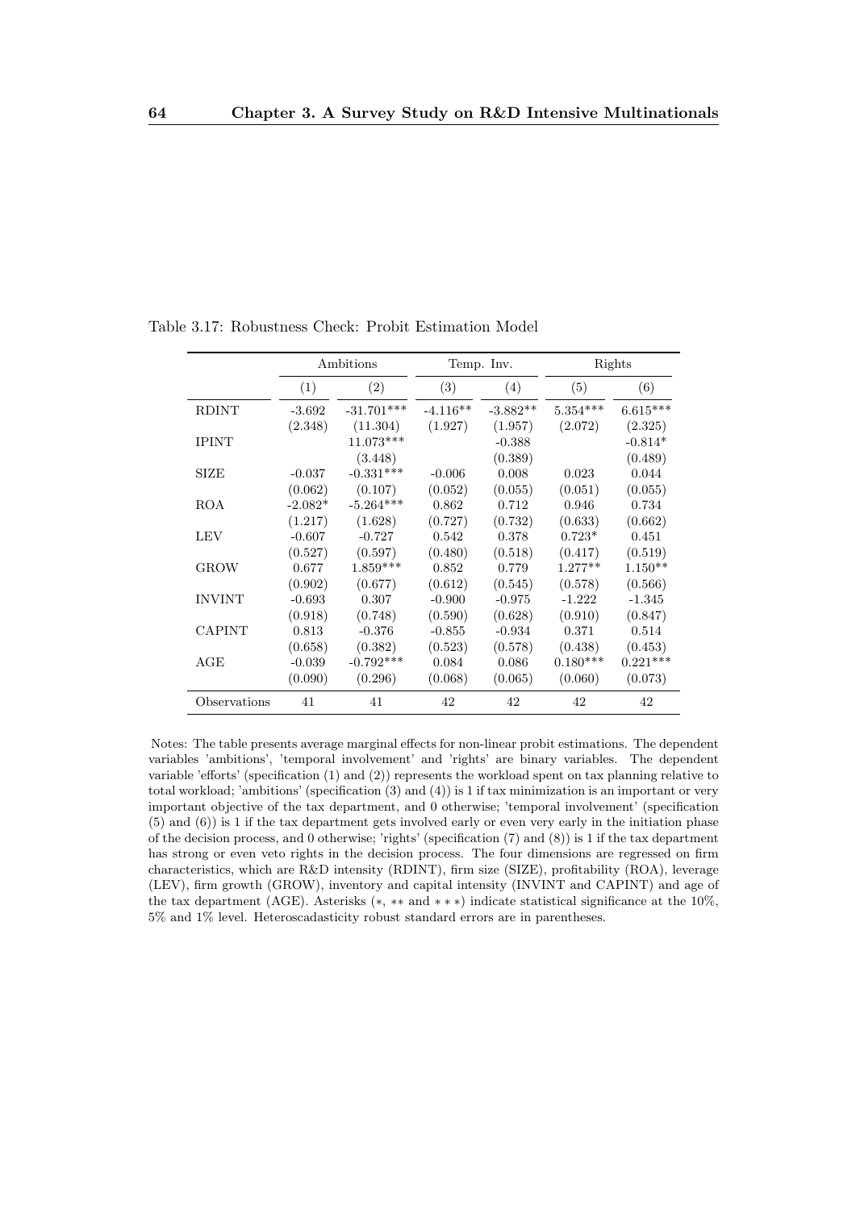Table 3.17: Robustness Check: Probit Estimation Model

| | Ambitions | | Temp. Inv. | | Rights | |
|---|---|---|---|---|---|---|
| | (1) | (2) | (3) | (4) | (5) | (6) |
| RDINT | -3.692 | -31.701*** | -4.116** | -3.882** | 5.354*** | 6.615*** |
| | (2.348) | (11.304) | (1.927) | (1.957) | (2.072) | (2.325) |
| IPINT | | 11.073*** | | -0.388 | | -0.814* |
| | | (3.448) | | (0.389) | | (0.489) |
| SIZE | -0.037 | -0.331*** | -0.006 | 0.008 | 0.023 | 0.044 |
| | (0.062) | (0.107) | (0.052) | (0.055) | (0.051) | (0.055) |
| ROA | -2.082* | -5.264*** | 0.862 | 0.712 | 0.946 | 0.734 |
| | (1.217) | (1.628) | (0.727) | (0.732) | (0.633) | (0.662) |
| LEV | -0.607 | -0.727 | 0.542 | 0.378 | 0.723* | 0.451 |
| | (0.527) | (0.597) | (0.480) | (0.518) | (0.417) | (0.519) |
| GROW | 0.677 | 1.859*** | 0.852 | 0.779 | 1.277** | 1.150** |
| | (0.902) | (0.677) | (0.612) | (0.545) | (0.578) | (0.566) |
| INVINT | -0.693 | 0.307 | -0.900 | -0.975 | -1.222 | -1.345 |
| | (0.918) | (0.748) | (0.590) | (0.628) | (0.910) | (0.847) |
| CAPINT | 0.813 | -0.376 | -0.855 | -0.934 | 0.371 | 0.514 |
| | (0.658) | (0.382) | (0.523) | (0.578) | (0.438) | (0.453) |
| AGE | -0.039 | -0.792*** | 0.084 | 0.086 | 0.180*** | 0.221*** |
| | (0.090) | (0.296) | (0.068) | (0.065) | (0.060) | (0.073) |
| Observations | 41 | 41 | 42 | 42 | 42 | 42 |

Notes: The table presents average marginal effects for non-linear probit estimations. The dependent variables 'ambitions', 'temporal involvement' and 'rights' are binary variables. The dependent variable 'efforts' (specification (1) and (2)) represents the workload spent on tax planning relative to total workload; 'ambitions' (specification (3) and (4)) is 1 if tax minimization is an important or very important objective of the tax department, and 0 otherwise; 'temporal involvement' (specification (5) and (6)) is 1 if the tax department gets involved early or even very early in the initiation phase of the decision process, and 0 otherwise; 'rights' (specification (7) and (8)) is 1 if the tax department has strong or even veto rights in the decision process. The four dimensions are regressed on firm characteristics, which are R&D intensity (RDINT), firm size (SIZE), profitability (ROA), leverage (LEV), firm growth (GROW), inventory and capital intensity (INVINT and CAPINT) and age of the tax department (AGE). Asterisks ($*$, $**$ and $***$) indicate statistical significance at the 10%, 5% and 1% level. Heteroscadasticity robust standard errors are in parentheses.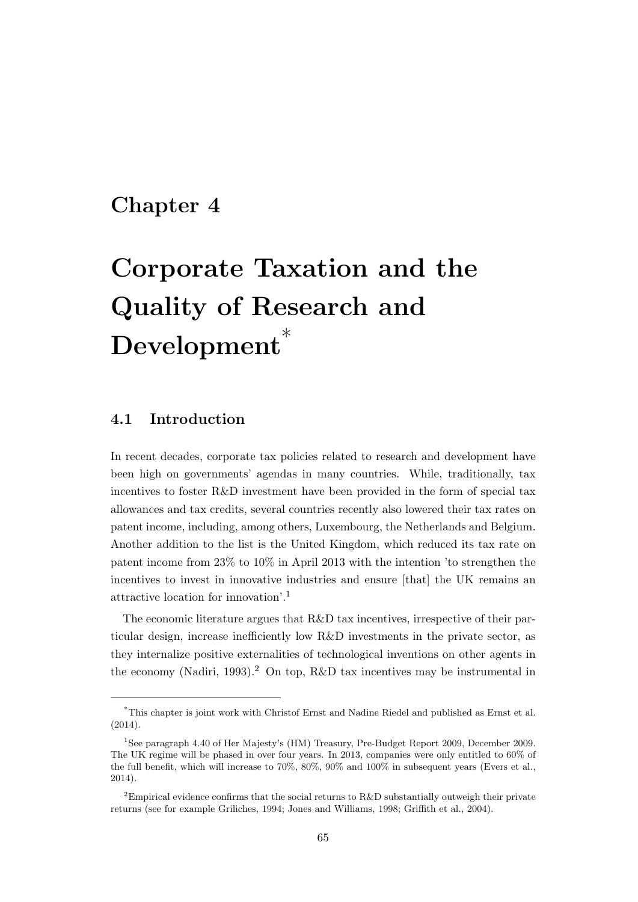# Chapter 4

# Corporate Taxation and the Quality of Research and Development*

## 4.1 Introduction

In recent decades, corporate tax policies related to research and development have been high on governments' agendas in many countries. While, traditionally, tax incentives to foster R&D investment have been provided in the form of special tax allowances and tax credits, several countries recently also lowered their tax rates on patent income, including, among others, Luxembourg, the Netherlands and Belgium. Another addition to the list is the United Kingdom, which reduced its tax rate on patent income from 23% to 10% in April 2013 with the intention 'to strengthen the incentives to invest in innovative industries and ensure [that] the UK remains an attractive location for innovation'.[1]

The economic literature argues that R&D tax incentives, irrespective of their particular design, increase inefficiently low R&D investments in the private sector, as they internalize positive externalities of technological inventions on other agents in the economy (Nadiri, 1993).[2] On top, R&D tax incentives may be instrumental in

---

*This chapter is joint work with Christof Ernst and Nadine Riedel and published as Ernst et al. (2014).

[1] See paragraph 4.40 of Her Majesty's (HM) Treasury, Pre-Budget Report 2009, December 2009. The UK regime will be phased in over four years. In 2013, companies were only entitled to 60% of the full benefit, which will increase to 70%, 80%, 90% and 100% in subsequent years (Evers et al., 2014).

[2] Empirical evidence confirms that the social returns to R&D substantially outweigh their private returns (see for example Griliches, 1994; Jones and Williams, 1998; Griffith et al., 2004).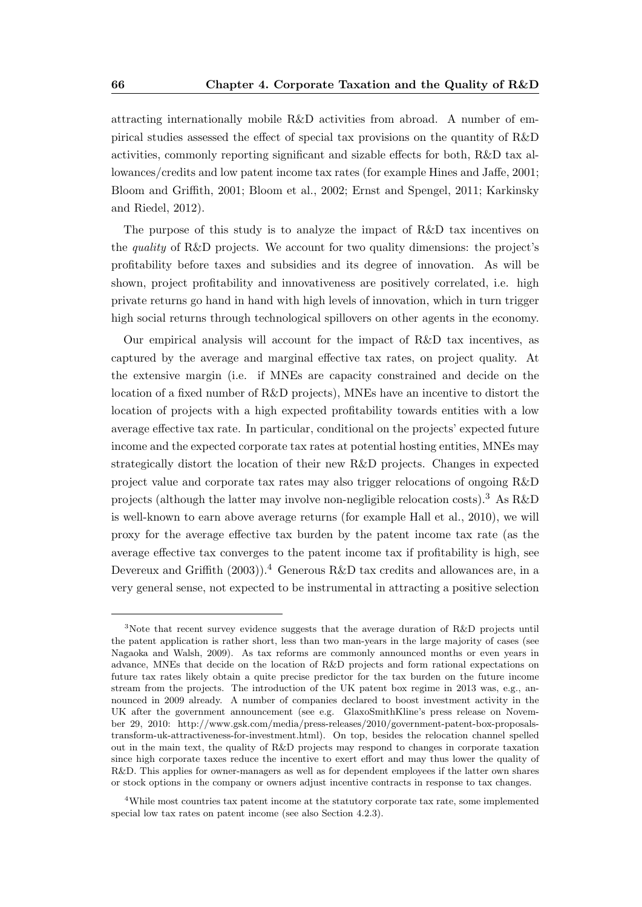attracting internationally mobile R&D activities from abroad. A number of empirical studies assessed the effect of special tax provisions on the quantity of R&D activities, commonly reporting significant and sizable effects for both, R&D tax allowances/credits and low patent income tax rates (for example Hines and Jaffe, 2001; Bloom and Griffith, 2001; Bloom et al., 2002; Ernst and Spengel, 2011; Karkinsky and Riedel, 2012).

The purpose of this study is to analyze the impact of R&D tax incentives on the *quality* of R&D projects. We account for two quality dimensions: the project's profitability before taxes and subsidies and its degree of innovation. As will be shown, project profitability and innovativeness are positively correlated, i.e. high private returns go hand in hand with high levels of innovation, which in turn trigger high social returns through technological spillovers on other agents in the economy.

Our empirical analysis will account for the impact of R&D tax incentives, as captured by the average and marginal effective tax rates, on project quality. At the extensive margin (i.e. if MNEs are capacity constrained and decide on the location of a fixed number of R&D projects), MNEs have an incentive to distort the location of projects with a high expected profitability towards entities with a low average effective tax rate. In particular, conditional on the projects' expected future income and the expected corporate tax rates at potential hosting entities, MNEs may strategically distort the location of their new R&D projects. Changes in expected project value and corporate tax rates may also trigger relocations of ongoing R&D projects (although the latter may involve non-negligible relocation costs).[3] As R&D is well-known to earn above average returns (for example Hall et al., 2010), we will proxy for the average effective tax burden by the patent income tax rate (as the average effective tax converges to the patent income tax if profitability is high, see Devereux and Griffith (2003)).[4] Generous R&D tax credits and allowances are, in a very general sense, not expected to be instrumental in attracting a positive selection

---

[3]Note that recent survey evidence suggests that the average duration of R&D projects until the patent application is rather short, less than two man-years in the large majority of cases (see Nagaoka and Walsh, 2009). As tax reforms are commonly announced months or even years in advance, MNEs that decide on the location of R&D projects and form rational expectations on future tax rates likely obtain a quite precise predictor for the tax burden on the future income stream from the projects. The introduction of the UK patent box regime in 2013 was, e.g., announced in 2009 already. A number of companies declared to boost investment activity in the UK after the government announcement (see e.g. GlaxoSmithKline's press release on November 29, 2010: http://www.gsk.com/media/press-releases/2010/government-patent-box-proposals-transform-uk-attractiveness-for-investment.html). On top, besides the relocation channel spelled out in the main text, the quality of R&D projects may respond to changes in corporate taxation since high corporate taxes reduce the incentive to exert effort and may thus lower the quality of R&D. This applies for owner-managers as well as for dependent employees if the latter own shares or stock options in the company or owners adjust incentive contracts in response to tax changes.

[4]While most countries tax patent income at the statutory corporate tax rate, some implemented special low tax rates on patent income (see also Section 4.2.3).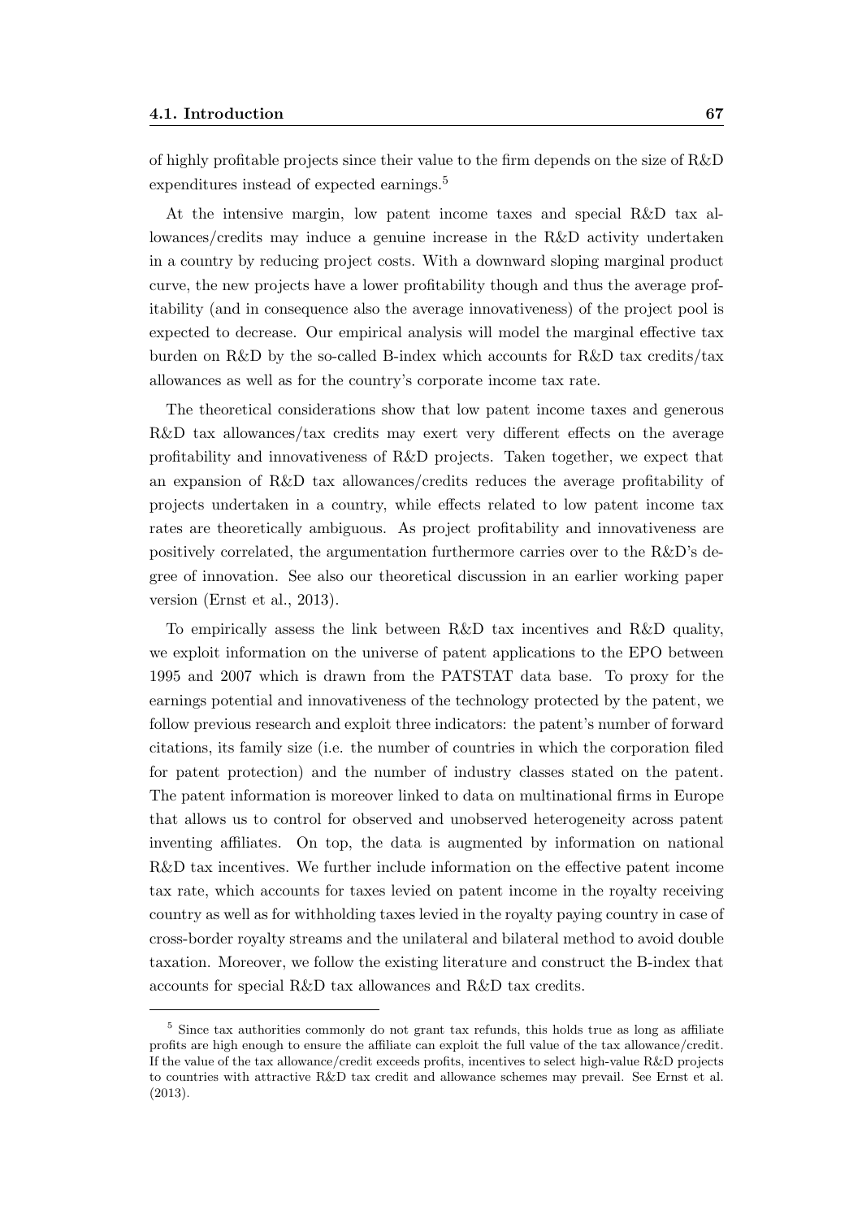of highly profitable projects since their value to the firm depends on the size of R&D expenditures instead of expected earnings.[5]

At the intensive margin, low patent income taxes and special R&D tax allowances/credits may induce a genuine increase in the R&D activity undertaken in a country by reducing project costs. With a downward sloping marginal product curve, the new projects have a lower profitability though and thus the average profitability (and in consequence also the average innovativeness) of the project pool is expected to decrease. Our empirical analysis will model the marginal effective tax burden on R&D by the so-called B-index which accounts for R&D tax credits/tax allowances as well as for the country's corporate income tax rate.

The theoretical considerations show that low patent income taxes and generous R&D tax allowances/tax credits may exert very different effects on the average profitability and innovativeness of R&D projects. Taken together, we expect that an expansion of R&D tax allowances/credits reduces the average profitability of projects undertaken in a country, while effects related to low patent income tax rates are theoretically ambiguous. As project profitability and innovativeness are positively correlated, the argumentation furthermore carries over to the R&D's degree of innovation. See also our theoretical discussion in an earlier working paper version (Ernst et al., 2013).

To empirically assess the link between R&D tax incentives and R&D quality, we exploit information on the universe of patent applications to the EPO between 1995 and 2007 which is drawn from the PATSTAT data base. To proxy for the earnings potential and innovativeness of the technology protected by the patent, we follow previous research and exploit three indicators: the patent's number of forward citations, its family size (i.e. the number of countries in which the corporation filed for patent protection) and the number of industry classes stated on the patent. The patent information is moreover linked to data on multinational firms in Europe that allows us to control for observed and unobserved heterogeneity across patent inventing affiliates. On top, the data is augmented by information on national R&D tax incentives. We further include information on the effective patent income tax rate, which accounts for taxes levied on patent income in the royalty receiving country as well as for withholding taxes levied in the royalty paying country in case of cross-border royalty streams and the unilateral and bilateral method to avoid double taxation. Moreover, we follow the existing literature and construct the B-index that accounts for special R&D tax allowances and R&D tax credits.

---

[5] Since tax authorities commonly do not grant tax refunds, this holds true as long as affiliate profits are high enough to ensure the affiliate can exploit the full value of the tax allowance/credit. If the value of the tax allowance/credit exceeds profits, incentives to select high-value R&D projects to countries with attractive R&D tax credit and allowance schemes may prevail. See Ernst et al. (2013).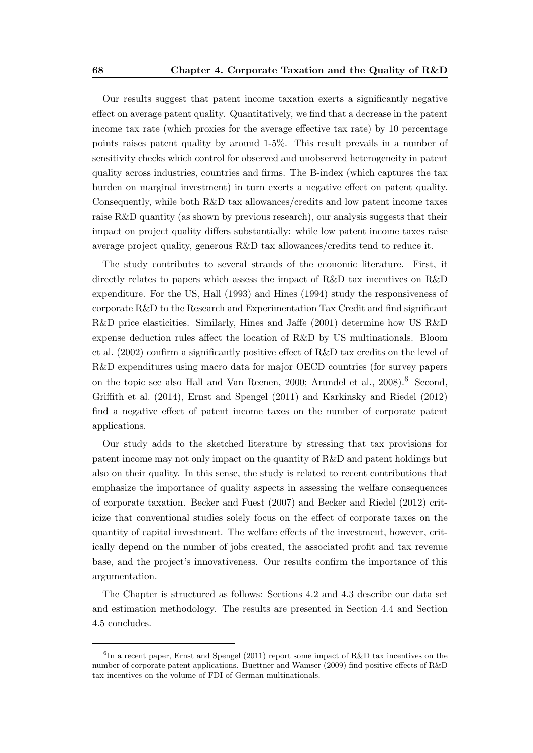Our results suggest that patent income taxation exerts a significantly negative effect on average patent quality. Quantitatively, we find that a decrease in the patent income tax rate (which proxies for the average effective tax rate) by 10 percentage points raises patent quality by around 1-5%. This result prevails in a number of sensitivity checks which control for observed and unobserved heterogeneity in patent quality across industries, countries and firms. The B-index (which captures the tax burden on marginal investment) in turn exerts a negative effect on patent quality. Consequently, while both R&D tax allowances/credits and low patent income taxes raise R&D quantity (as shown by previous research), our analysis suggests that their impact on project quality differs substantially: while low patent income taxes raise average project quality, generous R&D tax allowances/credits tend to reduce it.

The study contributes to several strands of the economic literature. First, it directly relates to papers which assess the impact of R&D tax incentives on R&D expenditure. For the US, Hall (1993) and Hines (1994) study the responsiveness of corporate R&D to the Research and Experimentation Tax Credit and find significant R&D price elasticities. Similarly, Hines and Jaffe (2001) determine how US R&D expense deduction rules affect the location of R&D by US multinationals. Bloom et al. (2002) confirm a significantly positive effect of R&D tax credits on the level of R&D expenditures using macro data for major OECD countries (for survey papers on the topic see also Hall and Van Reenen, 2000; Arundel et al., 2008).[6] Second, Griffith et al. (2014), Ernst and Spengel (2011) and Karkinsky and Riedel (2012) find a negative effect of patent income taxes on the number of corporate patent applications.

Our study adds to the sketched literature by stressing that tax provisions for patent income may not only impact on the quantity of R&D and patent holdings but also on their quality. In this sense, the study is related to recent contributions that emphasize the importance of quality aspects in assessing the welfare consequences of corporate taxation. Becker and Fuest (2007) and Becker and Riedel (2012) criticize that conventional studies solely focus on the effect of corporate taxes on the quantity of capital investment. The welfare effects of the investment, however, critically depend on the number of jobs created, the associated profit and tax revenue base, and the project's innovativeness. Our results confirm the importance of this argumentation.

The Chapter is structured as follows: Sections 4.2 and 4.3 describe our data set and estimation methodology. The results are presented in Section 4.4 and Section 4.5 concludes.

---

[6] In a recent paper, Ernst and Spengel (2011) report some impact of R&D tax incentives on the number of corporate patent applications. Buettner and Wamser (2009) find positive effects of R&D tax incentives on the volume of FDI of German multinationals.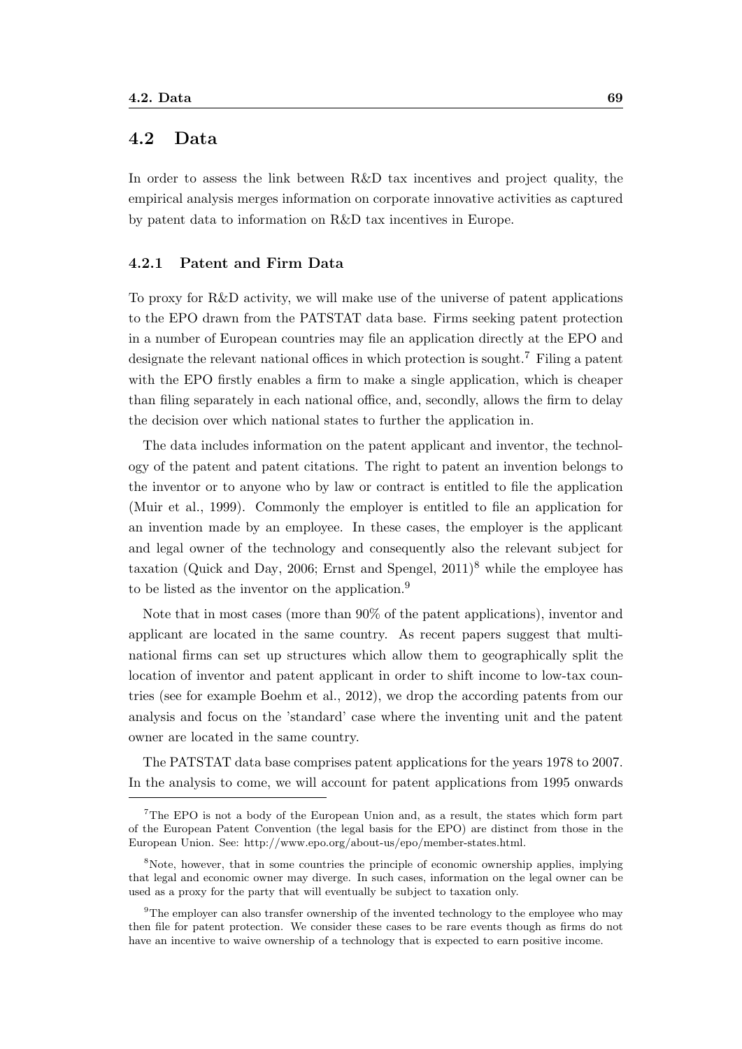## 4.2 Data

In order to assess the link between R&D tax incentives and project quality, the empirical analysis merges information on corporate innovative activities as captured by patent data to information on R&D tax incentives in Europe.

### 4.2.1 Patent and Firm Data

To proxy for R&D activity, we will make use of the universe of patent applications to the EPO drawn from the PATSTAT data base. Firms seeking patent protection in a number of European countries may file an application directly at the EPO and designate the relevant national offices in which protection is sought.[7] Filing a patent with the EPO firstly enables a firm to make a single application, which is cheaper than filing separately in each national office, and, secondly, allows the firm to delay the decision over which national states to further the application in.

The data includes information on the patent applicant and inventor, the technology of the patent and patent citations. The right to patent an invention belongs to the inventor or to anyone who by law or contract is entitled to file the application (Muir et al., 1999). Commonly the employer is entitled to file an application for an invention made by an employee. In these cases, the employer is the applicant and legal owner of the technology and consequently also the relevant subject for taxation (Quick and Day, 2006; Ernst and Spengel, 2011)[8] while the employee has to be listed as the inventor on the application.[9]

Note that in most cases (more than 90% of the patent applications), inventor and applicant are located in the same country. As recent papers suggest that multinational firms can set up structures which allow them to geographically split the location of inventor and patent applicant in order to shift income to low-tax countries (see for example Boehm et al., 2012), we drop the according patents from our analysis and focus on the 'standard' case where the inventing unit and the patent owner are located in the same country.

The PATSTAT data base comprises patent applications for the years 1978 to 2007. In the analysis to come, we will account for patent applications from 1995 onwards

---

[7] The EPO is not a body of the European Union and, as a result, the states which form part of the European Patent Convention (the legal basis for the EPO) are distinct from those in the European Union. See: http://www.epo.org/about-us/epo/member-states.html.

[8] Note, however, that in some countries the principle of economic ownership applies, implying that legal and economic owner may diverge. In such cases, information on the legal owner can be used as a proxy for the party that will eventually be subject to taxation only.

[9] The employer can also transfer ownership of the invented technology to the employee who may then file for patent protection. We consider these cases to be rare events though as firms do not have an incentive to waive ownership of a technology that is expected to earn positive income.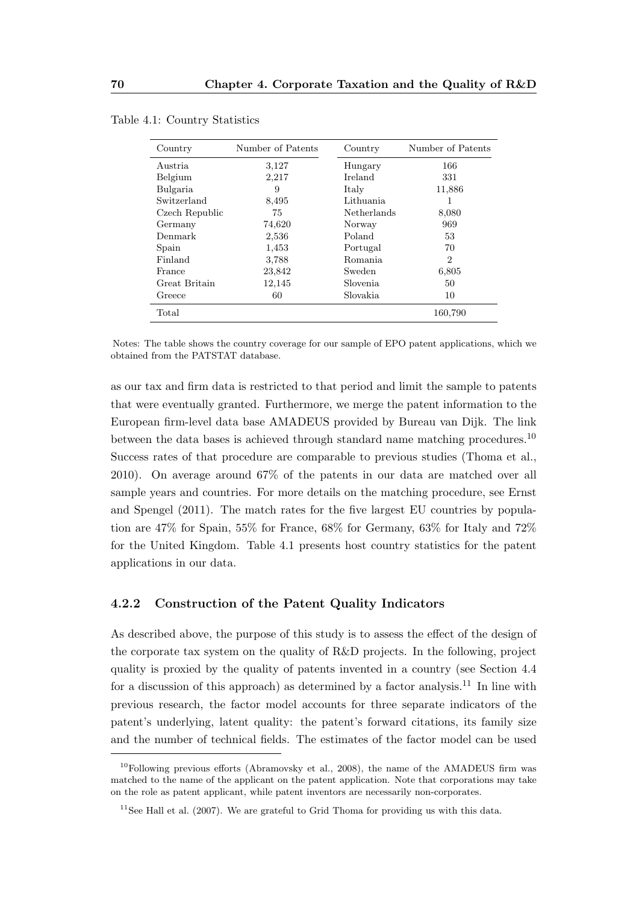Table 4.1: Country Statistics

| Country | Number of Patents | Country | Number of Patents |
|---|---|---|---|
| Austria | 3,127 | Hungary | 166 |
| Belgium | 2,217 | Ireland | 331 |
| Bulgaria | 9 | Italy | 11,886 |
| Switzerland | 8,495 | Lithuania | 1 |
| Czech Republic | 75 | Netherlands | 8,080 |
| Germany | 74,620 | Norway | 969 |
| Denmark | 2,536 | Poland | 53 |
| Spain | 1,453 | Portugal | 70 |
| Finland | 3,788 | Romania | 2 |
| France | 23,842 | Sweden | 6,805 |
| Great Britain | 12,145 | Slovenia | 50 |
| Greece | 60 | Slovakia | 10 |
| Total | | | 160,790 |

Notes: The table shows the country coverage for our sample of EPO patent applications, which we obtained from the PATSTAT database.

as our tax and firm data is restricted to that period and limit the sample to patents that were eventually granted. Furthermore, we merge the patent information to the European firm-level data base AMADEUS provided by Bureau van Dijk. The link between the data bases is achieved through standard name matching procedures.[10] Success rates of that procedure are comparable to previous studies (Thoma et al., 2010). On average around 67% of the patents in our data are matched over all sample years and countries. For more details on the matching procedure, see Ernst and Spengel (2011). The match rates for the five largest EU countries by population are 47% for Spain, 55% for France, 68% for Germany, 63% for Italy and 72% for the United Kingdom. Table 4.1 presents host country statistics for the patent applications in our data.

### 4.2.2 Construction of the Patent Quality Indicators

As described above, the purpose of this study is to assess the effect of the design of the corporate tax system on the quality of R&D projects. In the following, project quality is proxied by the quality of patents invented in a country (see Section 4.4 for a discussion of this approach) as determined by a factor analysis.[11] In line with previous research, the factor model accounts for three separate indicators of the patent's underlying, latent quality: the patent's forward citations, its family size and the number of technical fields. The estimates of the factor model can be used

[10] Following previous efforts (Abramovsky et al., 2008), the name of the AMADEUS firm was matched to the name of the applicant on the patent application. Note that corporations may take on the role as patent applicant, while patent inventors are necessarily non-corporates.

[11] See Hall et al. (2007). We are grateful to Grid Thoma for providing us with this data.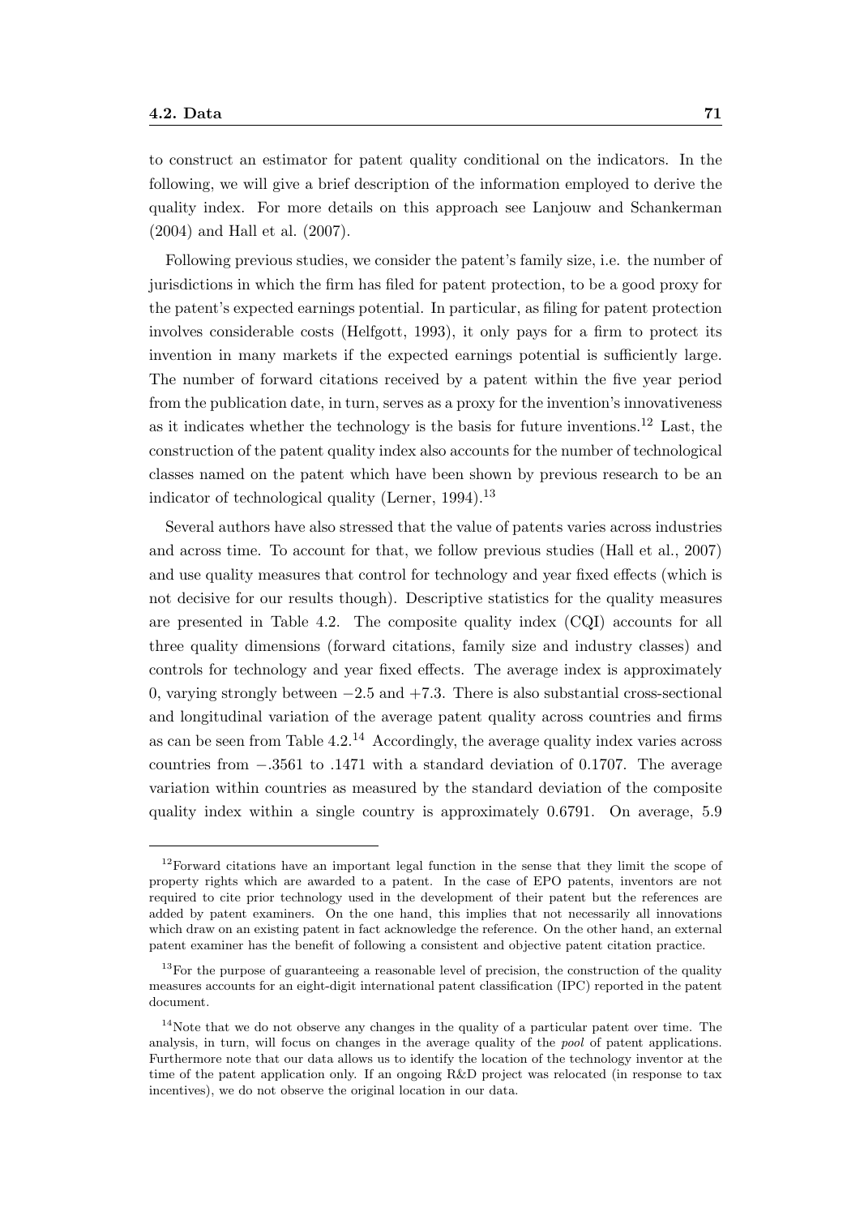to construct an estimator for patent quality conditional on the indicators. In the following, we will give a brief description of the information employed to derive the quality index. For more details on this approach see Lanjouw and Schankerman (2004) and Hall et al. (2007).

Following previous studies, we consider the patent's family size, i.e. the number of jurisdictions in which the firm has filed for patent protection, to be a good proxy for the patent's expected earnings potential. In particular, as filing for patent protection involves considerable costs (Helfgott, 1993), it only pays for a firm to protect its invention in many markets if the expected earnings potential is sufficiently large. The number of forward citations received by a patent within the five year period from the publication date, in turn, serves as a proxy for the invention's innovativeness as it indicates whether the technology is the basis for future inventions.[12] Last, the construction of the patent quality index also accounts for the number of technological classes named on the patent which have been shown by previous research to be an indicator of technological quality (Lerner, 1994).[13]

Several authors have also stressed that the value of patents varies across industries and across time. To account for that, we follow previous studies (Hall et al., 2007) and use quality measures that control for technology and year fixed effects (which is not decisive for our results though). Descriptive statistics for the quality measures are presented in Table 4.2. The composite quality index (CQI) accounts for all three quality dimensions (forward citations, family size and industry classes) and controls for technology and year fixed effects. The average index is approximately 0, varying strongly between $-2.5$ and $+7.3$. There is also substantial cross-sectional and longitudinal variation of the average patent quality across countries and firms as can be seen from Table 4.2.[14] Accordingly, the average quality index varies across countries from $-.3561$ to $.1471$ with a standard deviation of 0.1707. The average variation within countries as measured by the standard deviation of the composite quality index within a single country is approximately 0.6791. On average, 5.9

---

[12] Forward citations have an important legal function in the sense that they limit the scope of property rights which are awarded to a patent. In the case of EPO patents, inventors are not required to cite prior technology used in the development of their patent but the references are added by patent examiners. On the one hand, this implies that not necessarily all innovations which draw on an existing patent in fact acknowledge the reference. On the other hand, an external patent examiner has the benefit of following a consistent and objective patent citation practice.

[13] For the purpose of guaranteeing a reasonable level of precision, the construction of the quality measures accounts for an eight-digit international patent classification (IPC) reported in the patent document.

[14] Note that we do not observe any changes in the quality of a particular patent over time. The analysis, in turn, will focus on changes in the average quality of the *pool* of patent applications. Furthermore note that our data allows us to identify the location of the technology inventor at the time of the patent application only. If an ongoing R&D project was relocated (in response to tax incentives), we do not observe the original location in our data.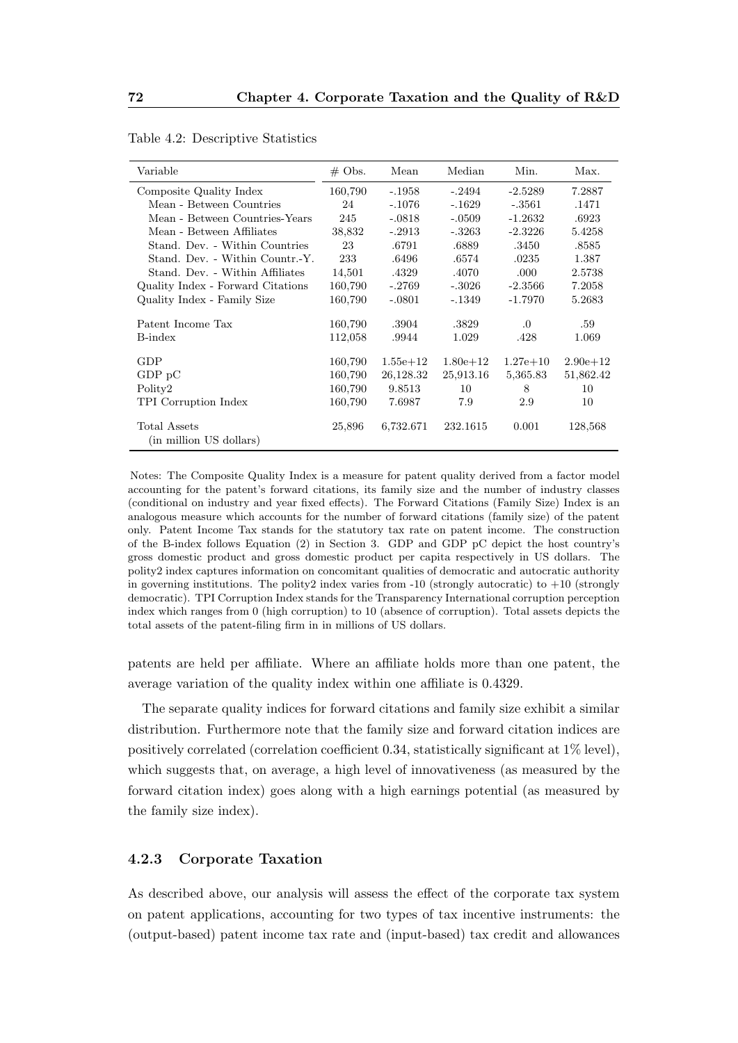Table 4.2: Descriptive Statistics

| Variable | # Obs. | Mean | Median | Min. | Max. |
|---|---|---|---|---|---|
| Composite Quality Index | 160,790 | -.1958 | -.2494 | -2.5289 | 7.2887 |
| Mean - Between Countries | 24 | -.1076 | -.1629 | -.3561 | .1471 |
| Mean - Between Countries-Years | 245 | -.0818 | -.0509 | -1.2632 | .6923 |
| Mean - Between Affiliates | 38,832 | -.2913 | -.3263 | -2.3226 | 5.4258 |
| Stand. Dev. - Within Countries | 23 | .6791 | .6889 | .3450 | .8585 |
| Stand. Dev. - Within Countr.-Y. | 233 | .6496 | .6574 | .0235 | 1.387 |
| Stand. Dev. - Within Affiliates | 14,501 | .4329 | .4070 | .000 | 2.5738 |
| Quality Index - Forward Citations | 160,790 | -.2769 | -.3026 | -2.3566 | 7.2058 |
| Quality Index - Family Size | 160,790 | -.0801 | -.1349 | -1.7970 | 5.2683 |
| Patent Income Tax | 160,790 | .3904 | .3829 | .0 | .59 |
| B-index | 112,058 | .9944 | 1.029 | .428 | 1.069 |
| GDP | 160,790 | 1.55e+12 | 1.80e+12 | 1.27e+10 | 2.90e+12 |
| GDP pC | 160,790 | 26,128.32 | 25,913.16 | 5,365.83 | 51,862.42 |
| Polity2 | 160,790 | 9.8513 | 10 | 8 | 10 |
| TPI Corruption Index | 160,790 | 7.6987 | 7.9 | 2.9 | 10 |
| Total Assets (in million US dollars) | 25,896 | 6,732.671 | 232.1615 | 0.001 | 128,568 |

Notes: The Composite Quality Index is a measure for patent quality derived from a factor model accounting for the patent's forward citations, its family size and the number of industry classes (conditional on industry and year fixed effects). The Forward Citations (Family Size) Index is an analogous measure which accounts for the number of forward citations (family size) of the patent only. Patent Income Tax stands for the statutory tax rate on patent income. The construction of the B-index follows Equation (2) in Section 3. GDP and GDP pC depict the host country's gross domestic product and gross domestic product per capita respectively in US dollars. The polity2 index captures information on concomitant qualities of democratic and autocratic authority in governing institutions. The polity2 index varies from -10 (strongly autocratic) to +10 (strongly democratic). TPI Corruption Index stands for the Transparency International corruption perception index which ranges from 0 (high corruption) to 10 (absence of corruption). Total assets depicts the total assets of the patent-filing firm in in millions of US dollars.

patents are held per affiliate. Where an affiliate holds more than one patent, the average variation of the quality index within one affiliate is 0.4329.

The separate quality indices for forward citations and family size exhibit a similar distribution. Furthermore note that the family size and forward citation indices are positively correlated (correlation coefficient 0.34, statistically significant at 1% level), which suggests that, on average, a high level of innovativeness (as measured by the forward citation index) goes along with a high earnings potential (as measured by the family size index).

### 4.2.3 Corporate Taxation

As described above, our analysis will assess the effect of the corporate tax system on patent applications, accounting for two types of tax incentive instruments: the (output-based) patent income tax rate and (input-based) tax credit and allowances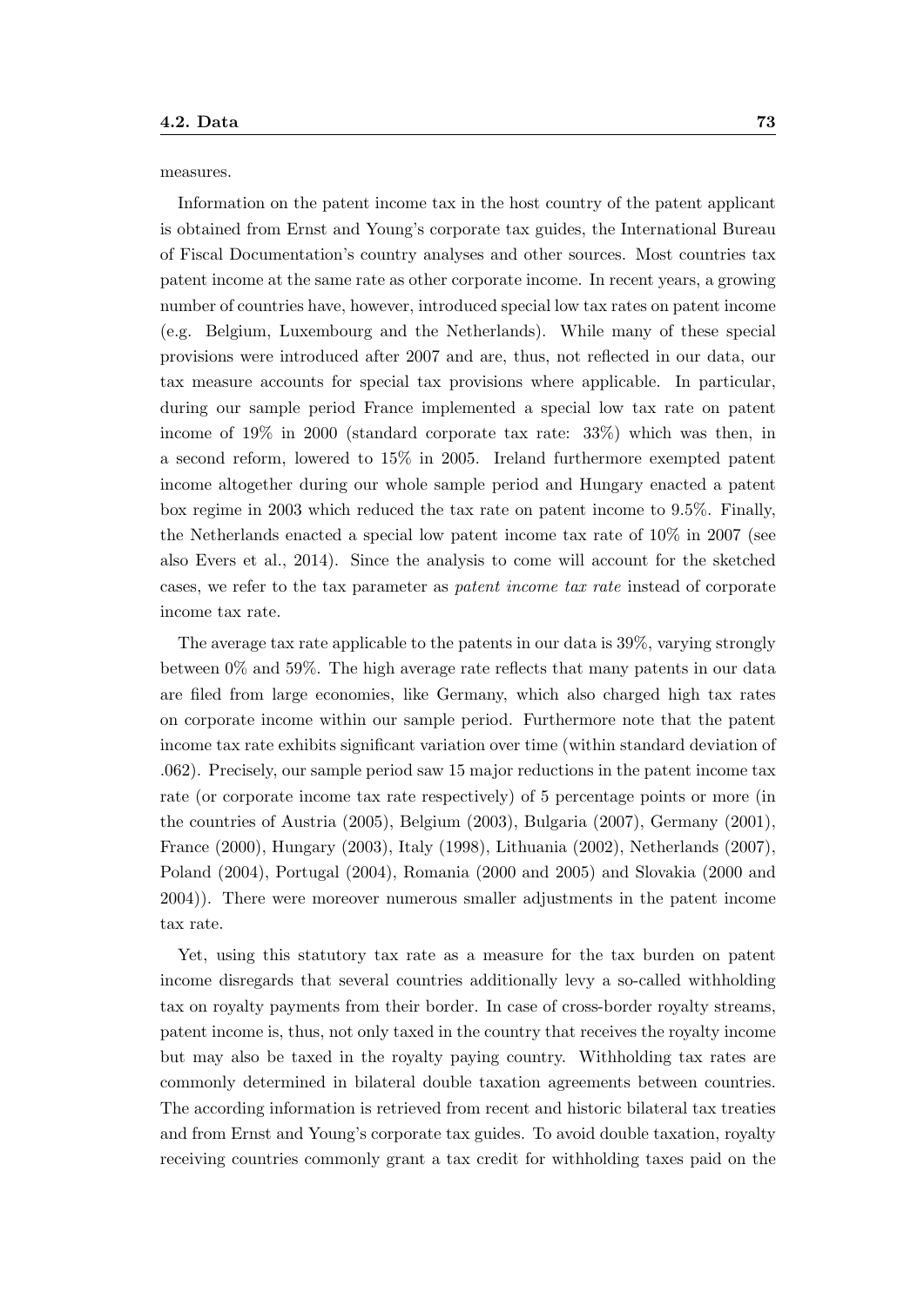measures.

Information on the patent income tax in the host country of the patent applicant is obtained from Ernst and Young's corporate tax guides, the International Bureau of Fiscal Documentation's country analyses and other sources. Most countries tax patent income at the same rate as other corporate income. In recent years, a growing number of countries have, however, introduced special low tax rates on patent income (e.g. Belgium, Luxembourg and the Netherlands). While many of these special provisions were introduced after 2007 and are, thus, not reflected in our data, our tax measure accounts for special tax provisions where applicable. In particular, during our sample period France implemented a special low tax rate on patent income of 19% in 2000 (standard corporate tax rate: 33%) which was then, in a second reform, lowered to 15% in 2005. Ireland furthermore exempted patent income altogether during our whole sample period and Hungary enacted a patent box regime in 2003 which reduced the tax rate on patent income to 9.5%. Finally, the Netherlands enacted a special low patent income tax rate of 10% in 2007 (see also Evers et al., 2014). Since the analysis to come will account for the sketched cases, we refer to the tax parameter as *patent income tax rate* instead of corporate income tax rate.

The average tax rate applicable to the patents in our data is 39%, varying strongly between 0% and 59%. The high average rate reflects that many patents in our data are filed from large economies, like Germany, which also charged high tax rates on corporate income within our sample period. Furthermore note that the patent income tax rate exhibits significant variation over time (within standard deviation of .062). Precisely, our sample period saw 15 major reductions in the patent income tax rate (or corporate income tax rate respectively) of 5 percentage points or more (in the countries of Austria (2005), Belgium (2003), Bulgaria (2007), Germany (2001), France (2000), Hungary (2003), Italy (1998), Lithuania (2002), Netherlands (2007), Poland (2004), Portugal (2004), Romania (2000 and 2005) and Slovakia (2000 and 2004)). There were moreover numerous smaller adjustments in the patent income tax rate.

Yet, using this statutory tax rate as a measure for the tax burden on patent income disregards that several countries additionally levy a so-called withholding tax on royalty payments from their border. In case of cross-border royalty streams, patent income is, thus, not only taxed in the country that receives the royalty income but may also be taxed in the royalty paying country. Withholding tax rates are commonly determined in bilateral double taxation agreements between countries. The according information is retrieved from recent and historic bilateral tax treaties and from Ernst and Young's corporate tax guides. To avoid double taxation, royalty receiving countries commonly grant a tax credit for withholding taxes paid on the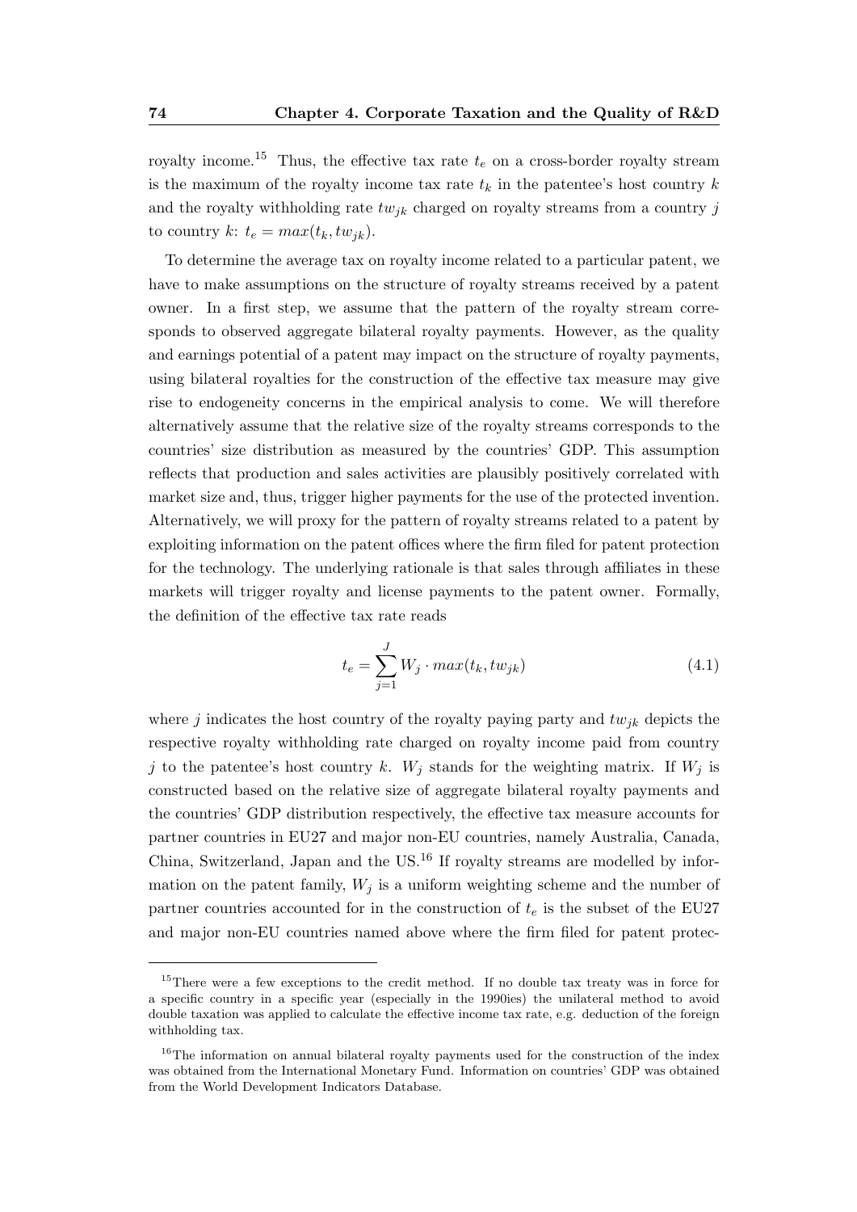royalty income.[15] Thus, the effective tax rate $t_e$ on a cross-border royalty stream is the maximum of the royalty income tax rate $t_k$ in the patentee's host country $k$ and the royalty withholding rate $tw_{jk}$ charged on royalty streams from a country $j$ to country $k$: $t_e = max(t_k, tw_{jk})$.

To determine the average tax on royalty income related to a particular patent, we have to make assumptions on the structure of royalty streams received by a patent owner. In a first step, we assume that the pattern of the royalty stream corresponds to observed aggregate bilateral royalty payments. However, as the quality and earnings potential of a patent may impact on the structure of royalty payments, using bilateral royalties for the construction of the effective tax measure may give rise to endogeneity concerns in the empirical analysis to come. We will therefore alternatively assume that the relative size of the royalty streams corresponds to the countries' size distribution as measured by the countries' GDP. This assumption reflects that production and sales activities are plausibly positively correlated with market size and, thus, trigger higher payments for the use of the protected invention. Alternatively, we will proxy for the pattern of royalty streams related to a patent by exploiting information on the patent offices where the firm filed for patent protection for the technology. The underlying rationale is that sales through affiliates in these markets will trigger royalty and license payments to the patent owner. Formally, the definition of the effective tax rate reads

$$t_e = \sum_{j=1}^{J} W_j \cdot max(t_k, tw_{jk}) \tag{4.1}$$

where $j$ indicates the host country of the royalty paying party and $tw_{jk}$ depicts the respective royalty withholding rate charged on royalty income paid from country $j$ to the patentee's host country $k$. $W_j$ stands for the weighting matrix. If $W_j$ is constructed based on the relative size of aggregate bilateral royalty payments and the countries' GDP distribution respectively, the effective tax measure accounts for partner countries in EU27 and major non-EU countries, namely Australia, Canada, China, Switzerland, Japan and the US.[16] If royalty streams are modelled by information on the patent family, $W_j$ is a uniform weighting scheme and the number of partner countries accounted for in the construction of $t_e$ is the subset of the EU27 and major non-EU countries named above where the firm filed for patent protec-

[15] There were a few exceptions to the credit method. If no double tax treaty was in force for a specific country in a specific year (especially in the 1990ies) the unilateral method to avoid double taxation was applied to calculate the effective income tax rate, e.g. deduction of the foreign withholding tax.

[16] The information on annual bilateral royalty payments used for the construction of the index was obtained from the International Monetary Fund. Information on countries' GDP was obtained from the World Development Indicators Database.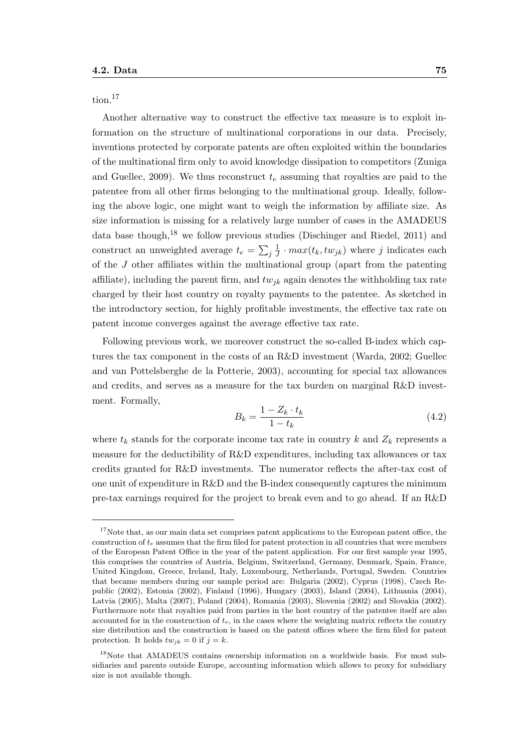tion.[17]

Another alternative way to construct the effective tax measure is to exploit information on the structure of multinational corporations in our data. Precisely, inventions protected by corporate patents are often exploited within the boundaries of the multinational firm only to avoid knowledge dissipation to competitors (Zuniga and Guellec, 2009). We thus reconstruct $t_e$ assuming that royalties are paid to the patentee from all other firms belonging to the multinational group. Ideally, following the above logic, one might want to weigh the information by affiliate size. As size information is missing for a relatively large number of cases in the AMADEUS data base though,[18] we follow previous studies (Dischinger and Riedel, 2011) and construct an unweighted average $t_e = \sum_j \frac{1}{J} \cdot max(t_k, tw_{jk})$ where $j$ indicates each of the $J$ other affiliates within the multinational group (apart from the patenting affiliate), including the parent firm, and $tw_{jk}$ again denotes the withholding tax rate charged by their host country on royalty payments to the patentee. As sketched in the introductory section, for highly profitable investments, the effective tax rate on patent income converges against the average effective tax rate.

Following previous work, we moreover construct the so-called B-index which captures the tax component in the costs of an R&D investment (Warda, 2002; Guellec and van Pottelsberghe de la Potterie, 2003), accounting for special tax allowances and credits, and serves as a measure for the tax burden on marginal R&D investment. Formally,

$$B_k = \frac{1 - Z_k \cdot t_k}{1 - t_k} \tag{4.2}$$

where $t_k$ stands for the corporate income tax rate in country $k$ and $Z_k$ represents a measure for the deductibility of R&D expenditures, including tax allowances or tax credits granted for R&D investments. The numerator reflects the after-tax cost of one unit of expenditure in R&D and the B-index consequently captures the minimum pre-tax earnings required for the project to break even and to go ahead. If an R&D

[17] Note that, as our main data set comprises patent applications to the European patent office, the construction of $t_e$ assumes that the firm filed for patent protection in all countries that were members of the European Patent Office in the year of the patent application. For our first sample year 1995, this comprises the countries of Austria, Belgium, Switzerland, Germany, Denmark, Spain, France, United Kingdom, Greece, Ireland, Italy, Luxembourg, Netherlands, Portugal, Sweden. Countries that became members during our sample period are: Bulgaria (2002), Cyprus (1998), Czech Republic (2002), Estonia (2002), Finland (1996), Hungary (2003), Island (2004), Lithuania (2004), Latvia (2005), Malta (2007), Poland (2004), Romania (2003), Slovenia (2002) and Slovakia (2002). Furthermore note that royalties paid from parties in the host country of the patentee itself are also accounted for in the construction of $t_e$, in the cases where the weighting matrix reflects the country size distribution and the construction is based on the patent offices where the firm filed for patent protection. It holds $tw_{jk} = 0$ if $j = k$.

[18] Note that AMADEUS contains ownership information on a worldwide basis. For most subsidiaries and parents outside Europe, accounting information which allows to proxy for subsidiary size is not available though.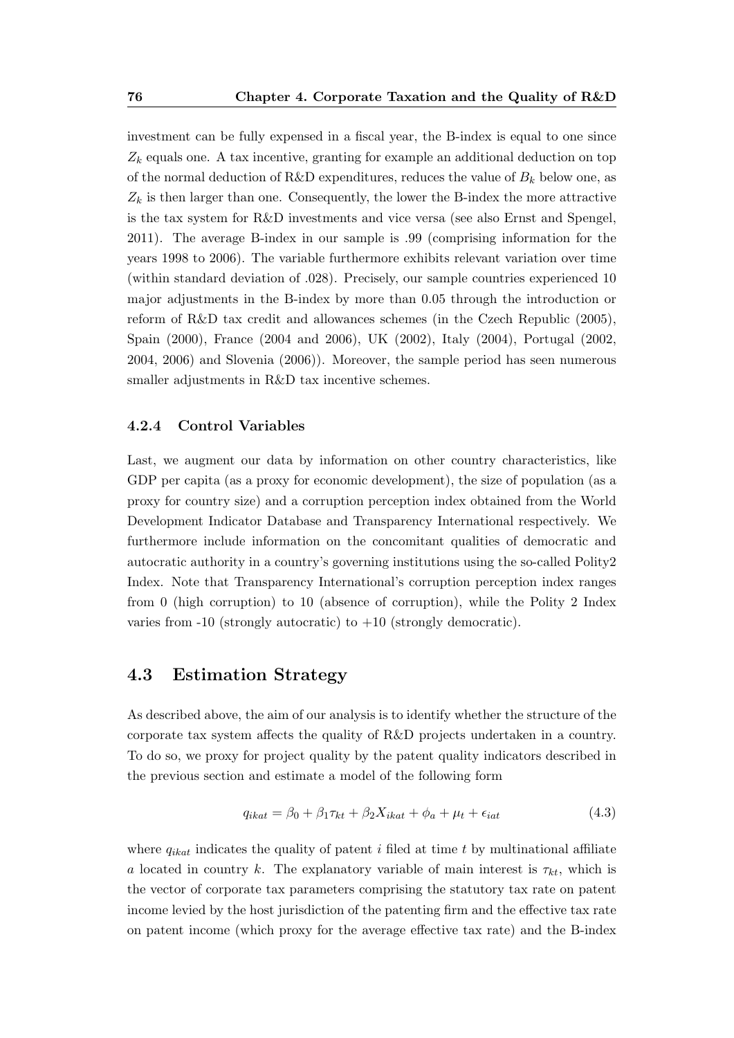investment can be fully expensed in a fiscal year, the B-index is equal to one since $Z_k$ equals one. A tax incentive, granting for example an additional deduction on top of the normal deduction of R&D expenditures, reduces the value of $B_k$ below one, as $Z_k$ is then larger than one. Consequently, the lower the B-index the more attractive is the tax system for R&D investments and vice versa (see also Ernst and Spengel, 2011). The average B-index in our sample is .99 (comprising information for the years 1998 to 2006). The variable furthermore exhibits relevant variation over time (within standard deviation of .028). Precisely, our sample countries experienced 10 major adjustments in the B-index by more than 0.05 through the introduction or reform of R&D tax credit and allowances schemes (in the Czech Republic (2005), Spain (2000), France (2004 and 2006), UK (2002), Italy (2004), Portugal (2002, 2004, 2006) and Slovenia (2006)). Moreover, the sample period has seen numerous smaller adjustments in R&D tax incentive schemes.

### 4.2.4 Control Variables

Last, we augment our data by information on other country characteristics, like GDP per capita (as a proxy for economic development), the size of population (as a proxy for country size) and a corruption perception index obtained from the World Development Indicator Database and Transparency International respectively. We furthermore include information on the concomitant qualities of democratic and autocratic authority in a country's governing institutions using the so-called Polity2 Index. Note that Transparency International's corruption perception index ranges from 0 (high corruption) to 10 (absence of corruption), while the Polity 2 Index varies from -10 (strongly autocratic) to +10 (strongly democratic).

## 4.3 Estimation Strategy

As described above, the aim of our analysis is to identify whether the structure of the corporate tax system affects the quality of R&D projects undertaken in a country. To do so, we proxy for project quality by the patent quality indicators described in the previous section and estimate a model of the following form

$$q_{ikat} = \beta_0 + \beta_1 \tau_{kt} + \beta_2 X_{ikat} + \phi_a + \mu_t + \epsilon_{iat} \tag{4.3}$$

where $q_{ikat}$ indicates the quality of patent $i$ filed at time $t$ by multinational affiliate $a$ located in country $k$. The explanatory variable of main interest is $\tau_{kt}$, which is the vector of corporate tax parameters comprising the statutory tax rate on patent income levied by the host jurisdiction of the patenting firm and the effective tax rate on patent income (which proxy for the average effective tax rate) and the B-index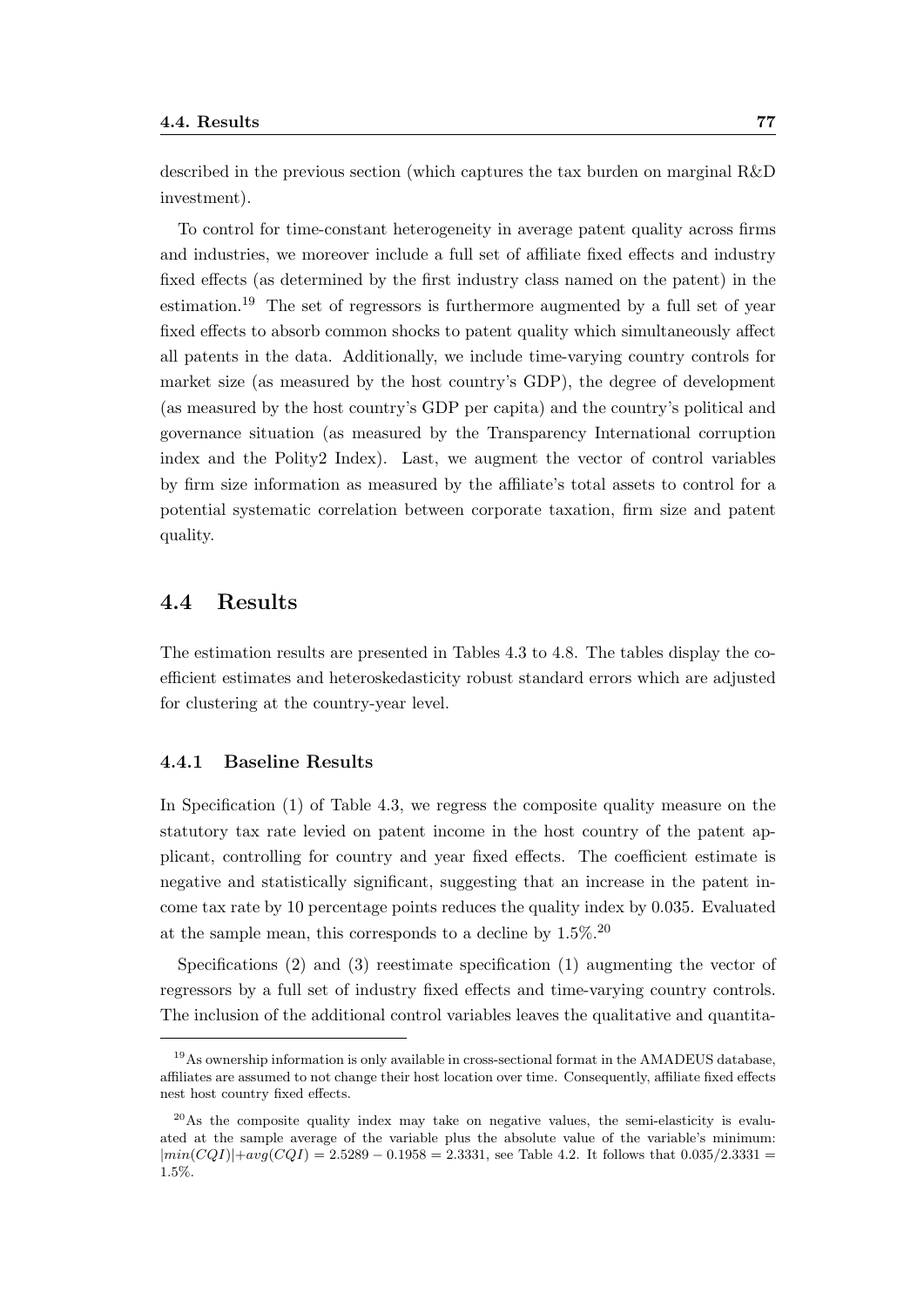described in the previous section (which captures the tax burden on marginal R&D investment).

To control for time-constant heterogeneity in average patent quality across firms and industries, we moreover include a full set of affiliate fixed effects and industry fixed effects (as determined by the first industry class named on the patent) in the estimation.[19] The set of regressors is furthermore augmented by a full set of year fixed effects to absorb common shocks to patent quality which simultaneously affect all patents in the data. Additionally, we include time-varying country controls for market size (as measured by the host country's GDP), the degree of development (as measured by the host country's GDP per capita) and the country's political and governance situation (as measured by the Transparency International corruption index and the Polity2 Index). Last, we augment the vector of control variables by firm size information as measured by the affiliate's total assets to control for a potential systematic correlation between corporate taxation, firm size and patent quality.

## 4.4 Results

The estimation results are presented in Tables 4.3 to 4.8. The tables display the coefficient estimates and heteroskedasticity robust standard errors which are adjusted for clustering at the country-year level.

### 4.4.1 Baseline Results

In Specification (1) of Table 4.3, we regress the composite quality measure on the statutory tax rate levied on patent income in the host country of the patent applicant, controlling for country and year fixed effects. The coefficient estimate is negative and statistically significant, suggesting that an increase in the patent income tax rate by 10 percentage points reduces the quality index by 0.035. Evaluated at the sample mean, this corresponds to a decline by 1.5%.[20]

Specifications (2) and (3) reestimate specification (1) augmenting the vector of regressors by a full set of industry fixed effects and time-varying country controls. The inclusion of the additional control variables leaves the qualitative and quantita-

---

[19] As ownership information is only available in cross-sectional format in the AMADEUS database, affiliates are assumed to not change their host location over time. Consequently, affiliate fixed effects nest host country fixed effects.

[20] As the composite quality index may take on negative values, the semi-elasticity is evaluated at the sample average of the variable plus the absolute value of the variable's minimum: $|min(CQI)|+avg(CQI) = 2.5289 - 0.1958 = 2.3331$, see Table 4.2. It follows that $0.035/2.3331 = 1.5\%$.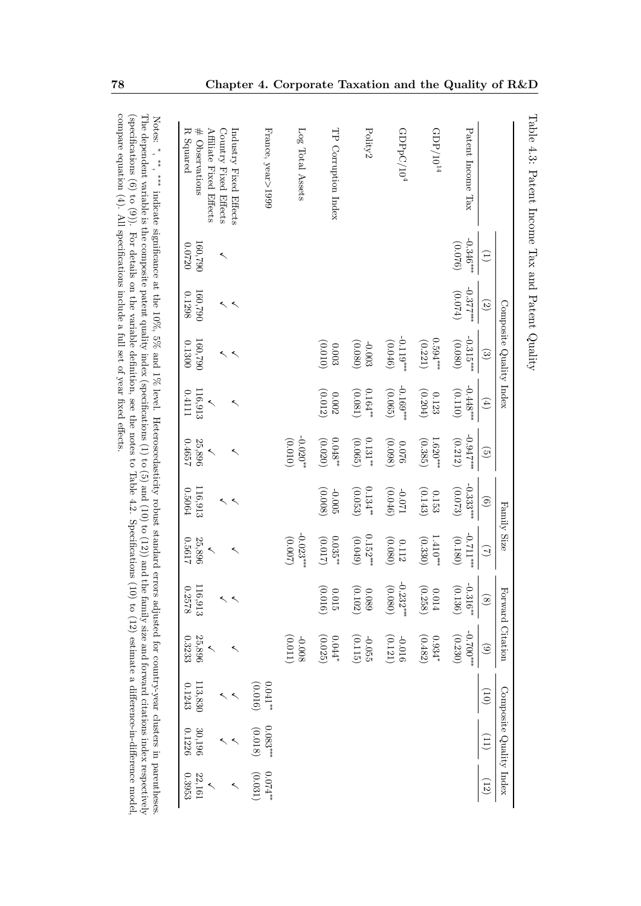Table 4.3: Patent Income Tax and Patent Quality

| | Composite Quality Index | | | | | Family Size | | Forward Citation | | Composite Quality Index | | |
|---|---|---|---|---|---|---|---|---|---|---|---|---|
| | (1) | (2) | (3) | (4) | (5) | (6) | (7) | (8) | (9) | (10) | (11) | (12) |
| Patent Income Tax | -0.346*** | -0.377*** | -0.315*** | -0.448*** | -0.947*** | -0.333*** | -0.711*** | -0.316** | -0.700*** | | | |
| | (0.076) | (0.074) | (0.080) | (0.110) | (0.212) | (0.073) | (0.180) | (0.136) | (0.230) | | | |
| GDP/$10^{14}$ | | | 0.594*** | 0.123 | 1.620*** | 0.153 | 1.410*** | 0.014 | 0.934* | | | |
| | | | (0.221) | (0.204) | (0.385) | (0.143) | (0.330) | (0.258) | (0.482) | | | |
| GDPpC/$10^4$ | | | -0.119*** | -0.169*** | 0.076 | -0.071 | 0.112 | -0.232*** | -0.016 | | | |
| | | | (0.046) | (0.065) | (0.098) | (0.046) | (0.080) | (0.080) | (0.121) | | | |
| Polity2 | | | -0.003 | 0.164** | 0.131** | 0.134** | 0.152*** | 0.089 | -0.055 | | | |
| | | | (0.080) | (0.081) | (0.065) | (0.053) | (0.049) | (0.102) | (0.115) | | | |
| TP Corruption Index | | | 0.003 | 0.002 | 0.048** | -0.005 | 0.035** | 0.015 | 0.044* | | | |
| | | | (0.010) | (0.012) | (0.020) | (0.008) | (0.017) | (0.016) | (0.025) | | | |
| Log Total Assets | | | | | -0.020** | | -0.023*** | | -0.008 | | | |
| | | | | | (0.010) | | (0.007) | | (0.011) | | | |
| France, year>1999 | | | | | | | | | | 0.041** | 0.083*** | 0.074** |
| | | | | | | | | | | (0.016) | (0.018) | (0.031) |
| Industry Fixed Effects | ✓ | ✓ | ✓ | ✓ | ✓ | ✓ | ✓ | ✓ | ✓ | ✓ | ✓ | ✓ |
| Country Fixed Effects | | ✓ | ✓ | | | ✓ | | ✓ | | ✓ | ✓ | |
| Affiliate Fixed Effects | | | | ✓ | ✓ | | ✓ | | ✓ | | | ✓ |
| # Observations | 160,790 | 160,790 | 160,790 | 116,913 | 25,896 | 116,913 | 25,896 | 116,913 | 25,896 | 113,830 | 30,196 | 22,161 |
| R Squared | 0.0720 | 0.1298 | 0.1300 | 0.4111 | 0.4657 | 0.5064 | 0.5617 | 0.2578 | 0.3233 | 0.1243 | 0.1226 | 0.3953 |

Notes: *, **, *** indicate significance at the 10%, 5% and 1% level. Heteroscedasticity robust standard errors adjusted for country-year clusters in parentheses. The dependent variable is the composite patent quality index (specifications (1) to (5) and (10) to (12)) and the family size and forward citations index respectively (specifications (6) to (9)). For details on the variable definition, see the notes to Table 4.2. Specifications (10) to (12) estimate a difference-in-difference model, compare equation (4). All specifications include a full set of year fixed effects.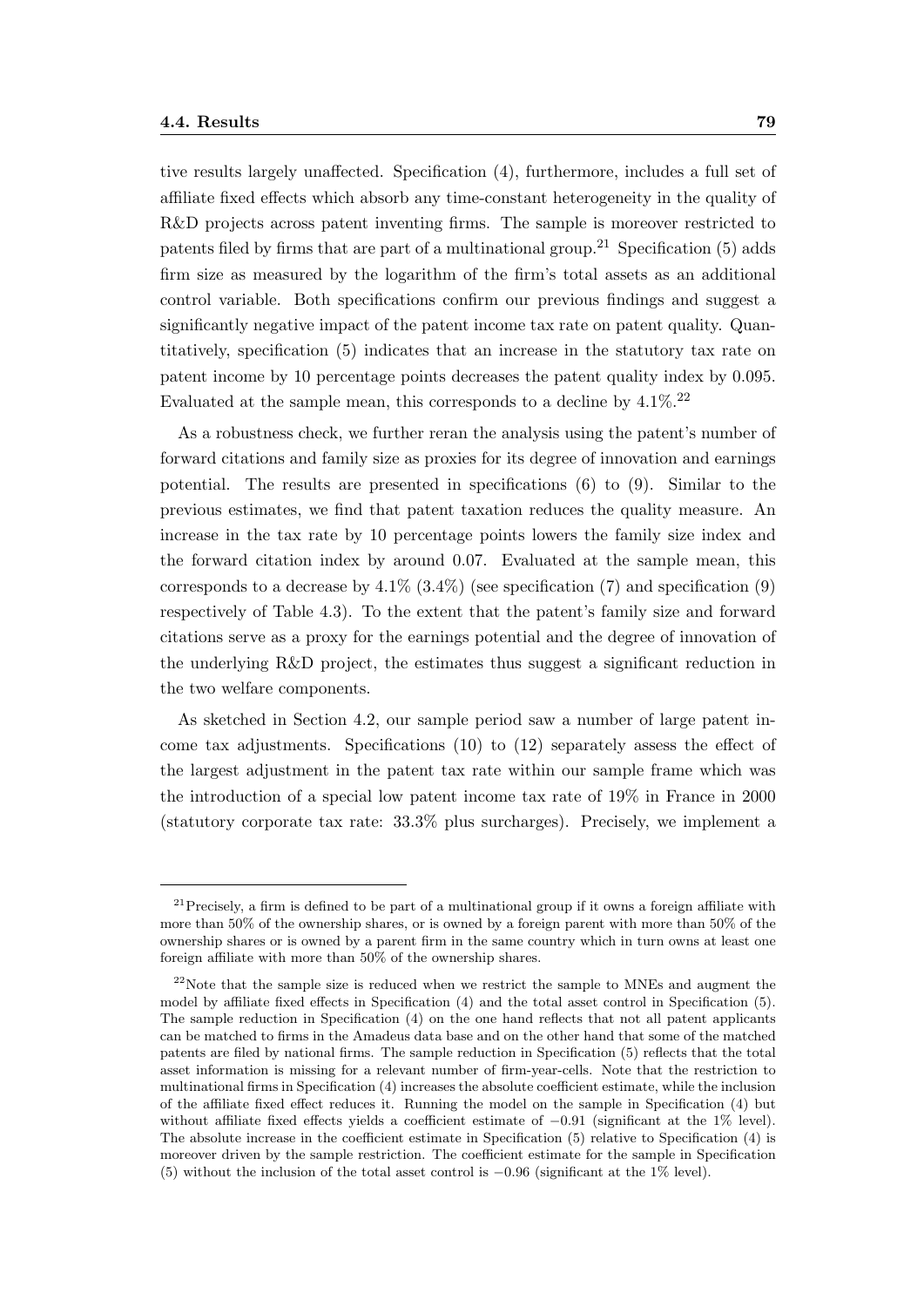tive results largely unaffected. Specification (4), furthermore, includes a full set of affiliate fixed effects which absorb any time-constant heterogeneity in the quality of R&D projects across patent inventing firms. The sample is moreover restricted to patents filed by firms that are part of a multinational group.[21] Specification (5) adds firm size as measured by the logarithm of the firm's total assets as an additional control variable. Both specifications confirm our previous findings and suggest a significantly negative impact of the patent income tax rate on patent quality. Quantitatively, specification (5) indicates that an increase in the statutory tax rate on patent income by 10 percentage points decreases the patent quality index by 0.095. Evaluated at the sample mean, this corresponds to a decline by 4.1%.[22]

As a robustness check, we further reran the analysis using the patent's number of forward citations and family size as proxies for its degree of innovation and earnings potential. The results are presented in specifications (6) to (9). Similar to the previous estimates, we find that patent taxation reduces the quality measure. An increase in the tax rate by 10 percentage points lowers the family size index and the forward citation index by around 0.07. Evaluated at the sample mean, this corresponds to a decrease by 4.1% (3.4%) (see specification (7) and specification (9) respectively of Table 4.3). To the extent that the patent's family size and forward citations serve as a proxy for the earnings potential and the degree of innovation of the underlying R&D project, the estimates thus suggest a significant reduction in the two welfare components.

As sketched in Section 4.2, our sample period saw a number of large patent income tax adjustments. Specifications (10) to (12) separately assess the effect of the largest adjustment in the patent tax rate within our sample frame which was the introduction of a special low patent income tax rate of 19% in France in 2000 (statutory corporate tax rate: 33.3% plus surcharges). Precisely, we implement a

[21] Precisely, a firm is defined to be part of a multinational group if it owns a foreign affiliate with more than 50% of the ownership shares, or is owned by a foreign parent with more than 50% of the ownership shares or is owned by a parent firm in the same country which in turn owns at least one foreign affiliate with more than 50% of the ownership shares.

[22] Note that the sample size is reduced when we restrict the sample to MNEs and augment the model by affiliate fixed effects in Specification (4) and the total asset control in Specification (5). The sample reduction in Specification (4) on the one hand reflects that not all patent applicants can be matched to firms in the Amadeus data base and on the other hand that some of the matched patents are filed by national firms. The sample reduction in Specification (5) reflects that the total asset information is missing for a relevant number of firm-year-cells. Note that the restriction to multinational firms in Specification (4) increases the absolute coefficient estimate, while the inclusion of the affiliate fixed effect reduces it. Running the model on the sample in Specification (4) but without affiliate fixed effects yields a coefficient estimate of −0.91 (significant at the 1% level). The absolute increase in the coefficient estimate in Specification (5) relative to Specification (4) is moreover driven by the sample restriction. The coefficient estimate for the sample in Specification (5) without the inclusion of the total asset control is −0.96 (significant at the 1% level).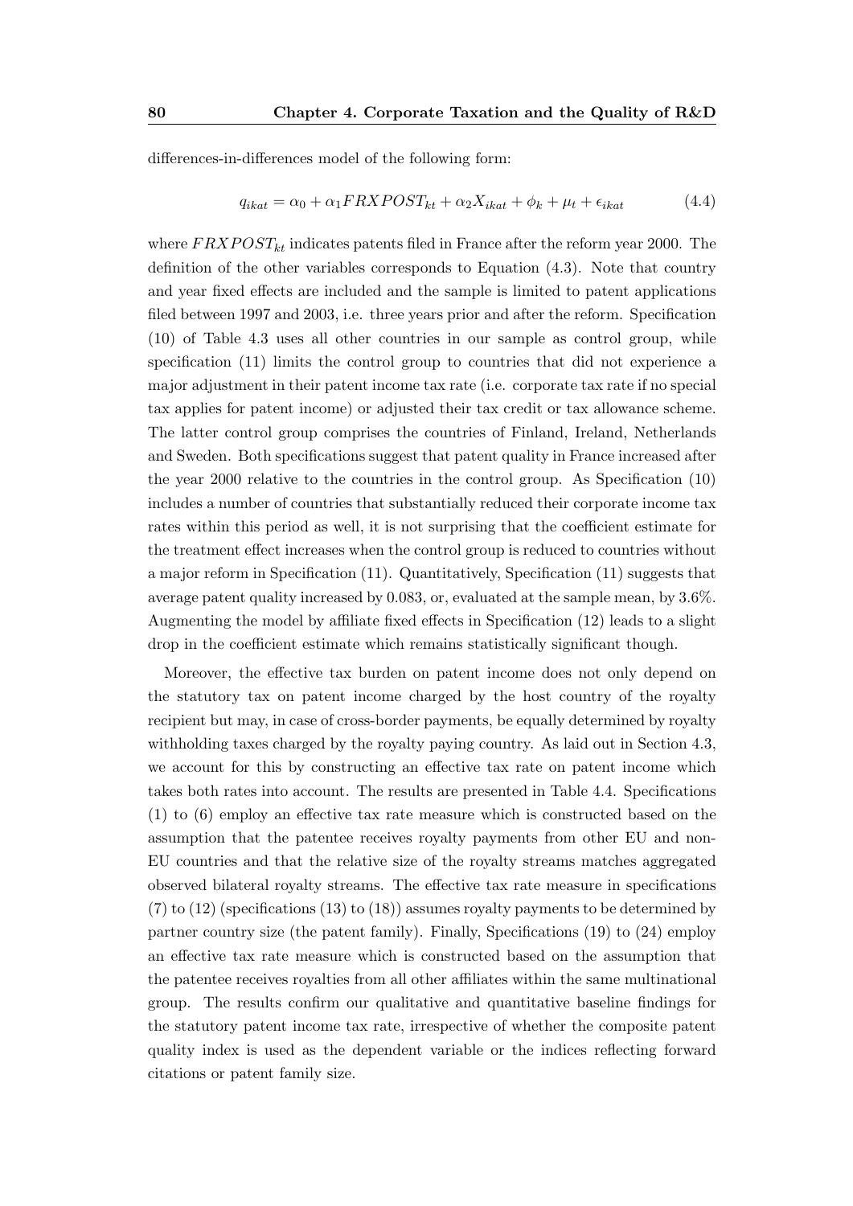differences-in-differences model of the following form:

$$q_{ikat} = \alpha_0 + \alpha_1 FRXPOST_{kt} + \alpha_2 X_{ikat} + \phi_k + \mu_t + \epsilon_{ikat} \tag{4.4}$$

where $FRXPOST_{kt}$ indicates patents filed in France after the reform year 2000. The definition of the other variables corresponds to Equation (4.3). Note that country and year fixed effects are included and the sample is limited to patent applications filed between 1997 and 2003, i.e. three years prior and after the reform. Specification (10) of Table 4.3 uses all other countries in our sample as control group, while specification (11) limits the control group to countries that did not experience a major adjustment in their patent income tax rate (i.e. corporate tax rate if no special tax applies for patent income) or adjusted their tax credit or tax allowance scheme. The latter control group comprises the countries of Finland, Ireland, Netherlands and Sweden. Both specifications suggest that patent quality in France increased after the year 2000 relative to the countries in the control group. As Specification (10) includes a number of countries that substantially reduced their corporate income tax rates within this period as well, it is not surprising that the coefficient estimate for the treatment effect increases when the control group is reduced to countries without a major reform in Specification (11). Quantitatively, Specification (11) suggests that average patent quality increased by 0.083, or, evaluated at the sample mean, by 3.6%. Augmenting the model by affiliate fixed effects in Specification (12) leads to a slight drop in the coefficient estimate which remains statistically significant though.

Moreover, the effective tax burden on patent income does not only depend on the statutory tax on patent income charged by the host country of the royalty recipient but may, in case of cross-border payments, be equally determined by royalty withholding taxes charged by the royalty paying country. As laid out in Section 4.3, we account for this by constructing an effective tax rate on patent income which takes both rates into account. The results are presented in Table 4.4. Specifications (1) to (6) employ an effective tax rate measure which is constructed based on the assumption that the patentee receives royalty payments from other EU and non-EU countries and that the relative size of the royalty streams matches aggregated observed bilateral royalty streams. The effective tax rate measure in specifications (7) to (12) (specifications (13) to (18)) assumes royalty payments to be determined by partner country size (the patent family). Finally, Specifications (19) to (24) employ an effective tax rate measure which is constructed based on the assumption that the patentee receives royalties from all other affiliates within the same multinational group. The results confirm our qualitative and quantitative baseline findings for the statutory patent income tax rate, irrespective of whether the composite patent quality index is used as the dependent variable or the indices reflecting forward citations or patent family size.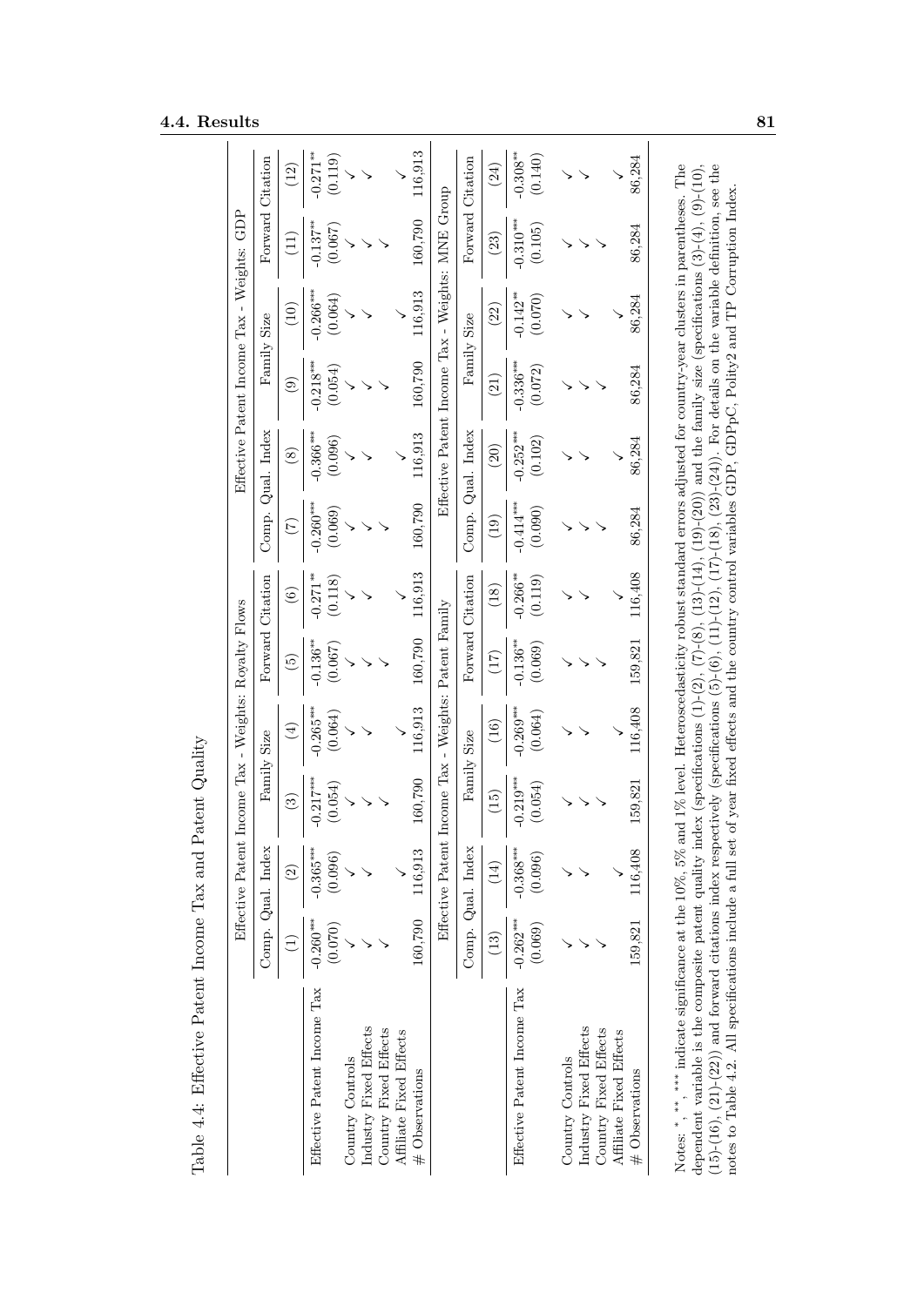Table 4.4: Effective Patent Income Tax and Patent Quality

| | Effective Patent Income Tax - Weights: Royalty Flows | | | | | | Effective Patent Income Tax - Weights: GDP | | | | | |
|---|---|---|---|---|---|---|---|---|---|---|---|---|
| | Comp. Qual. Index | | Family Size | | Forward Citation | | Comp. Qual. Index | | Family Size | | Forward Citation | |
| | (1) | (2) | (3) | (4) | (5) | (6) | (7) | (8) | (9) | (10) | (11) | (12) |
| Effective Patent Income Tax | -0.260*** | -0.365*** | -0.217*** | -0.265*** | -0.136** | -0.271** | -0.260*** | -0.366*** | -0.218*** | -0.266*** | -0.137** | -0.271** |
| | (0.070) | (0.096) | (0.054) | (0.064) | (0.067) | (0.118) | (0.069) | (0.096) | (0.054) | (0.064) | (0.067) | (0.119) |
| Country Controls | ✓ | ✓ | ✓ | ✓ | ✓ | ✓ | ✓ | ✓ | ✓ | ✓ | ✓ | ✓ |
| Industry Fixed Effects | ✓ | ✓ | ✓ | ✓ | ✓ | ✓ | ✓ | ✓ | ✓ | ✓ | ✓ | ✓ |
| Country Fixed Effects | ✓ | | ✓ | | ✓ | | ✓ | | ✓ | | ✓ | |
| Affiliate Fixed Effects | | ✓ | | ✓ | | ✓ | | ✓ | | ✓ | | ✓ |
| # Observations | 160,790 | 116,913 | 160,790 | 116,913 | 160,790 | 116,913 | 160,790 | 116,913 | 160,790 | 116,913 | 160,790 | 116,913 |
| | Effective Patent Income Tax - Weights: Patent Family | | | | | | Effective Patent Income Tax - Weights: MNE Group | | | | | |
| | Comp. Qual. Index | | Family Size | | Forward Citation | | Comp. Qual. Index | | Family Size | | Forward Citation | |
| | (13) | (14) | (15) | (16) | (17) | (18) | (19) | (20) | (21) | (22) | (23) | (24) |
| Effective Patent Income Tax | -0.262*** | -0.368*** | -0.219*** | -0.269*** | -0.136** | -0.266** | -0.414*** | -0.252*** | -0.336*** | -0.142** | -0.310*** | -0.308** |
| | (0.069) | (0.096) | (0.054) | (0.064) | (0.069) | (0.119) | (0.090) | (0.102) | (0.072) | (0.070) | (0.105) | (0.140) |
| Country Controls | ✓ | ✓ | ✓ | ✓ | ✓ | ✓ | ✓ | ✓ | ✓ | ✓ | ✓ | ✓ |
| Industry Fixed Effects | ✓ | ✓ | ✓ | ✓ | ✓ | ✓ | ✓ | ✓ | ✓ | ✓ | ✓ | ✓ |
| Country Fixed Effects | ✓ | | ✓ | | ✓ | | ✓ | | ✓ | | ✓ | |
| Affiliate Fixed Effects | | ✓ | | ✓ | | ✓ | | ✓ | | ✓ | | ✓ |
| # Observations | 159,821 | 116,408 | 159,821 | 116,408 | 159,821 | 116,408 | 86,284 | 86,284 | 86,284 | 86,284 | 86,284 | 86,284 |

Notes: *, **, *** indicate significance at the 10%, 5% and 1% level. Heteroscedasticity robust standard errors adjusted for country-year clusters in parentheses. The dependent variable is the composite patent quality index (specifications (1)-(2), (7)-(8), (13)-(14), (19)-(20)) and the family size (specifications (3)-(4), (9)-(10), (15)-(16), (21)-(22)) and forward citations index respectively (specifications (5)-(6), (11)-(12), (17)-(18), (23)-(24)). For details on the variable definition, see the notes to Table 4.2. All specifications include a full set of year fixed effects and the country control variables GDP, GDPpC, Polity2 and TP Corruption Index.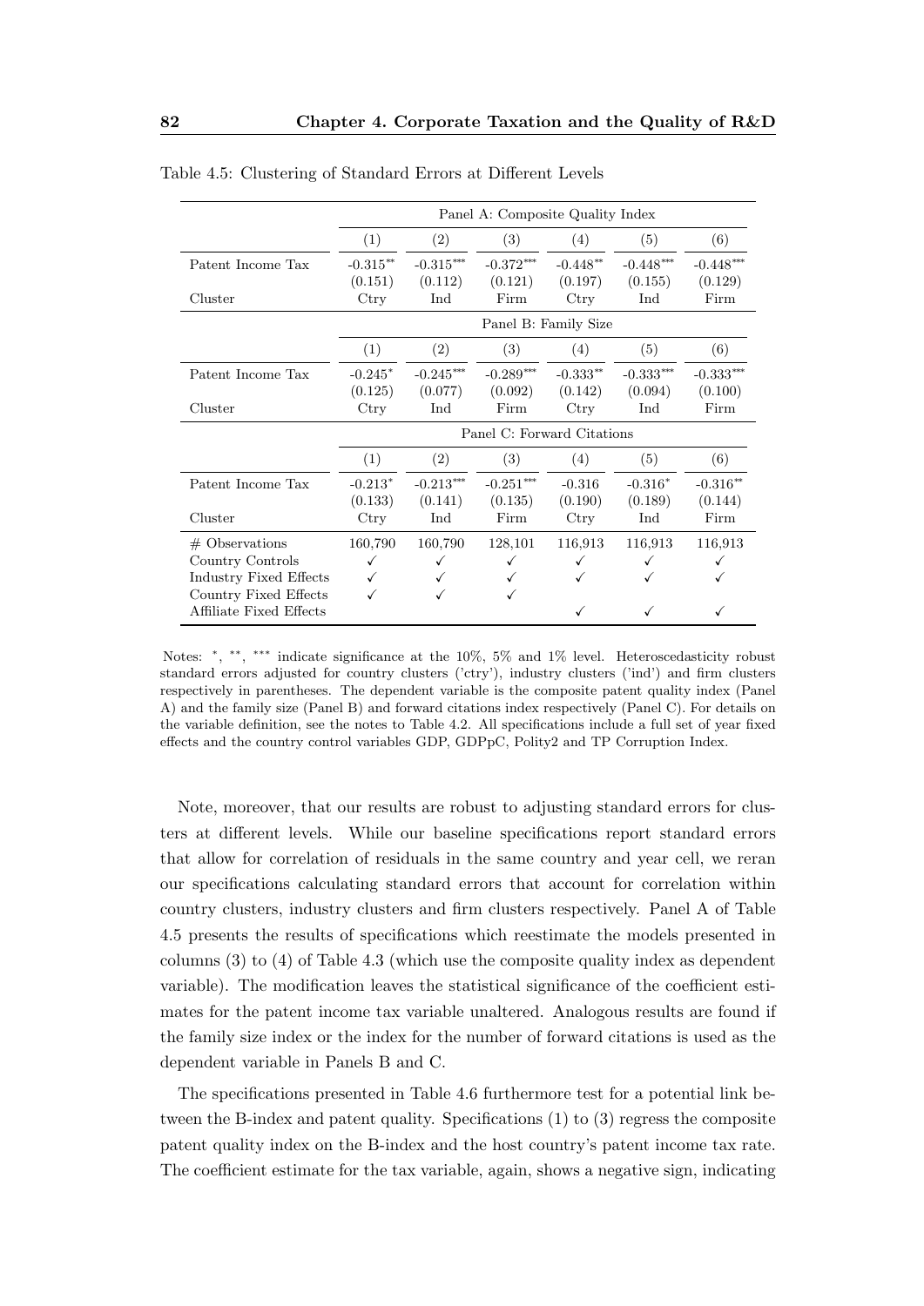Table 4.5: Clustering of Standard Errors at Different Levels

| | Panel A: Composite Quality Index | | | | | |
|---|---|---|---|---|---|---|
| | (1) | (2) | (3) | (4) | (5) | (6) |
| Patent Income Tax | -0.315** | -0.315*** | -0.372*** | -0.448** | -0.448*** | -0.448*** |
| | (0.151) | (0.112) | (0.121) | (0.197) | (0.155) | (0.129) |
| Cluster | Ctry | Ind | Firm | Ctry | Ind | Firm |
| | Panel B: Family Size | | | | | |
| | (1) | (2) | (3) | (4) | (5) | (6) |
| Patent Income Tax | -0.245* | -0.245*** | -0.289*** | -0.333** | -0.333*** | -0.333*** |
| | (0.125) | (0.077) | (0.092) | (0.142) | (0.094) | (0.100) |
| Cluster | Ctry | Ind | Firm | Ctry | Ind | Firm |
| | Panel C: Forward Citations | | | | | |
| | (1) | (2) | (3) | (4) | (5) | (6) |
| Patent Income Tax | -0.213* | -0.213*** | -0.251*** | -0.316 | -0.316* | -0.316** |
| | (0.133) | (0.141) | (0.135) | (0.190) | (0.189) | (0.144) |
| Cluster | Ctry | Ind | Firm | Ctry | Ind | Firm |
| # Observations | 160,790 | 160,790 | 128,101 | 116,913 | 116,913 | 116,913 |
| Country Controls | ✓ | ✓ | ✓ | ✓ | ✓ | ✓ |
| Industry Fixed Effects | ✓ | ✓ | ✓ | ✓ | ✓ | ✓ |
| Country Fixed Effects | ✓ | ✓ | ✓ | | | |
| Affiliate Fixed Effects | | | | ✓ | ✓ | ✓ |

Notes: *, **, *** indicate significance at the 10%, 5% and 1% level. Heteroscedasticity robust standard errors adjusted for country clusters ('ctry'), industry clusters ('ind') and firm clusters respectively in parentheses. The dependent variable is the composite patent quality index (Panel A) and the family size (Panel B) and forward citations index respectively (Panel C). For details on the variable definition, see the notes to Table 4.2. All specifications include a full set of year fixed effects and the country control variables GDP, GDPpC, Polity2 and TP Corruption Index.

Note, moreover, that our results are robust to adjusting standard errors for clusters at different levels. While our baseline specifications report standard errors that allow for correlation of residuals in the same country and year cell, we reran our specifications calculating standard errors that account for correlation within country clusters, industry clusters and firm clusters respectively. Panel A of Table 4.5 presents the results of specifications which reestimate the models presented in columns (3) to (4) of Table 4.3 (which use the composite quality index as dependent variable). The modification leaves the statistical significance of the coefficient estimates for the patent income tax variable unaltered. Analogous results are found if the family size index or the index for the number of forward citations is used as the dependent variable in Panels B and C.

The specifications presented in Table 4.6 furthermore test for a potential link between the B-index and patent quality. Specifications (1) to (3) regress the composite patent quality index on the B-index and the host country's patent income tax rate. The coefficient estimate for the tax variable, again, shows a negative sign, indicating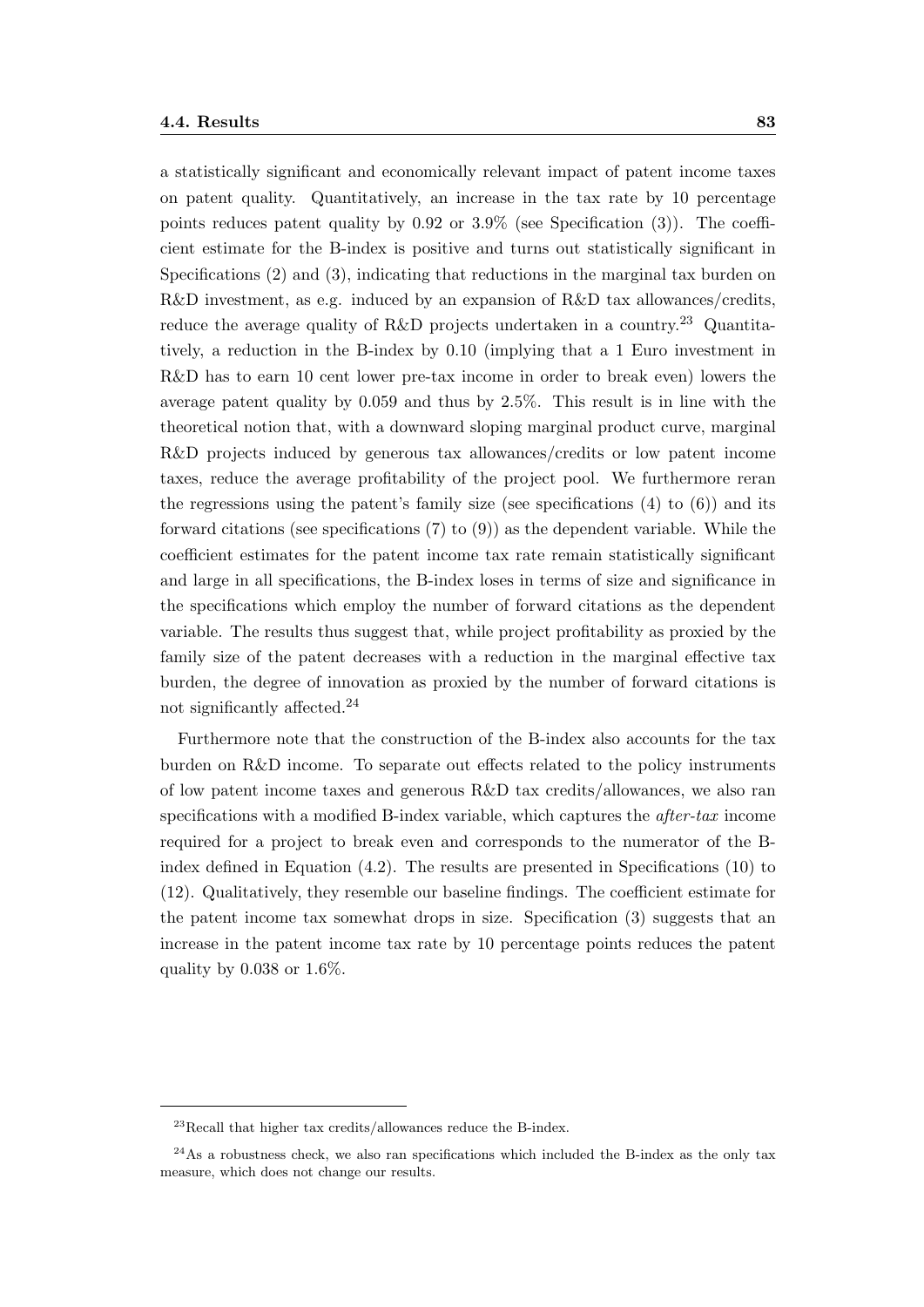a statistically significant and economically relevant impact of patent income taxes on patent quality. Quantitatively, an increase in the tax rate by 10 percentage points reduces patent quality by 0.92 or 3.9% (see Specification (3)). The coefficient estimate for the B-index is positive and turns out statistically significant in Specifications (2) and (3), indicating that reductions in the marginal tax burden on R&D investment, as e.g. induced by an expansion of R&D tax allowances/credits, reduce the average quality of R&D projects undertaken in a country.[23] Quantitatively, a reduction in the B-index by 0.10 (implying that a 1 Euro investment in R&D has to earn 10 cent lower pre-tax income in order to break even) lowers the average patent quality by 0.059 and thus by 2.5%. This result is in line with the theoretical notion that, with a downward sloping marginal product curve, marginal R&D projects induced by generous tax allowances/credits or low patent income taxes, reduce the average profitability of the project pool. We furthermore reran the regressions using the patent's family size (see specifications (4) to (6)) and its forward citations (see specifications (7) to (9)) as the dependent variable. While the coefficient estimates for the patent income tax rate remain statistically significant and large in all specifications, the B-index loses in terms of size and significance in the specifications which employ the number of forward citations as the dependent variable. The results thus suggest that, while project profitability as proxied by the family size of the patent decreases with a reduction in the marginal effective tax burden, the degree of innovation as proxied by the number of forward citations is not significantly affected.[24]

Furthermore note that the construction of the B-index also accounts for the tax burden on R&D income. To separate out effects related to the policy instruments of low patent income taxes and generous R&D tax credits/allowances, we also ran specifications with a modified B-index variable, which captures the *after-tax* income required for a project to break even and corresponds to the numerator of the B-index defined in Equation (4.2). The results are presented in Specifications (10) to (12). Qualitatively, they resemble our baseline findings. The coefficient estimate for the patent income tax somewhat drops in size. Specification (3) suggests that an increase in the patent income tax rate by 10 percentage points reduces the patent quality by 0.038 or 1.6%.

---

[23] Recall that higher tax credits/allowances reduce the B-index.

[24] As a robustness check, we also ran specifications which included the B-index as the only tax measure, which does not change our results.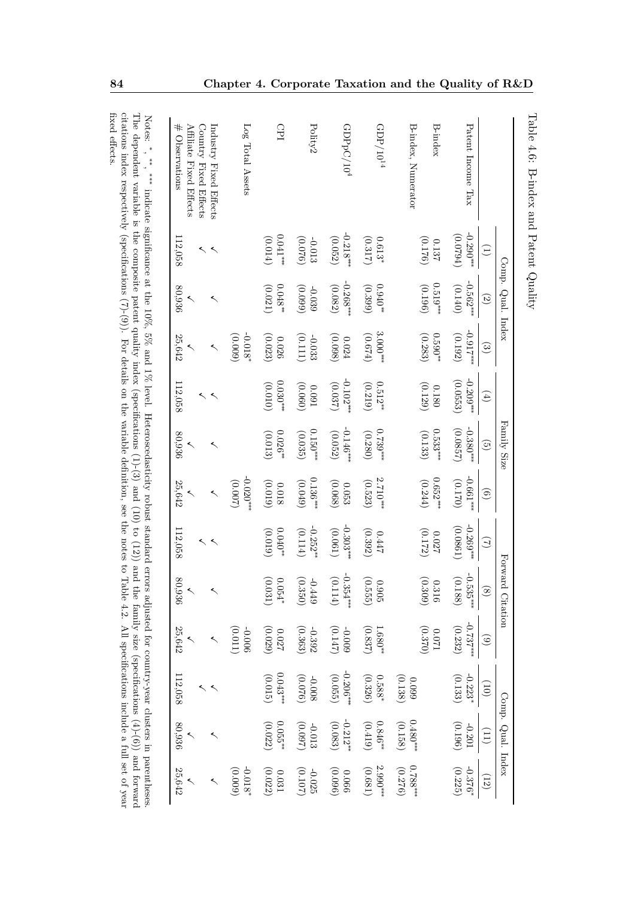Table 4.6: B-index and Patent Quality

| | Comp. Qual. Index | | | Family Size | | | Forward Citation | | | Comp. Qual. Index | | |
|---|---|---|---|---|---|---|---|---|---|---|---|---|
| | (1) | (2) | (3) | (4) | (5) | (6) | (7) | (8) | (9) | (10) | (11) | (12) |
| Patent Income Tax | -0.290*** | -0.562*** | -0.917*** | -0.209*** | -0.380*** | -0.661*** | -0.269*** | -0.535*** | -0.737*** | -0.223* | -0.201 | -0.376* |
| | (0.0794) | (0.140) | (0.192) | (0.0553) | (0.0857) | (0.170) | (0.0861) | (0.188) | (0.232) | (0.133) | (0.196) | (0.225) |
| B-index | 0.137 | 0.519*** | 0.590** | 0.180 | 0.533*** | 0.652*** | 0.027 | 0.316 | 0.071 | | | |
| | (0.176) | (0.196) | (0.283) | (0.129) | (0.133) | (0.244) | (0.172) | (0.309) | (0.370) | | | |
| B-index, Numerator | | | | | | | | | | 0.099 | 0.480*** | 0.788*** |
| | | | | | | | | | | (0.138) | (0.158) | (0.276) |
| GDP/$10^{14}$ | 0.613* | 0.940** | 3.000*** | 0.512** | 0.739*** | 2.710*** | 0.447 | 0.905 | 1.680** | 0.588* | 0.846** | 2.990*** |
| | (0.317) | (0.399) | (0.674) | (0.219) | (0.280) | (0.523) | (0.392) | (0.555) | (0.837) | (0.326) | (0.419) | (0.681) |
| GDPpC/$10^4$ | -0.218*** | -0.268*** | 0.024 | -0.102*** | -0.146*** | 0.053 | -0.303*** | -0.354*** | -0.009 | -0.206*** | -0.212** | 0.066 |
| | (0.052) | (0.082) | (0.098) | (0.037) | (0.052) | (0.068) | (0.061) | (0.114) | (0.147) | (0.055) | (0.083) | (0.096) |
| Polity2 | -0.013 | -0.039 | -0.033 | 0.091 | 0.150*** | 0.136*** | -0.252** | -0.449 | -0.392 | -0.008 | -0.013 | -0.025 |
| | (0.076) | (0.099) | (0.111) | (0.060) | (0.035) | (0.049) | (0.114) | (0.350) | (0.363) | (0.076) | (0.097) | (0.107) |
| CPI | 0.041*** | 0.048** | 0.026 | 0.030*** | 0.026** | 0.018 | 0.040** | 0.054* | 0.027 | 0.043*** | 0.055** | 0.031 |
| | (0.014) | (0.021) | (0.023) | (0.010) | (0.013) | (0.019) | (0.019) | (0.031) | (0.029) | (0.015) | (0.022) | (0.022) |
| Log Total Assets | | | -0.018* | | | -0.020*** | | | -0.006 | | | -0.018* |
| | | | (0.009) | | | (0.007) | | | (0.011) | | | (0.009) |
| Industry Fixed Effects | ✓ | ✓ | ✓ | ✓ | ✓ | ✓ | ✓ | ✓ | ✓ | ✓ | ✓ | ✓ |
| Country Fixed Effects | ✓ | | | ✓ | | | ✓ | | | ✓ | | |
| Affiliate Fixed Effects | | ✓ | ✓ | | ✓ | ✓ | | ✓ | ✓ | | ✓ | ✓ |
| # Observations | 112,058 | 80,936 | 25,642 | 112,058 | 80,936 | 25,642 | 112,058 | 80,936 | 25,642 | 112,058 | 80,936 | 25,642 |

Notes: *, **, *** indicate significance at the 10%, 5% and 1% level. Heteroscedasticity robust standard errors adjusted for country-year clusters in parentheses. The dependent variable is the composite patent quality index (specifications (1)-(3) and (10) to (12)) and the family size (specifications (4)-(6)) and forward citations index respectively (specifications (7)-(9)). For details on the variable definition, see the notes to Table 4.2. All specifications include a full set of year fixed effects.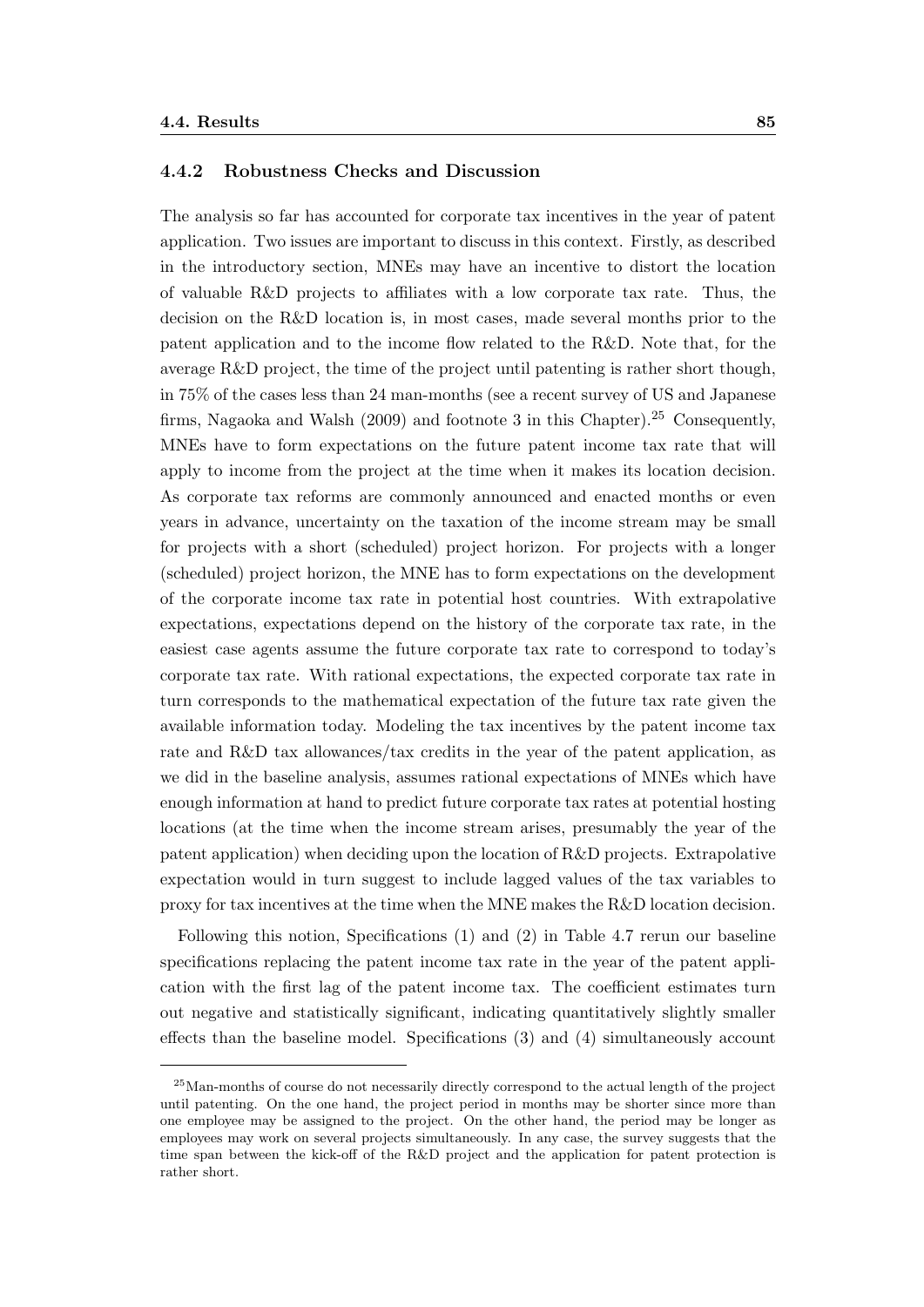### 4.4.2 Robustness Checks and Discussion

The analysis so far has accounted for corporate tax incentives in the year of patent application. Two issues are important to discuss in this context. Firstly, as described in the introductory section, MNEs may have an incentive to distort the location of valuable R&D projects to affiliates with a low corporate tax rate. Thus, the decision on the R&D location is, in most cases, made several months prior to the patent application and to the income flow related to the R&D. Note that, for the average R&D project, the time of the project until patenting is rather short though, in 75% of the cases less than 24 man-months (see a recent survey of US and Japanese firms, Nagaoka and Walsh (2009) and footnote 3 in this Chapter).[25] Consequently, MNEs have to form expectations on the future patent income tax rate that will apply to income from the project at the time when it makes its location decision. As corporate tax reforms are commonly announced and enacted months or even years in advance, uncertainty on the taxation of the income stream may be small for projects with a short (scheduled) project horizon. For projects with a longer (scheduled) project horizon, the MNE has to form expectations on the development of the corporate income tax rate in potential host countries. With extrapolative expectations, expectations depend on the history of the corporate tax rate, in the easiest case agents assume the future corporate tax rate to correspond to today's corporate tax rate. With rational expectations, the expected corporate tax rate in turn corresponds to the mathematical expectation of the future tax rate given the available information today. Modeling the tax incentives by the patent income tax rate and R&D tax allowances/tax credits in the year of the patent application, as we did in the baseline analysis, assumes rational expectations of MNEs which have enough information at hand to predict future corporate tax rates at potential hosting locations (at the time when the income stream arises, presumably the year of the patent application) when deciding upon the location of R&D projects. Extrapolative expectation would in turn suggest to include lagged values of the tax variables to proxy for tax incentives at the time when the MNE makes the R&D location decision.

Following this notion, Specifications (1) and (2) in Table 4.7 rerun our baseline specifications replacing the patent income tax rate in the year of the patent application with the first lag of the patent income tax. The coefficient estimates turn out negative and statistically significant, indicating quantitatively slightly smaller effects than the baseline model. Specifications (3) and (4) simultaneously account

[25] Man-months of course do not necessarily directly correspond to the actual length of the project until patenting. On the one hand, the project period in months may be shorter since more than one employee may be assigned to the project. On the other hand, the period may be longer as employees may work on several projects simultaneously. In any case, the survey suggests that the time span between the kick-off of the R&D project and the application for patent protection is rather short.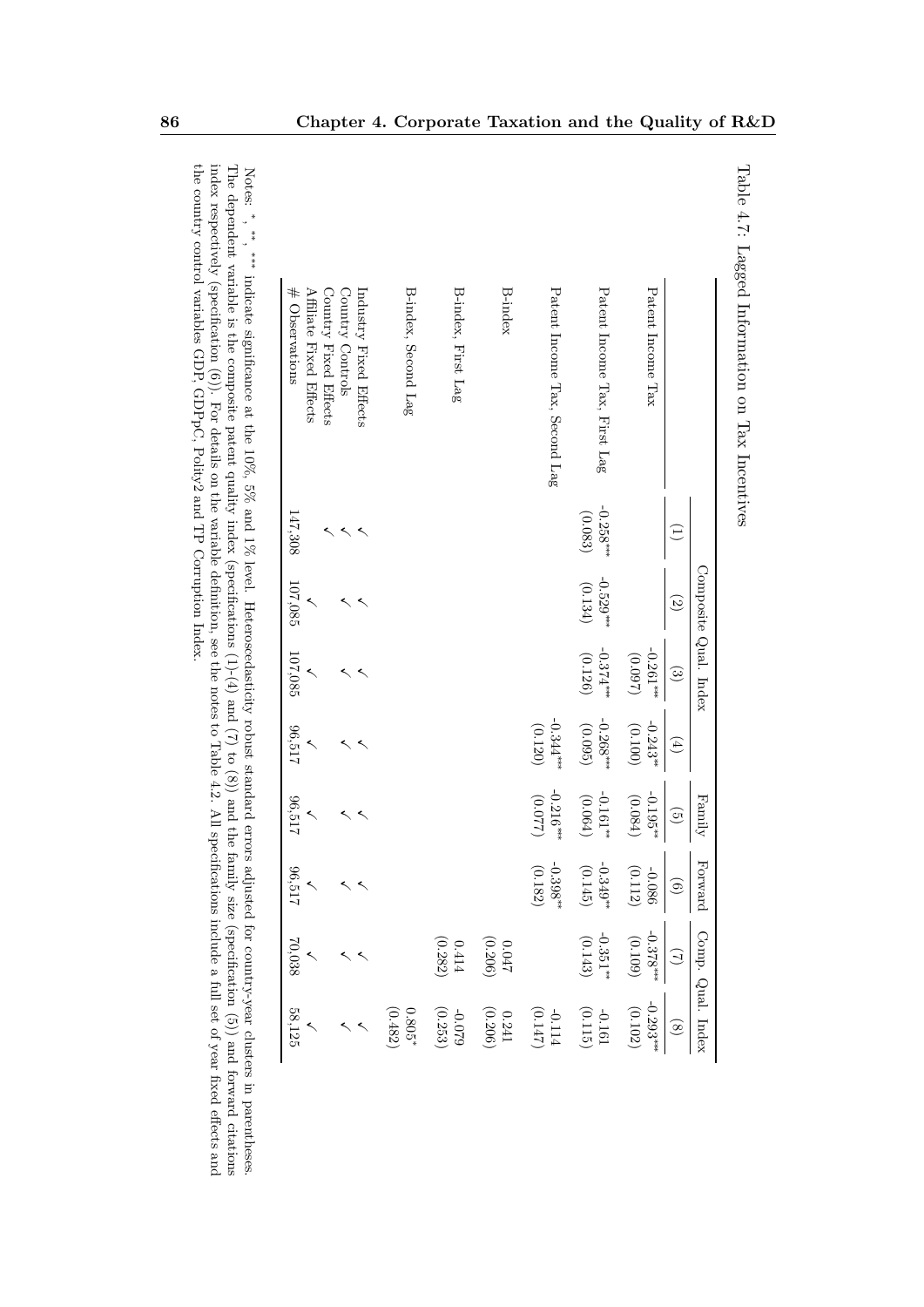Table 4.7: Lagged Information on Tax Incentives

| | Composite Qual. Index | | | | Family | Forward | Comp. Qual. Index | |
|---|---|---|---|---|---|---|---|---|
| | (1) | (2) | (3) | (4) | (5) | (6) | (7) | (8) |
| Patent Income Tax | | | -0.261*** | -0.243** | -0.195** | -0.086 | -0.378*** | -0.293*** |
| | | | (0.097) | (0.100) | (0.084) | (0.112) | (0.109) | (0.102) |
| Patent Income Tax, First Lag | -0.258*** | -0.529*** | -0.374*** | -0.268*** | -0.161** | -0.349** | -0.351** | -0.161 |
| | (0.083) | (0.134) | (0.126) | (0.095) | (0.064) | (0.145) | (0.143) | (0.115) |
| Patent Income Tax, Second Lag | | | | -0.344*** | -0.216*** | -0.398** | | -0.114 |
| | | | | (0.120) | (0.077) | (0.182) | | (0.147) |
| B-index | | | | | | | 0.047 | 0.241 |
| | | | | | | | (0.206) | (0.206) |
| B-index, First Lag | | | | | | | 0.414 | -0.079 |
| | | | | | | | (0.282) | (0.253) |
| B-index, Second Lag | | | | | | | | 0.805* |
| | | | | | | | | (0.482) |
| Industry Fixed Effects | ✓ | ✓ | ✓ | ✓ | ✓ | ✓ | ✓ | ✓ |
| Country Controls | ✓ | ✓ | ✓ | ✓ | ✓ | ✓ | ✓ | ✓ |
| Country Fixed Effects | ✓ | | | | | | | |
| Affiliate Fixed Effects | | ✓ | ✓ | ✓ | ✓ | ✓ | ✓ | ✓ |
| # Observations | 147,308 | 107,085 | 107,085 | 96,517 | 96,517 | 96,517 | 70,038 | 58,125 |

Notes: *, **, *** indicate significance at the 10%, 5% and 1% level. Heteroscedasticity robust standard errors adjusted for country-year clusters in parentheses. The dependent variable is the composite patent quality index (specifications (1)-(4) and (7) to (8)) and the family size (specification (5)) and forward citations index respectively (specification (6)). For details on the variable definition, see the notes to Table 4.2. All specifications include a full set of year fixed effects and the country control variables GDP, GDPpC, Polity2 and TP Corruption Index.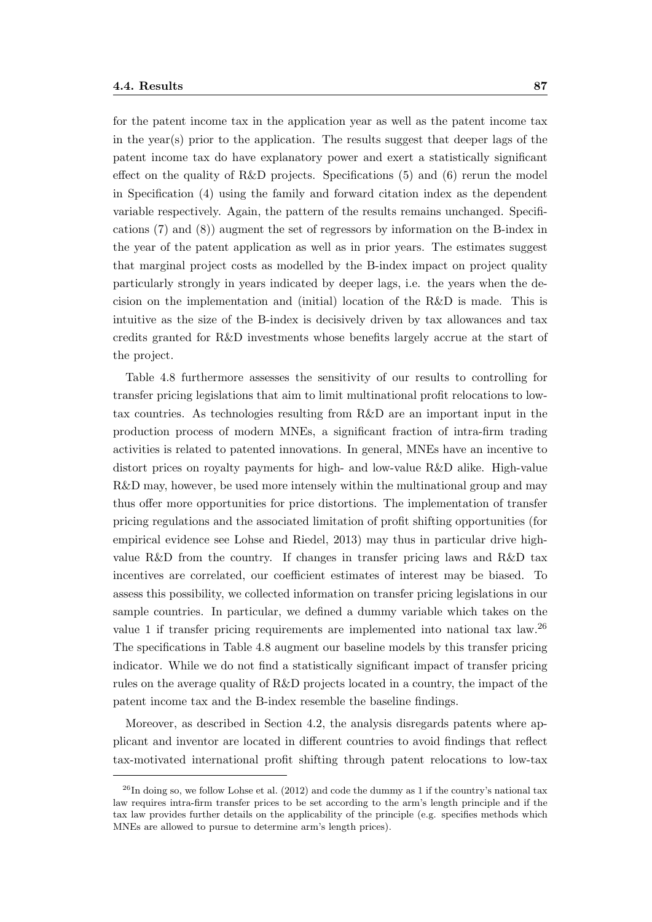for the patent income tax in the application year as well as the patent income tax in the year(s) prior to the application. The results suggest that deeper lags of the patent income tax do have explanatory power and exert a statistically significant effect on the quality of R&D projects. Specifications (5) and (6) rerun the model in Specification (4) using the family and forward citation index as the dependent variable respectively. Again, the pattern of the results remains unchanged. Specifications (7) and (8)) augment the set of regressors by information on the B-index in the year of the patent application as well as in prior years. The estimates suggest that marginal project costs as modelled by the B-index impact on project quality particularly strongly in years indicated by deeper lags, i.e. the years when the decision on the implementation and (initial) location of the R&D is made. This is intuitive as the size of the B-index is decisively driven by tax allowances and tax credits granted for R&D investments whose benefits largely accrue at the start of the project.

Table 4.8 furthermore assesses the sensitivity of our results to controlling for transfer pricing legislations that aim to limit multinational profit relocations to low-tax countries. As technologies resulting from R&D are an important input in the production process of modern MNEs, a significant fraction of intra-firm trading activities is related to patented innovations. In general, MNEs have an incentive to distort prices on royalty payments for high- and low-value R&D alike. High-value R&D may, however, be used more intensely within the multinational group and may thus offer more opportunities for price distortions. The implementation of transfer pricing regulations and the associated limitation of profit shifting opportunities (for empirical evidence see Lohse and Riedel, 2013) may thus in particular drive high-value R&D from the country. If changes in transfer pricing laws and R&D tax incentives are correlated, our coefficient estimates of interest may be biased. To assess this possibility, we collected information on transfer pricing legislations in our sample countries. In particular, we defined a dummy variable which takes on the value 1 if transfer pricing requirements are implemented into national tax law.[26] The specifications in Table 4.8 augment our baseline models by this transfer pricing indicator. While we do not find a statistically significant impact of transfer pricing rules on the average quality of R&D projects located in a country, the impact of the patent income tax and the B-index resemble the baseline findings.

Moreover, as described in Section 4.2, the analysis disregards patents where applicant and inventor are located in different countries to avoid findings that reflect tax-motivated international profit shifting through patent relocations to low-tax

[26] In doing so, we follow Lohse et al. (2012) and code the dummy as 1 if the country's national tax law requires intra-firm transfer prices to be set according to the arm's length principle and if the tax law provides further details on the applicability of the principle (e.g. specifies methods which MNEs are allowed to pursue to determine arm's length prices).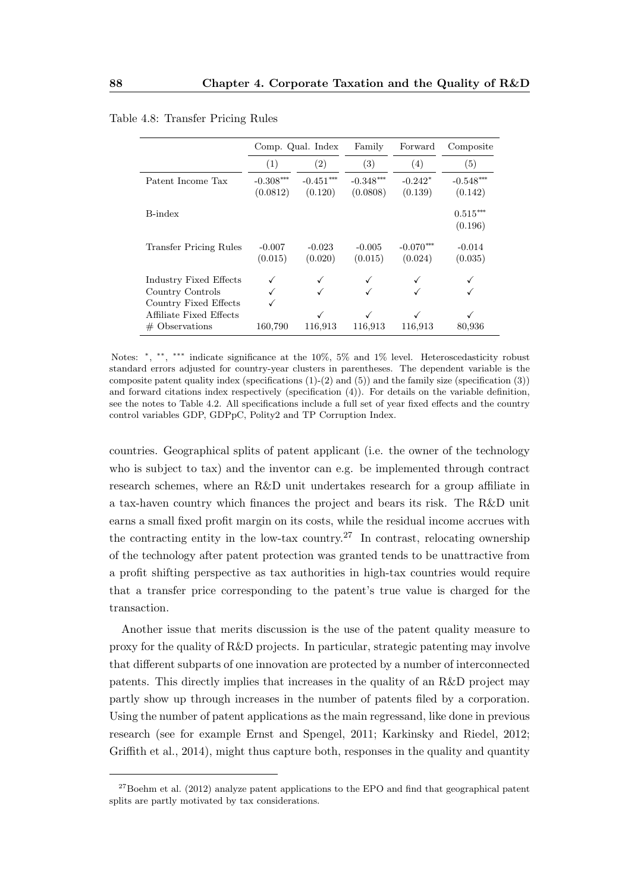Table 4.8: Transfer Pricing Rules

| | Comp. Qual. Index | | Family | Forward | Composite |
|---|---|---|---|---|---|
| | (1) | (2) | (3) | (4) | (5) |
| Patent Income Tax | -0.308*** | -0.451*** | -0.348*** | -0.242* | -0.548*** |
| | (0.0812) | (0.120) | (0.0808) | (0.139) | (0.142) |
| B-index | | | | | 0.515*** |
| | | | | | (0.196) |
| Transfer Pricing Rules | -0.007 | -0.023 | -0.005 | -0.070*** | -0.014 |
| | (0.015) | (0.020) | (0.015) | (0.024) | (0.035) |
| Industry Fixed Effects | ✓ | ✓ | ✓ | ✓ | ✓ |
| Country Controls | ✓ | ✓ | ✓ | ✓ | ✓ |
| Country Fixed Effects | ✓ | | | | |
| Affiliate Fixed Effects | | ✓ | ✓ | ✓ | ✓ |
| # Observations | 160,790 | 116,913 | 116,913 | 116,913 | 80,936 |

Notes: *, **, *** indicate significance at the 10%, 5% and 1% level. Heteroscedasticity robust standard errors adjusted for country-year clusters in parentheses. The dependent variable is the composite patent quality index (specifications (1)-(2) and (5)) and the family size (specification (3)) and forward citations index respectively (specification (4)). For details on the variable definition, see the notes to Table 4.2. All specifications include a full set of year fixed effects and the country control variables GDP, GDPpC, Polity2 and TP Corruption Index.

countries. Geographical splits of patent applicant (i.e. the owner of the technology who is subject to tax) and the inventor can e.g. be implemented through contract research schemes, where an R&D unit undertakes research for a group affiliate in a tax-haven country which finances the project and bears its risk. The R&D unit earns a small fixed profit margin on its costs, while the residual income accrues with the contracting entity in the low-tax country.[27] In contrast, relocating ownership of the technology after patent protection was granted tends to be unattractive from a profit shifting perspective as tax authorities in high-tax countries would require that a transfer price corresponding to the patent's true value is charged for the transaction.

Another issue that merits discussion is the use of the patent quality measure to proxy for the quality of R&D projects. In particular, strategic patenting may involve that different subparts of one innovation are protected by a number of interconnected patents. This directly implies that increases in the quality of an R&D project may partly show up through increases in the number of patents filed by a corporation. Using the number of patent applications as the main regressand, like done in previous research (see for example Ernst and Spengel, 2011; Karkinsky and Riedel, 2012; Griffith et al., 2014), might thus capture both, responses in the quality and quantity

[27] Boehm et al. (2012) analyze patent applications to the EPO and find that geographical patent splits are partly motivated by tax considerations.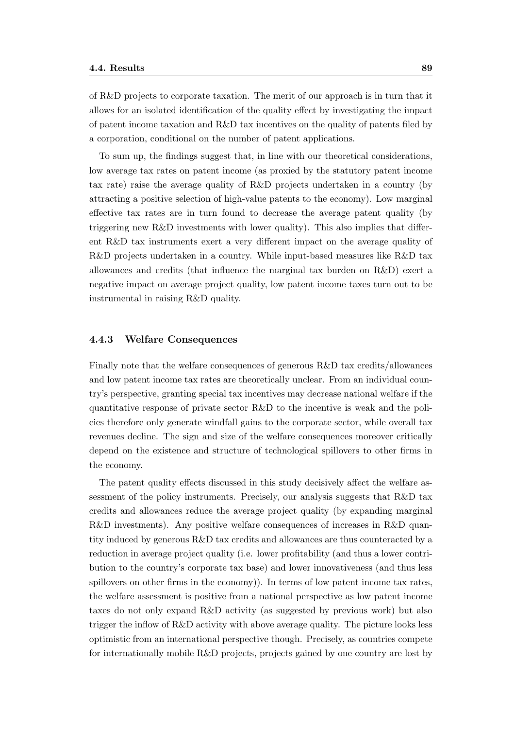of R&D projects to corporate taxation. The merit of our approach is in turn that it allows for an isolated identification of the quality effect by investigating the impact of patent income taxation and R&D tax incentives on the quality of patents filed by a corporation, conditional on the number of patent applications.

To sum up, the findings suggest that, in line with our theoretical considerations, low average tax rates on patent income (as proxied by the statutory patent income tax rate) raise the average quality of R&D projects undertaken in a country (by attracting a positive selection of high-value patents to the economy). Low marginal effective tax rates are in turn found to decrease the average patent quality (by triggering new R&D investments with lower quality). This also implies that different R&D tax instruments exert a very different impact on the average quality of R&D projects undertaken in a country. While input-based measures like R&D tax allowances and credits (that influence the marginal tax burden on R&D) exert a negative impact on average project quality, low patent income taxes turn out to be instrumental in raising R&D quality.

### 4.4.3 Welfare Consequences

Finally note that the welfare consequences of generous R&D tax credits/allowances and low patent income tax rates are theoretically unclear. From an individual country's perspective, granting special tax incentives may decrease national welfare if the quantitative response of private sector R&D to the incentive is weak and the policies therefore only generate windfall gains to the corporate sector, while overall tax revenues decline. The sign and size of the welfare consequences moreover critically depend on the existence and structure of technological spillovers to other firms in the economy.

The patent quality effects discussed in this study decisively affect the welfare assessment of the policy instruments. Precisely, our analysis suggests that R&D tax credits and allowances reduce the average project quality (by expanding marginal R&D investments). Any positive welfare consequences of increases in R&D quantity induced by generous R&D tax credits and allowances are thus counteracted by a reduction in average project quality (i.e. lower profitability (and thus a lower contribution to the country's corporate tax base) and lower innovativeness (and thus less spillovers on other firms in the economy)). In terms of low patent income tax rates, the welfare assessment is positive from a national perspective as low patent income taxes do not only expand R&D activity (as suggested by previous work) but also trigger the inflow of R&D activity with above average quality. The picture looks less optimistic from an international perspective though. Precisely, as countries compete for internationally mobile R&D projects, projects gained by one country are lost by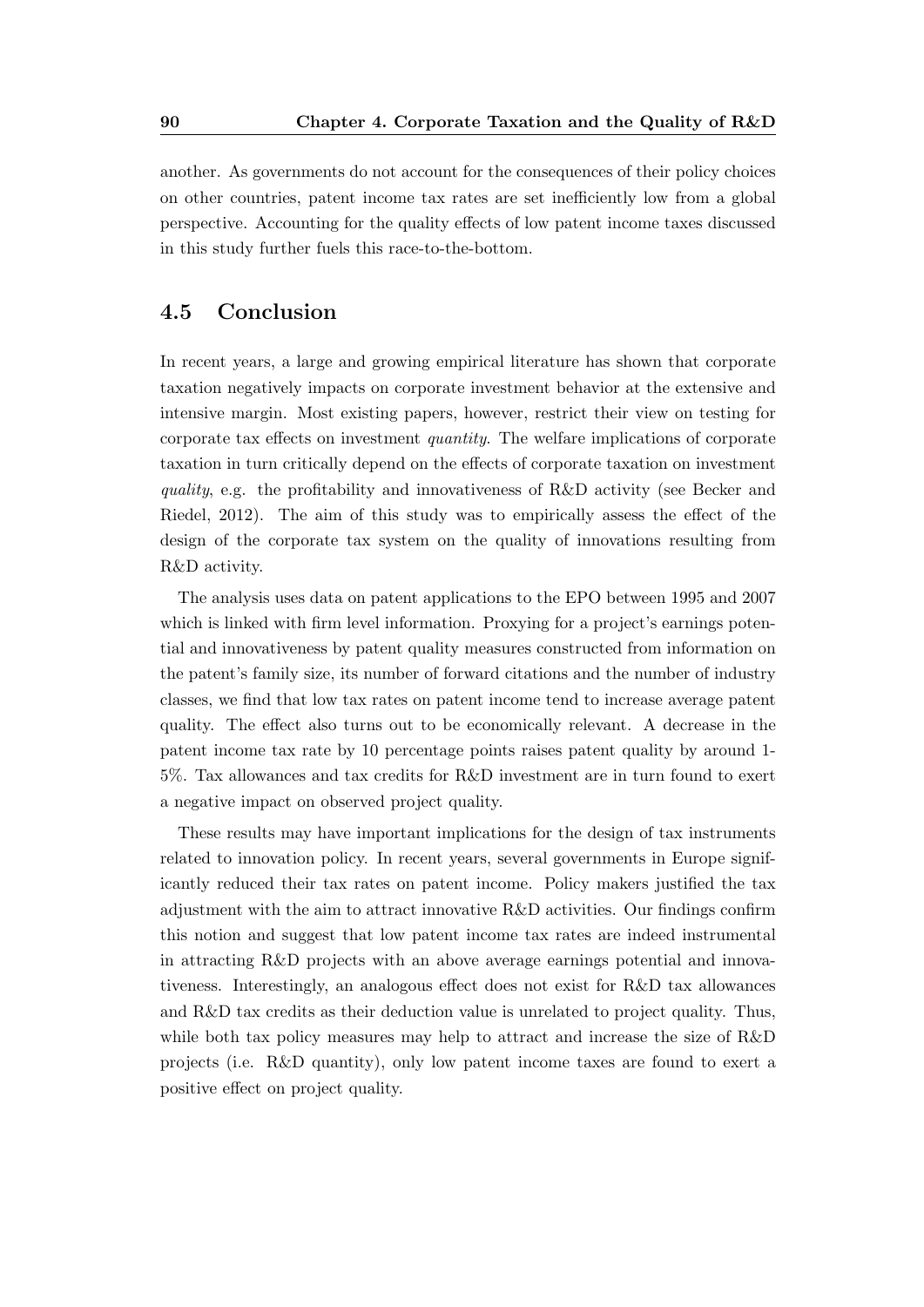another. As governments do not account for the consequences of their policy choices on other countries, patent income tax rates are set inefficiently low from a global perspective. Accounting for the quality effects of low patent income taxes discussed in this study further fuels this race-to-the-bottom.

## 4.5 Conclusion

In recent years, a large and growing empirical literature has shown that corporate taxation negatively impacts on corporate investment behavior at the extensive and intensive margin. Most existing papers, however, restrict their view on testing for corporate tax effects on investment *quantity*. The welfare implications of corporate taxation in turn critically depend on the effects of corporate taxation on investment *quality*, e.g. the profitability and innovativeness of R&D activity (see Becker and Riedel, 2012). The aim of this study was to empirically assess the effect of the design of the corporate tax system on the quality of innovations resulting from R&D activity.

The analysis uses data on patent applications to the EPO between 1995 and 2007 which is linked with firm level information. Proxying for a project's earnings potential and innovativeness by patent quality measures constructed from information on the patent's family size, its number of forward citations and the number of industry classes, we find that low tax rates on patent income tend to increase average patent quality. The effect also turns out to be economically relevant. A decrease in the patent income tax rate by 10 percentage points raises patent quality by around 1-5%. Tax allowances and tax credits for R&D investment are in turn found to exert a negative impact on observed project quality.

These results may have important implications for the design of tax instruments related to innovation policy. In recent years, several governments in Europe significantly reduced their tax rates on patent income. Policy makers justified the tax adjustment with the aim to attract innovative R&D activities. Our findings confirm this notion and suggest that low patent income tax rates are indeed instrumental in attracting R&D projects with an above average earnings potential and innovativeness. Interestingly, an analogous effect does not exist for R&D tax allowances and R&D tax credits as their deduction value is unrelated to project quality. Thus, while both tax policy measures may help to attract and increase the size of R&D projects (i.e. R&D quantity), only low patent income taxes are found to exert a positive effect on project quality.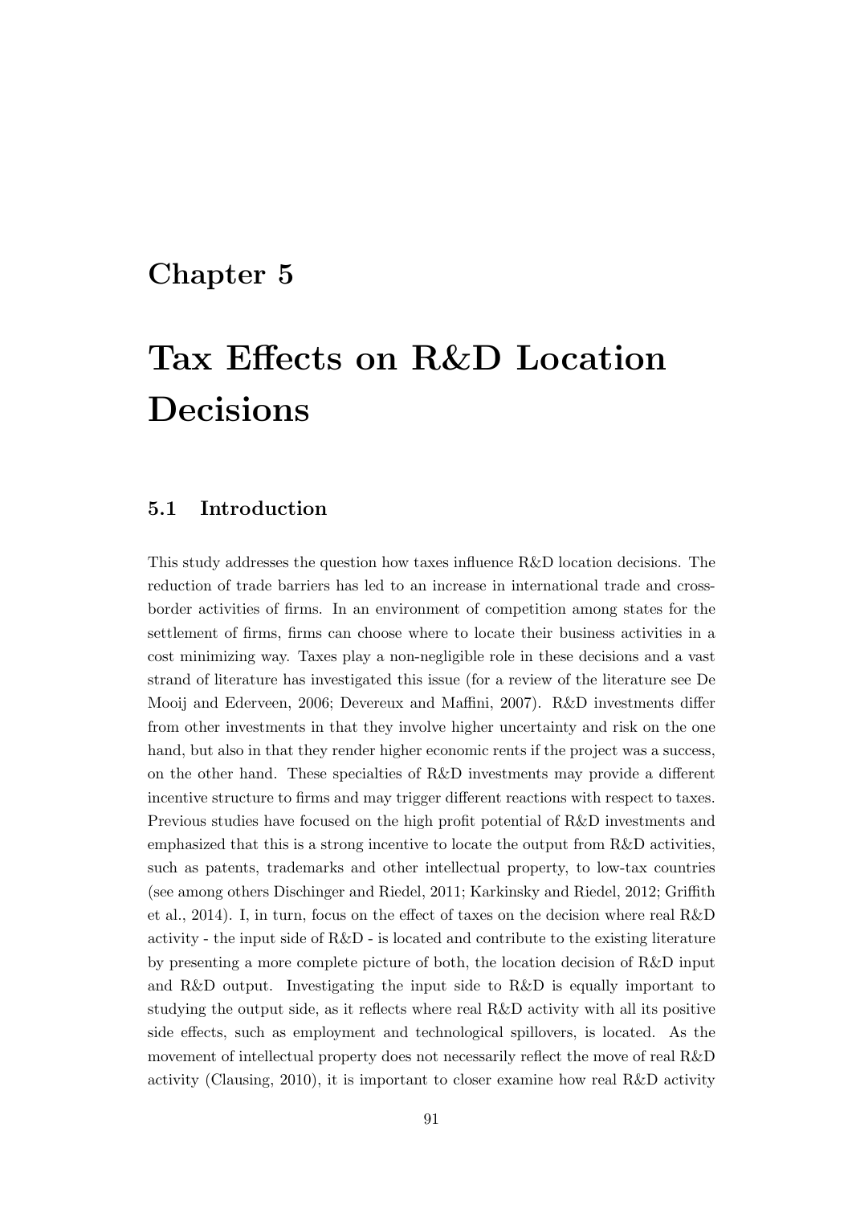# Chapter 5

# Tax Effects on R&D Location Decisions

## 5.1 Introduction

This study addresses the question how taxes influence R&D location decisions. The reduction of trade barriers has led to an increase in international trade and cross-border activities of firms. In an environment of competition among states for the settlement of firms, firms can choose where to locate their business activities in a cost minimizing way. Taxes play a non-negligible role in these decisions and a vast strand of literature has investigated this issue (for a review of the literature see De Mooij and Ederveen, 2006; Devereux and Maffini, 2007). R&D investments differ from other investments in that they involve higher uncertainty and risk on the one hand, but also in that they render higher economic rents if the project was a success, on the other hand. These specialties of R&D investments may provide a different incentive structure to firms and may trigger different reactions with respect to taxes. Previous studies have focused on the high profit potential of R&D investments and emphasized that this is a strong incentive to locate the output from R&D activities, such as patents, trademarks and other intellectual property, to low-tax countries (see among others Dischinger and Riedel, 2011; Karkinsky and Riedel, 2012; Griffith et al., 2014). I, in turn, focus on the effect of taxes on the decision where real R&D activity - the input side of R&D - is located and contribute to the existing literature by presenting a more complete picture of both, the location decision of R&D input and R&D output. Investigating the input side to R&D is equally important to studying the output side, as it reflects where real R&D activity with all its positive side effects, such as employment and technological spillovers, is located. As the movement of intellectual property does not necessarily reflect the move of real R&D activity (Clausing, 2010), it is important to closer examine how real R&D activity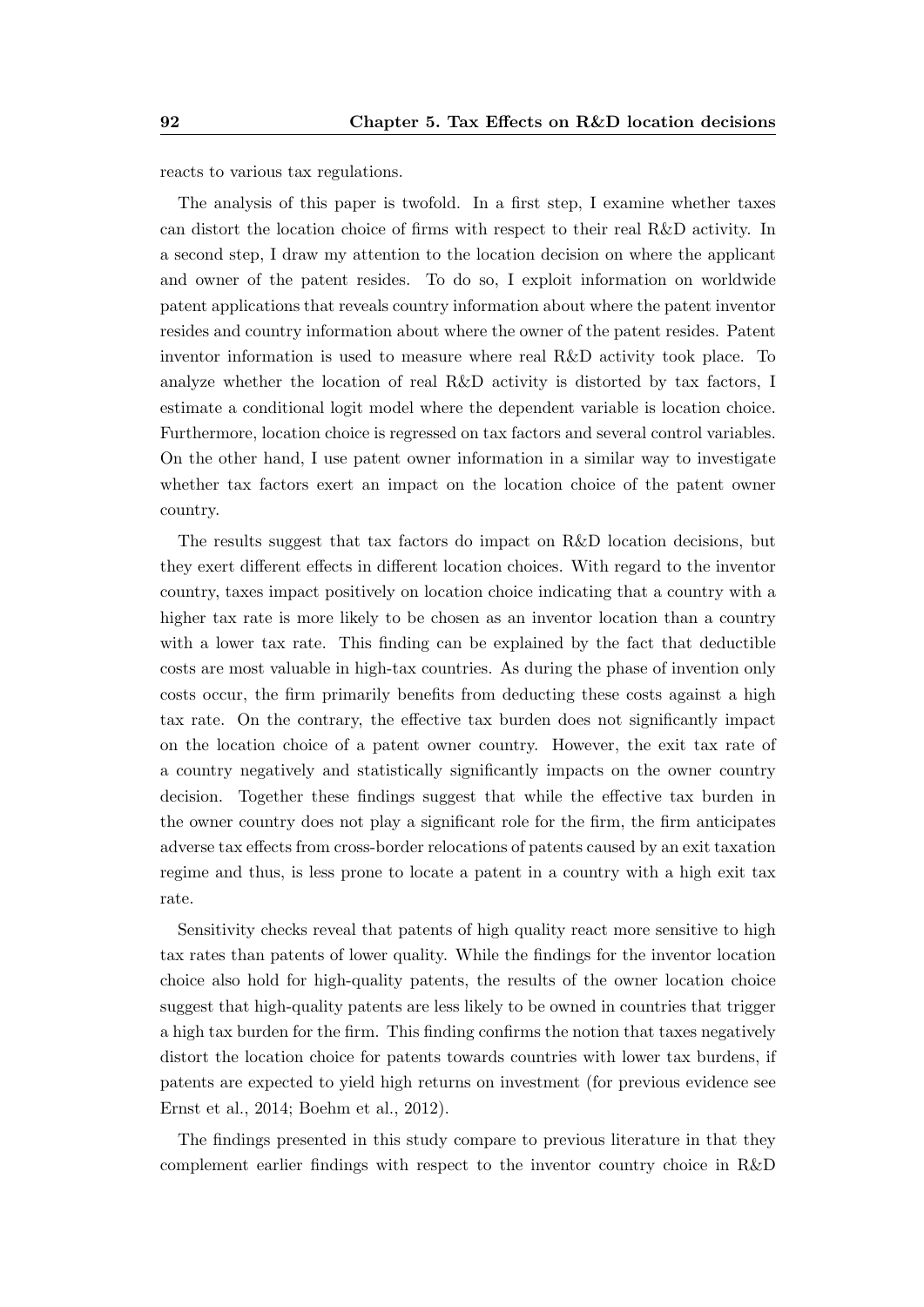reacts to various tax regulations.

The analysis of this paper is twofold. In a first step, I examine whether taxes can distort the location choice of firms with respect to their real R&D activity. In a second step, I draw my attention to the location decision on where the applicant and owner of the patent resides. To do so, I exploit information on worldwide patent applications that reveals country information about where the patent inventor resides and country information about where the owner of the patent resides. Patent inventor information is used to measure where real R&D activity took place. To analyze whether the location of real R&D activity is distorted by tax factors, I estimate a conditional logit model where the dependent variable is location choice. Furthermore, location choice is regressed on tax factors and several control variables. On the other hand, I use patent owner information in a similar way to investigate whether tax factors exert an impact on the location choice of the patent owner country.

The results suggest that tax factors do impact on R&D location decisions, but they exert different effects in different location choices. With regard to the inventor country, taxes impact positively on location choice indicating that a country with a higher tax rate is more likely to be chosen as an inventor location than a country with a lower tax rate. This finding can be explained by the fact that deductible costs are most valuable in high-tax countries. As during the phase of invention only costs occur, the firm primarily benefits from deducting these costs against a high tax rate. On the contrary, the effective tax burden does not significantly impact on the location choice of a patent owner country. However, the exit tax rate of a country negatively and statistically significantly impacts on the owner country decision. Together these findings suggest that while the effective tax burden in the owner country does not play a significant role for the firm, the firm anticipates adverse tax effects from cross-border relocations of patents caused by an exit taxation regime and thus, is less prone to locate a patent in a country with a high exit tax rate.

Sensitivity checks reveal that patents of high quality react more sensitive to high tax rates than patents of lower quality. While the findings for the inventor location choice also hold for high-quality patents, the results of the owner location choice suggest that high-quality patents are less likely to be owned in countries that trigger a high tax burden for the firm. This finding confirms the notion that taxes negatively distort the location choice for patents towards countries with lower tax burdens, if patents are expected to yield high returns on investment (for previous evidence see Ernst et al., 2014; Boehm et al., 2012).

The findings presented in this study compare to previous literature in that they complement earlier findings with respect to the inventor country choice in R&D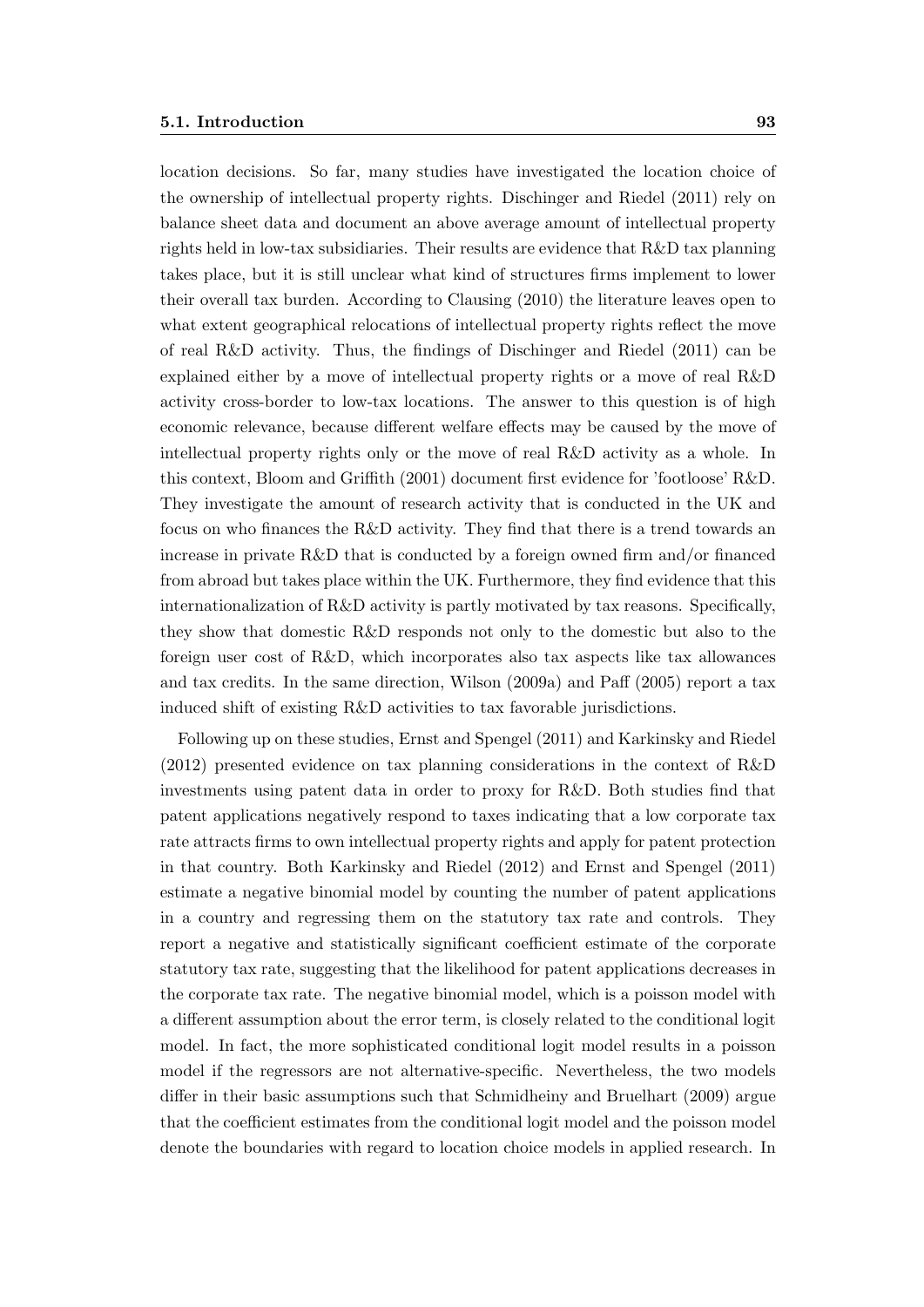location decisions. So far, many studies have investigated the location choice of the ownership of intellectual property rights. Dischinger and Riedel (2011) rely on balance sheet data and document an above average amount of intellectual property rights held in low-tax subsidiaries. Their results are evidence that R&D tax planning takes place, but it is still unclear what kind of structures firms implement to lower their overall tax burden. According to Clausing (2010) the literature leaves open to what extent geographical relocations of intellectual property rights reflect the move of real R&D activity. Thus, the findings of Dischinger and Riedel (2011) can be explained either by a move of intellectual property rights or a move of real R&D activity cross-border to low-tax locations. The answer to this question is of high economic relevance, because different welfare effects may be caused by the move of intellectual property rights only or the move of real R&D activity as a whole. In this context, Bloom and Griffith (2001) document first evidence for 'footloose' R&D. They investigate the amount of research activity that is conducted in the UK and focus on who finances the R&D activity. They find that there is a trend towards an increase in private R&D that is conducted by a foreign owned firm and/or financed from abroad but takes place within the UK. Furthermore, they find evidence that this internationalization of R&D activity is partly motivated by tax reasons. Specifically, they show that domestic R&D responds not only to the domestic but also to the foreign user cost of R&D, which incorporates also tax aspects like tax allowances and tax credits. In the same direction, Wilson (2009a) and Paff (2005) report a tax induced shift of existing R&D activities to tax favorable jurisdictions.

Following up on these studies, Ernst and Spengel (2011) and Karkinsky and Riedel (2012) presented evidence on tax planning considerations in the context of R&D investments using patent data in order to proxy for R&D. Both studies find that patent applications negatively respond to taxes indicating that a low corporate tax rate attracts firms to own intellectual property rights and apply for patent protection in that country. Both Karkinsky and Riedel (2012) and Ernst and Spengel (2011) estimate a negative binomial model by counting the number of patent applications in a country and regressing them on the statutory tax rate and controls. They report a negative and statistically significant coefficient estimate of the corporate statutory tax rate, suggesting that the likelihood for patent applications decreases in the corporate tax rate. The negative binomial model, which is a poisson model with a different assumption about the error term, is closely related to the conditional logit model. In fact, the more sophisticated conditional logit model results in a poisson model if the regressors are not alternative-specific. Nevertheless, the two models differ in their basic assumptions such that Schmidheiny and Bruelhart (2009) argue that the coefficient estimates from the conditional logit model and the poisson model denote the boundaries with regard to location choice models in applied research. In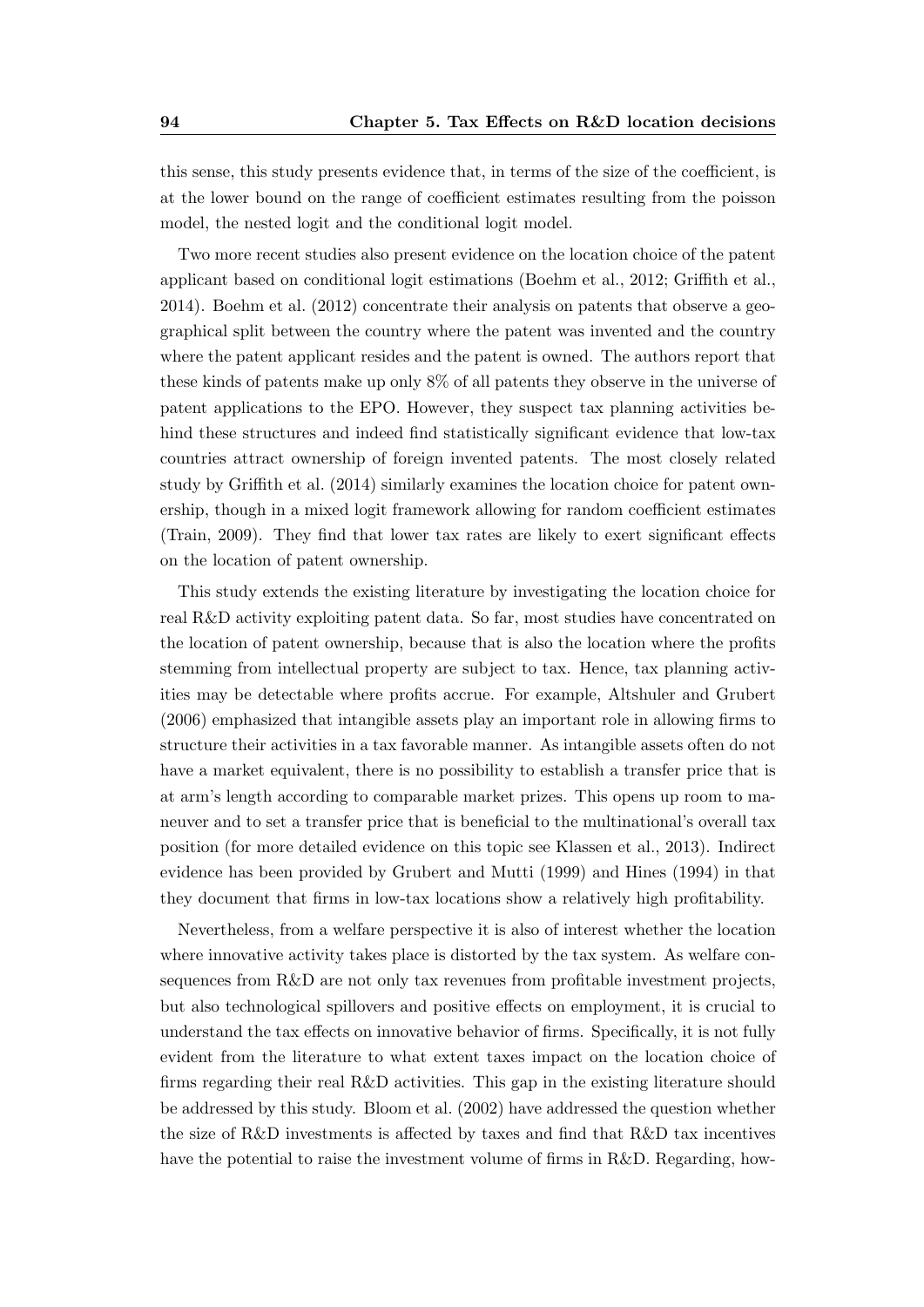this sense, this study presents evidence that, in terms of the size of the coefficient, is at the lower bound on the range of coefficient estimates resulting from the poisson model, the nested logit and the conditional logit model.

Two more recent studies also present evidence on the location choice of the patent applicant based on conditional logit estimations (Boehm et al., 2012; Griffith et al., 2014). Boehm et al. (2012) concentrate their analysis on patents that observe a geographical split between the country where the patent was invented and the country where the patent applicant resides and the patent is owned. The authors report that these kinds of patents make up only 8% of all patents they observe in the universe of patent applications to the EPO. However, they suspect tax planning activities behind these structures and indeed find statistically significant evidence that low-tax countries attract ownership of foreign invented patents. The most closely related study by Griffith et al. (2014) similarly examines the location choice for patent ownership, though in a mixed logit framework allowing for random coefficient estimates (Train, 2009). They find that lower tax rates are likely to exert significant effects on the location of patent ownership.

This study extends the existing literature by investigating the location choice for real R&D activity exploiting patent data. So far, most studies have concentrated on the location of patent ownership, because that is also the location where the profits stemming from intellectual property are subject to tax. Hence, tax planning activities may be detectable where profits accrue. For example, Altshuler and Grubert (2006) emphasized that intangible assets play an important role in allowing firms to structure their activities in a tax favorable manner. As intangible assets often do not have a market equivalent, there is no possibility to establish a transfer price that is at arm's length according to comparable market prizes. This opens up room to maneuver and to set a transfer price that is beneficial to the multinational's overall tax position (for more detailed evidence on this topic see Klassen et al., 2013). Indirect evidence has been provided by Grubert and Mutti (1999) and Hines (1994) in that they document that firms in low-tax locations show a relatively high profitability.

Nevertheless, from a welfare perspective it is also of interest whether the location where innovative activity takes place is distorted by the tax system. As welfare consequences from R&D are not only tax revenues from profitable investment projects, but also technological spillovers and positive effects on employment, it is crucial to understand the tax effects on innovative behavior of firms. Specifically, it is not fully evident from the literature to what extent taxes impact on the location choice of firms regarding their real R&D activities. This gap in the existing literature should be addressed by this study. Bloom et al. (2002) have addressed the question whether the size of R&D investments is affected by taxes and find that R&D tax incentives have the potential to raise the investment volume of firms in R&D. Regarding, how-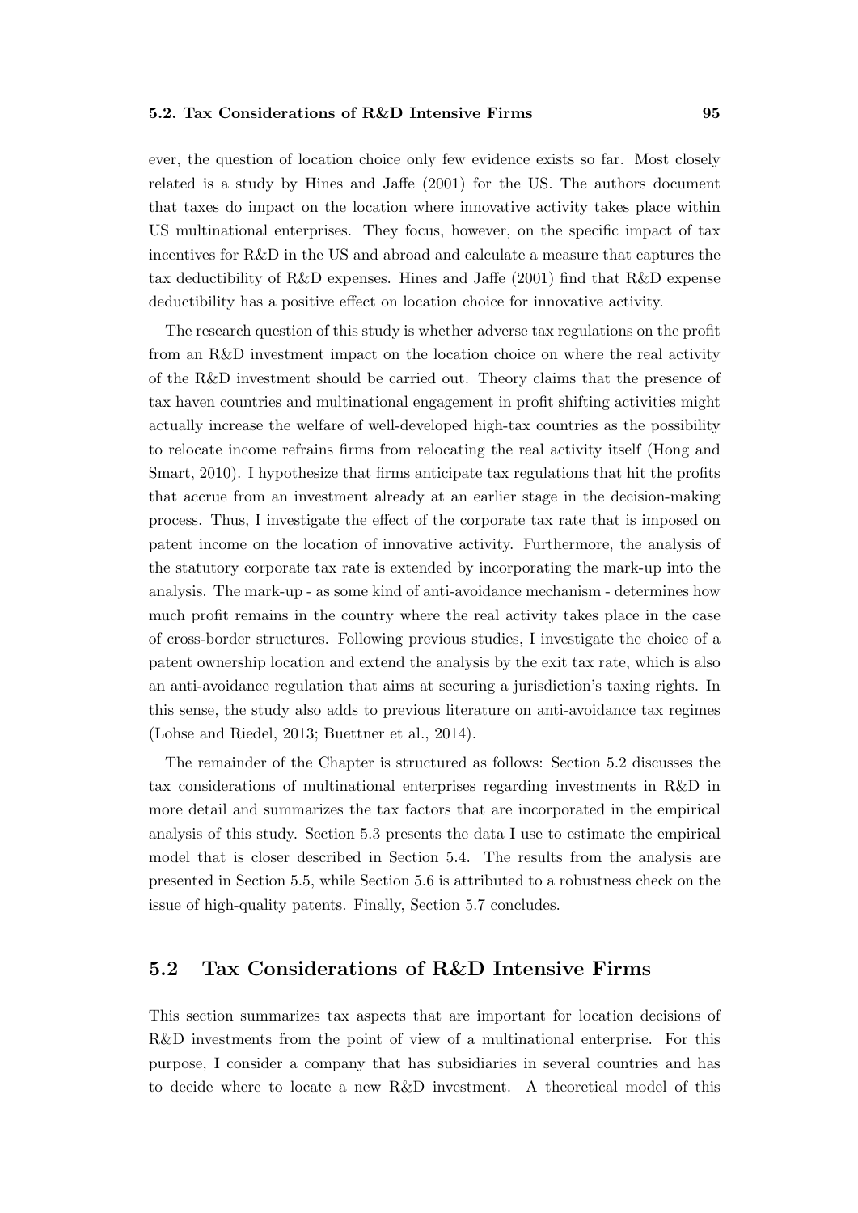ever, the question of location choice only few evidence exists so far. Most closely related is a study by Hines and Jaffe (2001) for the US. The authors document that taxes do impact on the location where innovative activity takes place within US multinational enterprises. They focus, however, on the specific impact of tax incentives for R&D in the US and abroad and calculate a measure that captures the tax deductibility of R&D expenses. Hines and Jaffe (2001) find that R&D expense deductibility has a positive effect on location choice for innovative activity.

The research question of this study is whether adverse tax regulations on the profit from an R&D investment impact on the location choice on where the real activity of the R&D investment should be carried out. Theory claims that the presence of tax haven countries and multinational engagement in profit shifting activities might actually increase the welfare of well-developed high-tax countries as the possibility to relocate income refrains firms from relocating the real activity itself (Hong and Smart, 2010). I hypothesize that firms anticipate tax regulations that hit the profits that accrue from an investment already at an earlier stage in the decision-making process. Thus, I investigate the effect of the corporate tax rate that is imposed on patent income on the location of innovative activity. Furthermore, the analysis of the statutory corporate tax rate is extended by incorporating the mark-up into the analysis. The mark-up - as some kind of anti-avoidance mechanism - determines how much profit remains in the country where the real activity takes place in the case of cross-border structures. Following previous studies, I investigate the choice of a patent ownership location and extend the analysis by the exit tax rate, which is also an anti-avoidance regulation that aims at securing a jurisdiction's taxing rights. In this sense, the study also adds to previous literature on anti-avoidance tax regimes (Lohse and Riedel, 2013; Buettner et al., 2014).

The remainder of the Chapter is structured as follows: Section 5.2 discusses the tax considerations of multinational enterprises regarding investments in R&D in more detail and summarizes the tax factors that are incorporated in the empirical analysis of this study. Section 5.3 presents the data I use to estimate the empirical model that is closer described in Section 5.4. The results from the analysis are presented in Section 5.5, while Section 5.6 is attributed to a robustness check on the issue of high-quality patents. Finally, Section 5.7 concludes.

## 5.2 Tax Considerations of R&D Intensive Firms

This section summarizes tax aspects that are important for location decisions of R&D investments from the point of view of a multinational enterprise. For this purpose, I consider a company that has subsidiaries in several countries and has to decide where to locate a new R&D investment. A theoretical model of this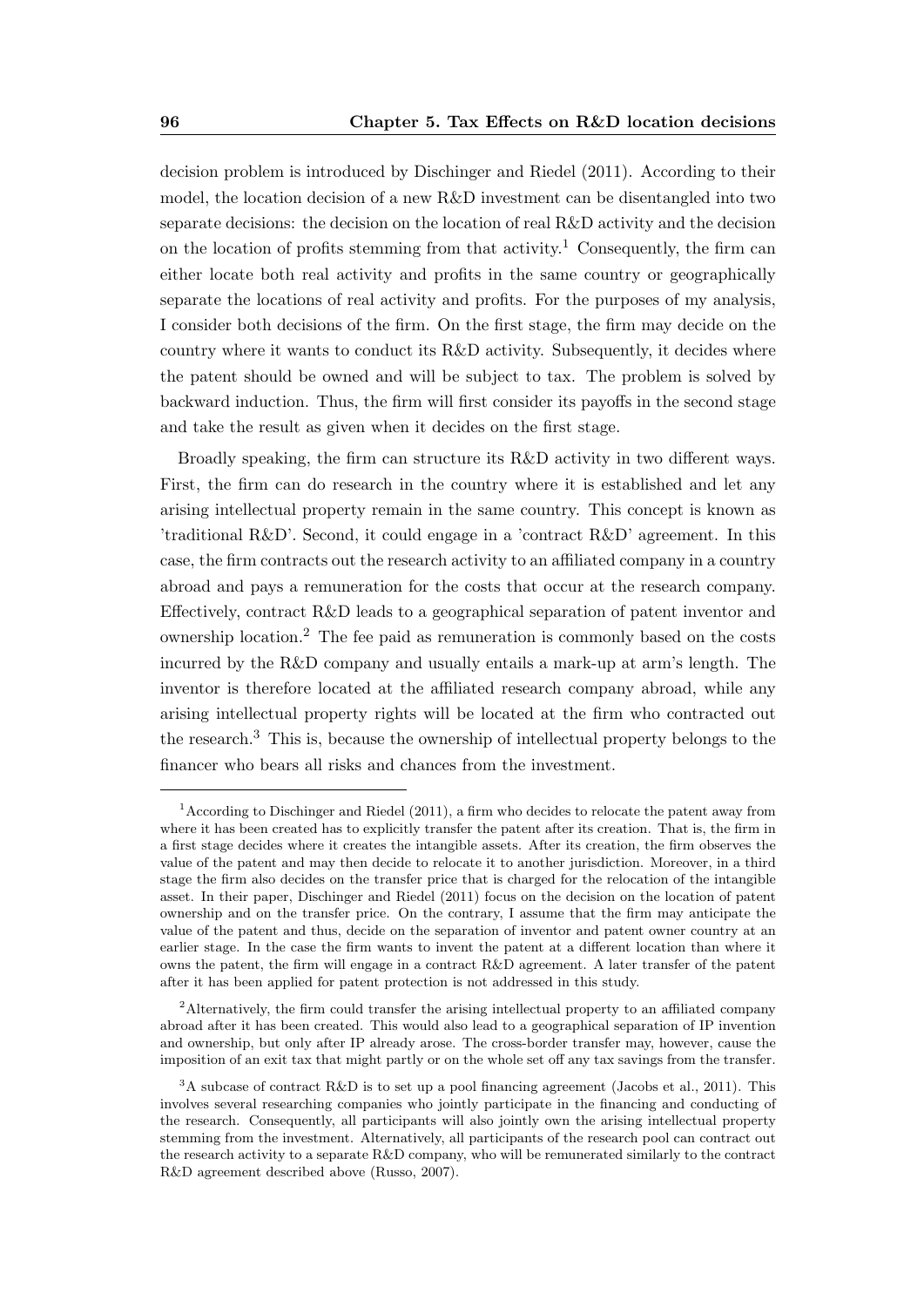decision problem is introduced by Dischinger and Riedel (2011). According to their model, the location decision of a new R&D investment can be disentangled into two separate decisions: the decision on the location of real R&D activity and the decision on the location of profits stemming from that activity.[1] Consequently, the firm can either locate both real activity and profits in the same country or geographically separate the locations of real activity and profits. For the purposes of my analysis, I consider both decisions of the firm. On the first stage, the firm may decide on the country where it wants to conduct its R&D activity. Subsequently, it decides where the patent should be owned and will be subject to tax. The problem is solved by backward induction. Thus, the firm will first consider its payoffs in the second stage and take the result as given when it decides on the first stage.

Broadly speaking, the firm can structure its R&D activity in two different ways. First, the firm can do research in the country where it is established and let any arising intellectual property remain in the same country. This concept is known as 'traditional R&D'. Second, it could engage in a 'contract R&D' agreement. In this case, the firm contracts out the research activity to an affiliated company in a country abroad and pays a remuneration for the costs that occur at the research company. Effectively, contract R&D leads to a geographical separation of patent inventor and ownership location.[2] The fee paid as remuneration is commonly based on the costs incurred by the R&D company and usually entails a mark-up at arm's length. The inventor is therefore located at the affiliated research company abroad, while any arising intellectual property rights will be located at the firm who contracted out the research.[3] This is, because the ownership of intellectual property belongs to the financer who bears all risks and chances from the investment.

---

[1] According to Dischinger and Riedel (2011), a firm who decides to relocate the patent away from where it has been created has to explicitly transfer the patent after its creation. That is, the firm in a first stage decides where it creates the intangible assets. After its creation, the firm observes the value of the patent and may then decide to relocate it to another jurisdiction. Moreover, in a third stage the firm also decides on the transfer price that is charged for the relocation of the intangible asset. In their paper, Dischinger and Riedel (2011) focus on the decision on the location of patent ownership and on the transfer price. On the contrary, I assume that the firm may anticipate the value of the patent and thus, decide on the separation of inventor and patent owner country at an earlier stage. In the case the firm wants to invent the patent at a different location than where it owns the patent, the firm will engage in a contract R&D agreement. A later transfer of the patent after it has been applied for patent protection is not addressed in this study.

[2] Alternatively, the firm could transfer the arising intellectual property to an affiliated company abroad after it has been created. This would also lead to a geographical separation of IP invention and ownership, but only after IP already arose. The cross-border transfer may, however, cause the imposition of an exit tax that might partly or on the whole set off any tax savings from the transfer.

[3] A subcase of contract R&D is to set up a pool financing agreement (Jacobs et al., 2011). This involves several researching companies who jointly participate in the financing and conducting of the research. Consequently, all participants will also jointly own the arising intellectual property stemming from the investment. Alternatively, all participants of the research pool can contract out the research activity to a separate R&D company, who will be remunerated similarly to the contract R&D agreement described above (Russo, 2007).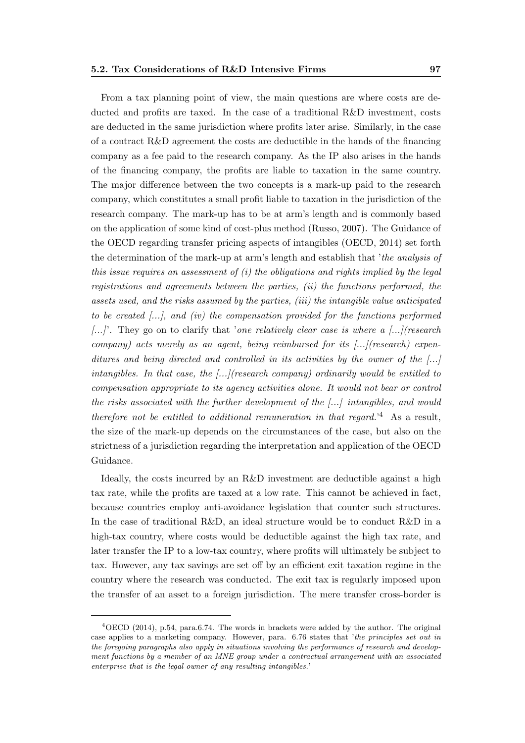From a tax planning point of view, the main questions are where costs are deducted and profits are taxed. In the case of a traditional R&D investment, costs are deducted in the same jurisdiction where profits later arise. Similarly, in the case of a contract R&D agreement the costs are deductible in the hands of the financing company as a fee paid to the research company. As the IP also arises in the hands of the financing company, the profits are liable to taxation in the same country. The major difference between the two concepts is a mark-up paid to the research company, which constitutes a small profit liable to taxation in the jurisdiction of the research company. The mark-up has to be at arm's length and is commonly based on the application of some kind of cost-plus method (Russo, 2007). The Guidance of the OECD regarding transfer pricing aspects of intangibles (OECD, 2014) set forth the determination of the mark-up at arm's length and establish that '*the analysis of this issue requires an assessment of (i) the obligations and rights implied by the legal registrations and agreements between the parties, (ii) the functions performed, the assets used, and the risks assumed by the parties, (iii) the intangible value anticipated to be created [...], and (iv) the compensation provided for the functions performed [...]*'. They go on to clarify that '*one relatively clear case is where a [...](research company) acts merely as an agent, being reimbursed for its [...](research) expenditures and being directed and controlled in its activities by the owner of the [...] intangibles. In that case, the [...](research company) ordinarily would be entitled to compensation appropriate to its agency activities alone. It would not bear or control the risks associated with the further development of the [...] intangibles, and would therefore not be entitled to additional remuneration in that regard.*'[4] As a result, the size of the mark-up depends on the circumstances of the case, but also on the strictness of a jurisdiction regarding the interpretation and application of the OECD Guidance.

Ideally, the costs incurred by an R&D investment are deductible against a high tax rate, while the profits are taxed at a low rate. This cannot be achieved in fact, because countries employ anti-avoidance legislation that counter such structures. In the case of traditional R&D, an ideal structure would be to conduct R&D in a high-tax country, where costs would be deductible against the high tax rate, and later transfer the IP to a low-tax country, where profits will ultimately be subject to tax. However, any tax savings are set off by an efficient exit taxation regime in the country where the research was conducted. The exit tax is regularly imposed upon the transfer of an asset to a foreign jurisdiction. The mere transfer cross-border is

---

[4] OECD (2014), p.54, para.6.74. The words in brackets were added by the author. The original case applies to a marketing company. However, para. 6.76 states that '*the principles set out in the foregoing paragraphs also apply in situations involving the performance of research and development functions by a member of an MNE group under a contractual arrangement with an associated enterprise that is the legal owner of any resulting intangibles.*'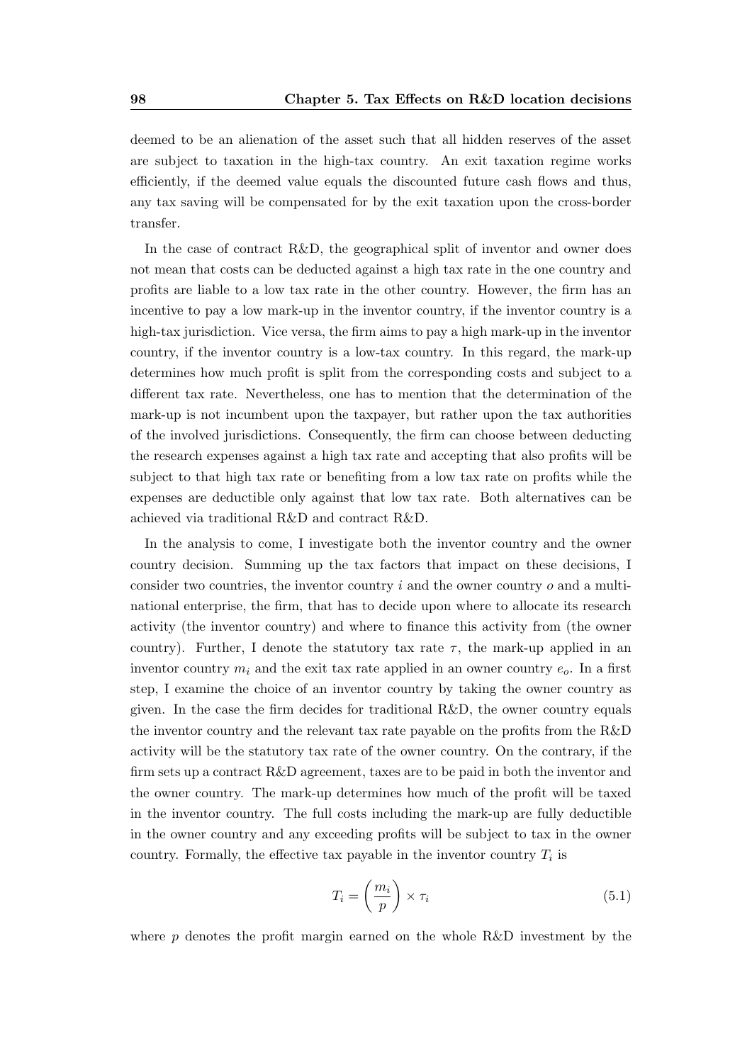deemed to be an alienation of the asset such that all hidden reserves of the asset are subject to taxation in the high-tax country. An exit taxation regime works efficiently, if the deemed value equals the discounted future cash flows and thus, any tax saving will be compensated for by the exit taxation upon the cross-border transfer.

In the case of contract R&D, the geographical split of inventor and owner does not mean that costs can be deducted against a high tax rate in the one country and profits are liable to a low tax rate in the other country. However, the firm has an incentive to pay a low mark-up in the inventor country, if the inventor country is a high-tax jurisdiction. Vice versa, the firm aims to pay a high mark-up in the inventor country, if the inventor country is a low-tax country. In this regard, the mark-up determines how much profit is split from the corresponding costs and subject to a different tax rate. Nevertheless, one has to mention that the determination of the mark-up is not incumbent upon the taxpayer, but rather upon the tax authorities of the involved jurisdictions. Consequently, the firm can choose between deducting the research expenses against a high tax rate and accepting that also profits will be subject to that high tax rate or benefiting from a low tax rate on profits while the expenses are deductible only against that low tax rate. Both alternatives can be achieved via traditional R&D and contract R&D.

In the analysis to come, I investigate both the inventor country and the owner country decision. Summing up the tax factors that impact on these decisions, I consider two countries, the inventor country $i$ and the owner country $o$ and a multinational enterprise, the firm, that has to decide upon where to allocate its research activity (the inventor country) and where to finance this activity from (the owner country). Further, I denote the statutory tax rate $\tau$, the mark-up applied in an inventor country $m_i$ and the exit tax rate applied in an owner country $e_o$. In a first step, I examine the choice of an inventor country by taking the owner country as given. In the case the firm decides for traditional R&D, the owner country equals the inventor country and the relevant tax rate payable on the profits from the R&D activity will be the statutory tax rate of the owner country. On the contrary, if the firm sets up a contract R&D agreement, taxes are to be paid in both the inventor and the owner country. The mark-up determines how much of the profit will be taxed in the inventor country. The full costs including the mark-up are fully deductible in the owner country and any exceeding profits will be subject to tax in the owner country. Formally, the effective tax payable in the inventor country $T_i$ is

$$T_i = \left( \frac{m_i}{p} \right) \times \tau_i \tag{5.1}$$

where $p$ denotes the profit margin earned on the whole R&D investment by the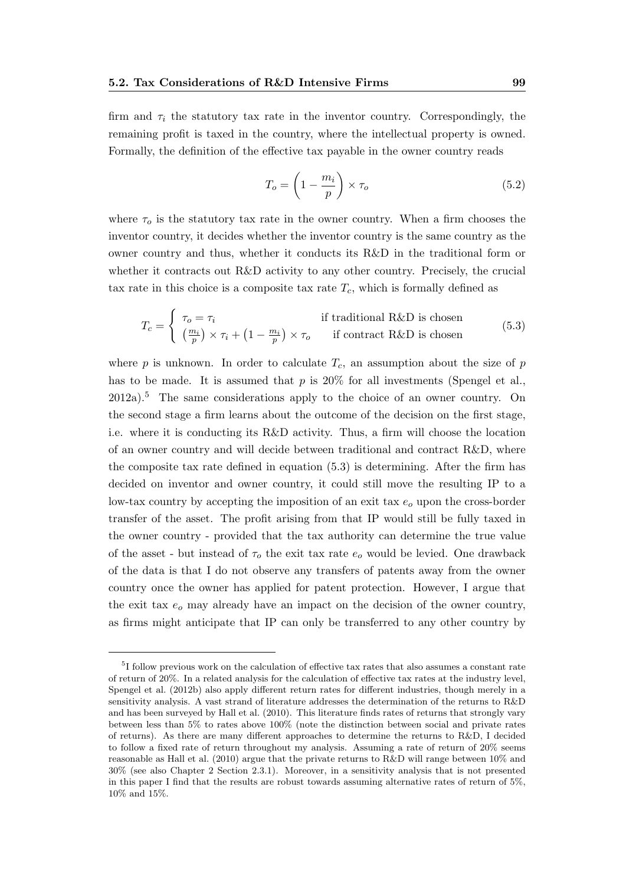firm and $\tau_i$ the statutory tax rate in the inventor country. Correspondingly, the remaining profit is taxed in the country, where the intellectual property is owned. Formally, the definition of the effective tax payable in the owner country reads

$$T_o = \left(1 - \frac{m_i}{p}\right) \times \tau_o \tag{5.2}$$

where $\tau_o$ is the statutory tax rate in the owner country. When a firm chooses the inventor country, it decides whether the inventor country is the same country as the owner country and thus, whether it conducts its R&D in the traditional form or whether it contracts out R&D activity to any other country. Precisely, the crucial tax rate in this choice is a composite tax rate $T_c$, which is formally defined as

$$T_c = \begin{cases} \tau_o = \tau_i & \text{if traditional R\&D is chosen} \\ \left(\frac{m_i}{p}\right) \times \tau_i + \left(1 - \frac{m_i}{p}\right) \times \tau_o & \text{if contract R\&D is chosen} \end{cases} \tag{5.3}$$

where $p$ is unknown. In order to calculate $T_c$, an assumption about the size of $p$ has to be made. It is assumed that $p$ is 20% for all investments (Spengel et al., 2012a).[5] The same considerations apply to the choice of an owner country. On the second stage a firm learns about the outcome of the decision on the first stage, i.e. where it is conducting its R&D activity. Thus, a firm will choose the location of an owner country and will decide between traditional and contract R&D, where the composite tax rate defined in equation (5.3) is determining. After the firm has decided on inventor and owner country, it could still move the resulting IP to a low-tax country by accepting the imposition of an exit tax $e_o$ upon the cross-border transfer of the asset. The profit arising from that IP would still be fully taxed in the owner country - provided that the tax authority can determine the true value of the asset - but instead of $\tau_o$ the exit tax rate $e_o$ would be levied. One drawback of the data is that I do not observe any transfers of patents away from the owner country once the owner has applied for patent protection. However, I argue that the exit tax $e_o$ may already have an impact on the decision of the owner country, as firms might anticipate that IP can only be transferred to any other country by

[5] I follow previous work on the calculation of effective tax rates that also assumes a constant rate of return of 20%. In a related analysis for the calculation of effective tax rates at the industry level, Spengel et al. (2012b) also apply different return rates for different industries, though merely in a sensitivity analysis. A vast strand of literature addresses the determination of the returns to R&D and has been surveyed by Hall et al. (2010). This literature finds rates of returns that strongly vary between less than 5% to rates above 100% (note the distinction between social and private rates of returns). As there are many different approaches to determine the returns to R&D, I decided to follow a fixed rate of return throughout my analysis. Assuming a rate of return of 20% seems reasonable as Hall et al. (2010) argue that the private returns to R&D will range between 10% and 30% (see also Chapter 2 Section 2.3.1). Moreover, in a sensitivity analysis that is not presented in this paper I find that the results are robust towards assuming alternative rates of return of 5%, 10% and 15%.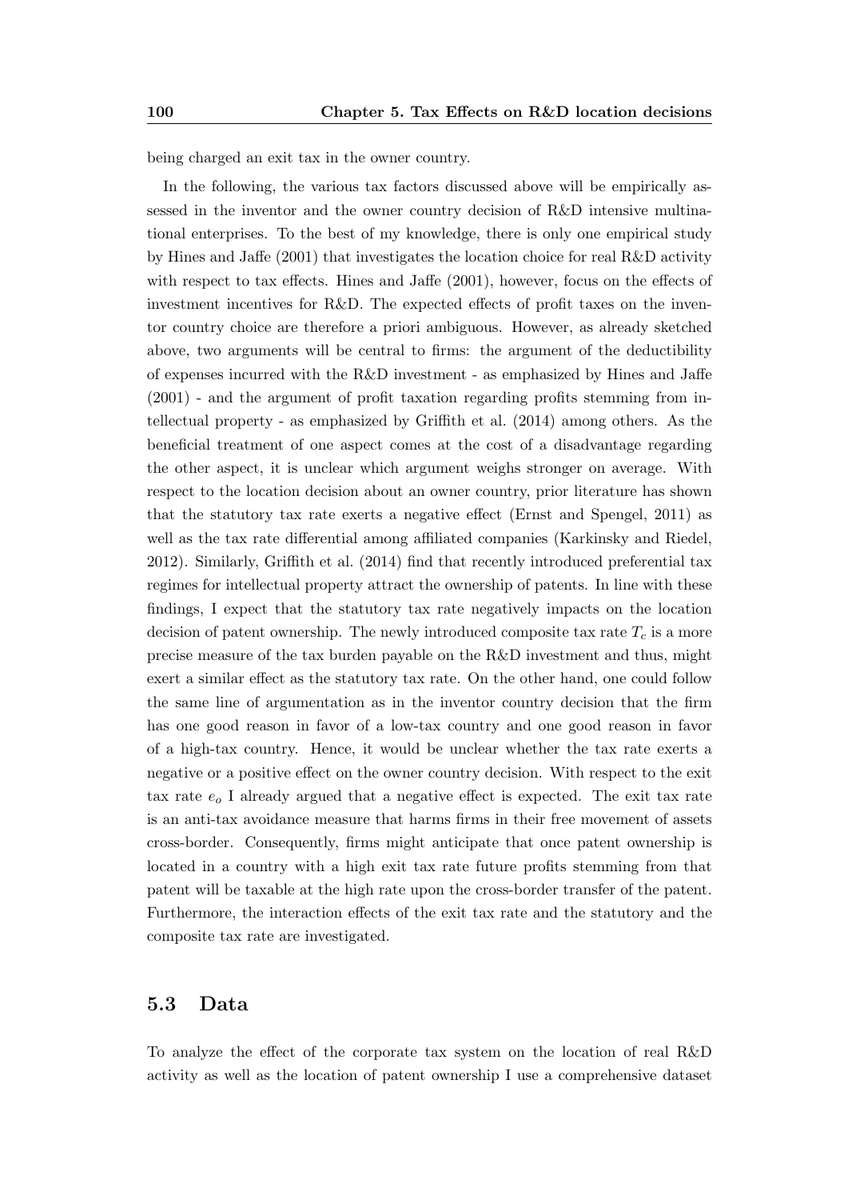being charged an exit tax in the owner country.

In the following, the various tax factors discussed above will be empirically assessed in the inventor and the owner country decision of R&D intensive multinational enterprises. To the best of my knowledge, there is only one empirical study by Hines and Jaffe (2001) that investigates the location choice for real R&D activity with respect to tax effects. Hines and Jaffe (2001), however, focus on the effects of investment incentives for R&D. The expected effects of profit taxes on the inventor country choice are therefore a priori ambiguous. However, as already sketched above, two arguments will be central to firms: the argument of the deductibility of expenses incurred with the R&D investment - as emphasized by Hines and Jaffe (2001) - and the argument of profit taxation regarding profits stemming from intellectual property - as emphasized by Griffith et al. (2014) among others. As the beneficial treatment of one aspect comes at the cost of a disadvantage regarding the other aspect, it is unclear which argument weighs stronger on average. With respect to the location decision about an owner country, prior literature has shown that the statutory tax rate exerts a negative effect (Ernst and Spengel, 2011) as well as the tax rate differential among affiliated companies (Karkinsky and Riedel, 2012). Similarly, Griffith et al. (2014) find that recently introduced preferential tax regimes for intellectual property attract the ownership of patents. In line with these findings, I expect that the statutory tax rate negatively impacts on the location decision of patent ownership. The newly introduced composite tax rate $T_c$ is a more precise measure of the tax burden payable on the R&D investment and thus, might exert a similar effect as the statutory tax rate. On the other hand, one could follow the same line of argumentation as in the inventor country decision that the firm has one good reason in favor of a low-tax country and one good reason in favor of a high-tax country. Hence, it would be unclear whether the tax rate exerts a negative or a positive effect on the owner country decision. With respect to the exit tax rate $e_o$ I already argued that a negative effect is expected. The exit tax rate is an anti-tax avoidance measure that harms firms in their free movement of assets cross-border. Consequently, firms might anticipate that once patent ownership is located in a country with a high exit tax rate future profits stemming from that patent will be taxable at the high rate upon the cross-border transfer of the patent. Furthermore, the interaction effects of the exit tax rate and the statutory and the composite tax rate are investigated.

## 5.3 Data

To analyze the effect of the corporate tax system on the location of real R&D activity as well as the location of patent ownership I use a comprehensive dataset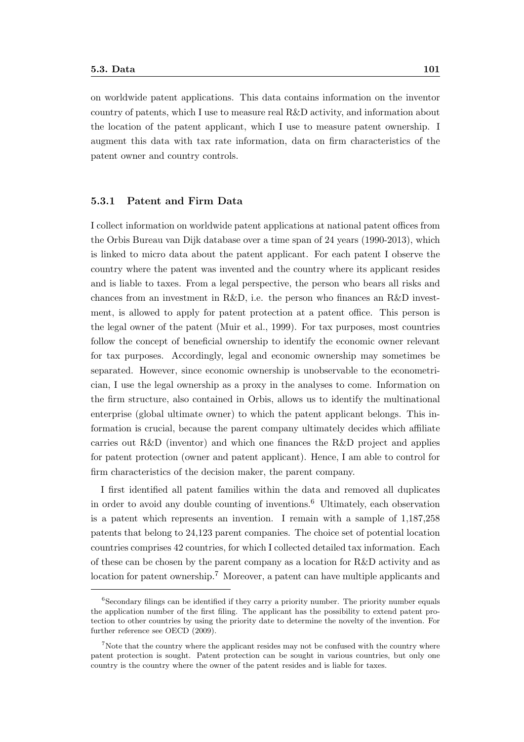on worldwide patent applications. This data contains information on the inventor country of patents, which I use to measure real R&D activity, and information about the location of the patent applicant, which I use to measure patent ownership. I augment this data with tax rate information, data on firm characteristics of the patent owner and country controls.

### 5.3.1 Patent and Firm Data

I collect information on worldwide patent applications at national patent offices from the Orbis Bureau van Dijk database over a time span of 24 years (1990-2013), which is linked to micro data about the patent applicant. For each patent I observe the country where the patent was invented and the country where its applicant resides and is liable to taxes. From a legal perspective, the person who bears all risks and chances from an investment in R&D, i.e. the person who finances an R&D investment, is allowed to apply for patent protection at a patent office. This person is the legal owner of the patent (Muir et al., 1999). For tax purposes, most countries follow the concept of beneficial ownership to identify the economic owner relevant for tax purposes. Accordingly, legal and economic ownership may sometimes be separated. However, since economic ownership is unobservable to the econometrician, I use the legal ownership as a proxy in the analyses to come. Information on the firm structure, also contained in Orbis, allows us to identify the multinational enterprise (global ultimate owner) to which the patent applicant belongs. This information is crucial, because the parent company ultimately decides which affiliate carries out R&D (inventor) and which one finances the R&D project and applies for patent protection (owner and patent applicant). Hence, I am able to control for firm characteristics of the decision maker, the parent company.

I first identified all patent families within the data and removed all duplicates in order to avoid any double counting of inventions.[6] Ultimately, each observation is a patent which represents an invention. I remain with a sample of 1,187,258 patents that belong to 24,123 parent companies. The choice set of potential location countries comprises 42 countries, for which I collected detailed tax information. Each of these can be chosen by the parent company as a location for R&D activity and as location for patent ownership.[7] Moreover, a patent can have multiple applicants and

[6] Secondary filings can be identified if they carry a priority number. The priority number equals the application number of the first filing. The applicant has the possibility to extend patent protection to other countries by using the priority date to determine the novelty of the invention. For further reference see OECD (2009).

[7] Note that the country where the applicant resides may not be confused with the country where patent protection is sought. Patent protection can be sought in various countries, but only one country is the country where the owner of the patent resides and is liable for taxes.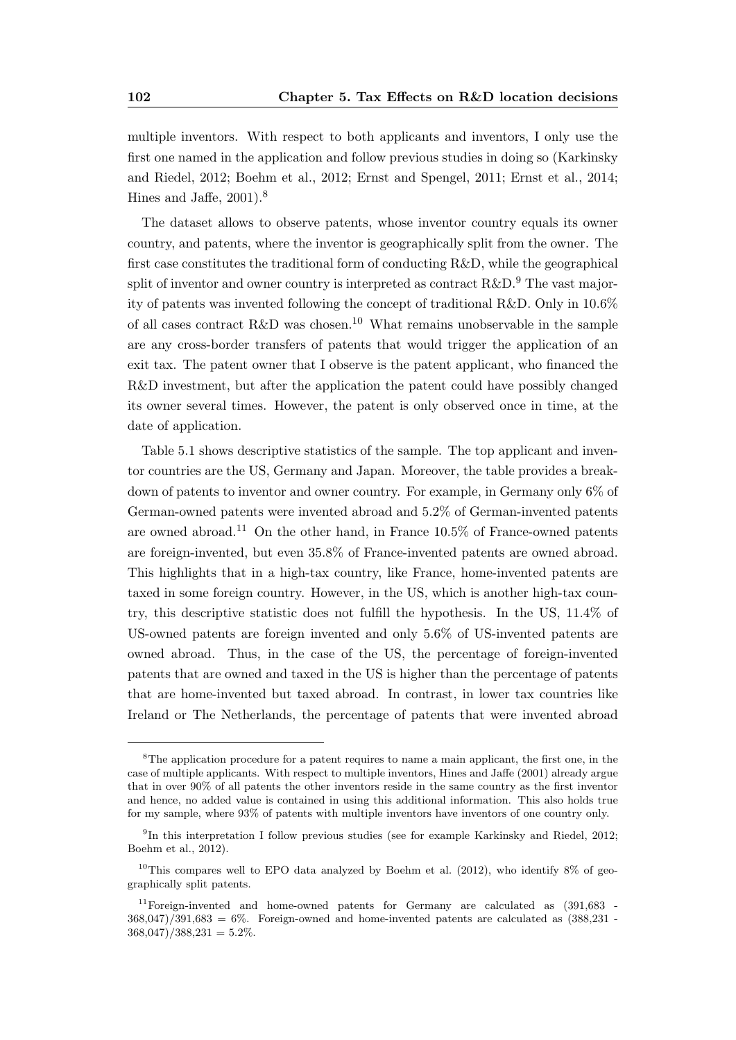multiple inventors. With respect to both applicants and inventors, I only use the first one named in the application and follow previous studies in doing so (Karkinsky and Riedel, 2012; Boehm et al., 2012; Ernst and Spengel, 2011; Ernst et al., 2014; Hines and Jaffe, 2001).[8]

The dataset allows to observe patents, whose inventor country equals its owner country, and patents, where the inventor is geographically split from the owner. The first case constitutes the traditional form of conducting R&D, while the geographical split of inventor and owner country is interpreted as contract R&D.[9] The vast majority of patents was invented following the concept of traditional R&D. Only in 10.6% of all cases contract R&D was chosen.[10] What remains unobservable in the sample are any cross-border transfers of patents that would trigger the application of an exit tax. The patent owner that I observe is the patent applicant, who financed the R&D investment, but after the application the patent could have possibly changed its owner several times. However, the patent is only observed once in time, at the date of application.

Table 5.1 shows descriptive statistics of the sample. The top applicant and inventor countries are the US, Germany and Japan. Moreover, the table provides a breakdown of patents to inventor and owner country. For example, in Germany only 6% of German-owned patents were invented abroad and 5.2% of German-invented patents are owned abroad.[11] On the other hand, in France 10.5% of France-owned patents are foreign-invented, but even 35.8% of France-invented patents are owned abroad. This highlights that in a high-tax country, like France, home-invented patents are taxed in some foreign country. However, in the US, which is another high-tax country, this descriptive statistic does not fulfill the hypothesis. In the US, 11.4% of US-owned patents are foreign invented and only 5.6% of US-invented patents are owned abroad. Thus, in the case of the US, the percentage of foreign-invented patents that are owned and taxed in the US is higher than the percentage of patents that are home-invented but taxed abroad. In contrast, in lower tax countries like Ireland or The Netherlands, the percentage of patents that were invented abroad

---

[8] The application procedure for a patent requires to name a main applicant, the first one, in the case of multiple applicants. With respect to multiple inventors, Hines and Jaffe (2001) already argue that in over 90% of all patents the other inventors reside in the same country as the first inventor and hence, no added value is contained in using this additional information. This also holds true for my sample, where 93% of patents with multiple inventors have inventors of one country only.

[9] In this interpretation I follow previous studies (see for example Karkinsky and Riedel, 2012; Boehm et al., 2012).

[10] This compares well to EPO data analyzed by Boehm et al. (2012), who identify 8% of geographically split patents.

[11] Foreign-invented and home-owned patents for Germany are calculated as (391,683 - 368,047)/391,683 = 6%. Foreign-owned and home-invented patents are calculated as (388,231 - 368,047)/388,231 = 5.2%.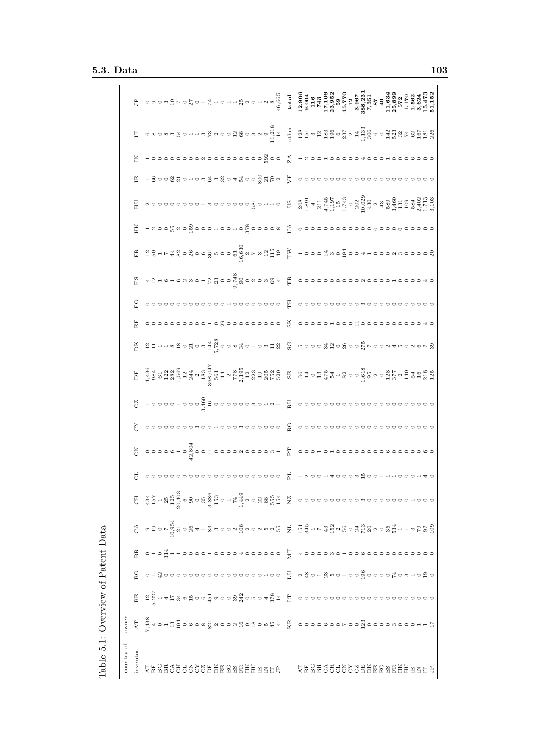Table 5.1: Overview of Patent Data

| country of inventor / owner | AT | BE | BG | BR | CA | CH | CL | CN | CY | CZ | DE | DK | EE | EG | ES | FR | HK | HU | IE | IN | IT | JP |
|---|---|---|---|---|---|---|---|---|---|---|---|---|---|---|---|---|---|---|---|---|---|---|
| AT | 7,438 | 12 | 0 | 0 | 9 | 434 | 0 | 0 | 0 | 1 | 4,436 | 12 | 0 | 0 | 4 | 12 | 1 | 2 | 1 | 1 | 6 | 0 |
| BE | 4 | 5,227 | 1 | 1 | 19 | 157 | 0 | 0 | 0 | 0 | 984 | 11 | 0 | 0 | 12 | 50 | 2 | 0 | 66 | 0 | 8 | 9 |
| BG | 0 | 1 | 42 | 0 | 0 | 1 | 0 | 0 | 0 | 0 | 61 | 1 | 0 | 0 | 1 | 1 | 0 | 0 | 0 | 0 | 0 | 0 |
| BR | 1 | 4 | 0 | 314 | 7 | 25 | 0 | 0 | 0 | 0 | 122 | 1 | 0 | 0 | 6 | 7 | 0 | 0 | 0 | 0 | 8 | 3 |
| CA | 13 | 17 | 0 | 1 | 10,954 | 125 | 0 | 6 | 0 | 0 | 282 | 8 | 0 | 0 | 1 | 44 | 55 | 0 | 62 | 0 | 3 | 10 |
| CH | 104 | 34 | 0 | 1 | 21 | 20,403 | 0 | 1 | 0 | 1 | 1,569 | 18 | 0 | 0 | 6 | 82 | 2 | 0 | 21 | 0 | 54 | 7 |
| CL | 0 | 6 | 0 | 0 | 0 | 6 | 9 | 0 | 0 | 0 | 12 | 0 | 0 | 0 | 2 | 0 | 0 | 0 | 0 | 0 | 0 | 0 |
| CN | 6 | 15 | 0 | 0 | 26 | 90 | 0 | 42,804 | 0 | 0 | 244 | 21 | 0 | 0 | 3 | 26 | 159 | 0 | 1 | 0 | 1 | 27 |
| CY | 0 | 0 | 0 | 0 | 4 | 0 | 0 | 0 | 3 | 0 | 2 | 0 | 0 | 0 | 0 | 0 | 0 | 0 | 0 | 0 | 1 | 0 |
| CZ | 8 | 6 | 0 | 0 | 1 | 35 | 0 | 0 | 0 | 3,460 | 183 | 3 | 0 | 0 | 1 | 6 | 0 | 1 | 3 | 2 | 3 | 1 |
| DE | 821 | 451 | 0 | 1 | 83 | 3,886 | 0 | 11 | 0 | 16 | 368,047 | 144 | 1 | 0 | 72 | 361 | 0 | 3 | 64 | 0 | 73 | 74 |
| DK | 2 | 9 | 0 | 0 | 3 | 153 | 0 | 0 | 1 | 0 | 561 | 5,728 | 0 | 0 | 23 | 5 | 1 | 0 | 3 | 0 | 2 | 1 |
| EE | 0 | 0 | 0 | 0 | 0 | 0 | 0 | 0 | 0 | 0 | 14 | 0 | 29 | 0 | 0 | 0 | 0 | 0 | 32 | 0 | 0 | 0 |
| EG | 0 | 0 | 0 | 0 | 0 | 1 | 0 | 0 | 0 | 0 | 2 | 0 | 0 | 1 | 0 | 0 | 0 | 0 | 0 | 0 | 0 | 1 |
| ES | 2 | 39 | 0 | 0 | 2 | 74 | 0 | 0 | 0 | 0 | 778 | 8 | 0 | 0 | 9,748 | 61 | 1 | 0 | 4 | 0 | 12 | 1 |
| FR | 16 | 242 | 0 | 4 | 108 | 1,449 | 0 | 2 | 3 | 0 | 2,195 | 34 | 0 | 0 | 90 | 16,630 | 0 | 0 | 54 | 0 | 68 | 25 |
| HK | 0 | 0 | 0 | 0 | 0 | 0 | 0 | 0 | 0 | 0 | 12 | 0 | 0 | 0 | 0 | 2 | 378 | 0 | 0 | 0 | 0 | 2 |
| HU | 18 | 5 | 0 | 0 | 2 | 2 | 0 | 0 | 0 | 3 | 223 | 1 | 0 | 0 | 2 | 7 | 0 | 581 | 0 | 0 | 3 | 0 |
| IE | 0 | 0 | 1 | 0 | 0 | 22 | 0 | 0 | 0 | 0 | 19 | 0 | 0 | 0 | 0 | 3 | 0 | 0 | 800 | 0 | 2 | 1 |
| IN | 5 | 4 | 0 | 0 | 5 | 88 | 0 | 0 | 0 | 1 | 205 | 3 | 0 | 0 | 3 | 12 | 0 | 1 | 21 | 592 | 9 | 2 |
| IT | 45 | 378 | 0 | 0 | 2 | 555 | 0 | 3 | 0 | 2 | 752 | 11 | 0 | 0 | 69 | 115 | 0 | 1 | 70 | 0 | 11,218 | 8 |
| JP | 4 | 14 | 0 | 0 | 55 | 154 | 0 | 1 | 0 | 1 | 520 | 22 | 0 | 0 | 4 | 49 | 8 | 0 | 2 | 0 | 14 | 46,665 |

| country of inventor / owner | KR | LT | LU | MT | NL | NZ | PL | PT | RO | RU | SE | SG | SK | TH | TR | TW | UA | US | VE | ZA | other | total |
|---|---|---|---|---|---|---|---|---|---|---|---|---|---|---|---|---|---|---|---|---|---|---|
| AT | 0 | 0 | 2 | 4 | 151 | 0 | 1 | 0 | 0 | 0 | 36 | 5 | 0 | 0 | 0 | 1 | 0 | 208 | 0 | 1 | 128 | **12,906** |
| BE | 0 | 0 | 48 | 0 | 345 | 0 | 2 | 0 | 0 | 0 | 14 | 0 | 0 | 0 | 0 | 0 | 0 | 1,891 | 0 | 2 | 151 | **9,004** |
| BG | 0 | 0 | 0 | 0 | 1 | 0 | 0 | 0 | 0 | 0 | 0 | 0 | 0 | 0 | 0 | 0 | 0 | 4 | 0 | 0 | 3 | **116** |
| BR | 0 | 0 | 1 | 0 | 7 | 0 | 1 | 1 | 0 | 0 | 13 | 0 | 0 | 0 | 0 | 0 | 0 | 211 | 0 | 0 | 12 | **743** |
| CA | 6 | 0 | 23 | 0 | 43 | 0 | 1 | 0 | 0 | 0 | 475 | 34 | 0 | 0 | 0 | 14 | 0 | 4,745 | 0 | 1 | 183 | **17,106** |
| CH | 0 | 0 | 5 | 3 | 152 | 0 | 4 | 1 | 0 | 0 | 54 | 12 | 1 | 0 | 0 | 3 | 0 | 1,197 | 0 | 0 | 196 | **23,952** |
| CL | 0 | 0 | 0 | 0 | 2 | 0 | 0 | 0 | 0 | 0 | 1 | 0 | 0 | 0 | 0 | 0 | 0 | 15 | 0 | 0 | 6 | **59** |
| CN | 7 | 0 | 1 | 1 | 56 | 0 | 0 | 0 | 0 | 0 | 82 | 26 | 0 | 0 | 0 | 194 | 0 | 1,743 | 0 | 0 | 237 | **45,770** |
| CY | 0 | 0 | 0 | 0 | 0 | 0 | 0 | 0 | 0 | 0 | 0 | 0 | 0 | 0 | 0 | 0 | 0 | 0 | 0 | 0 | 2 | **12** |
| CZ | 0 | 0 | 0 | 0 | 24 | 0 | 3 | 0 | 0 | 0 | 0 | 0 | 11 | 0 | 0 | 0 | 0 | 202 | 0 | 0 | 14 | **3,967** |
| DE | 123 | 0 | 196 | 6 | 713 | 3 | 15 | 0 | 0 | 0 | 1,618 | 275 | 0 | 3 | 2 | 4 | 0 | 10,029 | 0 | 4 | 1,133 | **388,231** |
| DK | 0 | 0 | 0 | 0 | 20 | 0 | 0 | 0 | 0 | 0 | 95 | 7 | 0 | 0 | 0 | 1 | 0 | 430 | 0 | 0 | 306 | **7,351** |
| EE | 0 | 0 | 0 | 0 | 2 | 0 | 0 | 0 | 0 | 0 | 2 | 0 | 0 | 0 | 0 | 0 | 0 | 2 | 0 | 0 | 6 | **87** |
| EG | 0 | 0 | 0 | 0 | 0 | 0 | 1 | 0 | 0 | 0 | 0 | 0 | 0 | 0 | 0 | 0 | 0 | 43 | 0 | 0 | 0 | **49** |
| ES | 0 | 0 | 0 | 0 | 35 | 0 | 1 | 6 | 0 | 0 | 128 | 2 | 0 | 0 | 1 | 0 | 0 | 589 | 0 | 1 | 142 | **11,634** |
| FR | 3 | 0 | 74 | 0 | 534 | 0 | 1 | 0 | 0 | 0 | 377 | 4 | 0 | 0 | 0 | 2 | 0 | 3,460 | 0 | 0 | 523 | **25,899** |
| HK | 0 | 0 | 0 | 0 | 1 | 0 | 0 | 0 | 0 | 0 | 2 | 5 | 0 | 0 | 0 | 3 | 0 | 131 | 0 | 0 | 32 | **572** |
| HU | 0 | 0 | 3 | 0 | 1 | 1 | 0 | 0 | 0 | 0 | 140 | 0 | 0 | 0 | 0 | 0 | 0 | 109 | 0 | 0 | 74 | **1,170** |
| IE | 0 | 0 | 1 | 0 | 3 | 0 | 0 | 0 | 0 | 0 | 54 | 2 | 0 | 0 | 0 | 0 | 0 | 584 | 0 | 6 | 62 | **1,562** |
| IN | 1 | 0 | 0 | 0 | 79 | 0 | 1 | 0 | 0 | 0 | 16 | 6 | 0 | 0 | 0 | 0 | 0 | 2,402 | 0 | 0 | 167 | **3,624** |
| IT | 1 | 0 | 19 | 0 | 92 | 0 | 4 | 6 | 0 | 0 | 218 | 2 | 4 | 0 | 4 | 0 | 0 | 1,713 | 0 | 0 | 181 | **15,473** |
| JP | 17 | 0 | 0 | 0 | 109 | 0 | 0 | 0 | 0 | 0 | 125 | 39 | 0 | 0 | 0 | 20 | 0 | 3,103 | 0 | 0 | 226 | **51,152** |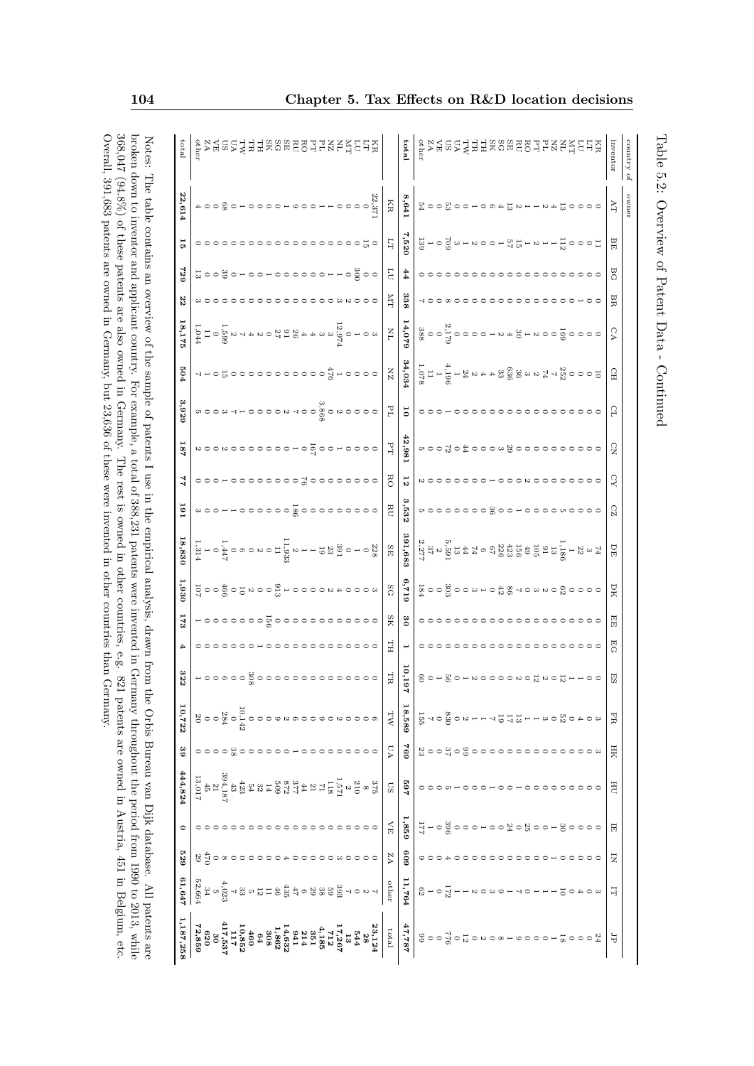Table 5.2: Overview of Patent Data - Continued

| country of inventor \ owner | AT | BE | BG | BR | CA | CH | CL | CN | CY | CZ | DE | DK | EE | EG | ES | FR | HK | HU | IE | IN | IT | JP |
|---|---|---|---|---|---|---|---|---|---|---|---|---|---|---|---|---|---|---|---|---|---|---|
| KR | 0 | 11 | 0 | 0 | 0 | 10 | 0 | 0 | 0 | 0 | 74 | 0 | 0 | 0 | 0 | 3 | 3 | 0 | 0 | 0 | 3 | 24 |
| LT | 0 | 0 | 0 | 0 | 0 | 0 | 0 | 0 | 0 | 0 | 3 | 0 | 0 | 0 | 0 | 0 | 0 | 0 | 0 | 0 | 0 | 0 |
| LU | 0 | 0 | 0 | 0 | 0 | 0 | 0 | 0 | 0 | 0 | 22 | 0 | 0 | 0 | 1 | 4 | 0 | 0 | 0 | 0 | 4 | 0 |
| MT | 0 | 0 | 0 | 1 | 0 | 0 | 0 | 0 | 0 | 0 | 1 | 0 | 0 | 0 | 0 | 0 | 0 | 0 | 0 | 0 | 0 | 0 |
| NL | 13 | 112 | 0 | 0 | 169 | 252 | 0 | 0 | 0 | 5 | 1,186 | 62 | 0 | 0 | 12 | 52 | 0 | 0 | 30 | 1 | 10 | 18 |
| NZ | 4 | 1 | 0 | 0 | 0 | 7 | 0 | 0 | 0 | 0 | 13 | 0 | 0 | 0 | 0 | 0 | 0 | 0 | 1 | 0 | 1 | 1 |
| PL | 2 | 1 | 0 | 0 | 0 | 74 | 0 | 0 | 0 | 0 | 91 | 2 | 0 | 0 | 2 | 3 | 0 | 0 | 0 | 0 | 1 | 0 |
| PT | 1 | 2 | 0 | 0 | 2 | 2 | 0 | 0 | 0 | 0 | 105 | 3 | 0 | 0 | 12 | 1 | 0 | 0 | 0 | 0 | 0 | 0 |
| RO | 1 | 1 | 0 | 0 | 1 | 3 | 0 | 0 | 2 | 0 | 49 | 0 | 0 | 0 | 0 | 1 | 0 | 1 | 25 | 0 | 1 | 0 |
| RU | 2 | 15 | 0 | 0 | 1 | 36 | 0 | 0 | 0 | 1 | 156 | 7 | 0 | 0 | 2 | 13 | 0 | 0 | 0 | 0 | 7 | 9 |
| SE | 13 | 57 | 0 | 0 | 30 | 636 | 0 | 29 | 0 | 0 | 423 | 86 | 0 | 0 | 0 | 17 | 0 | 0 | 24 | 1 | 1 | 1 |
| SG | 4 | 1 | 0 | 0 | 4 | 33 | 0 | 0 | 0 | 0 | 226 | 42 | 0 | 0 | 0 | 19 | 0 | 1 | 0 | 0 | 3 | 8 |
| SK | 6 | 0 | 0 | 0 | 2 | 4 | 0 | 3 | 1 | 36 | 67 | 1 | 0 | 0 | 0 | 7 | 0 | 0 | 0 | 0 | 9 | 0 |
| TH | 0 | 0 | 0 | 0 | 1 | 4 | 0 | 0 | 0 | 0 | 6 | 0 | 0 | 0 | 0 | 1 | 0 | 0 | 0 | 0 | 0 | 2 |
| TR | 1 | 2 | 0 | 0 | 0 | 2 | 0 | 0 | 0 | 0 | 44 | 3 | 0 | 0 | 2 | 1 | 0 | 0 | 1 | 0 | 2 | 0 |
| TW | 0 | 1 | 0 | 0 | 0 | 24 | 0 | 44 | 0 | 0 | 74 | 0 | 0 | 0 | 0 | 2 | 99 | 1 | 0 | 0 | 1 | 12 |
| UA | 0 | 3 | 0 | 0 | 0 | 1 | 0 | 0 | 0 | 0 | 13 | 0 | 0 | 0 | 1 | 0 | 0 | 0 | 0 | 4 | 0 | 0 |
| US | 53 | 709 | 0 | 8 | 2,179 | 4,196 | 0 | 72 | 0 | 0 | 5,591 | 303 | 0 | 0 | 56 | 830 | 37 | 5 | 396 | 4 | 172 | 776 |
| VE | 0 | 0 | 0 | 0 | 0 | 1 | 0 | 0 | 0 | 0 | 2 | 0 | 0 | 0 | 1 | 0 | 0 | 0 | 0 | 0 | 0 | 0 |
| ZA | 0 | 1 | 0 | 0 | 0 | 11 | 0 | 0 | 0 | 0 | 37 | 0 | 0 | 0 | 0 | 7 | 0 | 0 | 1 | 0 | 0 | 0 |
| other | 54 | 139 | 0 | 7 | 388 | 1,078 | 0 | 5 | 2 | 5 | 2,277 | 184 | 0 | 0 | 60 | 155 | 23 | 0 | 177 | 9 | 62 | 99 |
| **total** | **8,641** | **7,520** | **44** | **338** | **14,079** | **34,034** | **10** | **42,981** | **12** | **3,532** | **391,683** | **6,719** | **30** | **1** | **10,197** | **18,589** | **769** | **597** | **1,859** | **609** | **11,764** | **47,787** |

| country of inventor \ owner | KR | LT | LU | MT | NL | NZ | PL | PT | RO | RU | SE | SG | SK | TH | TR | TW | UA | US | VE | ZA | other | total |
|---|---|---|---|---|---|---|---|---|---|---|---|---|---|---|---|---|---|---|---|---|---|---|
| KR | 22,371 | 0 | 0 | 0 | 3 | 0 | 0 | 0 | 0 | 0 | 228 | 3 | 0 | 0 | 0 | 6 | 0 | 375 | 0 | 0 | 7 | **23,124** |
| LT | 0 | 15 | 0 | 0 | 0 | 0 | 0 | 0 | 0 | 0 | 0 | 0 | 0 | 0 | 0 | 0 | 0 | 8 | 0 | 0 | 2 | **28** |
| LU | 0 | 0 | 300 | 0 | 1 | 0 | 0 | 0 | 0 | 0 | 1 | 0 | 0 | 0 | 0 | 0 | 0 | 210 | 0 | 0 | 0 | **544** |
| MT | 0 | 0 | 0 | 2 | 0 | 0 | 0 | 0 | 0 | 0 | 0 | 0 | 0 | 0 | 0 | 0 | 0 | 2 | 0 | 0 | 7 | **13** |
| NL | 1 | 0 | 1 | 3 | 12,974 | 1 | 2 | 1 | 0 | 0 | 391 | 4 | 0 | 0 | 0 | 2 | 0 | 1,571 | 0 | 3 | 393 | **17,267** |
| NZ | 0 | 0 | 1 | 0 | 3 | 476 | 0 | 0 | 0 | 0 | 23 | 2 | 0 | 0 | 0 | 0 | 0 | 118 | 0 | 0 | 59 | **712** |
| PL | 1 | 0 | 0 | 0 | 3 | 0 | 3,868 | 0 | 0 | 0 | 19 | 0 | 0 | 0 | 0 | 9 | 0 | 71 | 0 | 0 | 38 | **4,185** |
| PT | 1 | 0 | 0 | 0 | 4 | 0 | 0 | 167 | 0 | 0 | 1 | 0 | 0 | 0 | 0 | 0 | 0 | 21 | 0 | 0 | 29 | **351** |
| RO | 0 | 0 | 0 | 0 | 4 | 0 | 0 | 0 | 76 | 0 | 2 | 0 | 0 | 0 | 0 | 0 | 0 | 44 | 0 | 0 | 6 | **214** |
| RU | 9 | 0 | 0 | 0 | 26 | 0 | 7 | 1 | 0 | 186 | 11,933 | 0 | 0 | 0 | 0 | 6 | 0 | 377 | 0 | 0 | 47 | **941** |
| SE | 0 | 0 | 0 | 0 | 91 | 0 | 2 | 0 | 0 | 0 | 11 | 1 | 0 | 0 | 0 | 2 | 0 | 872 | 0 | 4 | 435 | **14,632** |
| SG | 1 | 0 | 0 | 0 | 27 | 0 | 0 | 0 | 0 | 0 | 0 | 913 | 0 | 0 | 0 | 9 | 0 | 509 | 0 | 0 | 46 | **1,862** |
| SK | 0 | 0 | 1 | 0 | 0 | 0 | 0 | 0 | 0 | 0 | 2 | 0 | 156 | 0 | 0 | 0 | 0 | 14 | 0 | 0 | 11 | **308** |
| TH | 0 | 0 | 0 | 0 | 2 | 0 | 0 | 0 | 0 | 0 | 0 | 2 | 0 | 1 | 0 | 0 | 0 | 32 | 0 | 0 | 12 | **64** |
| TR | 0 | 0 | 0 | 0 | 4 | 0 | 0 | 0 | 0 | 0 | 2 | 0 | 0 | 0 | 308 | 0 | 0 | 54 | 0 | 0 | 33 | **460** |
| TW | 1 | 0 | 0 | 0 | 7 | 0 | 1 | 0 | 0 | 0 | 6 | 10 | 0 | 0 | 0 | 10,142 | 0 | 423 | 0 | 0 | 5 | **10,852** |
| UA | 0 | 0 | 0 | 0 | 2 | 0 | 7 | 0 | 0 | 0 | 0 | 0 | 0 | 0 | 0 | 0 | 38 | 43 | 0 | 0 | 33 | **117** |
| US | 68 | 0 | 39 | 0 | 1,599 | 15 | 3 | 2 | 1 | 1 | 1,447 | 466 | 0 | 0 | 6 | 284 | 0 | 394,187 | 0 | 8 | 4,023 | **417,537** |
| VE | 0 | 0 | 0 | 0 | 0 | 0 | 0 | 0 | 0 | 0 | 0 | 0 | 0 | 0 | 0 | 0 | 0 | 21 | 0 | 0 | 5 | **30** |
| ZA | 0 | 0 | 0 | 0 | 11 | 1 | 0 | 0 | 0 | 0 | 1 | 0 | 0 | 0 | 0 | 0 | 0 | 45 | 0 | 470 | 34 | **620** |
| other | 4 | 0 | 13 | 3 | 1,044 | 7 | 5 | 2 | 0 | 3 | 1,314 | 107 | 1 | 0 | 1 | 20 | 0 | 13,017 | 0 | 29 | 52,664 | **72,859** |
| total | **22,614** | **15** | **729** | **22** | **18,175** | **504** | **3,929** | **187** | **77** | **191** | **18,830** | **1,930** | **173** | **4** | **322** | **10,722** | **39** | **444,824** | **0** | **529** | **61,647** | **1,187,258** |

Notes: The table contains an overview of the sample of patents I use in the empirical analysis, drawn from the Orbis Bureau van Dijk database. All patents are broken down to inventor and applicant country. For example, a total of 388,231 patents were invented in Germany throughout the period from 1990 to 2013, while 368,047 (94.8%) of these patents are also owned in Germany. The rest is owned in other countries, e.g. 821 patents are owned in Austria, 451 in Belgium, etc. Overall, 391,683 patents are owned in Germany, but 23,636 of these were invented in other countries than Germany.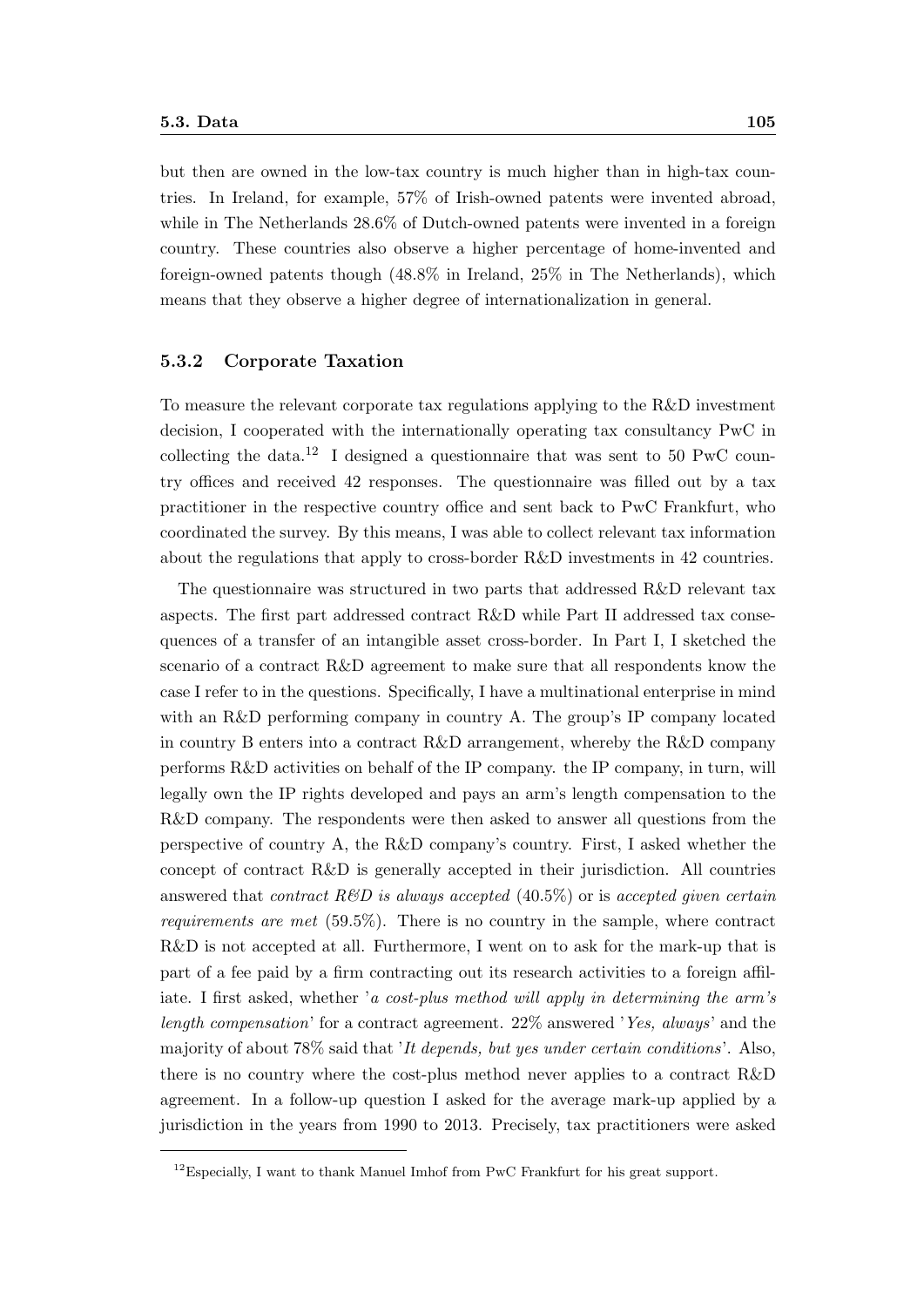but then are owned in the low-tax country is much higher than in high-tax countries. In Ireland, for example, 57% of Irish-owned patents were invented abroad, while in The Netherlands 28.6% of Dutch-owned patents were invented in a foreign country. These countries also observe a higher percentage of home-invented and foreign-owned patents though (48.8% in Ireland, 25% in The Netherlands), which means that they observe a higher degree of internationalization in general.

### 5.3.2 Corporate Taxation

To measure the relevant corporate tax regulations applying to the R&D investment decision, I cooperated with the internationally operating tax consultancy PwC in collecting the data.[12] I designed a questionnaire that was sent to 50 PwC country offices and received 42 responses. The questionnaire was filled out by a tax practitioner in the respective country office and sent back to PwC Frankfurt, who coordinated the survey. By this means, I was able to collect relevant tax information about the regulations that apply to cross-border R&D investments in 42 countries.

The questionnaire was structured in two parts that addressed R&D relevant tax aspects. The first part addressed contract R&D while Part II addressed tax consequences of a transfer of an intangible asset cross-border. In Part I, I sketched the scenario of a contract R&D agreement to make sure that all respondents know the case I refer to in the questions. Specifically, I have a multinational enterprise in mind with an R&D performing company in country A. The group's IP company located in country B enters into a contract R&D arrangement, whereby the R&D company performs R&D activities on behalf of the IP company. the IP company, in turn, will legally own the IP rights developed and pays an arm's length compensation to the R&D company. The respondents were then asked to answer all questions from the perspective of country A, the R&D company's country. First, I asked whether the concept of contract R&D is generally accepted in their jurisdiction. All countries answered that *contract R&D is always accepted* (40.5%) or is *accepted given certain requirements are met* (59.5%). There is no country in the sample, where contract R&D is not accepted at all. Furthermore, I went on to ask for the mark-up that is part of a fee paid by a firm contracting out its research activities to a foreign affiliate. I first asked, whether '*a cost-plus method will apply in determining the arm's length compensation*' for a contract agreement. 22% answered '*Yes, always*' and the majority of about 78% said that '*It depends, but yes under certain conditions*'. Also, there is no country where the cost-plus method never applies to a contract R&D agreement. In a follow-up question I asked for the average mark-up applied by a jurisdiction in the years from 1990 to 2013. Precisely, tax practitioners were asked

[12] Especially, I want to thank Manuel Imhof from PwC Frankfurt for his great support.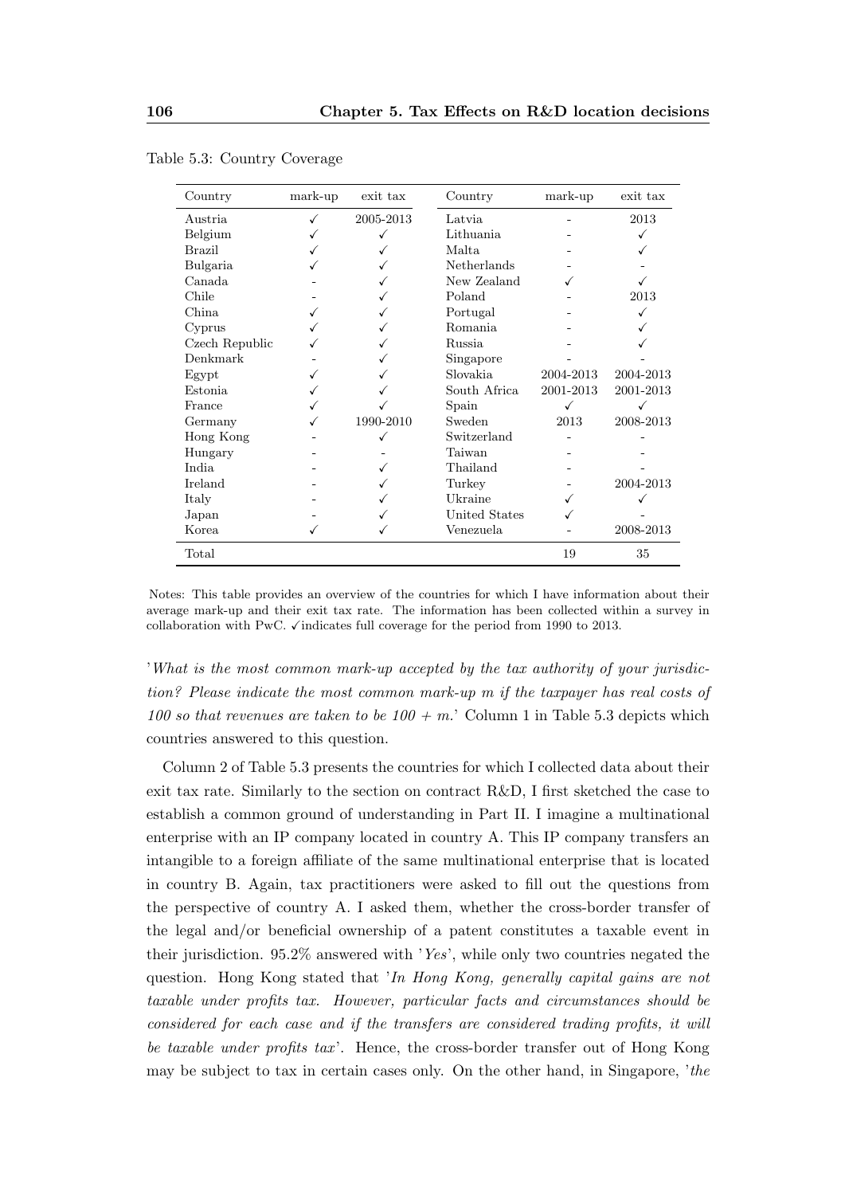Table 5.3: Country Coverage

| Country | mark-up | exit tax | Country | mark-up | exit tax |
|---|---|---|---|---|---|
| Austria | ✓ | 2005-2013 | Latvia | - | 2013 |
| Belgium | ✓ | ✓ | Lithuania | - | ✓ |
| Brazil | ✓ | ✓ | Malta | - | ✓ |
| Bulgaria | ✓ | ✓ | Netherlands | - | - |
| Canada | - | ✓ | New Zealand | ✓ | ✓ |
| Chile | - | ✓ | Poland | - | 2013 |
| China | ✓ | ✓ | Portugal | - | ✓ |
| Cyprus | ✓ | ✓ | Romania | - | ✓ |
| Czech Republic | ✓ | ✓ | Russia | - | ✓ |
| Denkmark | - | ✓ | Singapore | - | - |
| Egypt | ✓ | ✓ | Slovakia | 2004-2013 | 2004-2013 |
| Estonia | ✓ | ✓ | South Africa | 2001-2013 | 2001-2013 |
| France | ✓ | ✓ | Spain | ✓ | ✓ |
| Germany | ✓ | 1990-2010 | Sweden | 2013 | 2008-2013 |
| Hong Kong | - | ✓ | Switzerland | - | - |
| Hungary | - | - | Taiwan | - | - |
| India | - | ✓ | Thailand | - | - |
| Ireland | - | ✓ | Turkey | - | 2004-2013 |
| Italy | - | ✓ | Ukraine | ✓ | ✓ |
| Japan | - | ✓ | United States | ✓ | - |
| Korea | ✓ | ✓ | Venezuela | - | 2008-2013 |
| Total | | | | 19 | 35 |

Notes: This table provides an overview of the countries for which I have information about their average mark-up and their exit tax rate. The information has been collected within a survey in collaboration with PwC. ✓indicates full coverage for the period from 1990 to 2013.

'*What is the most common mark-up accepted by the tax authority of your jurisdiction? Please indicate the most common mark-up m if the taxpayer has real costs of 100 so that revenues are taken to be 100 + m.*' Column 1 in Table 5.3 depicts which countries answered to this question.

Column 2 of Table 5.3 presents the countries for which I collected data about their exit tax rate. Similarly to the section on contract R&D, I first sketched the case to establish a common ground of understanding in Part II. I imagine a multinational enterprise with an IP company located in country A. This IP company transfers an intangible to a foreign affiliate of the same multinational enterprise that is located in country B. Again, tax practitioners were asked to fill out the questions from the perspective of country A. I asked them, whether the cross-border transfer of the legal and/or beneficial ownership of a patent constitutes a taxable event in their jurisdiction. 95.2% answered with '*Yes*', while only two countries negated the question. Hong Kong stated that '*In Hong Kong, generally capital gains are not taxable under profits tax. However, particular facts and circumstances should be considered for each case and if the transfers are considered trading profits, it will be taxable under profits tax*'. Hence, the cross-border transfer out of Hong Kong may be subject to tax in certain cases only. On the other hand, in Singapore, '*the*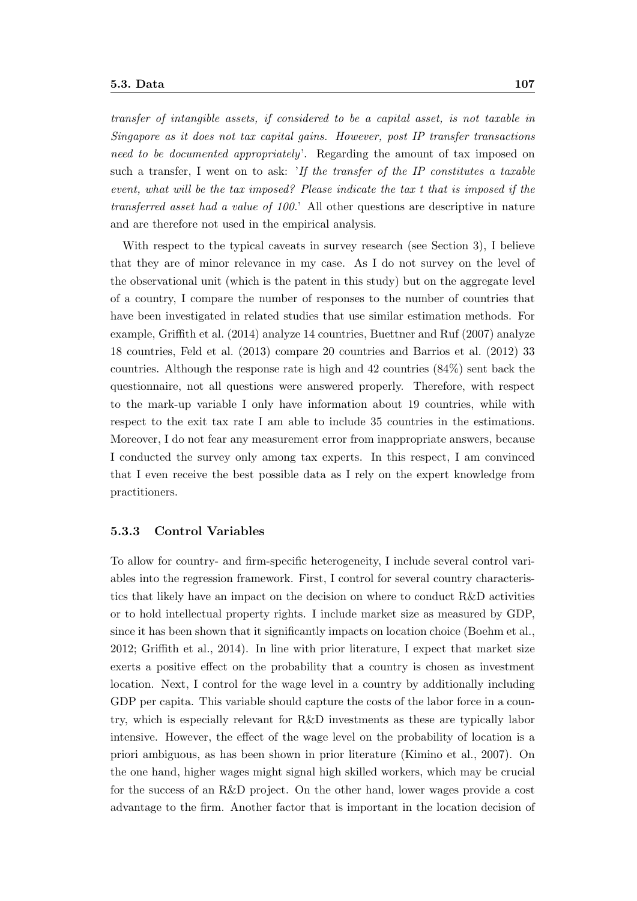*transfer of intangible assets, if considered to be a capital asset, is not taxable in Singapore as it does not tax capital gains. However, post IP transfer transactions need to be documented appropriately*'. Regarding the amount of tax imposed on such a transfer, I went on to ask: '*If the transfer of the IP constitutes a taxable event, what will be the tax imposed? Please indicate the tax t that is imposed if the transferred asset had a value of 100.*' All other questions are descriptive in nature and are therefore not used in the empirical analysis.

With respect to the typical caveats in survey research (see Section 3), I believe that they are of minor relevance in my case. As I do not survey on the level of the observational unit (which is the patent in this study) but on the aggregate level of a country, I compare the number of responses to the number of countries that have been investigated in related studies that use similar estimation methods. For example, Griffith et al. (2014) analyze 14 countries, Buettner and Ruf (2007) analyze 18 countries, Feld et al. (2013) compare 20 countries and Barrios et al. (2012) 33 countries. Although the response rate is high and 42 countries (84%) sent back the questionnaire, not all questions were answered properly. Therefore, with respect to the mark-up variable I only have information about 19 countries, while with respect to the exit tax rate I am able to include 35 countries in the estimations. Moreover, I do not fear any measurement error from inappropriate answers, because I conducted the survey only among tax experts. In this respect, I am convinced that I even receive the best possible data as I rely on the expert knowledge from practitioners.

### 5.3.3 Control Variables

To allow for country- and firm-specific heterogeneity, I include several control variables into the regression framework. First, I control for several country characteristics that likely have an impact on the decision on where to conduct R&D activities or to hold intellectual property rights. I include market size as measured by GDP, since it has been shown that it significantly impacts on location choice (Boehm et al., 2012; Griffith et al., 2014). In line with prior literature, I expect that market size exerts a positive effect on the probability that a country is chosen as investment location. Next, I control for the wage level in a country by additionally including GDP per capita. This variable should capture the costs of the labor force in a country, which is especially relevant for R&D investments as these are typically labor intensive. However, the effect of the wage level on the probability of location is a priori ambiguous, as has been shown in prior literature (Kimino et al., 2007). On the one hand, higher wages might signal high skilled workers, which may be crucial for the success of an R&D project. On the other hand, lower wages provide a cost advantage to the firm. Another factor that is important in the location decision of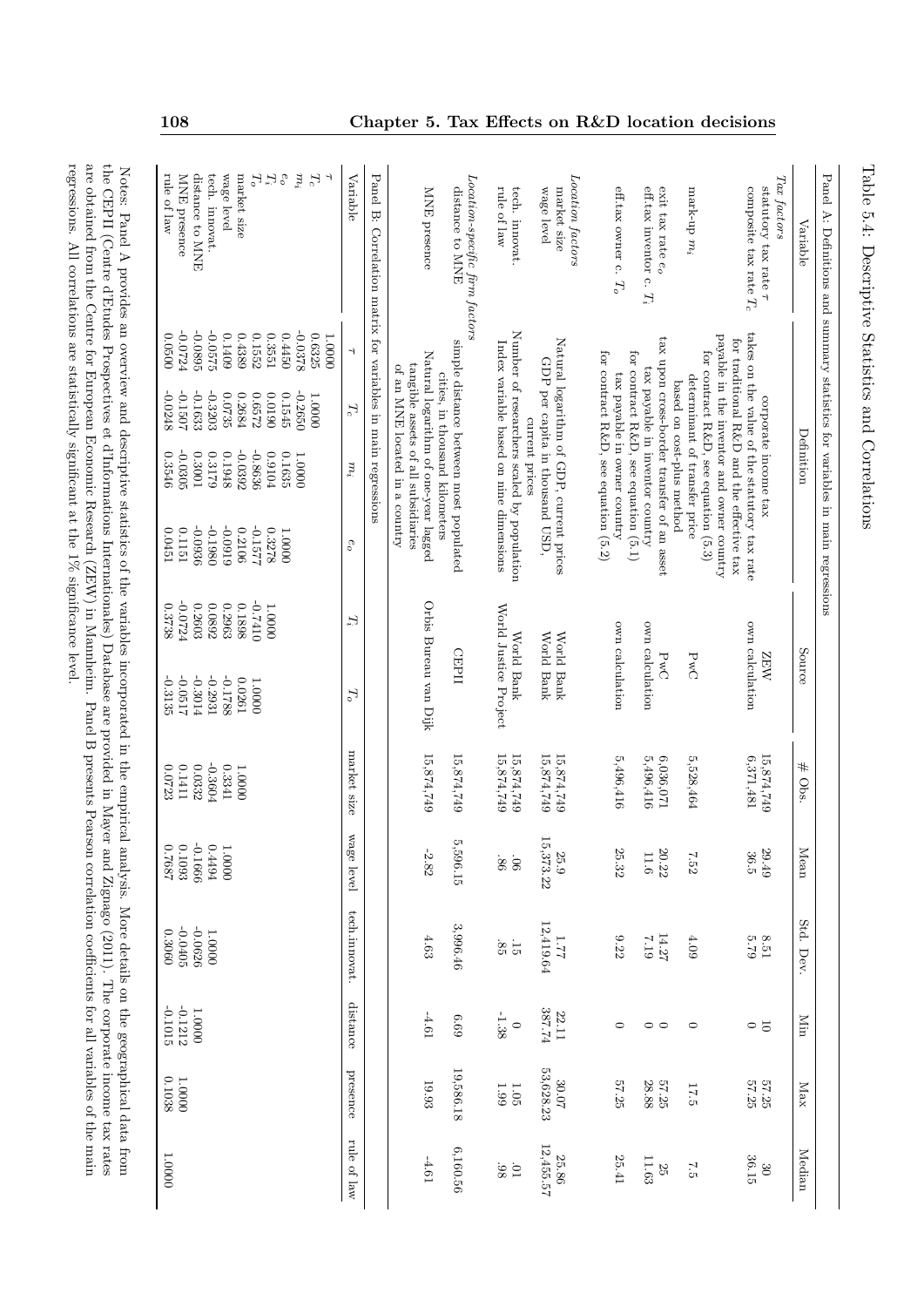Table 5.4: Descriptive Statistics and Correlations

Panel A: Definitions and summary statistics for variables in main regressions

| Variable | Definition | Source | # Obs. | Mean | Std. Dev. | Min | Max | Median |
|---|---|---|---|---|---|---|---|---|
| *Tax factors* | | | | | | | | |
| statutory tax rate $\tau$ | corporate income tax | ZEW | 15,874,749 | 29.49 | 8.51 | 10 | 57.25 | 30 |
| composite tax rate $T_c$ | takes on the value of the statutory tax rate for traditional R&D and the effective tax payable in the inventor and owner country for contract R&D, see equation (5.3) | own calculation | 6,371,481 | 36.5 | 5.79 | 0 | 57.25 | 36.15 |
| mark-up $m_i$ | determinant of transfer price based on cost-plus method | PwC | 5,528,464 | 7.52 | 4.09 | 0 | 17.5 | 7.5 |
| exit tax rate $e_o$ | tax upon cross-border transfer of an asset | PwC | 6,036,071 | 20.22 | 14.27 | 0 | 57.25 | 25 |
| eff.tax inventor c. $T_i$ | tax payable in inventor country for contract R&D, see equation (5.1) | own calculation | 5,496,416 | 11.6 | 7.19 | 0 | 28.88 | 11.63 |
| eff.tax owner c. $T_o$ | tax payable in owner country for contract R&D, see equation (5.2) | own calculation | 5,496,416 | 25.32 | 9.22 | 0 | 57.25 | 25.41 |
| *Location factors* | | | | | | | | |
| market size | Natural logarithm of GDP, current prices | World Bank | 15,874,749 | 25.9 | 1.77 | 22.11 | 30.07 | 25.86 |
| wage level | GDP per capita in thousand USD, current prices | World Bank | 15,874,749 | 15,373.22 | 12,419.64 | 387.74 | 53,628.23 | 12,455.57 |
| tech. innovat. | Number of researchers scaled by population | World Bank | 15,874,749 | .06 | .15 | 0 | 1.05 | .01 |
| rule of law | Index variable based on nine dimensions | World Justice Project | 15,874,749 | .86 | .85 | -1.38 | 1.99 | .98 |
| *Location-specific firm factors* | | | | | | | | |
| distance to MNE | simple distance between most populated cities, in thousand kilometers | CEPII | 15,874,749 | 5,596.15 | 3,996.46 | 6.69 | 19,586.18 | 6,160.56 |
| MNE presence | Natural logarithm of one-year lagged tangible assets of all subsidiaries of an MNE located in a country | Orbis Bureau van Dijk | 15,874,749 | -2.82 | 4.63 | -4.61 | 19.93 | -4.61 |

Panel B: Correlation matrix for variables in main regressions

| Variable | $\tau$ | $T_c$ | $m_i$ | $e_o$ | $T_i$ | $T_o$ | market size | wage level | tech.innovat. | distance | presence | rule of law |
|---|---|---|---|---|---|---|---|---|---|---|---|---|
| $\tau$ | 1.0000 | | | | | | | | | | | |
| $T_c$ | 0.6325 | 1.0000 | | | | | | | | | | |
| $m_i$ | -0.0378 | -0.2650 | 1.0000 | | | | | | | | | |
| $e_o$ | 0.4450 | 0.1545 | 0.1635 | 1.0000 | | | | | | | | |
| $T_i$ | 0.3551 | 0.0190 | 0.9104 | 0.3278 | 1.0000 | | | | | | | |
| $T_o$ | 0.1552 | 0.6572 | -0.8636 | -0.1577 | -0.7410 | 1.0000 | | | | | | |
| market size | 0.4389 | 0.2684 | -0.0392 | 0.2106 | 0.1898 | 0.0261 | 1.0000 | | | | | |
| wage level | 0.1409 | 0.0735 | 0.1948 | -0.0919 | 0.2963 | -0.1788 | 0.3341 | 1.0000 | | | | |
| tech. innovat. | -0.0575 | -0.3203 | 0.3179 | -0.1980 | 0.0892 | -0.2931 | -0.3604 | 0.4494 | 1.0000 | | | |
| distance to MNE | -0.0895 | -0.1633 | 0.3001 | -0.0936 | 0.2603 | -0.3014 | 0.0332 | -0.1666 | -0.0626 | 1.0000 | | |
| MNE presence | -0.0724 | -0.1507 | -0.0305 | 0.1151 | -0.0724 | -0.0517 | 0.1411 | 0.1093 | -0.0405 | -0.1212 | 1.0000 | |
| rule of law | 0.0500 | -0.0248 | 0.3546 | 0.0451 | 0.3738 | -0.3135 | 0.0723 | 0.7687 | 0.3060 | -0.1015 | 0.1038 | 1.0000 |

Notes: Panel A provides an overview and descriptive statistics of the variables incorporated in the empirical analysis. More details on the geographical data from the CEPII (Centre d'Etudes Prospectives et d'Informations Internationales) Database are provided in Mayer and Zignago (2011). The corporate income tax rates are obtained from the Centre for European Economic Research (ZEW) in Mannheim. Panel B presents Pearson correlation coefficients for all variables of the main regressions. All correlations are statistically significant at the 1% significance level.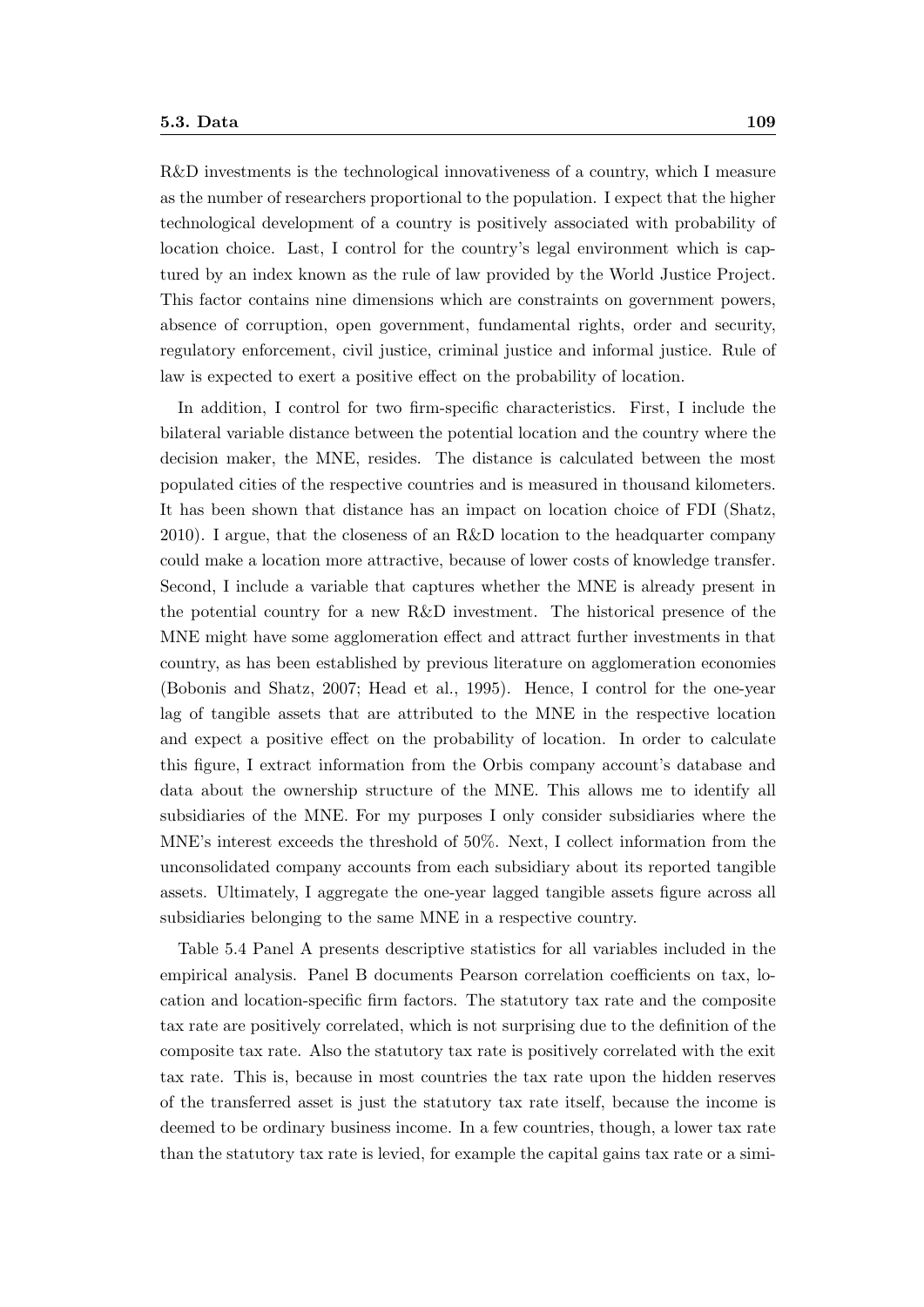R&D investments is the technological innovativeness of a country, which I measure as the number of researchers proportional to the population. I expect that the higher technological development of a country is positively associated with probability of location choice. Last, I control for the country's legal environment which is captured by an index known as the rule of law provided by the World Justice Project. This factor contains nine dimensions which are constraints on government powers, absence of corruption, open government, fundamental rights, order and security, regulatory enforcement, civil justice, criminal justice and informal justice. Rule of law is expected to exert a positive effect on the probability of location.

In addition, I control for two firm-specific characteristics. First, I include the bilateral variable distance between the potential location and the country where the decision maker, the MNE, resides. The distance is calculated between the most populated cities of the respective countries and is measured in thousand kilometers. It has been shown that distance has an impact on location choice of FDI (Shatz, 2010). I argue, that the closeness of an R&D location to the headquarter company could make a location more attractive, because of lower costs of knowledge transfer. Second, I include a variable that captures whether the MNE is already present in the potential country for a new R&D investment. The historical presence of the MNE might have some agglomeration effect and attract further investments in that country, as has been established by previous literature on agglomeration economies (Bobonis and Shatz, 2007; Head et al., 1995). Hence, I control for the one-year lag of tangible assets that are attributed to the MNE in the respective location and expect a positive effect on the probability of location. In order to calculate this figure, I extract information from the Orbis company account's database and data about the ownership structure of the MNE. This allows me to identify all subsidiaries of the MNE. For my purposes I only consider subsidiaries where the MNE's interest exceeds the threshold of 50%. Next, I collect information from the unconsolidated company accounts from each subsidiary about its reported tangible assets. Ultimately, I aggregate the one-year lagged tangible assets figure across all subsidiaries belonging to the same MNE in a respective country.

Table 5.4 Panel A presents descriptive statistics for all variables included in the empirical analysis. Panel B documents Pearson correlation coefficients on tax, location and location-specific firm factors. The statutory tax rate and the composite tax rate are positively correlated, which is not surprising due to the definition of the composite tax rate. Also the statutory tax rate is positively correlated with the exit tax rate. This is, because in most countries the tax rate upon the hidden reserves of the transferred asset is just the statutory tax rate itself, because the income is deemed to be ordinary business income. In a few countries, though, a lower tax rate than the statutory tax rate is levied, for example the capital gains tax rate or a simi-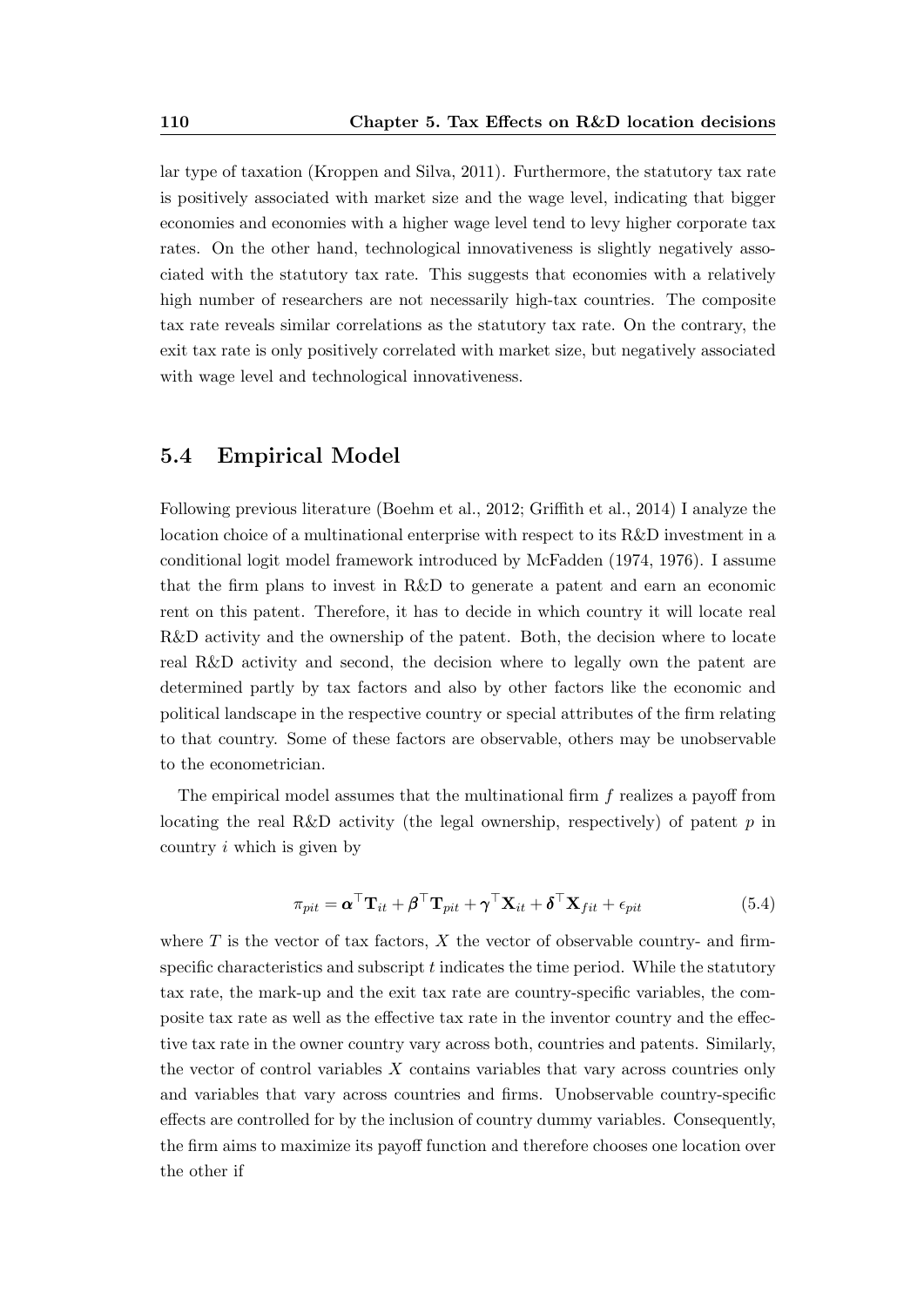lar type of taxation (Kroppen and Silva, 2011). Furthermore, the statutory tax rate is positively associated with market size and the wage level, indicating that bigger economies and economies with a higher wage level tend to levy higher corporate tax rates. On the other hand, technological innovativeness is slightly negatively associated with the statutory tax rate. This suggests that economies with a relatively high number of researchers are not necessarily high-tax countries. The composite tax rate reveals similar correlations as the statutory tax rate. On the contrary, the exit tax rate is only positively correlated with market size, but negatively associated with wage level and technological innovativeness.

## 5.4 Empirical Model

Following previous literature (Boehm et al., 2012; Griffith et al., 2014) I analyze the location choice of a multinational enterprise with respect to its R&D investment in a conditional logit model framework introduced by McFadden (1974, 1976). I assume that the firm plans to invest in R&D to generate a patent and earn an economic rent on this patent. Therefore, it has to decide in which country it will locate real R&D activity and the ownership of the patent. Both, the decision where to locate real R&D activity and second, the decision where to legally own the patent are determined partly by tax factors and also by other factors like the economic and political landscape in the respective country or special attributes of the firm relating to that country. Some of these factors are observable, others may be unobservable to the econometrician.

The empirical model assumes that the multinational firm $f$ realizes a payoff from locating the real R&D activity (the legal ownership, respectively) of patent $p$ in country $i$ which is given by

$$\pi_{pit} = \boldsymbol{\alpha}^{\top}\mathbf{T}_{it} + \boldsymbol{\beta}^{\top}\mathbf{T}_{pit} + \boldsymbol{\gamma}^{\top}\mathbf{X}_{it} + \boldsymbol{\delta}^{\top}\mathbf{X}_{fit} + \epsilon_{pit} \tag{5.4}$$

where $T$ is the vector of tax factors, $X$ the vector of observable country- and firm-specific characteristics and subscript $t$ indicates the time period. While the statutory tax rate, the mark-up and the exit tax rate are country-specific variables, the composite tax rate as well as the effective tax rate in the inventor country and the effective tax rate in the owner country vary across both, countries and patents. Similarly, the vector of control variables $X$ contains variables that vary across countries only and variables that vary across countries and firms. Unobservable country-specific effects are controlled for by the inclusion of country dummy variables. Consequently, the firm aims to maximize its payoff function and therefore chooses one location over the other if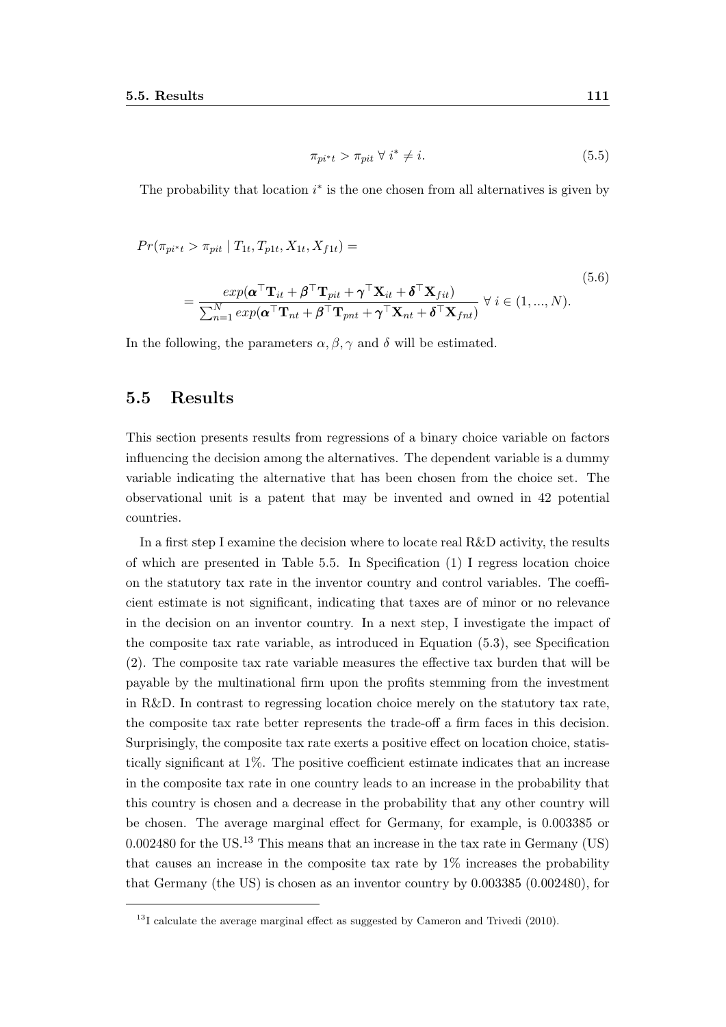$$\pi_{pi^*t} > \pi_{pit} \;\forall\; i^* \neq i. \tag{5.5}$$

The probability that location $i^*$ is the one chosen from all alternatives is given by

$$
\begin{aligned}
&Pr(\pi_{pi^*t} > \pi_{pit} \mid T_{1t}, T_{p1t}, X_{1t}, X_{f1t}) = \\
&= \frac{exp(\boldsymbol{\alpha}^\top \mathbf{T}_{it} + \boldsymbol{\beta}^\top \mathbf{T}_{pit} + \boldsymbol{\gamma}^\top \mathbf{X}_{it} + \boldsymbol{\delta}^\top \mathbf{X}_{fit})}{\sum_{n=1}^{N} exp(\boldsymbol{\alpha}^\top \mathbf{T}_{nt} + \boldsymbol{\beta}^\top \mathbf{T}_{pnt} + \boldsymbol{\gamma}^\top \mathbf{X}_{nt} + \boldsymbol{\delta}^\top \mathbf{X}_{fnt})} \;\forall\; i \in (1, ..., N).
\end{aligned}
\tag{5.6}
$$

In the following, the parameters $\alpha, \beta, \gamma$ and $\delta$ will be estimated.

## 5.5 Results

This section presents results from regressions of a binary choice variable on factors influencing the decision among the alternatives. The dependent variable is a dummy variable indicating the alternative that has been chosen from the choice set. The observational unit is a patent that may be invented and owned in 42 potential countries.

In a first step I examine the decision where to locate real R&D activity, the results of which are presented in Table 5.5. In Specification (1) I regress location choice on the statutory tax rate in the inventor country and control variables. The coefficient estimate is not significant, indicating that taxes are of minor or no relevance in the decision on an inventor country. In a next step, I investigate the impact of the composite tax rate variable, as introduced in Equation (5.3), see Specification (2). The composite tax rate variable measures the effective tax burden that will be payable by the multinational firm upon the profits stemming from the investment in R&D. In contrast to regressing location choice merely on the statutory tax rate, the composite tax rate better represents the trade-off a firm faces in this decision. Surprisingly, the composite tax rate exerts a positive effect on location choice, statistically significant at 1%. The positive coefficient estimate indicates that an increase in the composite tax rate in one country leads to an increase in the probability that this country is chosen and a decrease in the probability that any other country will be chosen. The average marginal effect for Germany, for example, is 0.003385 or 0.002480 for the US.[13] This means that an increase in the tax rate in Germany (US) that causes an increase in the composite tax rate by 1% increases the probability that Germany (the US) is chosen as an inventor country by 0.003385 (0.002480), for

[13] I calculate the average marginal effect as suggested by Cameron and Trivedi (2010).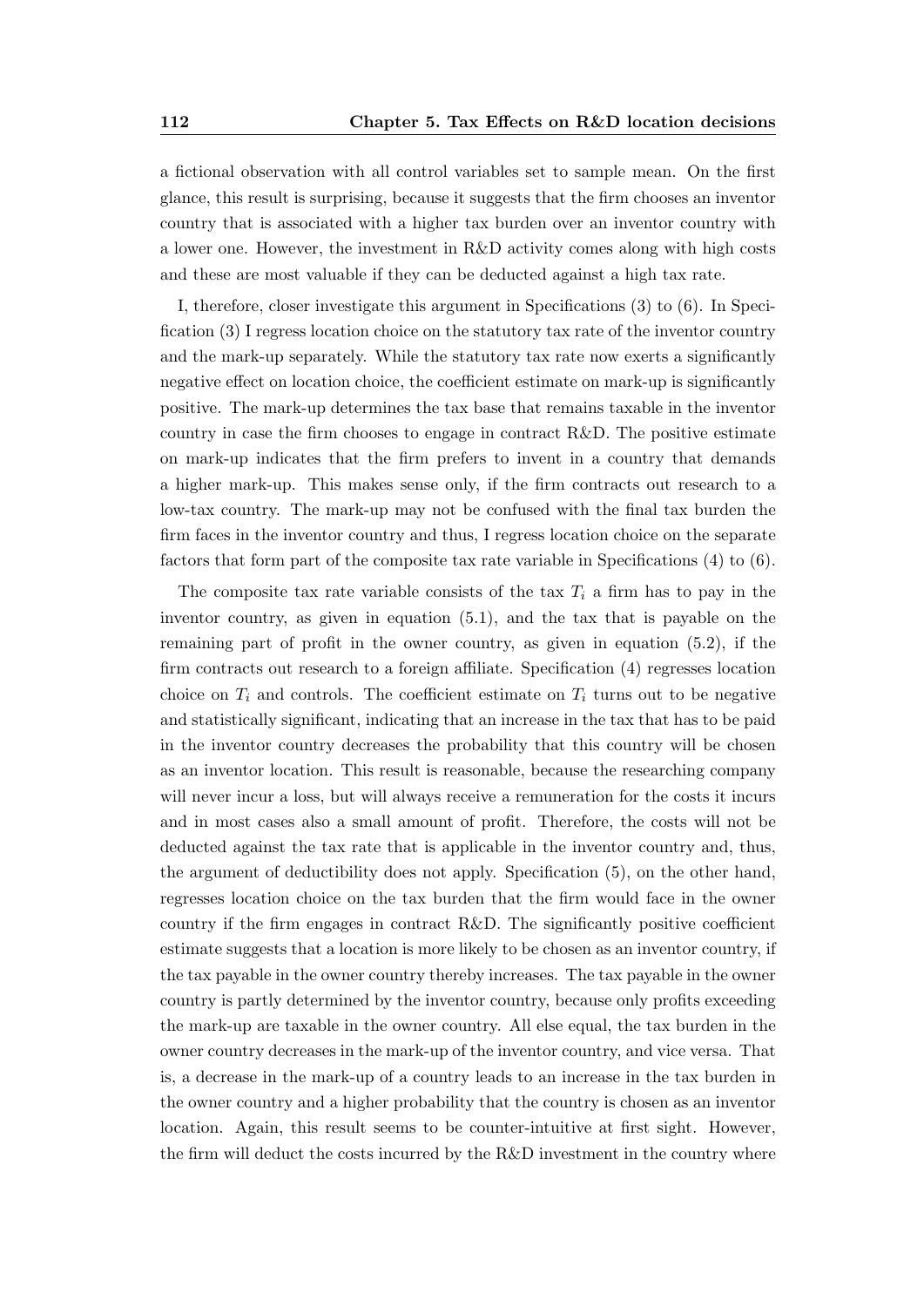a fictional observation with all control variables set to sample mean. On the first glance, this result is surprising, because it suggests that the firm chooses an inventor country that is associated with a higher tax burden over an inventor country with a lower one. However, the investment in R&D activity comes along with high costs and these are most valuable if they can be deducted against a high tax rate.

I, therefore, closer investigate this argument in Specifications (3) to (6). In Specification (3) I regress location choice on the statutory tax rate of the inventor country and the mark-up separately. While the statutory tax rate now exerts a significantly negative effect on location choice, the coefficient estimate on mark-up is significantly positive. The mark-up determines the tax base that remains taxable in the inventor country in case the firm chooses to engage in contract R&D. The positive estimate on mark-up indicates that the firm prefers to invent in a country that demands a higher mark-up. This makes sense only, if the firm contracts out research to a low-tax country. The mark-up may not be confused with the final tax burden the firm faces in the inventor country and thus, I regress location choice on the separate factors that form part of the composite tax rate variable in Specifications (4) to (6).

The composite tax rate variable consists of the tax $T_i$ a firm has to pay in the inventor country, as given in equation (5.1), and the tax that is payable on the remaining part of profit in the owner country, as given in equation (5.2), if the firm contracts out research to a foreign affiliate. Specification (4) regresses location choice on $T_i$ and controls. The coefficient estimate on $T_i$ turns out to be negative and statistically significant, indicating that an increase in the tax that has to be paid in the inventor country decreases the probability that this country will be chosen as an inventor location. This result is reasonable, because the researching company will never incur a loss, but will always receive a remuneration for the costs it incurs and in most cases also a small amount of profit. Therefore, the costs will not be deducted against the tax rate that is applicable in the inventor country and, thus, the argument of deductibility does not apply. Specification (5), on the other hand, regresses location choice on the tax burden that the firm would face in the owner country if the firm engages in contract R&D. The significantly positive coefficient estimate suggests that a location is more likely to be chosen as an inventor country, if the tax payable in the owner country thereby increases. The tax payable in the owner country is partly determined by the inventor country, because only profits exceeding the mark-up are taxable in the owner country. All else equal, the tax burden in the owner country decreases in the mark-up of the inventor country, and vice versa. That is, a decrease in the mark-up of a country leads to an increase in the tax burden in the owner country and a higher probability that the country is chosen as an inventor location. Again, this result seems to be counter-intuitive at first sight. However, the firm will deduct the costs incurred by the R&D investment in the country where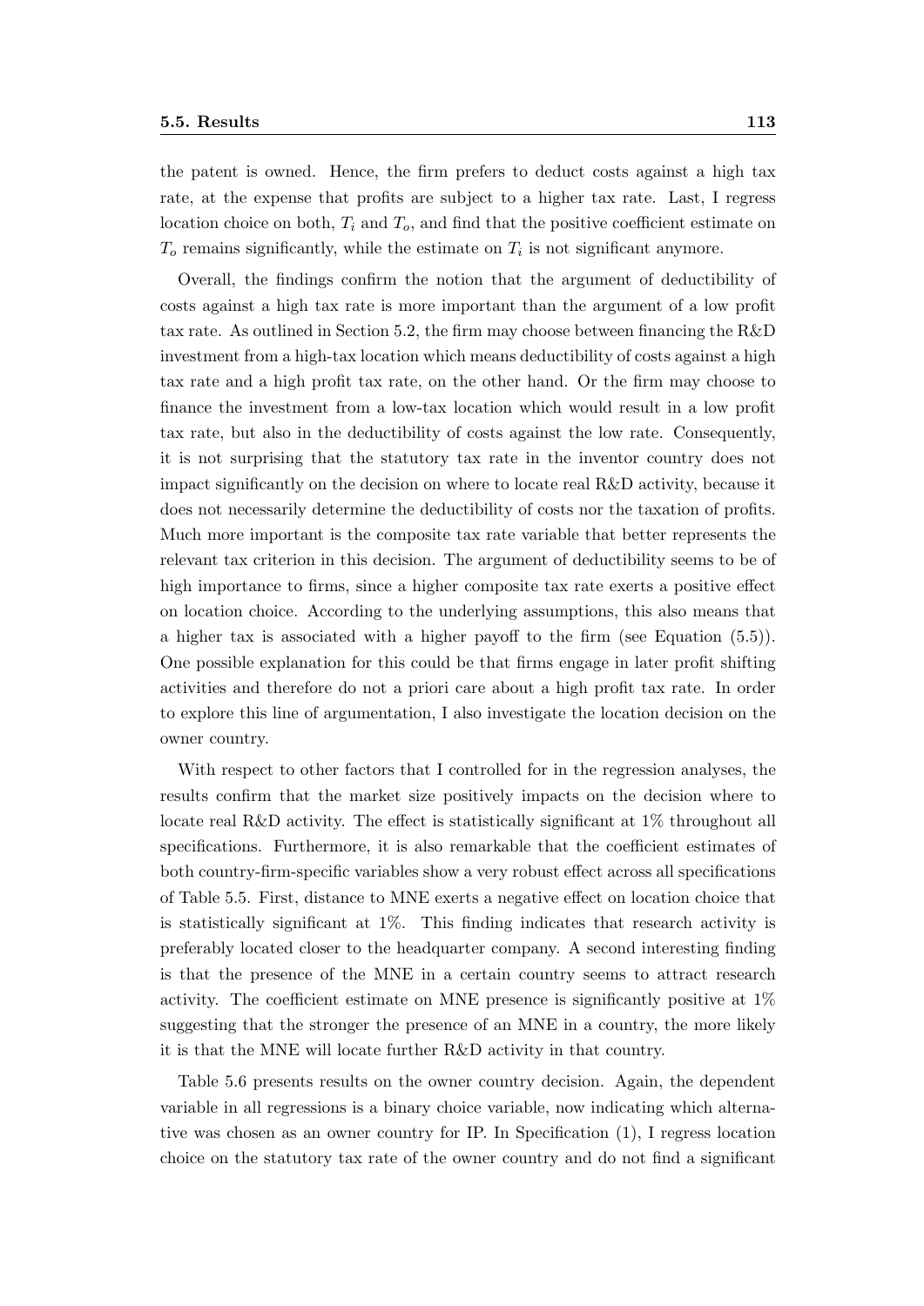the patent is owned. Hence, the firm prefers to deduct costs against a high tax rate, at the expense that profits are subject to a higher tax rate. Last, I regress location choice on both, $T_i$ and $T_o$, and find that the positive coefficient estimate on $T_o$ remains significantly, while the estimate on $T_i$ is not significant anymore.

Overall, the findings confirm the notion that the argument of deductibility of costs against a high tax rate is more important than the argument of a low profit tax rate. As outlined in Section 5.2, the firm may choose between financing the R&D investment from a high-tax location which means deductibility of costs against a high tax rate and a high profit tax rate, on the other hand. Or the firm may choose to finance the investment from a low-tax location which would result in a low profit tax rate, but also in the deductibility of costs against the low rate. Consequently, it is not surprising that the statutory tax rate in the inventor country does not impact significantly on the decision on where to locate real R&D activity, because it does not necessarily determine the deductibility of costs nor the taxation of profits. Much more important is the composite tax rate variable that better represents the relevant tax criterion in this decision. The argument of deductibility seems to be of high importance to firms, since a higher composite tax rate exerts a positive effect on location choice. According to the underlying assumptions, this also means that a higher tax is associated with a higher payoff to the firm (see Equation (5.5)). One possible explanation for this could be that firms engage in later profit shifting activities and therefore do not a priori care about a high profit tax rate. In order to explore this line of argumentation, I also investigate the location decision on the owner country.

With respect to other factors that I controlled for in the regression analyses, the results confirm that the market size positively impacts on the decision where to locate real R&D activity. The effect is statistically significant at 1% throughout all specifications. Furthermore, it is also remarkable that the coefficient estimates of both country-firm-specific variables show a very robust effect across all specifications of Table 5.5. First, distance to MNE exerts a negative effect on location choice that is statistically significant at 1%. This finding indicates that research activity is preferably located closer to the headquarter company. A second interesting finding is that the presence of the MNE in a certain country seems to attract research activity. The coefficient estimate on MNE presence is significantly positive at 1% suggesting that the stronger the presence of an MNE in a country, the more likely it is that the MNE will locate further R&D activity in that country.

Table 5.6 presents results on the owner country decision. Again, the dependent variable in all regressions is a binary choice variable, now indicating which alternative was chosen as an owner country for IP. In Specification (1), I regress location choice on the statutory tax rate of the owner country and do not find a significant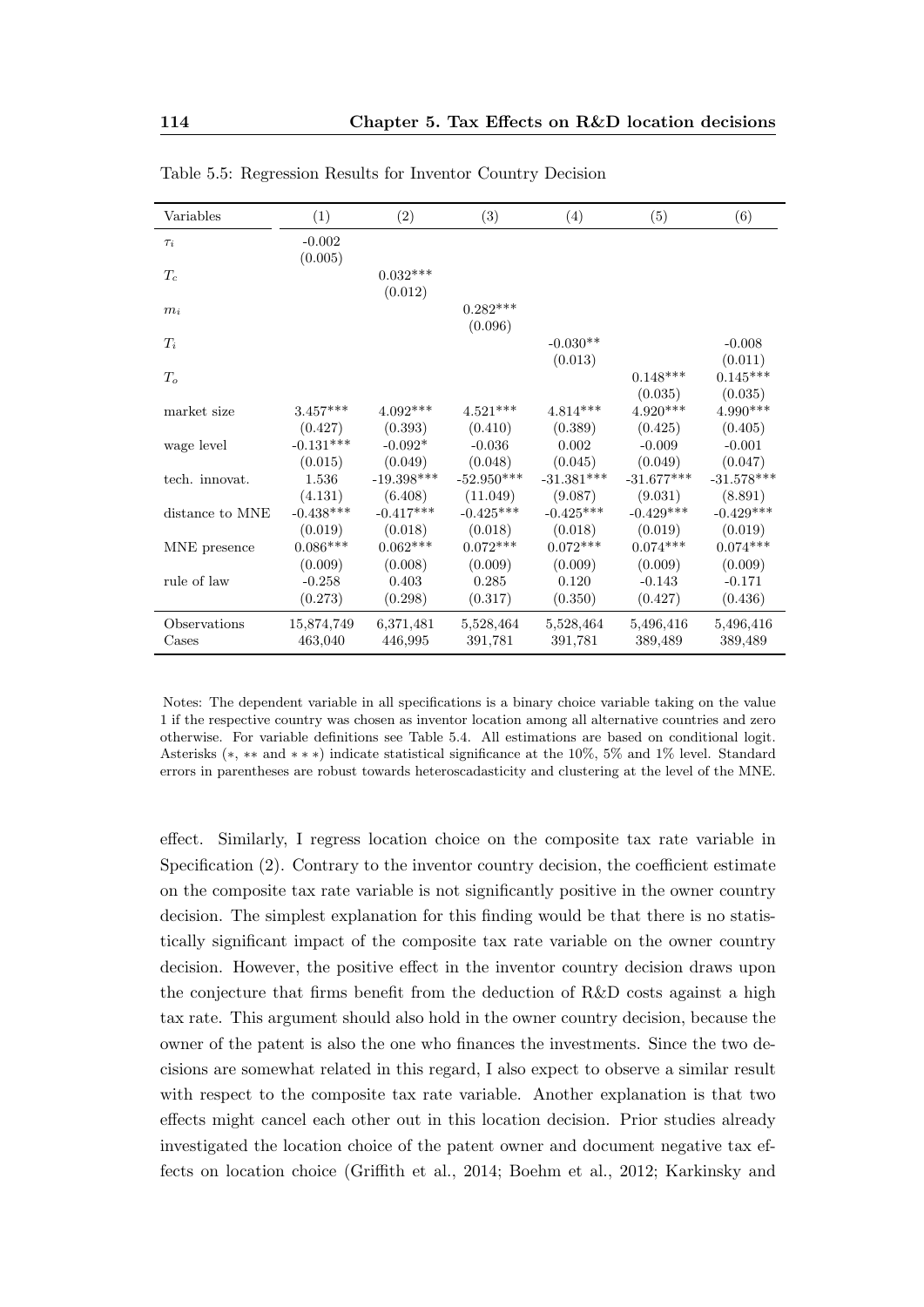Table 5.5: Regression Results for Inventor Country Decision

| Variables | (1) | (2) | (3) | (4) | (5) | (6) |
|---|---|---|---|---|---|---|
| $\tau_i$ | -0.002 | | | | | |
| | (0.005) | | | | | |
| $T_c$ | | 0.032*** | | | | |
| | | (0.012) | | | | |
| $m_i$ | | | 0.282*** | | | |
| | | | (0.096) | | | |
| $T_i$ | | | | -0.030** | | -0.008 |
| | | | | (0.013) | | (0.011) |
| $T_o$ | | | | | 0.148*** | 0.145*** |
| | | | | | (0.035) | (0.035) |
| market size | 3.457*** | 4.092*** | 4.521*** | 4.814*** | 4.920*** | 4.990*** |
| | (0.427) | (0.393) | (0.410) | (0.389) | (0.425) | (0.405) |
| wage level | -0.131*** | -0.092* | -0.036 | 0.002 | -0.009 | -0.001 |
| | (0.015) | (0.049) | (0.048) | (0.045) | (0.049) | (0.047) |
| tech. innovat. | 1.536 | -19.398*** | -52.950*** | -31.381*** | -31.677*** | -31.578*** |
| | (4.131) | (6.408) | (11.049) | (9.087) | (9.031) | (8.891) |
| distance to MNE | -0.438*** | -0.417*** | -0.425*** | -0.425*** | -0.429*** | -0.429*** |
| | (0.019) | (0.018) | (0.018) | (0.018) | (0.019) | (0.019) |
| MNE presence | 0.086*** | 0.062*** | 0.072*** | 0.072*** | 0.074*** | 0.074*** |
| | (0.009) | (0.008) | (0.009) | (0.009) | (0.009) | (0.009) |
| rule of law | -0.258 | 0.403 | 0.285 | 0.120 | -0.143 | -0.171 |
| | (0.273) | (0.298) | (0.317) | (0.350) | (0.427) | (0.436) |
| Observations | 15,874,749 | 6,371,481 | 5,528,464 | 5,528,464 | 5,496,416 | 5,496,416 |
| Cases | 463,040 | 446,995 | 391,781 | 391,781 | 389,489 | 389,489 |

Notes: The dependent variable in all specifications is a binary choice variable taking on the value 1 if the respective country was chosen as inventor location among all alternative countries and zero otherwise. For variable definitions see Table 5.4. All estimations are based on conditional logit. Asterisks (*, ** and ***) indicate statistical significance at the 10%, 5% and 1% level. Standard errors in parentheses are robust towards heteroscadasticity and clustering at the level of the MNE.

effect. Similarly, I regress location choice on the composite tax rate variable in Specification (2). Contrary to the inventor country decision, the coefficient estimate on the composite tax rate variable is not significantly positive in the owner country decision. The simplest explanation for this finding would be that there is no statistically significant impact of the composite tax rate variable on the owner country decision. However, the positive effect in the inventor country decision draws upon the conjecture that firms benefit from the deduction of R&D costs against a high tax rate. This argument should also hold in the owner country decision, because the owner of the patent is also the one who finances the investments. Since the two decisions are somewhat related in this regard, I also expect to observe a similar result with respect to the composite tax rate variable. Another explanation is that two effects might cancel each other out in this location decision. Prior studies already investigated the location choice of the patent owner and document negative tax effects on location choice (Griffith et al., 2014; Boehm et al., 2012; Karkinsky and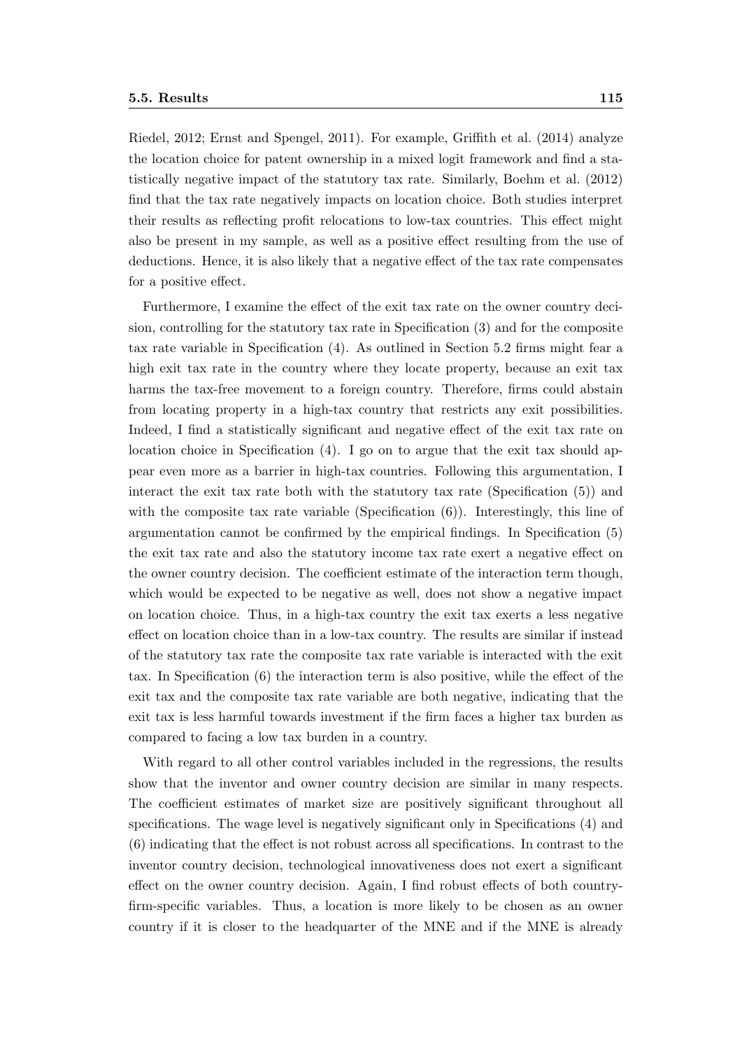Riedel, 2012; Ernst and Spengel, 2011). For example, Griffith et al. (2014) analyze the location choice for patent ownership in a mixed logit framework and find a statistically negative impact of the statutory tax rate. Similarly, Boehm et al. (2012) find that the tax rate negatively impacts on location choice. Both studies interpret their results as reflecting profit relocations to low-tax countries. This effect might also be present in my sample, as well as a positive effect resulting from the use of deductions. Hence, it is also likely that a negative effect of the tax rate compensates for a positive effect.

Furthermore, I examine the effect of the exit tax rate on the owner country decision, controlling for the statutory tax rate in Specification (3) and for the composite tax rate variable in Specification (4). As outlined in Section 5.2 firms might fear a high exit tax rate in the country where they locate property, because an exit tax harms the tax-free movement to a foreign country. Therefore, firms could abstain from locating property in a high-tax country that restricts any exit possibilities. Indeed, I find a statistically significant and negative effect of the exit tax rate on location choice in Specification (4). I go on to argue that the exit tax should appear even more as a barrier in high-tax countries. Following this argumentation, I interact the exit tax rate both with the statutory tax rate (Specification (5)) and with the composite tax rate variable (Specification (6)). Interestingly, this line of argumentation cannot be confirmed by the empirical findings. In Specification (5) the exit tax rate and also the statutory income tax rate exert a negative effect on the owner country decision. The coefficient estimate of the interaction term though, which would be expected to be negative as well, does not show a negative impact on location choice. Thus, in a high-tax country the exit tax exerts a less negative effect on location choice than in a low-tax country. The results are similar if instead of the statutory tax rate the composite tax rate variable is interacted with the exit tax. In Specification (6) the interaction term is also positive, while the effect of the exit tax and the composite tax rate variable are both negative, indicating that the exit tax is less harmful towards investment if the firm faces a higher tax burden as compared to facing a low tax burden in a country.

With regard to all other control variables included in the regressions, the results show that the inventor and owner country decision are similar in many respects. The coefficient estimates of market size are positively significant throughout all specifications. The wage level is negatively significant only in Specifications (4) and (6) indicating that the effect is not robust across all specifications. In contrast to the inventor country decision, technological innovativeness does not exert a significant effect on the owner country decision. Again, I find robust effects of both country-firm-specific variables. Thus, a location is more likely to be chosen as an owner country if it is closer to the headquarter of the MNE and if the MNE is already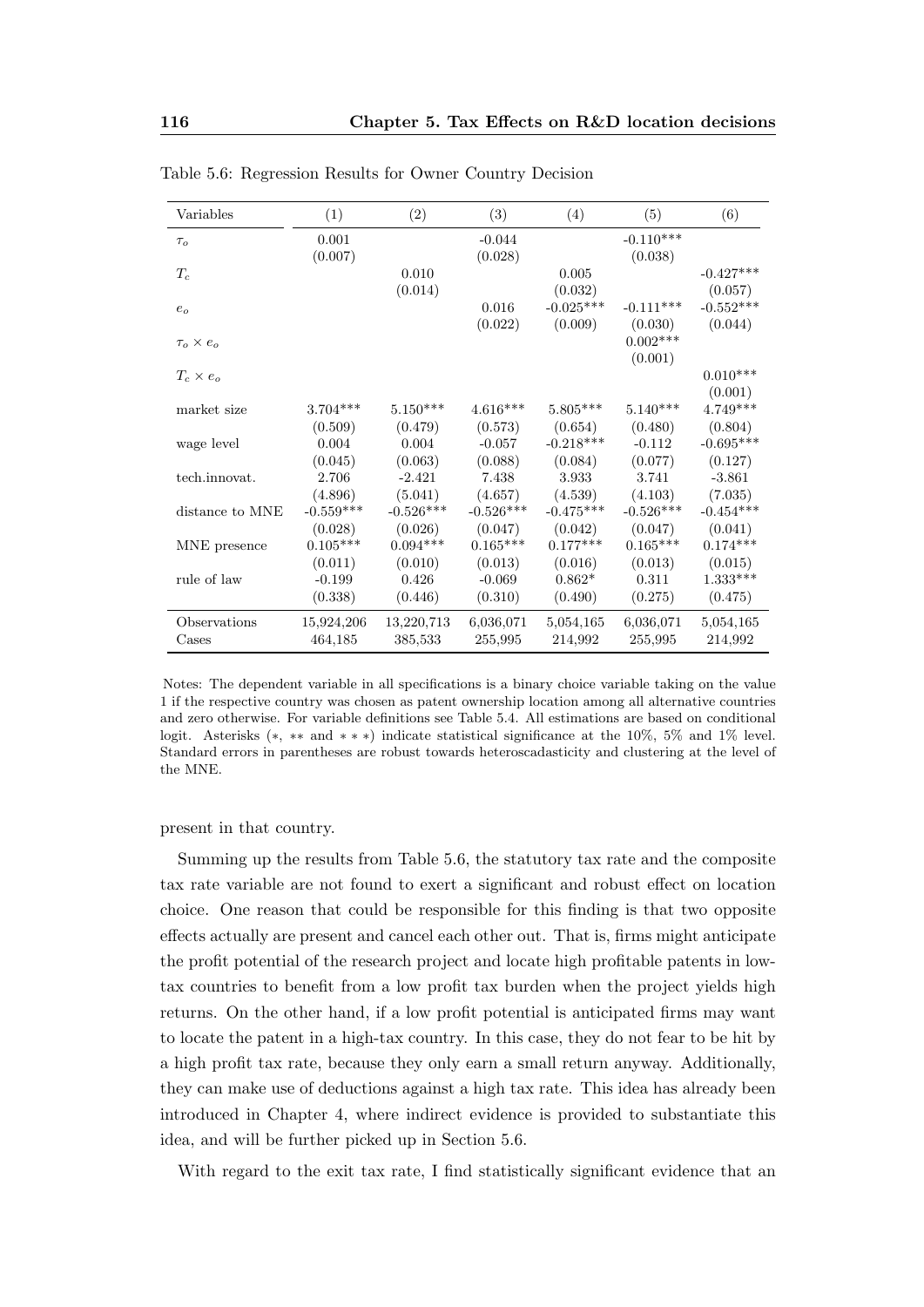Table 5.6: Regression Results for Owner Country Decision

| Variables | (1) | (2) | (3) | (4) | (5) | (6) |
|---|---|---|---|---|---|---|
| $\tau_o$ | 0.001 | | -0.044 | | -0.110*** | |
| | (0.007) | | (0.028) | | (0.038) | |
| $T_c$ | | 0.010 | | 0.005 | | -0.427*** |
| | | (0.014) | | (0.032) | | (0.057) |
| $e_o$ | | | 0.016 | -0.025*** | -0.111*** | -0.552*** |
| | | | (0.022) | (0.009) | (0.030) | (0.044) |
| $\tau_o \times e_o$ | | | | | 0.002*** | |
| | | | | | (0.001) | |
| $T_c \times e_o$ | | | | | | 0.010*** |
| | | | | | | (0.001) |
| market size | 3.704*** | 5.150*** | 4.616*** | 5.805*** | 5.140*** | 4.749*** |
| | (0.509) | (0.479) | (0.573) | (0.654) | (0.480) | (0.804) |
| wage level | 0.004 | 0.004 | -0.057 | -0.218*** | -0.112 | -0.695*** |
| | (0.045) | (0.063) | (0.088) | (0.084) | (0.077) | (0.127) |
| tech.innovat. | 2.706 | -2.421 | 7.438 | 3.933 | 3.741 | -3.861 |
| | (4.896) | (5.041) | (4.657) | (4.539) | (4.103) | (7.035) |
| distance to MNE | -0.559*** | -0.526*** | -0.526*** | -0.475*** | -0.526*** | -0.454*** |
| | (0.028) | (0.026) | (0.047) | (0.042) | (0.047) | (0.041) |
| MNE presence | 0.105*** | 0.094*** | 0.165*** | 0.177*** | 0.165*** | 0.174*** |
| | (0.011) | (0.010) | (0.013) | (0.016) | (0.013) | (0.015) |
| rule of law | -0.199 | 0.426 | -0.069 | 0.862* | 0.311 | 1.333*** |
| | (0.338) | (0.446) | (0.310) | (0.490) | (0.275) | (0.475) |
| Observations | 15,924,206 | 13,220,713 | 6,036,071 | 5,054,165 | 6,036,071 | 5,054,165 |
| Cases | 464,185 | 385,533 | 255,995 | 214,992 | 255,995 | 214,992 |

Notes: The dependent variable in all specifications is a binary choice variable taking on the value 1 if the respective country was chosen as patent ownership location among all alternative countries and zero otherwise. For variable definitions see Table 5.4. All estimations are based on conditional logit. Asterisks (∗, ∗∗ and ∗ ∗ ∗) indicate statistical significance at the 10%, 5% and 1% level. Standard errors in parentheses are robust towards heteroscadasticity and clustering at the level of the MNE.

present in that country.

Summing up the results from Table 5.6, the statutory tax rate and the composite tax rate variable are not found to exert a significant and robust effect on location choice. One reason that could be responsible for this finding is that two opposite effects actually are present and cancel each other out. That is, firms might anticipate the profit potential of the research project and locate high profitable patents in low-tax countries to benefit from a low profit tax burden when the project yields high returns. On the other hand, if a low profit potential is anticipated firms may want to locate the patent in a high-tax country. In this case, they do not fear to be hit by a high profit tax rate, because they only earn a small return anyway. Additionally, they can make use of deductions against a high tax rate. This idea has already been introduced in Chapter 4, where indirect evidence is provided to substantiate this idea, and will be further picked up in Section 5.6.

With regard to the exit tax rate, I find statistically significant evidence that an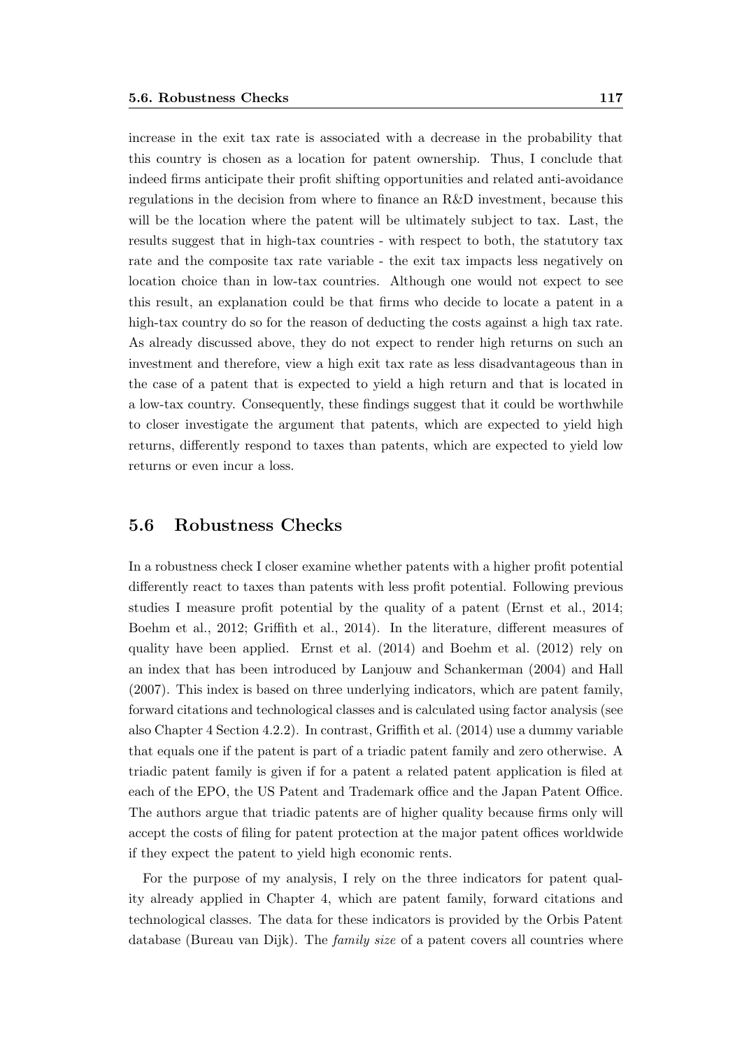increase in the exit tax rate is associated with a decrease in the probability that this country is chosen as a location for patent ownership. Thus, I conclude that indeed firms anticipate their profit shifting opportunities and related anti-avoidance regulations in the decision from where to finance an R&D investment, because this will be the location where the patent will be ultimately subject to tax. Last, the results suggest that in high-tax countries - with respect to both, the statutory tax rate and the composite tax rate variable - the exit tax impacts less negatively on location choice than in low-tax countries. Although one would not expect to see this result, an explanation could be that firms who decide to locate a patent in a high-tax country do so for the reason of deducting the costs against a high tax rate. As already discussed above, they do not expect to render high returns on such an investment and therefore, view a high exit tax rate as less disadvantageous than in the case of a patent that is expected to yield a high return and that is located in a low-tax country. Consequently, these findings suggest that it could be worthwhile to closer investigate the argument that patents, which are expected to yield high returns, differently respond to taxes than patents, which are expected to yield low returns or even incur a loss.

## 5.6 Robustness Checks

In a robustness check I closer examine whether patents with a higher profit potential differently react to taxes than patents with less profit potential. Following previous studies I measure profit potential by the quality of a patent (Ernst et al., 2014; Boehm et al., 2012; Griffith et al., 2014). In the literature, different measures of quality have been applied. Ernst et al. (2014) and Boehm et al. (2012) rely on an index that has been introduced by Lanjouw and Schankerman (2004) and Hall (2007). This index is based on three underlying indicators, which are patent family, forward citations and technological classes and is calculated using factor analysis (see also Chapter 4 Section 4.2.2). In contrast, Griffith et al. (2014) use a dummy variable that equals one if the patent is part of a triadic patent family and zero otherwise. A triadic patent family is given if for a patent a related patent application is filed at each of the EPO, the US Patent and Trademark office and the Japan Patent Office. The authors argue that triadic patents are of higher quality because firms only will accept the costs of filing for patent protection at the major patent offices worldwide if they expect the patent to yield high economic rents.

For the purpose of my analysis, I rely on the three indicators for patent quality already applied in Chapter 4, which are patent family, forward citations and technological classes. The data for these indicators is provided by the Orbis Patent database (Bureau van Dijk). The *family size* of a patent covers all countries where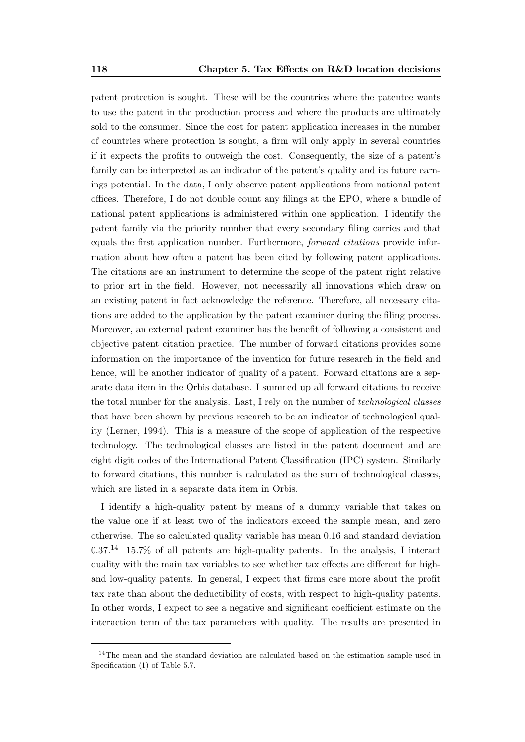patent protection is sought. These will be the countries where the patentee wants to use the patent in the production process and where the products are ultimately sold to the consumer. Since the cost for patent application increases in the number of countries where protection is sought, a firm will only apply in several countries if it expects the profits to outweigh the cost. Consequently, the size of a patent's family can be interpreted as an indicator of the patent's quality and its future earnings potential. In the data, I only observe patent applications from national patent offices. Therefore, I do not double count any filings at the EPO, where a bundle of national patent applications is administered within one application. I identify the patent family via the priority number that every secondary filing carries and that equals the first application number. Furthermore, *forward citations* provide information about how often a patent has been cited by following patent applications. The citations are an instrument to determine the scope of the patent right relative to prior art in the field. However, not necessarily all innovations which draw on an existing patent in fact acknowledge the reference. Therefore, all necessary citations are added to the application by the patent examiner during the filing process. Moreover, an external patent examiner has the benefit of following a consistent and objective patent citation practice. The number of forward citations provides some information on the importance of the invention for future research in the field and hence, will be another indicator of quality of a patent. Forward citations are a separate data item in the Orbis database. I summed up all forward citations to receive the total number for the analysis. Last, I rely on the number of *technological classes* that have been shown by previous research to be an indicator of technological quality (Lerner, 1994). This is a measure of the scope of application of the respective technology. The technological classes are listed in the patent document and are eight digit codes of the International Patent Classification (IPC) system. Similarly to forward citations, this number is calculated as the sum of technological classes, which are listed in a separate data item in Orbis.

I identify a high-quality patent by means of a dummy variable that takes on the value one if at least two of the indicators exceed the sample mean, and zero otherwise. The so calculated quality variable has mean 0.16 and standard deviation 0.37.[14] 15.7% of all patents are high-quality patents. In the analysis, I interact quality with the main tax variables to see whether tax effects are different for high- and low-quality patents. In general, I expect that firms care more about the profit tax rate than about the deductibility of costs, with respect to high-quality patents. In other words, I expect to see a negative and significant coefficient estimate on the interaction term of the tax parameters with quality. The results are presented in

[14] The mean and the standard deviation are calculated based on the estimation sample used in Specification (1) of Table 5.7.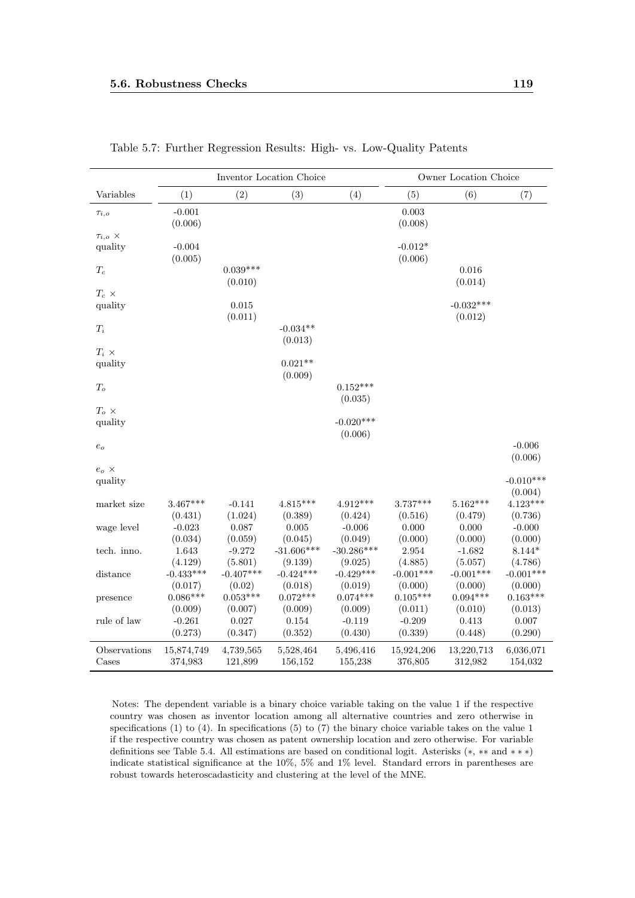Table 5.7: Further Regression Results: High- vs. Low-Quality Patents

| | Inventor Location Choice | | | | Owner Location Choice | | |
|---|---|---|---|---|---|---|---|
| Variables | (1) | (2) | (3) | (4) | (5) | (6) | (7) |
| $\tau_{i,o}$ | -0.001 | | | | 0.003 | | |
| | (0.006) | | | | (0.008) | | |
| $\tau_{i,o}$ × quality | -0.004 | | | | -0.012* | | |
| | (0.005) | | | | (0.006) | | |
| $T_c$ | | 0.039*** | | | | 0.016 | |
| | | (0.010) | | | | (0.014) | |
| $T_c$ × quality | | 0.015 | | | | -0.032*** | |
| | | (0.011) | | | | (0.012) | |
| $T_i$ | | | -0.034** | | | | |
| | | | (0.013) | | | | |
| $T_i$ × quality | | | 0.021** | | | | |
| | | | (0.009) | | | | |
| $T_o$ | | | | 0.152*** | | | |
| | | | | (0.035) | | | |
| $T_o$ × quality | | | | -0.020*** | | | |
| | | | | (0.006) | | | |
| $e_o$ | | | | | | | -0.006 |
| | | | | | | | (0.006) |
| $e_o$ × quality | | | | | | | -0.010*** |
| | | | | | | | (0.004) |
| market size | 3.467*** | -0.141 | 4.815*** | 4.912*** | 3.737*** | 5.162*** | 4.123*** |
| | (0.431) | (1.024) | (0.389) | (0.424) | (0.516) | (0.479) | (0.736) |
| wage level | -0.023 | 0.087 | 0.005 | -0.006 | 0.000 | 0.000 | -0.000 |
| | (0.034) | (0.059) | (0.045) | (0.049) | (0.000) | (0.000) | (0.000) |
| tech. inno. | 1.643 | -9.272 | -31.606*** | -30.286*** | 2.954 | -1.682 | 8.144* |
| | (4.129) | (5.801) | (9.139) | (9.025) | (4.885) | (5.057) | (4.786) |
| distance | -0.433*** | -0.407*** | -0.424*** | -0.429*** | -0.001*** | -0.001*** | -0.001*** |
| | (0.017) | (0.02) | (0.018) | (0.019) | (0.000) | (0.000) | (0.000) |
| presence | 0.086*** | 0.053*** | 0.072*** | 0.074*** | 0.105*** | 0.094*** | 0.163*** |
| | (0.009) | (0.007) | (0.009) | (0.009) | (0.011) | (0.010) | (0.013) |
| rule of law | -0.261 | 0.027 | 0.154 | -0.119 | -0.209 | 0.413 | 0.007 |
| | (0.273) | (0.347) | (0.352) | (0.430) | (0.339) | (0.448) | (0.290) |
| Observations | 15,874,749 | 4,739,565 | 5,528,464 | 5,496,416 | 15,924,206 | 13,220,713 | 6,036,071 |
| Cases | 374,983 | 121,899 | 156,152 | 155,238 | 376,805 | 312,982 | 154,032 |

Notes: The dependent variable is a binary choice variable taking on the value 1 if the respective country was chosen as inventor location among all alternative countries and zero otherwise in specifications (1) to (4). In specifications (5) to (7) the binary choice variable takes on the value 1 if the respective country was chosen as patent ownership location and zero otherwise. For variable definitions see Table 5.4. All estimations are based on conditional logit. Asterisks ($*$, $**$ and $***$) indicate statistical significance at the 10%, 5% and 1% level. Standard errors in parentheses are robust towards heteroscadasticity and clustering at the level of the MNE.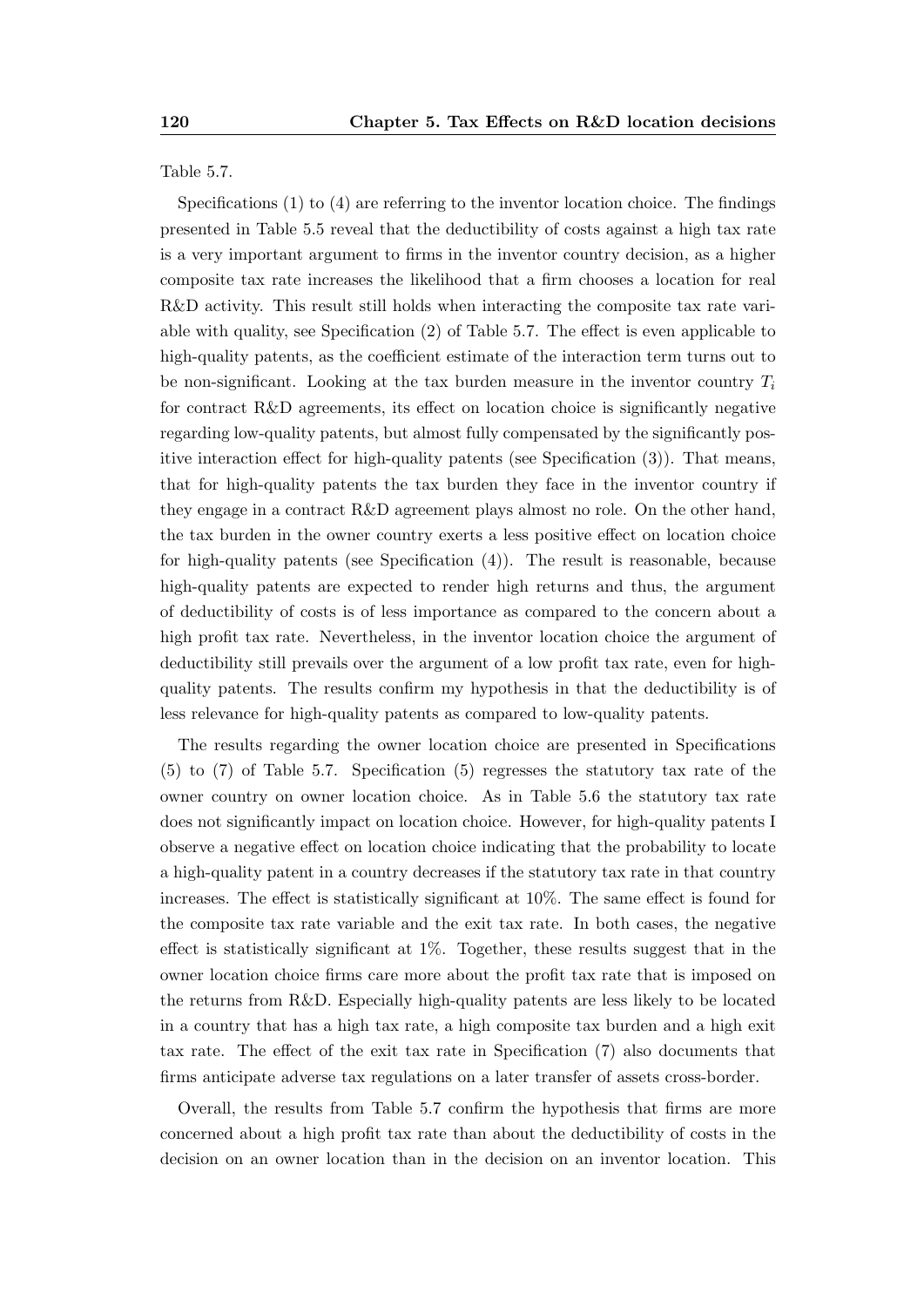Table 5.7.

Specifications (1) to (4) are referring to the inventor location choice. The findings presented in Table 5.5 reveal that the deductibility of costs against a high tax rate is a very important argument to firms in the inventor country decision, as a higher composite tax rate increases the likelihood that a firm chooses a location for real R&D activity. This result still holds when interacting the composite tax rate variable with quality, see Specification (2) of Table 5.7. The effect is even applicable to high-quality patents, as the coefficient estimate of the interaction term turns out to be non-significant. Looking at the tax burden measure in the inventor country $T_i$ for contract R&D agreements, its effect on location choice is significantly negative regarding low-quality patents, but almost fully compensated by the significantly positive interaction effect for high-quality patents (see Specification (3)). That means, that for high-quality patents the tax burden they face in the inventor country if they engage in a contract R&D agreement plays almost no role. On the other hand, the tax burden in the owner country exerts a less positive effect on location choice for high-quality patents (see Specification (4)). The result is reasonable, because high-quality patents are expected to render high returns and thus, the argument of deductibility of costs is of less importance as compared to the concern about a high profit tax rate. Nevertheless, in the inventor location choice the argument of deductibility still prevails over the argument of a low profit tax rate, even for high-quality patents. The results confirm my hypothesis in that the deductibility is of less relevance for high-quality patents as compared to low-quality patents.

The results regarding the owner location choice are presented in Specifications (5) to (7) of Table 5.7. Specification (5) regresses the statutory tax rate of the owner country on owner location choice. As in Table 5.6 the statutory tax rate does not significantly impact on location choice. However, for high-quality patents I observe a negative effect on location choice indicating that the probability to locate a high-quality patent in a country decreases if the statutory tax rate in that country increases. The effect is statistically significant at 10%. The same effect is found for the composite tax rate variable and the exit tax rate. In both cases, the negative effect is statistically significant at 1%. Together, these results suggest that in the owner location choice firms care more about the profit tax rate that is imposed on the returns from R&D. Especially high-quality patents are less likely to be located in a country that has a high tax rate, a high composite tax burden and a high exit tax rate. The effect of the exit tax rate in Specification (7) also documents that firms anticipate adverse tax regulations on a later transfer of assets cross-border.

Overall, the results from Table 5.7 confirm the hypothesis that firms are more concerned about a high profit tax rate than about the deductibility of costs in the decision on an owner location than in the decision on an inventor location. This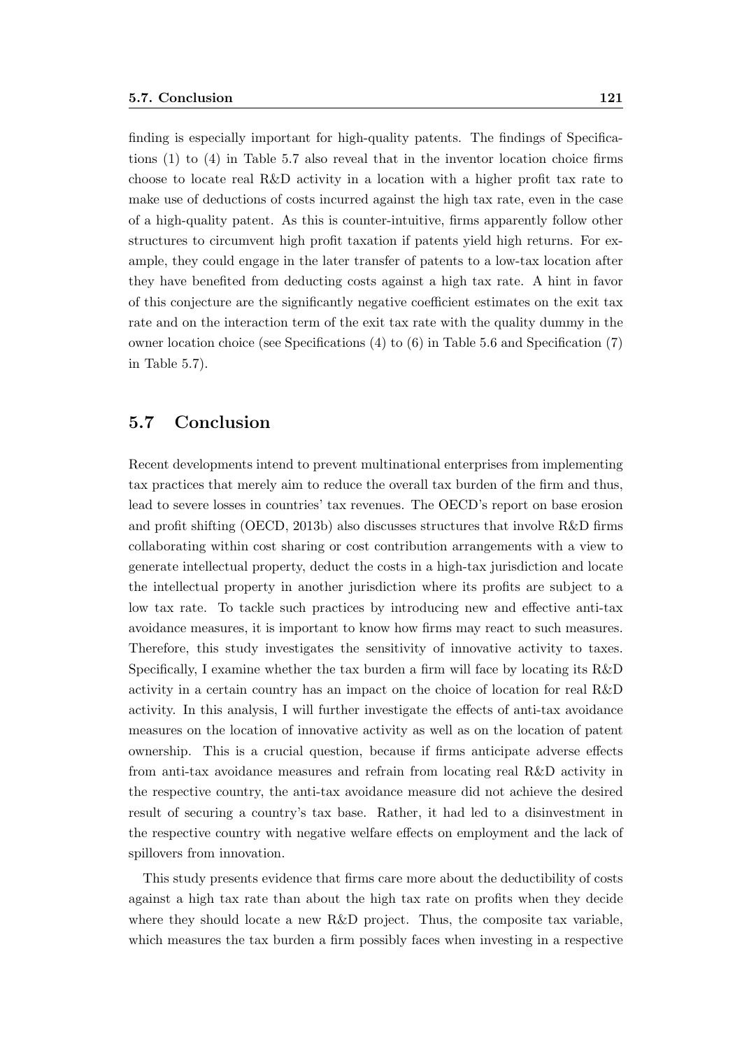finding is especially important for high-quality patents. The findings of Specifications (1) to (4) in Table 5.7 also reveal that in the inventor location choice firms choose to locate real R&D activity in a location with a higher profit tax rate to make use of deductions of costs incurred against the high tax rate, even in the case of a high-quality patent. As this is counter-intuitive, firms apparently follow other structures to circumvent high profit taxation if patents yield high returns. For example, they could engage in the later transfer of patents to a low-tax location after they have benefited from deducting costs against a high tax rate. A hint in favor of this conjecture are the significantly negative coefficient estimates on the exit tax rate and on the interaction term of the exit tax rate with the quality dummy in the owner location choice (see Specifications (4) to (6) in Table 5.6 and Specification (7) in Table 5.7).

## 5.7 Conclusion

Recent developments intend to prevent multinational enterprises from implementing tax practices that merely aim to reduce the overall tax burden of the firm and thus, lead to severe losses in countries' tax revenues. The OECD's report on base erosion and profit shifting (OECD, 2013b) also discusses structures that involve R&D firms collaborating within cost sharing or cost contribution arrangements with a view to generate intellectual property, deduct the costs in a high-tax jurisdiction and locate the intellectual property in another jurisdiction where its profits are subject to a low tax rate. To tackle such practices by introducing new and effective anti-tax avoidance measures, it is important to know how firms may react to such measures. Therefore, this study investigates the sensitivity of innovative activity to taxes. Specifically, I examine whether the tax burden a firm will face by locating its R&D activity in a certain country has an impact on the choice of location for real R&D activity. In this analysis, I will further investigate the effects of anti-tax avoidance measures on the location of innovative activity as well as on the location of patent ownership. This is a crucial question, because if firms anticipate adverse effects from anti-tax avoidance measures and refrain from locating real R&D activity in the respective country, the anti-tax avoidance measure did not achieve the desired result of securing a country's tax base. Rather, it had led to a disinvestment in the respective country with negative welfare effects on employment and the lack of spillovers from innovation.

This study presents evidence that firms care more about the deductibility of costs against a high tax rate than about the high tax rate on profits when they decide where they should locate a new R&D project. Thus, the composite tax variable, which measures the tax burden a firm possibly faces when investing in a respective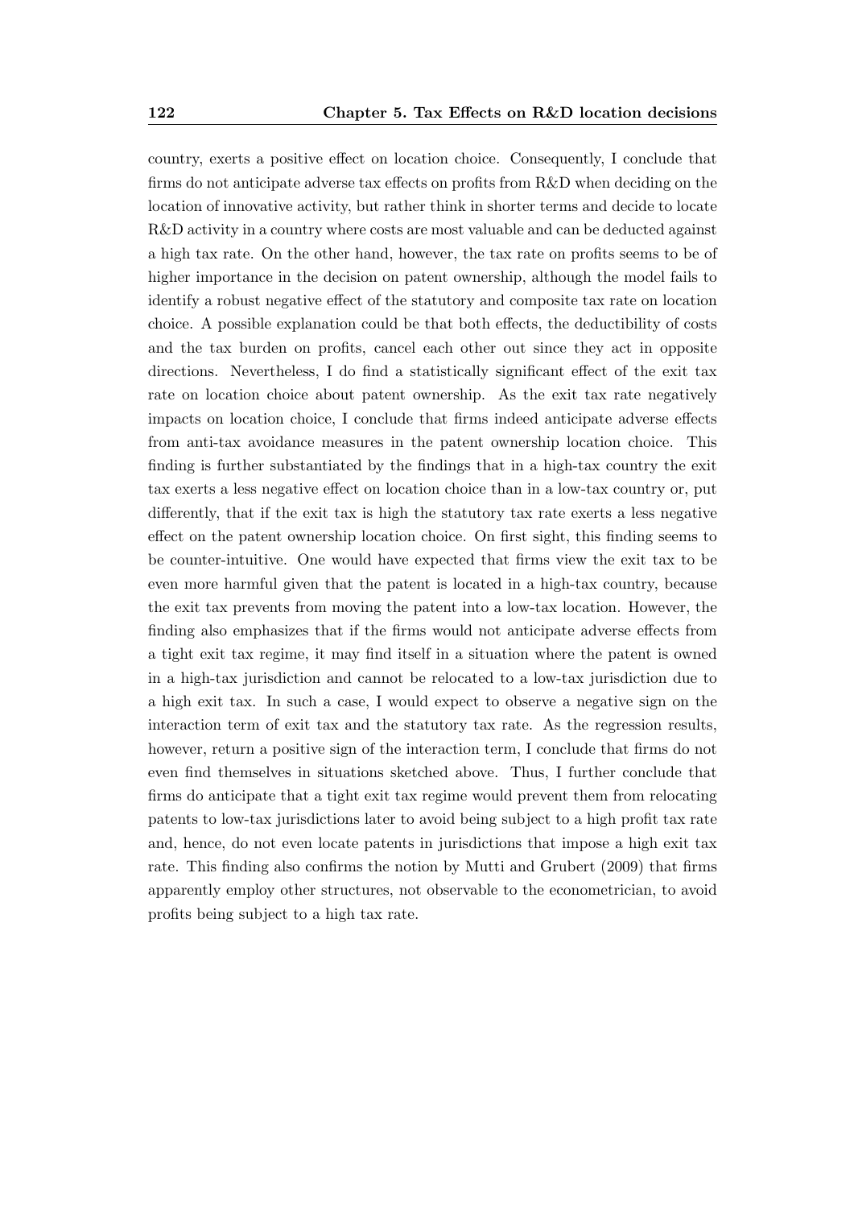country, exerts a positive effect on location choice. Consequently, I conclude that firms do not anticipate adverse tax effects on profits from R&D when deciding on the location of innovative activity, but rather think in shorter terms and decide to locate R&D activity in a country where costs are most valuable and can be deducted against a high tax rate. On the other hand, however, the tax rate on profits seems to be of higher importance in the decision on patent ownership, although the model fails to identify a robust negative effect of the statutory and composite tax rate on location choice. A possible explanation could be that both effects, the deductibility of costs and the tax burden on profits, cancel each other out since they act in opposite directions. Nevertheless, I do find a statistically significant effect of the exit tax rate on location choice about patent ownership. As the exit tax rate negatively impacts on location choice, I conclude that firms indeed anticipate adverse effects from anti-tax avoidance measures in the patent ownership location choice. This finding is further substantiated by the findings that in a high-tax country the exit tax exerts a less negative effect on location choice than in a low-tax country or, put differently, that if the exit tax is high the statutory tax rate exerts a less negative effect on the patent ownership location choice. On first sight, this finding seems to be counter-intuitive. One would have expected that firms view the exit tax to be even more harmful given that the patent is located in a high-tax country, because the exit tax prevents from moving the patent into a low-tax location. However, the finding also emphasizes that if the firms would not anticipate adverse effects from a tight exit tax regime, it may find itself in a situation where the patent is owned in a high-tax jurisdiction and cannot be relocated to a low-tax jurisdiction due to a high exit tax. In such a case, I would expect to observe a negative sign on the interaction term of exit tax and the statutory tax rate. As the regression results, however, return a positive sign of the interaction term, I conclude that firms do not even find themselves in situations sketched above. Thus, I further conclude that firms do anticipate that a tight exit tax regime would prevent them from relocating patents to low-tax jurisdictions later to avoid being subject to a high profit tax rate and, hence, do not even locate patents in jurisdictions that impose a high exit tax rate. This finding also confirms the notion by Mutti and Grubert (2009) that firms apparently employ other structures, not observable to the econometrician, to avoid profits being subject to a high tax rate.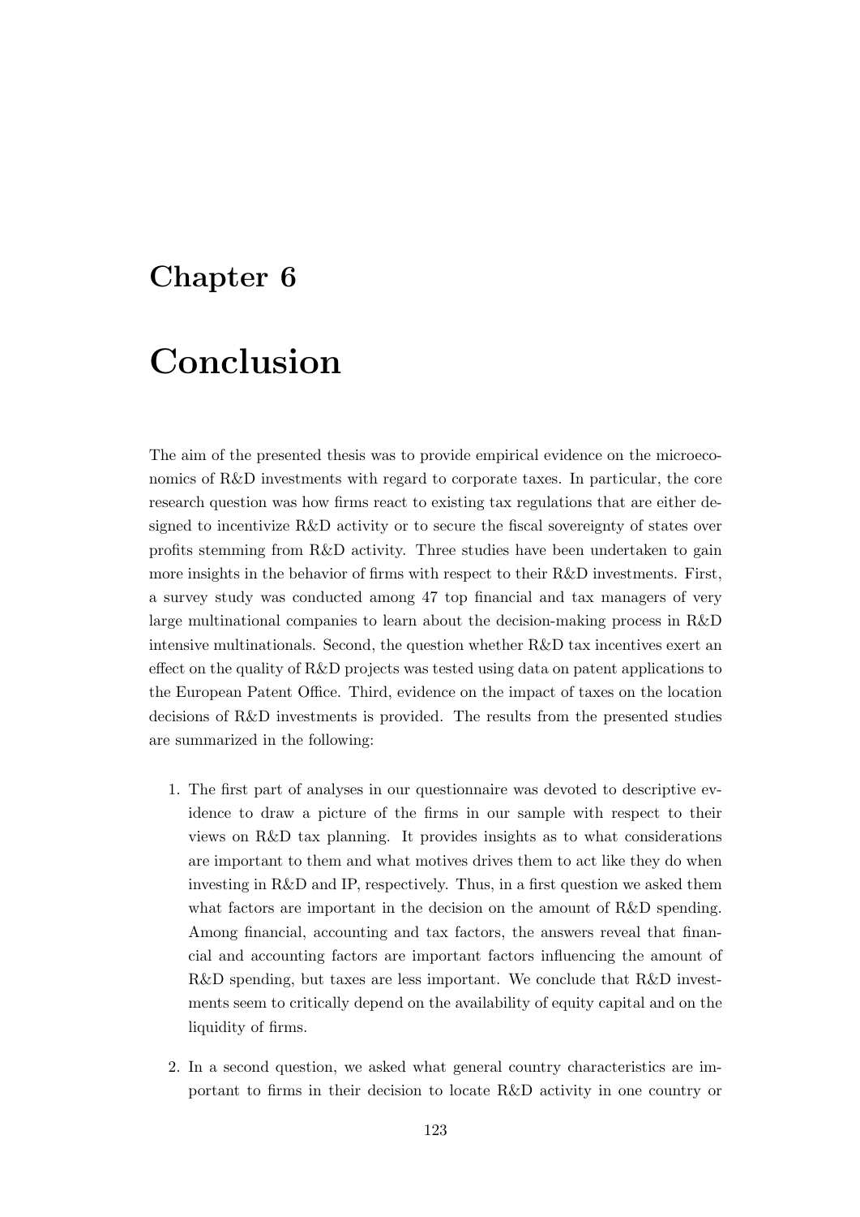# Chapter 6

# Conclusion

The aim of the presented thesis was to provide empirical evidence on the microeconomics of R&D investments with regard to corporate taxes. In particular, the core research question was how firms react to existing tax regulations that are either designed to incentivize R&D activity or to secure the fiscal sovereignty of states over profits stemming from R&D activity. Three studies have been undertaken to gain more insights in the behavior of firms with respect to their R&D investments. First, a survey study was conducted among 47 top financial and tax managers of very large multinational companies to learn about the decision-making process in R&D intensive multinationals. Second, the question whether R&D tax incentives exert an effect on the quality of R&D projects was tested using data on patent applications to the European Patent Office. Third, evidence on the impact of taxes on the location decisions of R&D investments is provided. The results from the presented studies are summarized in the following:

1. The first part of analyses in our questionnaire was devoted to descriptive evidence to draw a picture of the firms in our sample with respect to their views on R&D tax planning. It provides insights as to what considerations are important to them and what motives drives them to act like they do when investing in R&D and IP, respectively. Thus, in a first question we asked them what factors are important in the decision on the amount of R&D spending. Among financial, accounting and tax factors, the answers reveal that financial and accounting factors are important factors influencing the amount of R&D spending, but taxes are less important. We conclude that R&D investments seem to critically depend on the availability of equity capital and on the liquidity of firms.

2. In a second question, we asked what general country characteristics are important to firms in their decision to locate R&D activity in one country or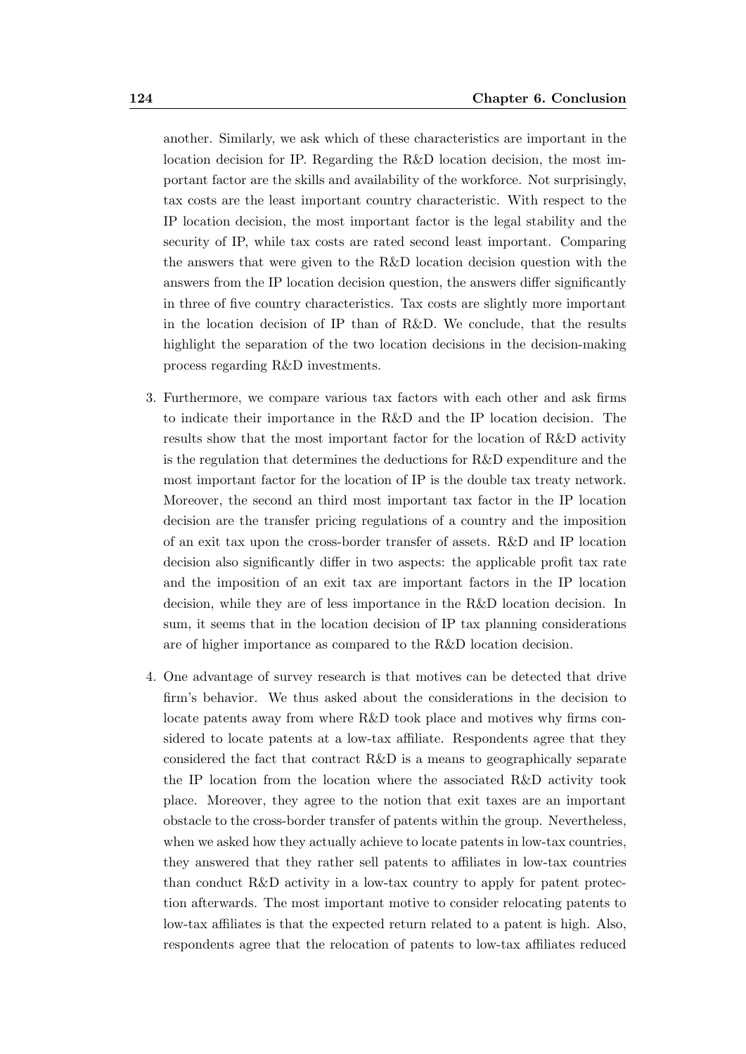another. Similarly, we ask which of these characteristics are important in the location decision for IP. Regarding the R&D location decision, the most important factor are the skills and availability of the workforce. Not surprisingly, tax costs are the least important country characteristic. With respect to the IP location decision, the most important factor is the legal stability and the security of IP, while tax costs are rated second least important. Comparing the answers that were given to the R&D location decision question with the answers from the IP location decision question, the answers differ significantly in three of five country characteristics. Tax costs are slightly more important in the location decision of IP than of R&D. We conclude, that the results highlight the separation of the two location decisions in the decision-making process regarding R&D investments.

3. Furthermore, we compare various tax factors with each other and ask firms to indicate their importance in the R&D and the IP location decision. The results show that the most important factor for the location of R&D activity is the regulation that determines the deductions for R&D expenditure and the most important factor for the location of IP is the double tax treaty network. Moreover, the second an third most important tax factor in the IP location decision are the transfer pricing regulations of a country and the imposition of an exit tax upon the cross-border transfer of assets. R&D and IP location decision also significantly differ in two aspects: the applicable profit tax rate and the imposition of an exit tax are important factors in the IP location decision, while they are of less importance in the R&D location decision. In sum, it seems that in the location decision of IP tax planning considerations are of higher importance as compared to the R&D location decision.

4. One advantage of survey research is that motives can be detected that drive firm's behavior. We thus asked about the considerations in the decision to locate patents away from where R&D took place and motives why firms considered to locate patents at a low-tax affiliate. Respondents agree that they considered the fact that contract R&D is a means to geographically separate the IP location from the location where the associated R&D activity took place. Moreover, they agree to the notion that exit taxes are an important obstacle to the cross-border transfer of patents within the group. Nevertheless, when we asked how they actually achieve to locate patents in low-tax countries, they answered that they rather sell patents to affiliates in low-tax countries than conduct R&D activity in a low-tax country to apply for patent protection afterwards. The most important motive to consider relocating patents to low-tax affiliates is that the expected return related to a patent is high. Also, respondents agree that the relocation of patents to low-tax affiliates reduced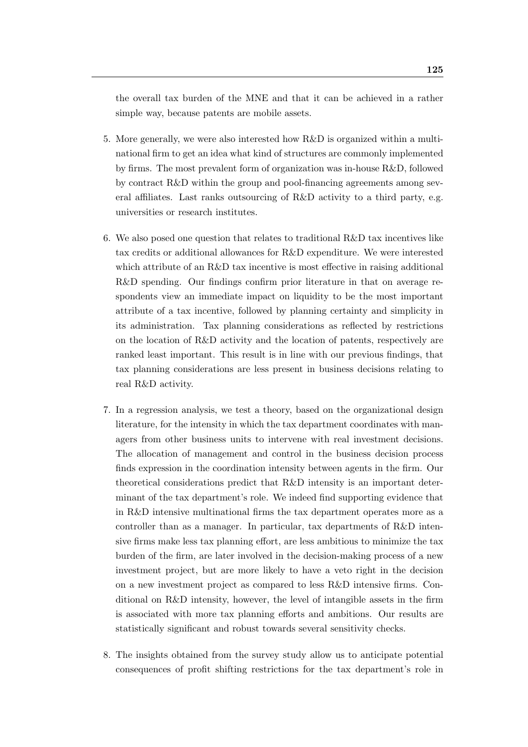the overall tax burden of the MNE and that it can be achieved in a rather simple way, because patents are mobile assets.

5. More generally, we were also interested how R&D is organized within a multinational firm to get an idea what kind of structures are commonly implemented by firms. The most prevalent form of organization was in-house R&D, followed by contract R&D within the group and pool-financing agreements among several affiliates. Last ranks outsourcing of R&D activity to a third party, e.g. universities or research institutes.

6. We also posed one question that relates to traditional R&D tax incentives like tax credits or additional allowances for R&D expenditure. We were interested which attribute of an R&D tax incentive is most effective in raising additional R&D spending. Our findings confirm prior literature in that on average respondents view an immediate impact on liquidity to be the most important attribute of a tax incentive, followed by planning certainty and simplicity in its administration. Tax planning considerations as reflected by restrictions on the location of R&D activity and the location of patents, respectively are ranked least important. This result is in line with our previous findings, that tax planning considerations are less present in business decisions relating to real R&D activity.

7. In a regression analysis, we test a theory, based on the organizational design literature, for the intensity in which the tax department coordinates with managers from other business units to intervene with real investment decisions. The allocation of management and control in the business decision process finds expression in the coordination intensity between agents in the firm. Our theoretical considerations predict that R&D intensity is an important determinant of the tax department's role. We indeed find supporting evidence that in R&D intensive multinational firms the tax department operates more as a controller than as a manager. In particular, tax departments of R&D intensive firms make less tax planning effort, are less ambitious to minimize the tax burden of the firm, are later involved in the decision-making process of a new investment project, but are more likely to have a veto right in the decision on a new investment project as compared to less R&D intensive firms. Conditional on R&D intensity, however, the level of intangible assets in the firm is associated with more tax planning efforts and ambitions. Our results are statistically significant and robust towards several sensitivity checks.

8. The insights obtained from the survey study allow us to anticipate potential consequences of profit shifting restrictions for the tax department's role in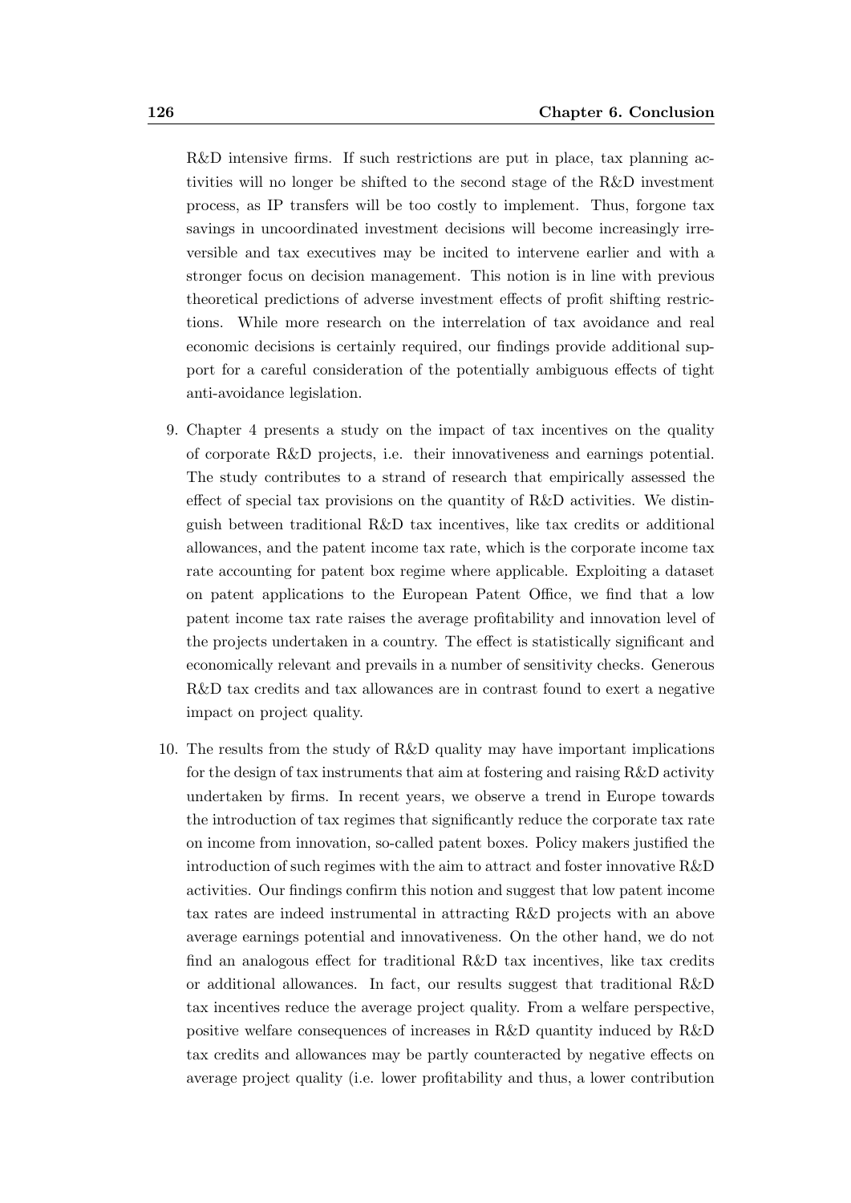R&D intensive firms. If such restrictions are put in place, tax planning activities will no longer be shifted to the second stage of the R&D investment process, as IP transfers will be too costly to implement. Thus, forgone tax savings in uncoordinated investment decisions will become increasingly irreversible and tax executives may be incited to intervene earlier and with a stronger focus on decision management. This notion is in line with previous theoretical predictions of adverse investment effects of profit shifting restrictions. While more research on the interrelation of tax avoidance and real economic decisions is certainly required, our findings provide additional support for a careful consideration of the potentially ambiguous effects of tight anti-avoidance legislation.

9. Chapter 4 presents a study on the impact of tax incentives on the quality of corporate R&D projects, i.e. their innovativeness and earnings potential. The study contributes to a strand of research that empirically assessed the effect of special tax provisions on the quantity of R&D activities. We distinguish between traditional R&D tax incentives, like tax credits or additional allowances, and the patent income tax rate, which is the corporate income tax rate accounting for patent box regime where applicable. Exploiting a dataset on patent applications to the European Patent Office, we find that a low patent income tax rate raises the average profitability and innovation level of the projects undertaken in a country. The effect is statistically significant and economically relevant and prevails in a number of sensitivity checks. Generous R&D tax credits and tax allowances are in contrast found to exert a negative impact on project quality.

10. The results from the study of R&D quality may have important implications for the design of tax instruments that aim at fostering and raising R&D activity undertaken by firms. In recent years, we observe a trend in Europe towards the introduction of tax regimes that significantly reduce the corporate tax rate on income from innovation, so-called patent boxes. Policy makers justified the introduction of such regimes with the aim to attract and foster innovative R&D activities. Our findings confirm this notion and suggest that low patent income tax rates are indeed instrumental in attracting R&D projects with an above average earnings potential and innovativeness. On the other hand, we do not find an analogous effect for traditional R&D tax incentives, like tax credits or additional allowances. In fact, our results suggest that traditional R&D tax incentives reduce the average project quality. From a welfare perspective, positive welfare consequences of increases in R&D quantity induced by R&D tax credits and allowances may be partly counteracted by negative effects on average project quality (i.e. lower profitability and thus, a lower contribution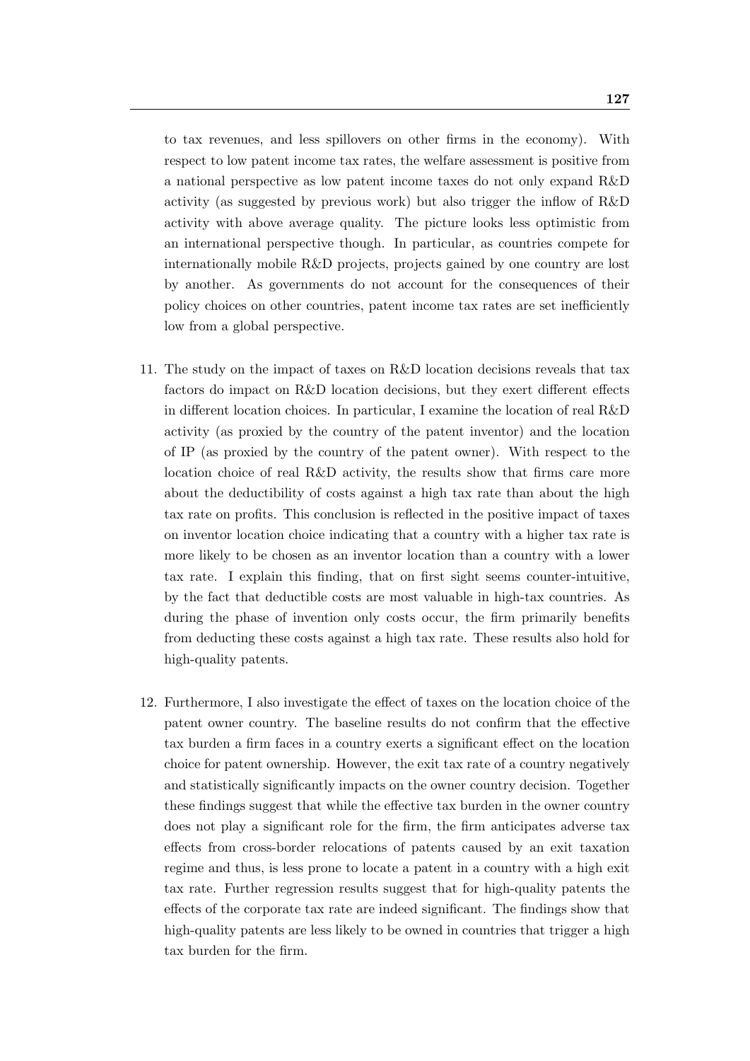to tax revenues, and less spillovers on other firms in the economy). With respect to low patent income tax rates, the welfare assessment is positive from a national perspective as low patent income taxes do not only expand R&D activity (as suggested by previous work) but also trigger the inflow of R&D activity with above average quality. The picture looks less optimistic from an international perspective though. In particular, as countries compete for internationally mobile R&D projects, projects gained by one country are lost by another. As governments do not account for the consequences of their policy choices on other countries, patent income tax rates are set inefficiently low from a global perspective.

11. The study on the impact of taxes on R&D location decisions reveals that tax factors do impact on R&D location decisions, but they exert different effects in different location choices. In particular, I examine the location of real R&D activity (as proxied by the country of the patent inventor) and the location of IP (as proxied by the country of the patent owner). With respect to the location choice of real R&D activity, the results show that firms care more about the deductibility of costs against a high tax rate than about the high tax rate on profits. This conclusion is reflected in the positive impact of taxes on inventor location choice indicating that a country with a higher tax rate is more likely to be chosen as an inventor location than a country with a lower tax rate. I explain this finding, that on first sight seems counter-intuitive, by the fact that deductible costs are most valuable in high-tax countries. As during the phase of invention only costs occur, the firm primarily benefits from deducting these costs against a high tax rate. These results also hold for high-quality patents.

12. Furthermore, I also investigate the effect of taxes on the location choice of the patent owner country. The baseline results do not confirm that the effective tax burden a firm faces in a country exerts a significant effect on the location choice for patent ownership. However, the exit tax rate of a country negatively and statistically significantly impacts on the owner country decision. Together these findings suggest that while the effective tax burden in the owner country does not play a significant role for the firm, the firm anticipates adverse tax effects from cross-border relocations of patents caused by an exit taxation regime and thus, is less prone to locate a patent in a country with a high exit tax rate. Further regression results suggest that for high-quality patents the effects of the corporate tax rate are indeed significant. The findings show that high-quality patents are less likely to be owned in countries that trigger a high tax burden for the firm.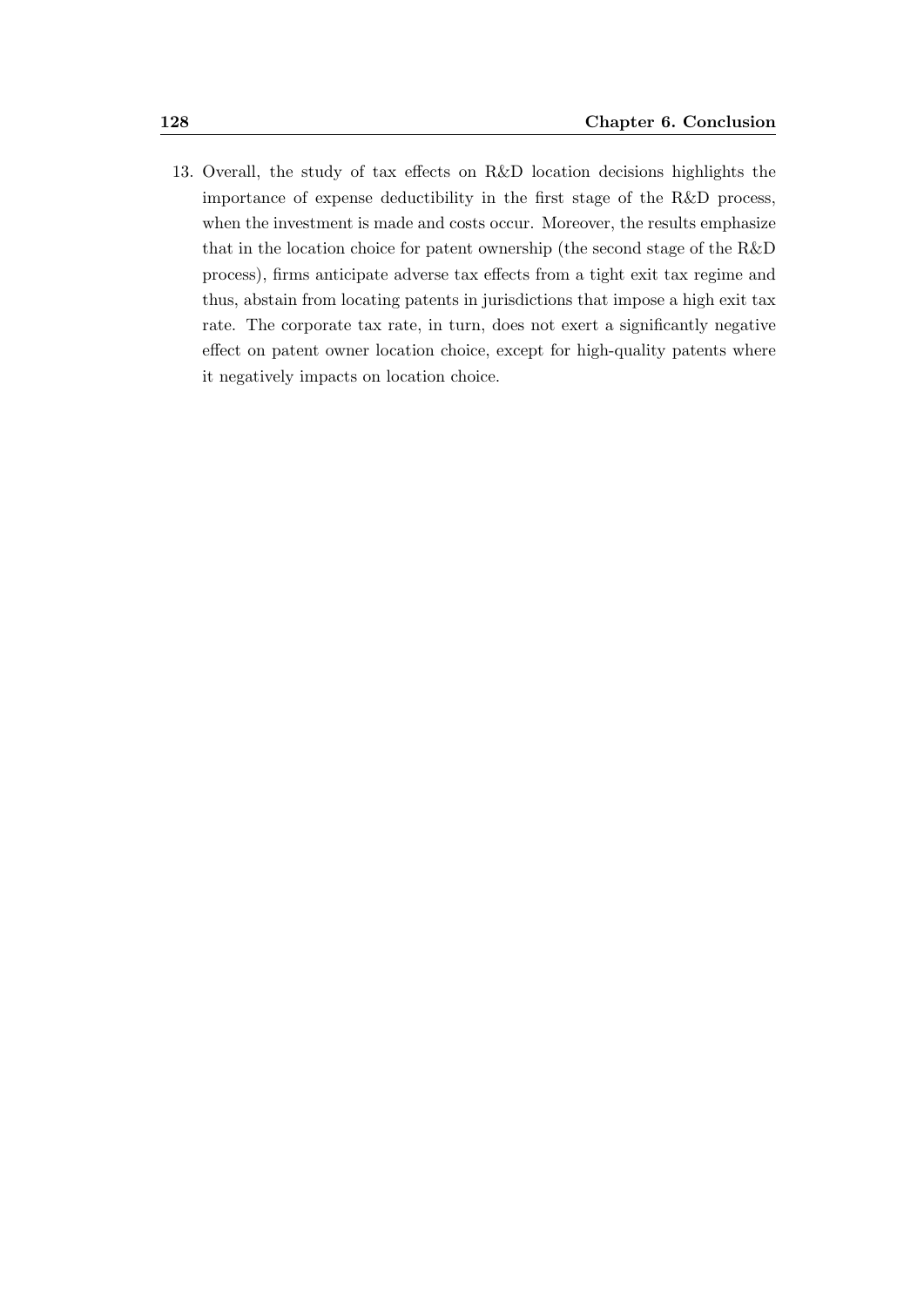13. Overall, the study of tax effects on R&D location decisions highlights the importance of expense deductibility in the first stage of the R&D process, when the investment is made and costs occur. Moreover, the results emphasize that in the location choice for patent ownership (the second stage of the R&D process), firms anticipate adverse tax effects from a tight exit tax regime and thus, abstain from locating patents in jurisdictions that impose a high exit tax rate. The corporate tax rate, in turn, does not exert a significantly negative effect on patent owner location choice, except for high-quality patents where it negatively impacts on location choice.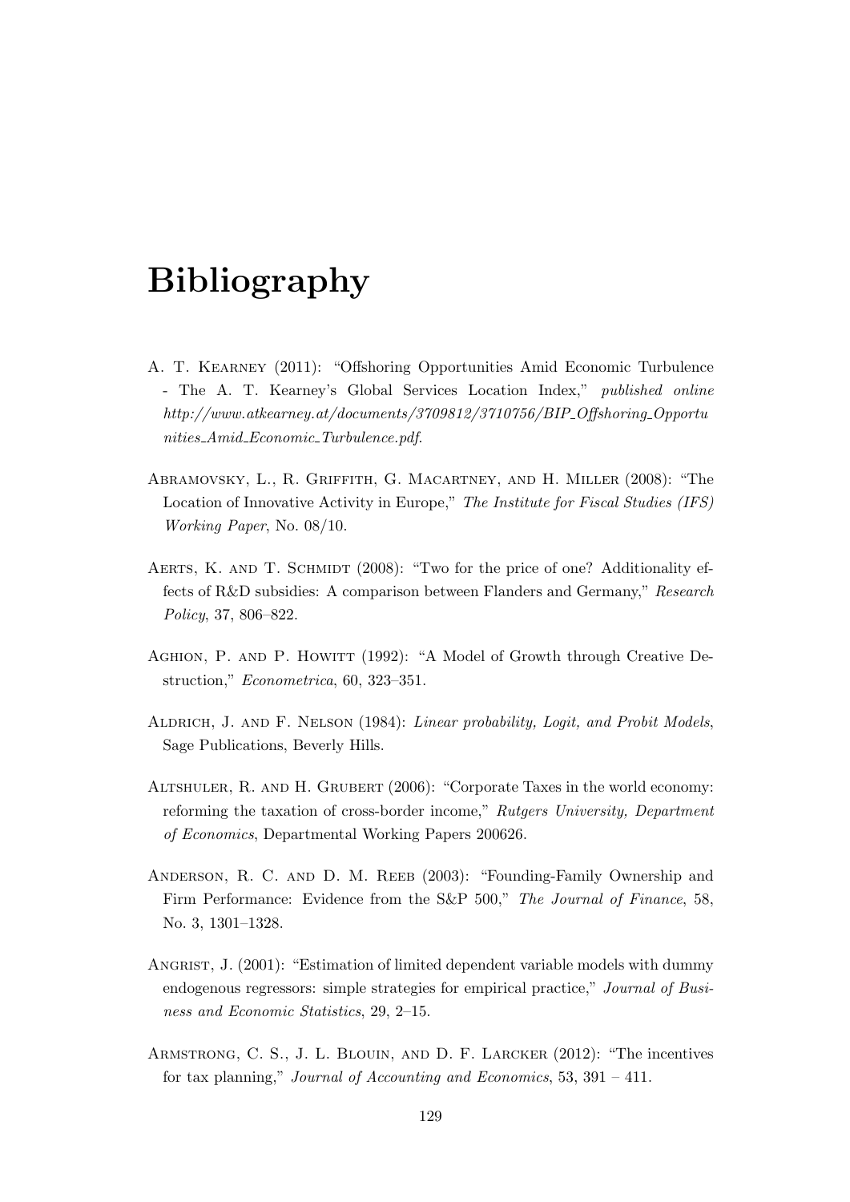# Bibliography

A. T. Kearney (2011): "Offshoring Opportunities Amid Economic Turbulence - The A. T. Kearney's Global Services Location Index," *published online http://www.atkearney.at/documents/3709812/3710756/BIP_Offshoring_Opportunities_Amid_Economic_Turbulence.pdf*.

Abramovsky, L., R. Griffith, G. Macartney, and H. Miller (2008): "The Location of Innovative Activity in Europe," *The Institute for Fiscal Studies (IFS) Working Paper*, No. 08/10.

Aerts, K. and T. Schmidt (2008): "Two for the price of one? Additionality effects of R&D subsidies: A comparison between Flanders and Germany," *Research Policy*, 37, 806–822.

Aghion, P. and P. Howitt (1992): "A Model of Growth through Creative Destruction," *Econometrica*, 60, 323–351.

Aldrich, J. and F. Nelson (1984): *Linear probability, Logit, and Probit Models*, Sage Publications, Beverly Hills.

Altshuler, R. and H. Grubert (2006): "Corporate Taxes in the world economy: reforming the taxation of cross-border income," *Rutgers University, Department of Economics*, Departmental Working Papers 200626.

Anderson, R. C. and D. M. Reeb (2003): "Founding-Family Ownership and Firm Performance: Evidence from the S&P 500," *The Journal of Finance*, 58, No. 3, 1301–1328.

Angrist, J. (2001): "Estimation of limited dependent variable models with dummy endogenous regressors: simple strategies for empirical practice," *Journal of Business and Economic Statistics*, 29, 2–15.

Armstrong, C. S., J. L. Blouin, and D. F. Larcker (2012): "The incentives for tax planning," *Journal of Accounting and Economics*, 53, 391 – 411.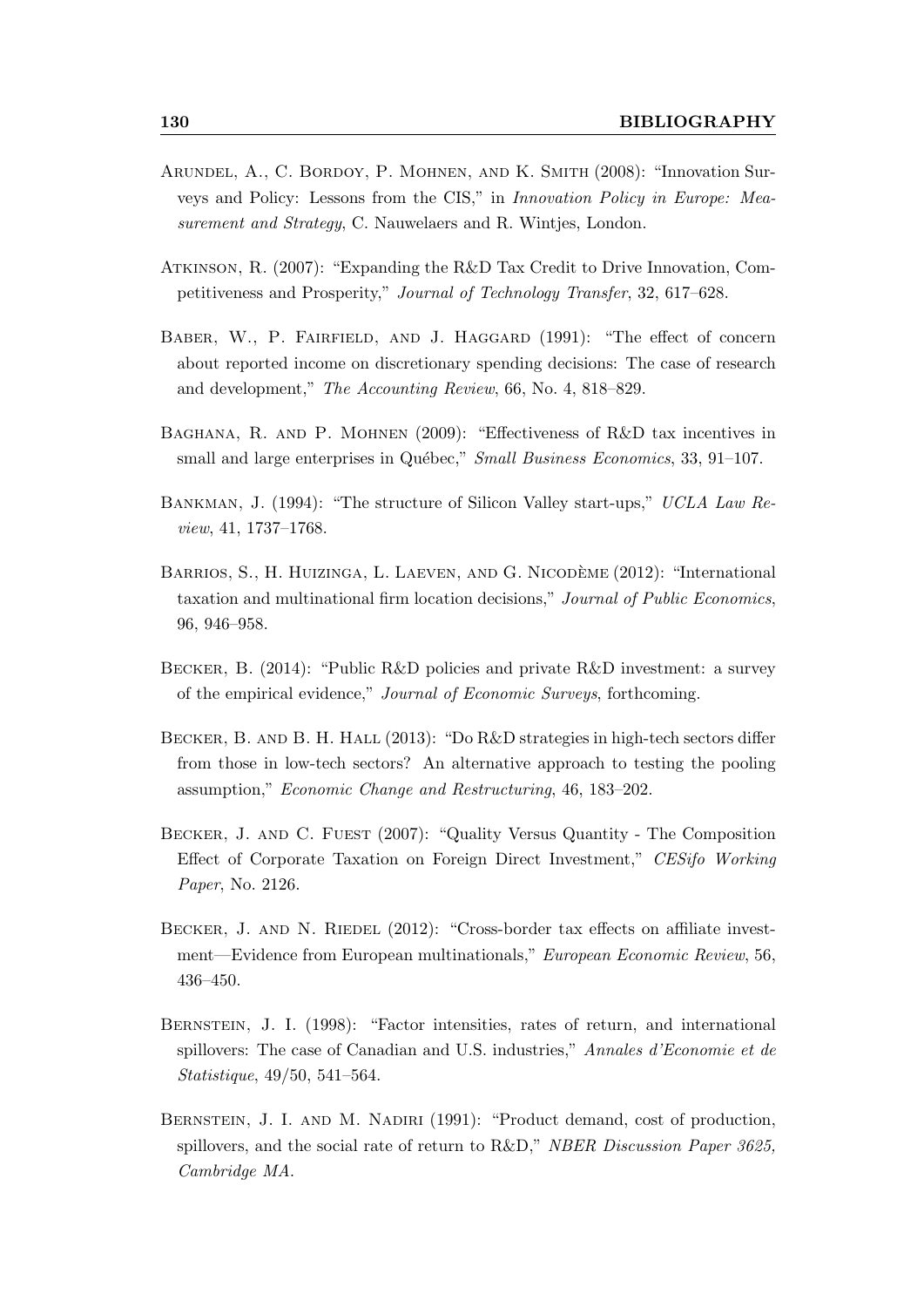Arundel, A., C. Bordoy, P. Mohnen, and K. Smith (2008): "Innovation Surveys and Policy: Lessons from the CIS," in *Innovation Policy in Europe: Measurement and Strategy*, C. Nauwelaers and R. Wintjes, London.

Atkinson, R. (2007): "Expanding the R&D Tax Credit to Drive Innovation, Competitiveness and Prosperity," *Journal of Technology Transfer*, 32, 617–628.

Baber, W., P. Fairfield, and J. Haggard (1991): "The effect of concern about reported income on discretionary spending decisions: The case of research and development," *The Accounting Review*, 66, No. 4, 818–829.

Baghana, R. and P. Mohnen (2009): "Effectiveness of R&D tax incentives in small and large enterprises in Québec," *Small Business Economics*, 33, 91–107.

Bankman, J. (1994): "The structure of Silicon Valley start-ups," *UCLA Law Review*, 41, 1737–1768.

Barrios, S., H. Huizinga, L. Laeven, and G. Nicodème (2012): "International taxation and multinational firm location decisions," *Journal of Public Economics*, 96, 946–958.

Becker, B. (2014): "Public R&D policies and private R&D investment: a survey of the empirical evidence," *Journal of Economic Surveys*, forthcoming.

Becker, B. and B. H. Hall (2013): "Do R&D strategies in high-tech sectors differ from those in low-tech sectors? An alternative approach to testing the pooling assumption," *Economic Change and Restructuring*, 46, 183–202.

Becker, J. and C. Fuest (2007): "Quality Versus Quantity - The Composition Effect of Corporate Taxation on Foreign Direct Investment," *CESifo Working Paper*, No. 2126.

Becker, J. and N. Riedel (2012): "Cross-border tax effects on affiliate investment—Evidence from European multinationals," *European Economic Review*, 56, 436–450.

Bernstein, J. I. (1998): "Factor intensities, rates of return, and international spillovers: The case of Canadian and U.S. industries," *Annales d'Economie et de Statistique*, 49/50, 541–564.

Bernstein, J. I. and M. Nadiri (1991): "Product demand, cost of production, spillovers, and the social rate of return to R&D," *NBER Discussion Paper 3625, Cambridge MA.*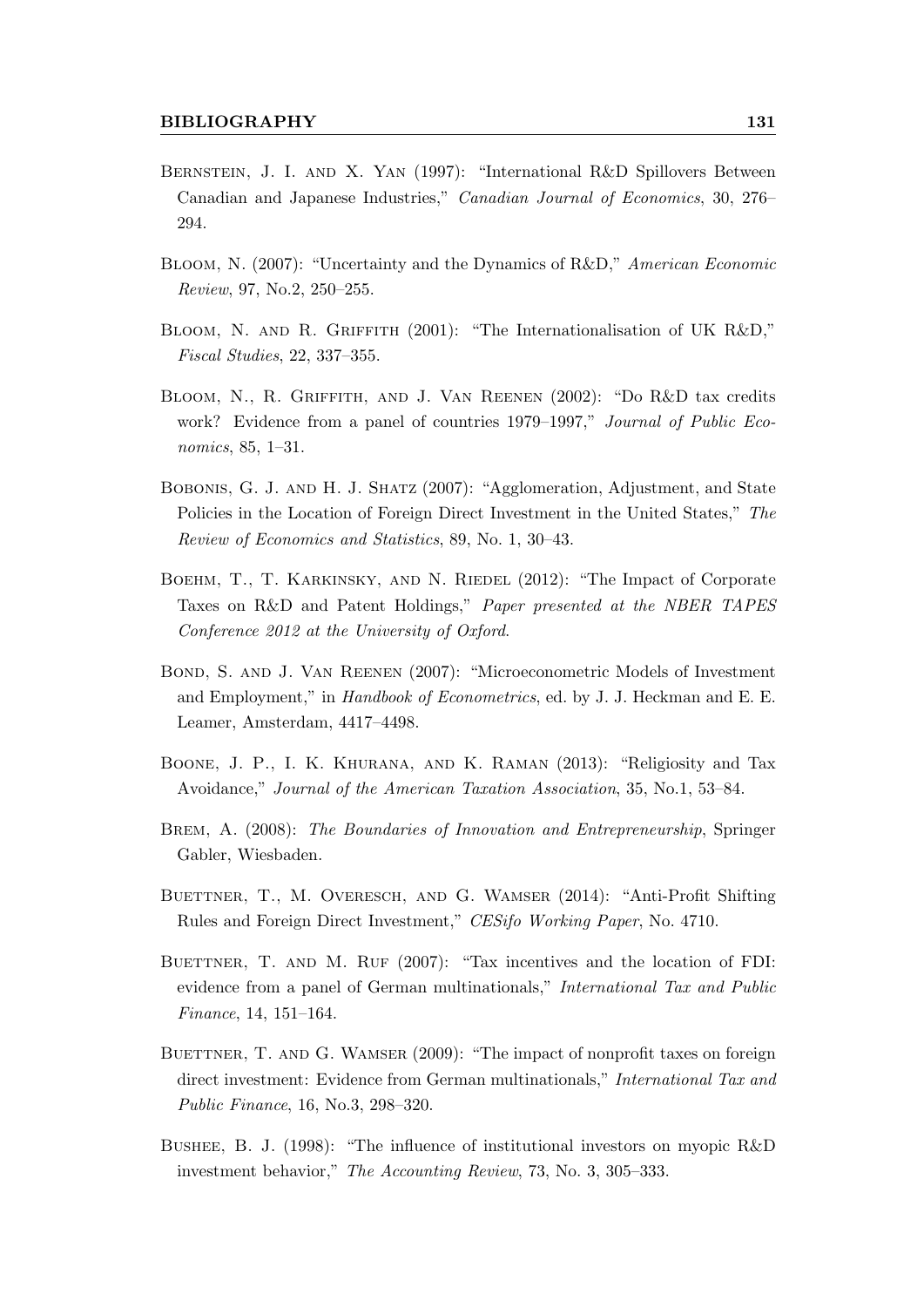Bernstein, J. I. and X. Yan (1997): "International R&D Spillovers Between Canadian and Japanese Industries," *Canadian Journal of Economics*, 30, 276–294.

Bloom, N. (2007): "Uncertainty and the Dynamics of R&D," *American Economic Review*, 97, No.2, 250–255.

Bloom, N. and R. Griffith (2001): "The Internationalisation of UK R&D," *Fiscal Studies*, 22, 337–355.

Bloom, N., R. Griffith, and J. Van Reenen (2002): "Do R&D tax credits work? Evidence from a panel of countries 1979–1997," *Journal of Public Economics*, 85, 1–31.

Bobonis, G. J. and H. J. Shatz (2007): "Agglomeration, Adjustment, and State Policies in the Location of Foreign Direct Investment in the United States," *The Review of Economics and Statistics*, 89, No. 1, 30–43.

Boehm, T., T. Karkinsky, and N. Riedel (2012): "The Impact of Corporate Taxes on R&D and Patent Holdings," *Paper presented at the NBER TAPES Conference 2012 at the University of Oxford*.

Bond, S. and J. Van Reenen (2007): "Microeconometric Models of Investment and Employment," in *Handbook of Econometrics*, ed. by J. J. Heckman and E. E. Leamer, Amsterdam, 4417–4498.

Boone, J. P., I. K. Khurana, and K. Raman (2013): "Religiosity and Tax Avoidance," *Journal of the American Taxation Association*, 35, No.1, 53–84.

Brem, A. (2008): *The Boundaries of Innovation and Entrepreneurship*, Springer Gabler, Wiesbaden.

Buettner, T., M. Overesch, and G. Wamser (2014): "Anti-Profit Shifting Rules and Foreign Direct Investment," *CESifo Working Paper*, No. 4710.

Buettner, T. and M. Ruf (2007): "Tax incentives and the location of FDI: evidence from a panel of German multinationals," *International Tax and Public Finance*, 14, 151–164.

Buettner, T. and G. Wamser (2009): "The impact of nonprofit taxes on foreign direct investment: Evidence from German multinationals," *International Tax and Public Finance*, 16, No.3, 298–320.

Bushee, B. J. (1998): "The influence of institutional investors on myopic R&D investment behavior," *The Accounting Review*, 73, No. 3, 305–333.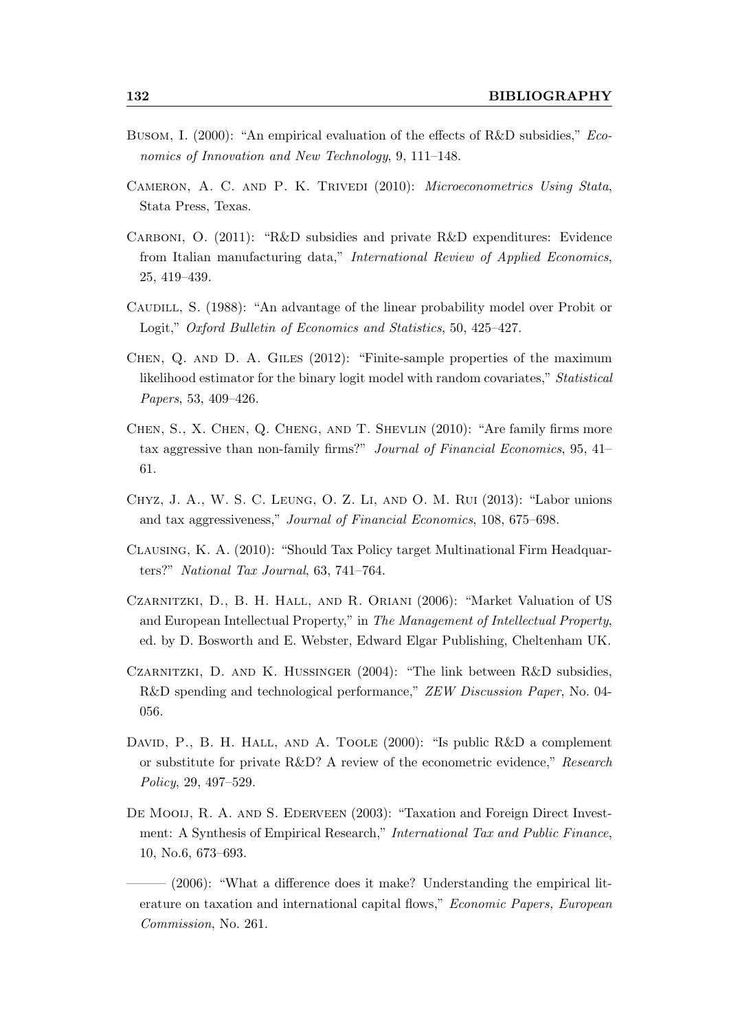Busom, I. (2000): "An empirical evaluation of the effects of R&D subsidies," *Economics of Innovation and New Technology*, 9, 111–148.

Cameron, A. C. and P. K. Trivedi (2010): *Microeconometrics Using Stata*, Stata Press, Texas.

Carboni, O. (2011): "R&D subsidies and private R&D expenditures: Evidence from Italian manufacturing data," *International Review of Applied Economics*, 25, 419–439.

Caudill, S. (1988): "An advantage of the linear probability model over Probit or Logit," *Oxford Bulletin of Economics and Statistics*, 50, 425–427.

Chen, Q. and D. A. Giles (2012): "Finite-sample properties of the maximum likelihood estimator for the binary logit model with random covariates," *Statistical Papers*, 53, 409–426.

Chen, S., X. Chen, Q. Cheng, and T. Shevlin (2010): "Are family firms more tax aggressive than non-family firms?" *Journal of Financial Economics*, 95, 41–61.

Chyz, J. A., W. S. C. Leung, O. Z. Li, and O. M. Rui (2013): "Labor unions and tax aggressiveness," *Journal of Financial Economics*, 108, 675–698.

Clausing, K. A. (2010): "Should Tax Policy target Multinational Firm Headquarters?" *National Tax Journal*, 63, 741–764.

Czarnitzki, D., B. H. Hall, and R. Oriani (2006): "Market Valuation of US and European Intellectual Property," in *The Management of Intellectual Property*, ed. by D. Bosworth and E. Webster, Edward Elgar Publishing, Cheltenham UK.

Czarnitzki, D. and K. Hussinger (2004): "The link between R&D subsidies, R&D spending and technological performance," *ZEW Discussion Paper*, No. 04-056.

David, P., B. H. Hall, and A. Toole (2000): "Is public R&D a complement or substitute for private R&D? A review of the econometric evidence," *Research Policy*, 29, 497–529.

De Mooij, R. A. and S. Ederveen (2003): "Taxation and Foreign Direct Investment: A Synthesis of Empirical Research," *International Tax and Public Finance*, 10, No.6, 673–693.

——— (2006): "What a difference does it make? Understanding the empirical literature on taxation and international capital flows," *Economic Papers, European Commission*, No. 261.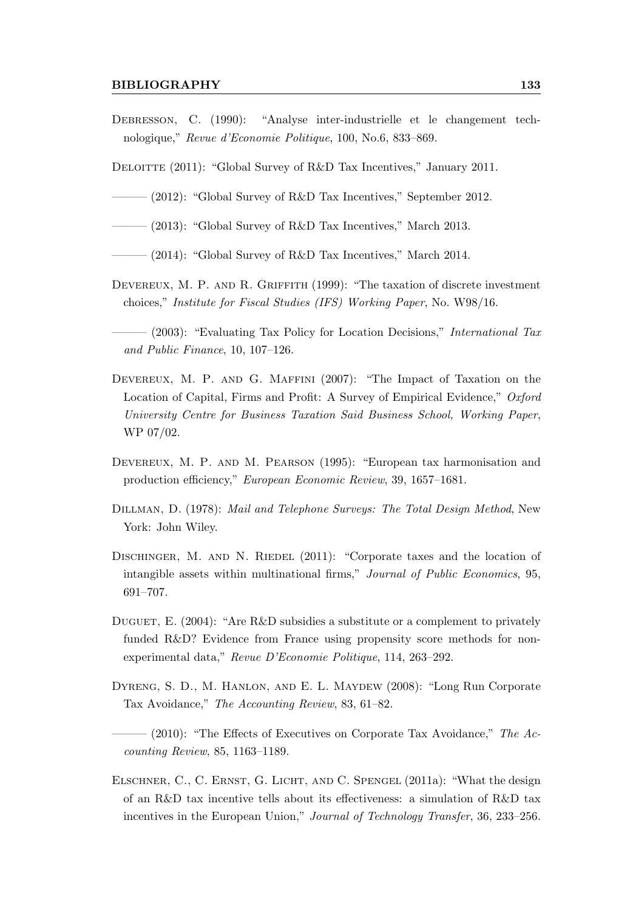Debresson, C. (1990): "Analyse inter-industrielle et le changement technologique," *Revue d'Economie Politique*, 100, No.6, 833–869.

Deloitte (2011): "Global Survey of R&D Tax Incentives," January 2011.

——— (2012): "Global Survey of R&D Tax Incentives," September 2012.

——— (2013): "Global Survey of R&D Tax Incentives," March 2013.

——— (2014): "Global Survey of R&D Tax Incentives," March 2014.

Devereux, M. P. and R. Griffith (1999): "The taxation of discrete investment choices," *Institute for Fiscal Studies (IFS) Working Paper*, No. W98/16.

——— (2003): "Evaluating Tax Policy for Location Decisions," *International Tax and Public Finance*, 10, 107–126.

Devereux, M. P. and G. Maffini (2007): "The Impact of Taxation on the Location of Capital, Firms and Profit: A Survey of Empirical Evidence," *Oxford University Centre for Business Taxation Said Business School, Working Paper*, WP 07/02.

Devereux, M. P. and M. Pearson (1995): "European tax harmonisation and production efficiency," *European Economic Review*, 39, 1657–1681.

Dillman, D. (1978): *Mail and Telephone Surveys: The Total Design Method*, New York: John Wiley.

Dischinger, M. and N. Riedel (2011): "Corporate taxes and the location of intangible assets within multinational firms," *Journal of Public Economics*, 95, 691–707.

Duguet, E. (2004): "Are R&D subsidies a substitute or a complement to privately funded R&D? Evidence from France using propensity score methods for non-experimental data," *Revue D'Economie Politique*, 114, 263–292.

Dyreng, S. D., M. Hanlon, and E. L. Maydew (2008): "Long Run Corporate Tax Avoidance," *The Accounting Review*, 83, 61–82.

——— (2010): "The Effects of Executives on Corporate Tax Avoidance," *The Accounting Review*, 85, 1163–1189.

Elschner, C., C. Ernst, G. Licht, and C. Spengel (2011a): "What the design of an R&D tax incentive tells about its effectiveness: a simulation of R&D tax incentives in the European Union," *Journal of Technology Transfer*, 36, 233–256.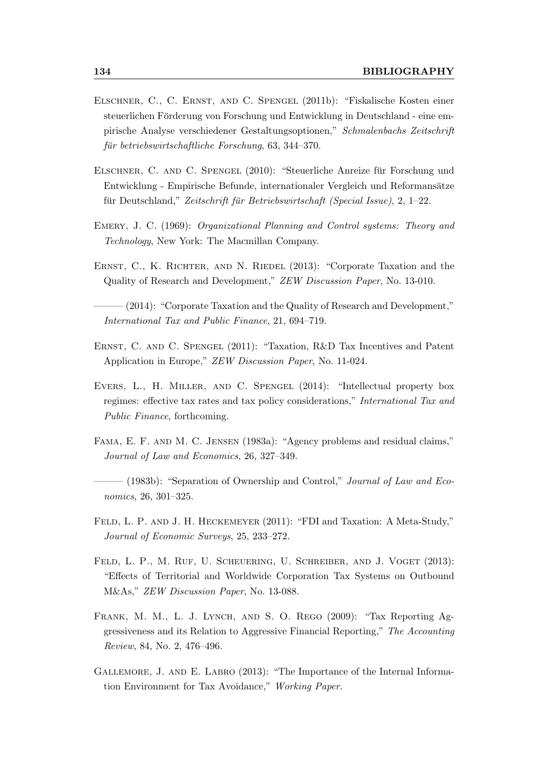Elschner, C., C. Ernst, and C. Spengel (2011b): "Fiskalische Kosten einer steuerlichen Förderung von Forschung und Entwicklung in Deutschland - eine empirische Analyse verschiedener Gestaltungsoptionen," *Schmalenbachs Zeitschrift für betriebswirtschaftliche Forschung*, 63, 344–370.

Elschner, C. and C. Spengel (2010): "Steuerliche Anreize für Forschung und Entwicklung - Empirische Befunde, internationaler Vergleich und Reformansätze für Deutschland," *Zeitschrift für Betriebswirtschaft (Special Issue)*, 2, 1–22.

Emery, J. C. (1969): *Organizational Planning and Control systems: Theory and Technology*, New York: The Macmillan Company.

Ernst, C., K. Richter, and N. Riedel (2013): "Corporate Taxation and the Quality of Research and Development," *ZEW Discussion Paper*, No. 13-010.

——— (2014): "Corporate Taxation and the Quality of Research and Development," *International Tax and Public Finance*, 21, 694–719.

Ernst, C. and C. Spengel (2011): "Taxation, R&D Tax Incentives and Patent Application in Europe," *ZEW Discussion Paper*, No. 11-024.

Evers, L., H. Miller, and C. Spengel (2014): "Intellectual property box regimes: effective tax rates and tax policy considerations," *International Tax and Public Finance*, forthcoming.

Fama, E. F. and M. C. Jensen (1983a): "Agency problems and residual claims," *Journal of Law and Economics*, 26, 327–349.

——— (1983b): "Separation of Ownership and Control," *Journal of Law and Economics*, 26, 301–325.

Feld, L. P. and J. H. Heckemeyer (2011): "FDI and Taxation: A Meta-Study," *Journal of Economic Surveys*, 25, 233–272.

Feld, L. P., M. Ruf, U. Scheuering, U. Schreiber, and J. Voget (2013): "Effects of Territorial and Worldwide Corporation Tax Systems on Outbound M&As," *ZEW Discussion Paper*, No. 13-088.

Frank, M. M., L. J. Lynch, and S. O. Rego (2009): "Tax Reporting Aggressiveness and its Relation to Aggressive Financial Reporting," *The Accounting Review*, 84, No. 2, 476–496.

Gallemore, J. and E. Labro (2013): "The Importance of the Internal Information Environment for Tax Avoidance," *Working Paper*.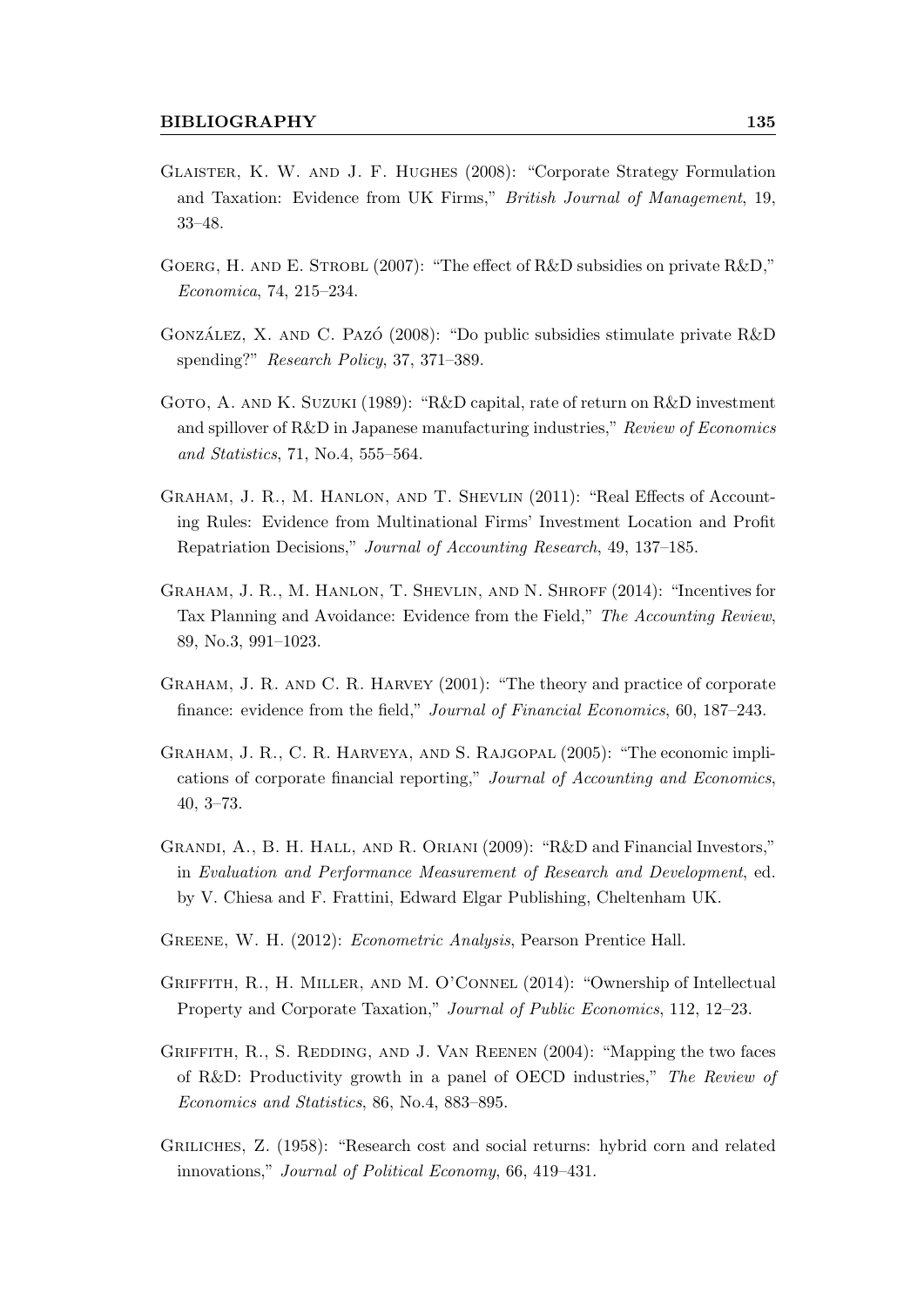Glaister, K. W. and J. F. Hughes (2008): "Corporate Strategy Formulation and Taxation: Evidence from UK Firms," *British Journal of Management*, 19, 33–48.

Goerg, H. and E. Strobl (2007): "The effect of R&D subsidies on private R&D," *Economica*, 74, 215–234.

González, X. and C. Pazó (2008): "Do public subsidies stimulate private R&D spending?" *Research Policy*, 37, 371–389.

Goto, A. and K. Suzuki (1989): "R&D capital, rate of return on R&D investment and spillover of R&D in Japanese manufacturing industries," *Review of Economics and Statistics*, 71, No.4, 555–564.

Graham, J. R., M. Hanlon, and T. Shevlin (2011): "Real Effects of Accounting Rules: Evidence from Multinational Firms' Investment Location and Profit Repatriation Decisions," *Journal of Accounting Research*, 49, 137–185.

Graham, J. R., M. Hanlon, T. Shevlin, and N. Shroff (2014): "Incentives for Tax Planning and Avoidance: Evidence from the Field," *The Accounting Review*, 89, No.3, 991–1023.

Graham, J. R. and C. R. Harvey (2001): "The theory and practice of corporate finance: evidence from the field," *Journal of Financial Economics*, 60, 187–243.

Graham, J. R., C. R. Harveya, and S. Rajgopal (2005): "The economic implications of corporate financial reporting," *Journal of Accounting and Economics*, 40, 3–73.

Grandi, A., B. H. Hall, and R. Oriani (2009): "R&D and Financial Investors," in *Evaluation and Performance Measurement of Research and Development*, ed. by V. Chiesa and F. Frattini, Edward Elgar Publishing, Cheltenham UK.

Greene, W. H. (2012): *Econometric Analysis*, Pearson Prentice Hall.

Griffith, R., H. Miller, and M. O'Connel (2014): "Ownership of Intellectual Property and Corporate Taxation," *Journal of Public Economics*, 112, 12–23.

Griffith, R., S. Redding, and J. Van Reenen (2004): "Mapping the two faces of R&D: Productivity growth in a panel of OECD industries," *The Review of Economics and Statistics*, 86, No.4, 883–895.

Griliches, Z. (1958): "Research cost and social returns: hybrid corn and related innovations," *Journal of Political Economy*, 66, 419–431.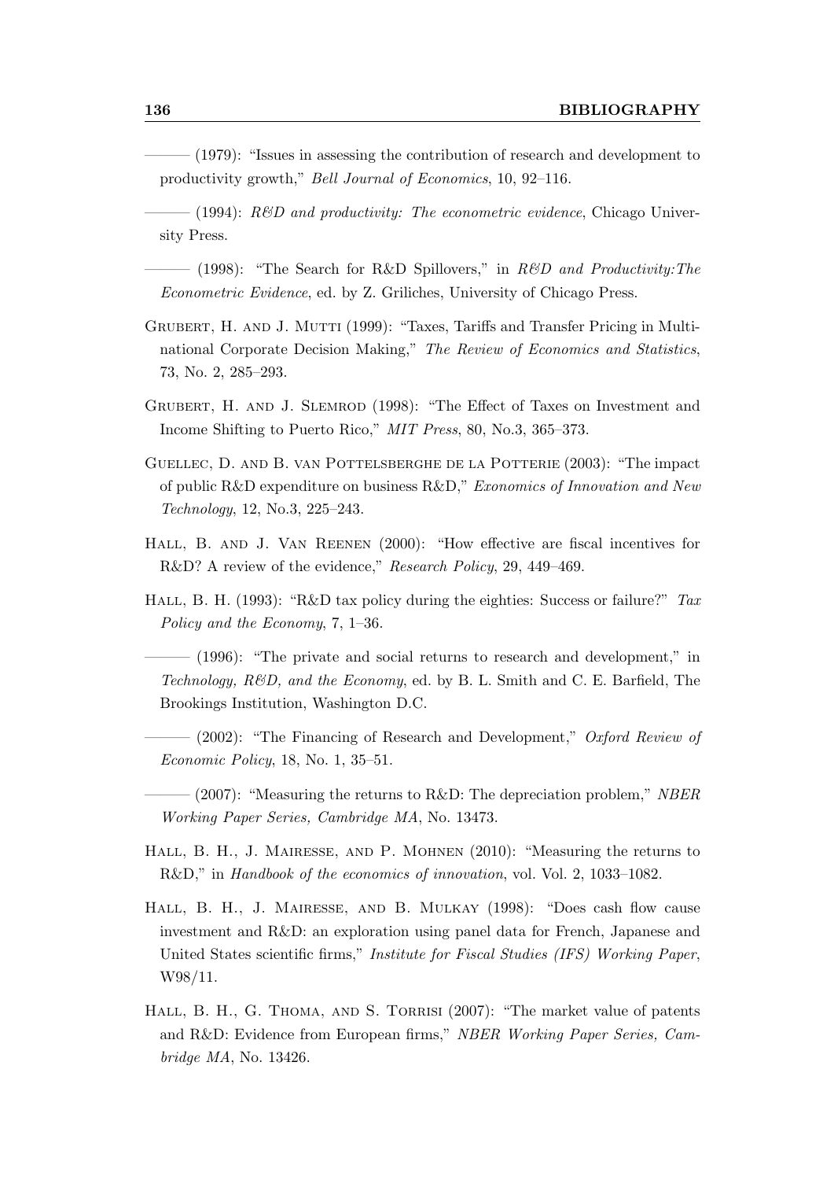——— (1979): "Issues in assessing the contribution of research and development to productivity growth," *Bell Journal of Economics*, 10, 92–116.

——— (1994): *R&D and productivity: The econometric evidence*, Chicago University Press.

——— (1998): "The Search for R&D Spillovers," in *R&D and Productivity:The Econometric Evidence*, ed. by Z. Griliches, University of Chicago Press.

Grubert, H. and J. Mutti (1999): "Taxes, Tariffs and Transfer Pricing in Multinational Corporate Decision Making," *The Review of Economics and Statistics*, 73, No. 2, 285–293.

Grubert, H. and J. Slemrod (1998): "The Effect of Taxes on Investment and Income Shifting to Puerto Rico," *MIT Press*, 80, No.3, 365–373.

Guellec, D. and B. van Pottelsberghe de la Potterie (2003): "The impact of public R&D expenditure on business R&D," *Exonomics of Innovation and New Technology*, 12, No.3, 225–243.

Hall, B. and J. Van Reenen (2000): "How effective are fiscal incentives for R&D? A review of the evidence," *Research Policy*, 29, 449–469.

Hall, B. H. (1993): "R&D tax policy during the eighties: Success or failure?" *Tax Policy and the Economy*, 7, 1–36.

——— (1996): "The private and social returns to research and development," in *Technology, R&D, and the Economy*, ed. by B. L. Smith and C. E. Barfield, The Brookings Institution, Washington D.C.

——— (2002): "The Financing of Research and Development," *Oxford Review of Economic Policy*, 18, No. 1, 35–51.

——— (2007): "Measuring the returns to R&D: The depreciation problem," *NBER Working Paper Series, Cambridge MA*, No. 13473.

Hall, B. H., J. Mairesse, and P. Mohnen (2010): "Measuring the returns to R&D," in *Handbook of the economics of innovation*, vol. Vol. 2, 1033–1082.

Hall, B. H., J. Mairesse, and B. Mulkay (1998): "Does cash flow cause investment and R&D: an exploration using panel data for French, Japanese and United States scientific firms," *Institute for Fiscal Studies (IFS) Working Paper*, W98/11.

Hall, B. H., G. Thoma, and S. Torrisi (2007): "The market value of patents and R&D: Evidence from European firms," *NBER Working Paper Series, Cambridge MA*, No. 13426.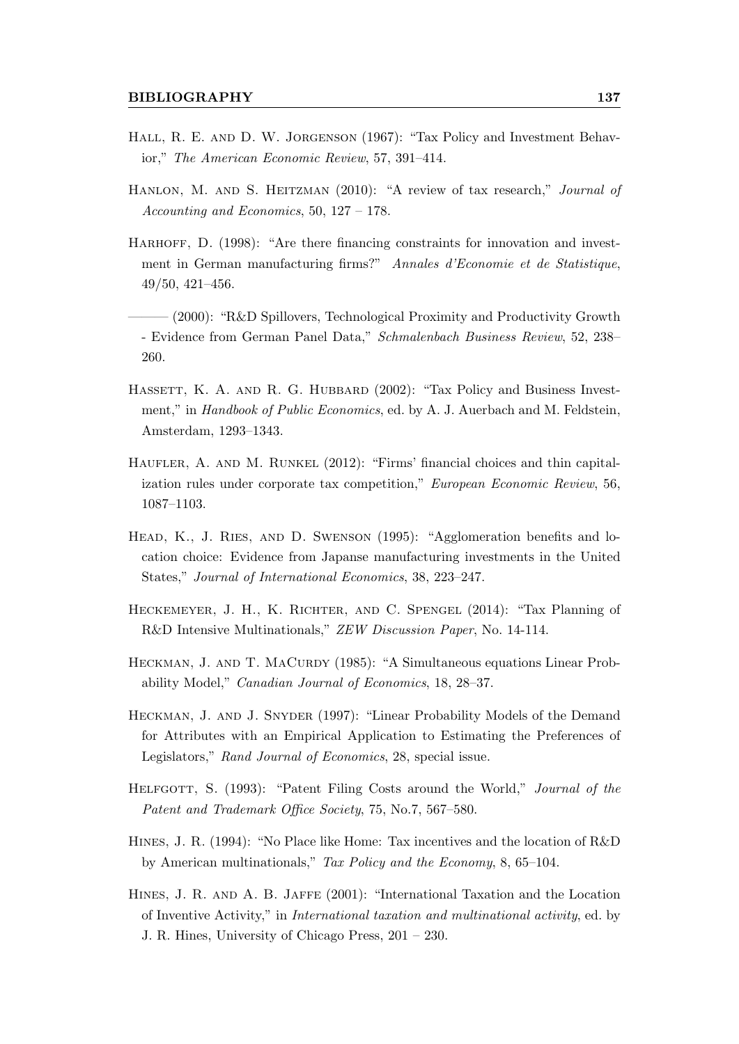Hall, R. E. and D. W. Jorgenson (1967): "Tax Policy and Investment Behavior," *The American Economic Review*, 57, 391–414.

Hanlon, M. and S. Heitzman (2010): "A review of tax research," *Journal of Accounting and Economics*, 50, 127 – 178.

Harhoff, D. (1998): "Are there financing constraints for innovation and investment in German manufacturing firms?" *Annales d'Economie et de Statistique*, 49/50, 421–456.

——— (2000): "R&D Spillovers, Technological Proximity and Productivity Growth - Evidence from German Panel Data," *Schmalenbach Business Review*, 52, 238–260.

Hassett, K. A. and R. G. Hubbard (2002): "Tax Policy and Business Investment," in *Handbook of Public Economics*, ed. by A. J. Auerbach and M. Feldstein, Amsterdam, 1293–1343.

Haufler, A. and M. Runkel (2012): "Firms' financial choices and thin capitalization rules under corporate tax competition," *European Economic Review*, 56, 1087–1103.

Head, K., J. Ries, and D. Swenson (1995): "Agglomeration benefits and location choice: Evidence from Japanse manufacturing investments in the United States," *Journal of International Economics*, 38, 223–247.

Heckemeyer, J. H., K. Richter, and C. Spengel (2014): "Tax Planning of R&D Intensive Multinationals," *ZEW Discussion Paper*, No. 14-114.

Heckman, J. and T. MaCurdy (1985): "A Simultaneous equations Linear Probability Model," *Canadian Journal of Economics*, 18, 28–37.

Heckman, J. and J. Snyder (1997): "Linear Probability Models of the Demand for Attributes with an Empirical Application to Estimating the Preferences of Legislators," *Rand Journal of Economics*, 28, special issue.

Helfgott, S. (1993): "Patent Filing Costs around the World," *Journal of the Patent and Trademark Office Society*, 75, No.7, 567–580.

Hines, J. R. (1994): "No Place like Home: Tax incentives and the location of R&D by American multinationals," *Tax Policy and the Economy*, 8, 65–104.

Hines, J. R. and A. B. Jaffe (2001): "International Taxation and the Location of Inventive Activity," in *International taxation and multinational activity*, ed. by J. R. Hines, University of Chicago Press, 201 – 230.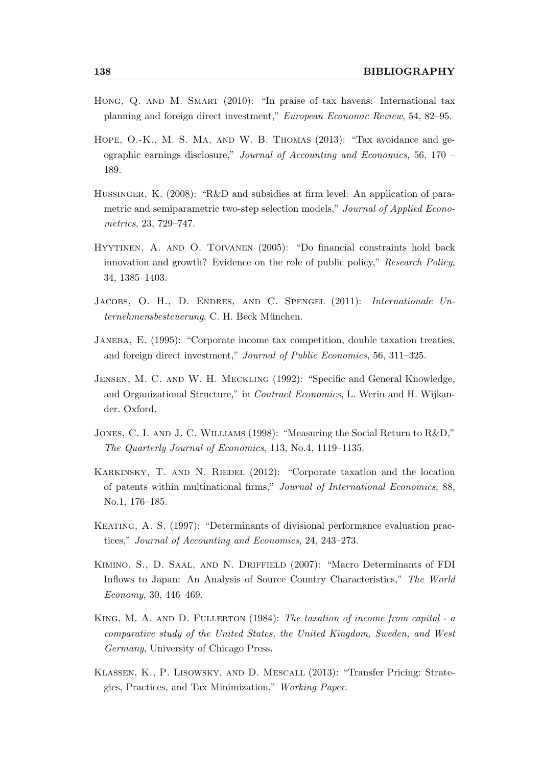Hong, Q. and M. Smart (2010): "In praise of tax havens: International tax planning and foreign direct investment," *European Economic Review*, 54, 82–95.

Hope, O.-K., M. S. Ma, and W. B. Thomas (2013): "Tax avoidance and geographic earnings disclosure," *Journal of Accounting and Economics*, 56, 170 – 189.

Hussinger, K. (2008): "R&D and subsidies at firm level: An application of parametric and semiparametric two-step selection models," *Journal of Applied Econometrics*, 23, 729–747.

Hyytinen, A. and O. Toivanen (2005): "Do financial constraints hold back innovation and growth? Evidence on the role of public policy," *Research Policy*, 34, 1385–1403.

Jacobs, O. H., D. Endres, and C. Spengel (2011): *Internationale Unternehmensbesteuerung*, C. H. Beck München.

Janeba, E. (1995): "Corporate income tax competition, double taxation treaties, and foreign direct investment," *Journal of Public Economics*, 56, 311–325.

Jensen, M. C. and W. H. Meckling (1992): "Specific and General Knowledge, and Organizational Structure," in *Contract Economics*, L. Werin and H. Wijkander. Oxford.

Jones, C. I. and J. C. Williams (1998): "Measuring the Social Return to R&D," *The Quarterly Journal of Economics*, 113, No.4, 1119–1135.

Karkinsky, T. and N. Riedel (2012): "Corporate taxation and the location of patents within multinational firms," *Journal of International Economics*, 88, No.1, 176–185.

Keating, A. S. (1997): "Determinants of divisional performance evaluation practices," *Journal of Accounting and Economics*, 24, 243–273.

Kimino, S., D. Saal, and N. Driffield (2007): "Macro Determinants of FDI Inflows to Japan: An Analysis of Source Country Characteristics," *The World Economy*, 30, 446–469.

King, M. A. and D. Fullerton (1984): *The taxation of income from capital - a comparative study of the United States, the United Kingdom, Sweden, and West Germany*, University of Chicago Press.

Klassen, K., P. Lisowsky, and D. Mescall (2013): "Transfer Pricing: Strategies, Practices, and Tax Minimization," *Working Paper*.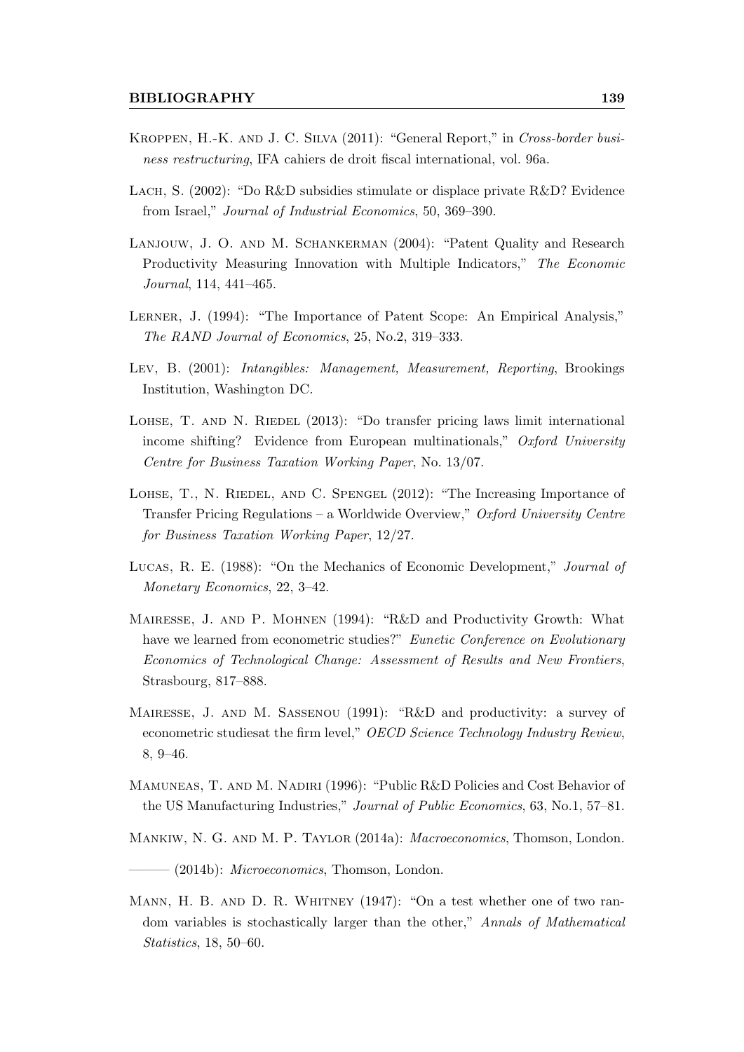Kroppen, H.-K. and J. C. Silva (2011): "General Report," in *Cross-border business restructuring*, IFA cahiers de droit fiscal international, vol. 96a.

Lach, S. (2002): "Do R&D subsidies stimulate or displace private R&D? Evidence from Israel," *Journal of Industrial Economics*, 50, 369–390.

Lanjouw, J. O. and M. Schankerman (2004): "Patent Quality and Research Productivity Measuring Innovation with Multiple Indicators," *The Economic Journal*, 114, 441–465.

Lerner, J. (1994): "The Importance of Patent Scope: An Empirical Analysis," *The RAND Journal of Economics*, 25, No.2, 319–333.

Lev, B. (2001): *Intangibles: Management, Measurement, Reporting*, Brookings Institution, Washington DC.

Lohse, T. and N. Riedel (2013): "Do transfer pricing laws limit international income shifting? Evidence from European multinationals," *Oxford University Centre for Business Taxation Working Paper*, No. 13/07.

Lohse, T., N. Riedel, and C. Spengel (2012): "The Increasing Importance of Transfer Pricing Regulations – a Worldwide Overview," *Oxford University Centre for Business Taxation Working Paper*, 12/27.

Lucas, R. E. (1988): "On the Mechanics of Economic Development," *Journal of Monetary Economics*, 22, 3–42.

Mairesse, J. and P. Mohnen (1994): "R&D and Productivity Growth: What have we learned from econometric studies?" *Eunetic Conference on Evolutionary Economics of Technological Change: Assessment of Results and New Frontiers*, Strasbourg, 817–888.

Mairesse, J. and M. Sassenou (1991): "R&D and productivity: a survey of econometric studiesat the firm level," *OECD Science Technology Industry Review*, 8, 9–46.

Mamuneas, T. and M. Nadiri (1996): "Public R&D Policies and Cost Behavior of the US Manufacturing Industries," *Journal of Public Economics*, 63, No.1, 57–81.

Mankiw, N. G. and M. P. Taylor (2014a): *Macroeconomics*, Thomson, London.

——— (2014b): *Microeconomics*, Thomson, London.

Mann, H. B. and D. R. Whitney (1947): "On a test whether one of two random variables is stochastically larger than the other," *Annals of Mathematical Statistics*, 18, 50–60.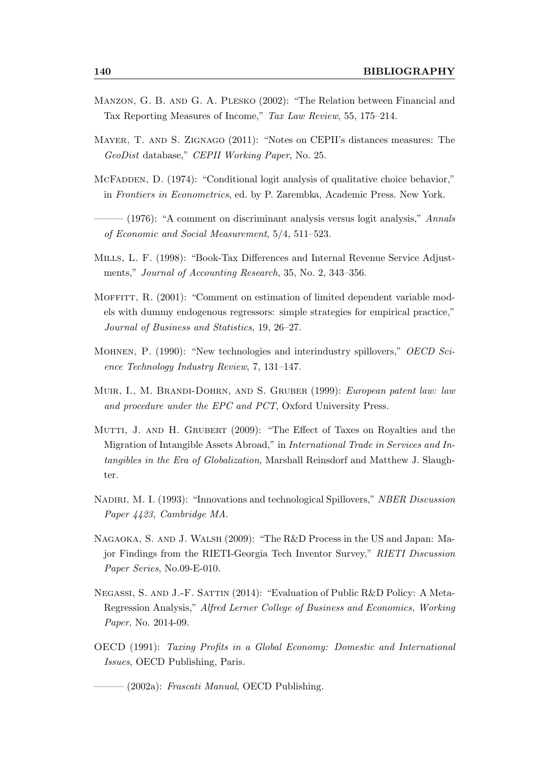Manzon, G. B. and G. A. Plesko (2002): "The Relation between Financial and Tax Reporting Measures of Income," *Tax Law Review*, 55, 175–214.

Mayer, T. and S. Zignago (2011): "Notes on CEPII's distances measures: The *GeoDist* database," *CEPII Working Paper*, No. 25.

McFadden, D. (1974): "Conditional logit analysis of qualitative choice behavior," in *Frontiers in Econometrics*, ed. by P. Zarembka, Academic Press. New York.

——— (1976): "A comment on discriminant analysis versus logit analysis," *Annals of Economic and Social Measurement*, 5/4, 511–523.

Mills, L. F. (1998): "Book-Tax Differences and Internal Revenue Service Adjustments," *Journal of Accounting Research*, 35, No. 2, 343–356.

Moffitt, R. (2001): "Comment on estimation of limited dependent variable models with dummy endogenous regressors: simple strategies for empirical practice," *Journal of Business and Statistics*, 19, 26–27.

Mohnen, P. (1990): "New technologies and interindustry spillovers," *OECD Science Technology Industry Review*, 7, 131–147.

Muir, I., M. Brandi-Dohrn, and S. Gruber (1999): *European patent law: law and procedure under the EPC and PCT*, Oxford University Press.

Mutti, J. and H. Grubert (2009): "The Effect of Taxes on Royalties and the Migration of Intangible Assets Abroad," in *International Trade in Services and Intangibles in the Era of Globalization*, Marshall Reinsdorf and Matthew J. Slaughter.

Nadiri, M. I. (1993): "Innovations and technological Spillovers," *NBER Discussion Paper 4423, Cambridge MA*.

Nagaoka, S. and J. Walsh (2009): "The R&D Process in the US and Japan: Major Findings from the RIETI-Georgia Tech Inventor Survey," *RIETI Discussion Paper Series*, No.09-E-010.

Negassi, S. and J.-F. Sattin (2014): "Evaluation of Public R&D Policy: A Meta-Regression Analysis," *Alfred Lerner College of Business and Economics, Working Paper*, No. 2014-09.

OECD (1991): *Taxing Profits in a Global Economy: Domestic and International Issues*, OECD Publishing, Paris.

——— (2002a): *Frascati Manual*, OECD Publishing.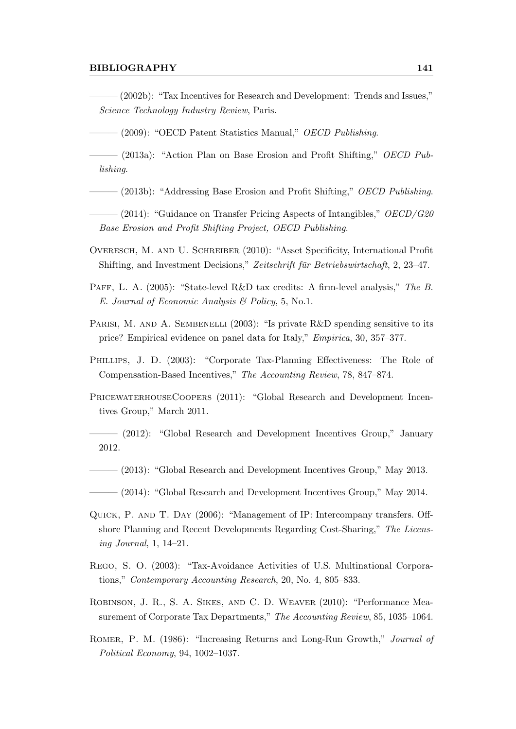——— (2002b): "Tax Incentives for Research and Development: Trends and Issues," *Science Technology Industry Review*, Paris.

——— (2009): "OECD Patent Statistics Manual," *OECD Publishing*.

——— (2013a): "Action Plan on Base Erosion and Profit Shifting," *OECD Publishing*.

——— (2013b): "Addressing Base Erosion and Profit Shifting," *OECD Publishing*.

——— (2014): "Guidance on Transfer Pricing Aspects of Intangibles," *OECD/G20 Base Erosion and Profit Shifting Project, OECD Publishing*.

Overesch, M. and U. Schreiber (2010): "Asset Specificity, International Profit Shifting, and Investment Decisions," *Zeitschrift für Betriebswirtschaft*, 2, 23–47.

Paff, L. A. (2005): "State-level R&D tax credits: A firm-level analysis," *The B. E. Journal of Economic Analysis & Policy*, 5, No.1.

Parisi, M. and A. Sembenelli (2003): "Is private R&D spending sensitive to its price? Empirical evidence on panel data for Italy," *Empirica*, 30, 357–377.

Phillips, J. D. (2003): "Corporate Tax-Planning Effectiveness: The Role of Compensation-Based Incentives," *The Accounting Review*, 78, 847–874.

PricewaterhouseCoopers (2011): "Global Research and Development Incentives Group," March 2011.

——— (2012): "Global Research and Development Incentives Group," January 2012.

——— (2013): "Global Research and Development Incentives Group," May 2013.

——— (2014): "Global Research and Development Incentives Group," May 2014.

Quick, P. and T. Day (2006): "Management of IP: Intercompany transfers. Offshore Planning and Recent Developments Regarding Cost-Sharing," *The Licensing Journal*, 1, 14–21.

Rego, S. O. (2003): "Tax-Avoidance Activities of U.S. Multinational Corporations," *Contemporary Accounting Research*, 20, No. 4, 805–833.

Robinson, J. R., S. A. Sikes, and C. D. Weaver (2010): "Performance Measurement of Corporate Tax Departments," *The Accounting Review*, 85, 1035–1064.

Romer, P. M. (1986): "Increasing Returns and Long-Run Growth," *Journal of Political Economy*, 94, 1002–1037.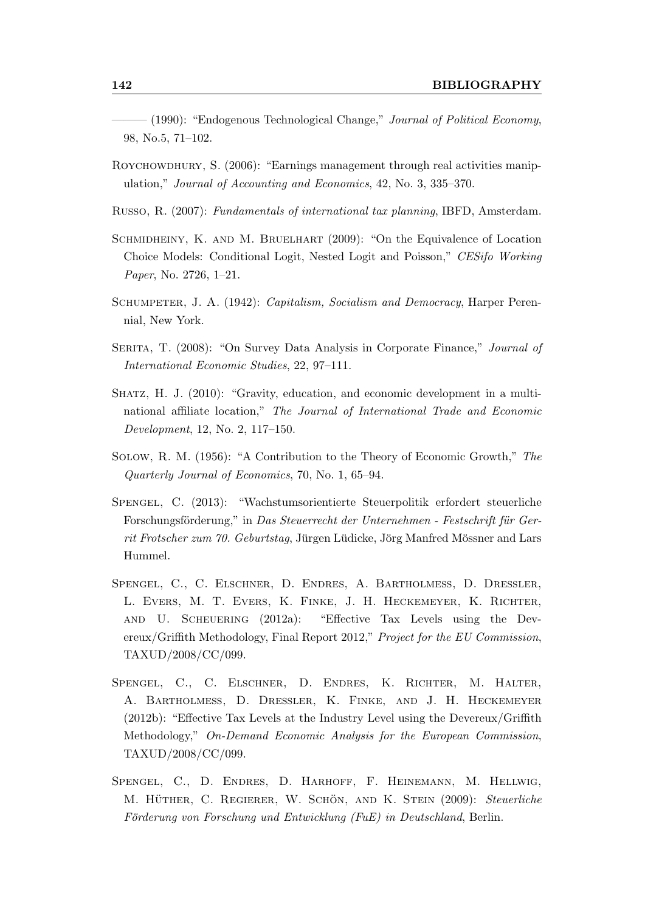——— (1990): "Endogenous Technological Change," *Journal of Political Economy*, 98, No.5, 71–102.

Roychowdhury, S. (2006): "Earnings management through real activities manipulation," *Journal of Accounting and Economics*, 42, No. 3, 335–370.

Russo, R. (2007): *Fundamentals of international tax planning*, IBFD, Amsterdam.

Schmidheiny, K. and M. Bruelhart (2009): "On the Equivalence of Location Choice Models: Conditional Logit, Nested Logit and Poisson," *CESifo Working Paper*, No. 2726, 1–21.

Schumpeter, J. A. (1942): *Capitalism, Socialism and Democracy*, Harper Perennial, New York.

Serita, T. (2008): "On Survey Data Analysis in Corporate Finance," *Journal of International Economic Studies*, 22, 97–111.

Shatz, H. J. (2010): "Gravity, education, and economic development in a multinational affiliate location," *The Journal of International Trade and Economic Development*, 12, No. 2, 117–150.

Solow, R. M. (1956): "A Contribution to the Theory of Economic Growth," *The Quarterly Journal of Economics*, 70, No. 1, 65–94.

Spengel, C. (2013): "Wachstumsorientierte Steuerpolitik erfordert steuerliche Forschungsförderung," in *Das Steuerrecht der Unternehmen - Festschrift für Gerrit Frotscher zum 70. Geburtstag*, Jürgen Lüdicke, Jörg Manfred Mössner and Lars Hummel.

Spengel, C., C. Elschner, D. Endres, A. Bartholmess, D. Dressler, L. Evers, M. T. Evers, K. Finke, J. H. Heckemeyer, K. Richter, and U. Scheuering (2012a): "Effective Tax Levels using the Devereux/Griffith Methodology, Final Report 2012," *Project for the EU Commission*, TAXUD/2008/CC/099.

Spengel, C., C. Elschner, D. Endres, K. Richter, M. Halter, A. Bartholmess, D. Dressler, K. Finke, and J. H. Heckemeyer (2012b): "Effective Tax Levels at the Industry Level using the Devereux/Griffith Methodology," *On-Demand Economic Analysis for the European Commission*, TAXUD/2008/CC/099.

Spengel, C., D. Endres, D. Harhoff, F. Heinemann, M. Hellwig, M. Hüther, C. Regierer, W. Schön, and K. Stein (2009): *Steuerliche Förderung von Forschung und Entwicklung (FuE) in Deutschland*, Berlin.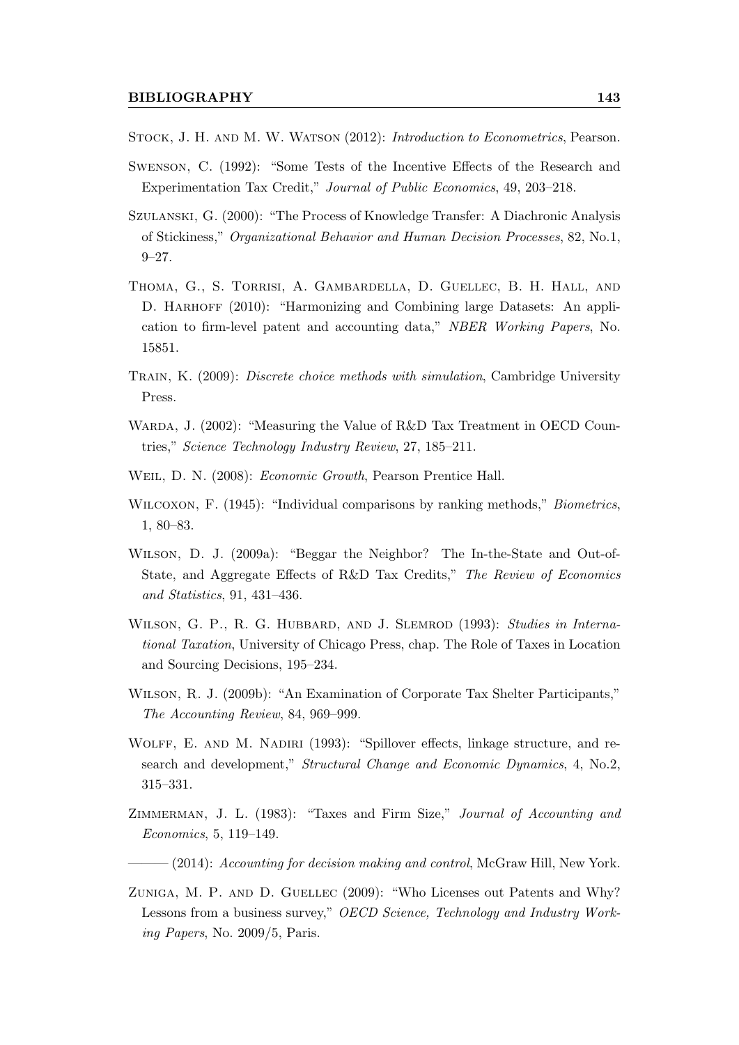Stock, J. H. and M. W. Watson (2012): *Introduction to Econometrics*, Pearson.

Swenson, C. (1992): "Some Tests of the Incentive Effects of the Research and Experimentation Tax Credit," *Journal of Public Economics*, 49, 203–218.

Szulanski, G. (2000): "The Process of Knowledge Transfer: A Diachronic Analysis of Stickiness," *Organizational Behavior and Human Decision Processes*, 82, No.1, 9–27.

Thoma, G., S. Torrisi, A. Gambardella, D. Guellec, B. H. Hall, and D. Harhoff (2010): "Harmonizing and Combining large Datasets: An application to firm-level patent and accounting data," *NBER Working Papers*, No. 15851.

Train, K. (2009): *Discrete choice methods with simulation*, Cambridge University Press.

Warda, J. (2002): "Measuring the Value of R&D Tax Treatment in OECD Countries," *Science Technology Industry Review*, 27, 185–211.

Weil, D. N. (2008): *Economic Growth*, Pearson Prentice Hall.

Wilcoxon, F. (1945): "Individual comparisons by ranking methods," *Biometrics*, 1, 80–83.

Wilson, D. J. (2009a): "Beggar the Neighbor? The In-the-State and Out-of-State, and Aggregate Effects of R&D Tax Credits," *The Review of Economics and Statistics*, 91, 431–436.

Wilson, G. P., R. G. Hubbard, and J. Slemrod (1993): *Studies in International Taxation*, University of Chicago Press, chap. The Role of Taxes in Location and Sourcing Decisions, 195–234.

Wilson, R. J. (2009b): "An Examination of Corporate Tax Shelter Participants," *The Accounting Review*, 84, 969–999.

Wolff, E. and M. Nadiri (1993): "Spillover effects, linkage structure, and research and development," *Structural Change and Economic Dynamics*, 4, No.2, 315–331.

Zimmerman, J. L. (1983): "Taxes and Firm Size," *Journal of Accounting and Economics*, 5, 119–149.

——— (2014): *Accounting for decision making and control*, McGraw Hill, New York.

Zuniga, M. P. and D. Guellec (2009): "Who Licenses out Patents and Why? Lessons from a business survey," *OECD Science, Technology and Industry Working Papers*, No. 2009/5, Paris.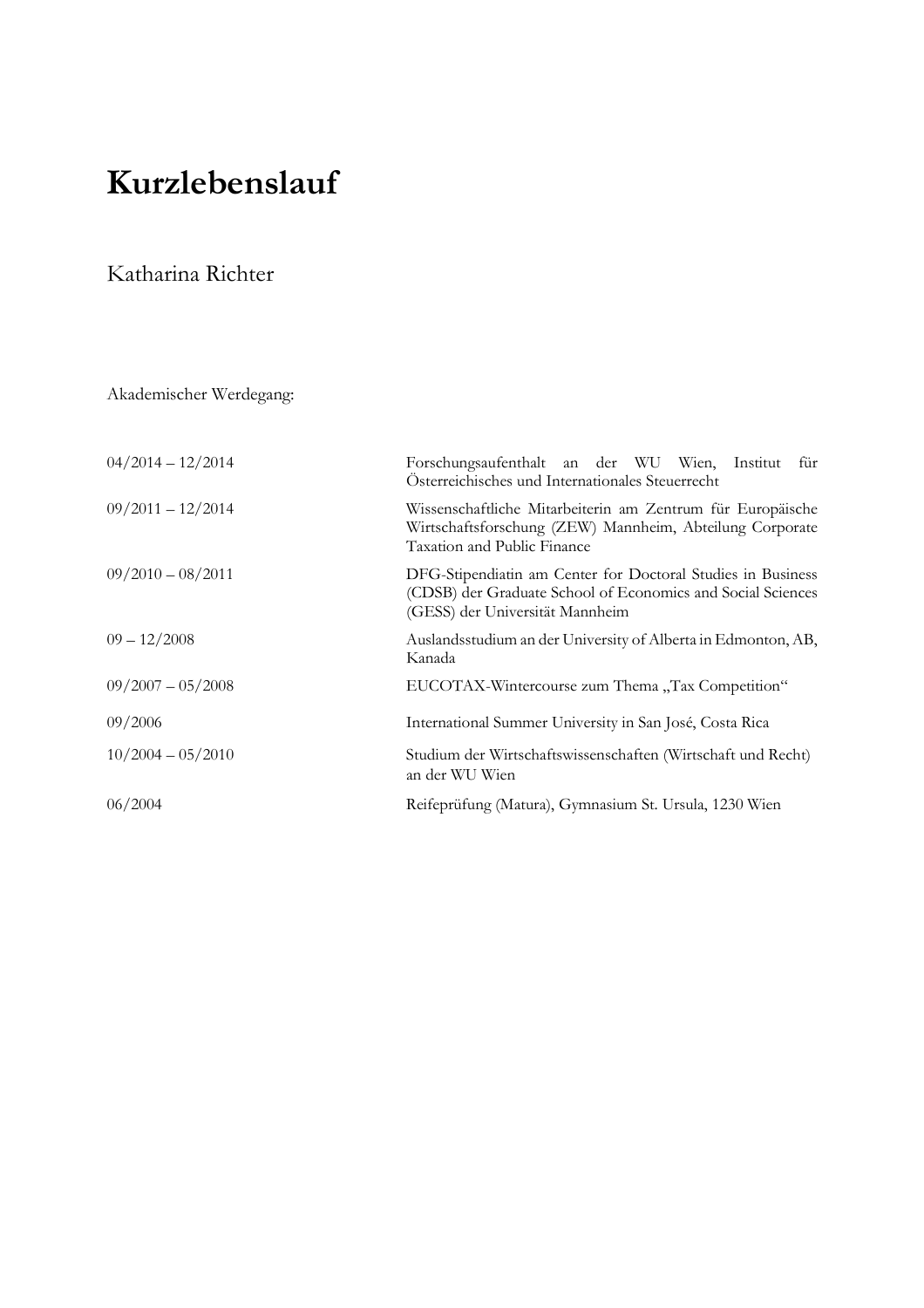# Kurzlebenslauf

Katharina Richter

Akademischer Werdegang:

| | |
|---|---|
| 04/2014 – 12/2014 | Forschungsaufenthalt an der WU Wien, Institut für Österreichisches und Internationales Steuerrecht |
| 09/2011 – 12/2014 | Wissenschaftliche Mitarbeiterin am Zentrum für Europäische Wirtschaftsforschung (ZEW) Mannheim, Abteilung Corporate Taxation and Public Finance |
| 09/2010 – 08/2011 | DFG-Stipendiatin am Center for Doctoral Studies in Business (CDSB) der Graduate School of Economics and Social Sciences (GESS) der Universität Mannheim |
| 09 – 12/2008 | Auslandsstudium an der University of Alberta in Edmonton, AB, Kanada |
| 09/2007 – 05/2008 | EUCOTAX-Wintercourse zum Thema „Tax Competition" |
| 09/2006 | International Summer University in San José, Costa Rica |
| 10/2004 – 05/2010 | Studium der Wirtschaftswissenschaften (Wirtschaft und Recht) an der WU Wien |
| 06/2004 | Reifeprüfung (Matura), Gymnasium St. Ursula, 1230 Wien |